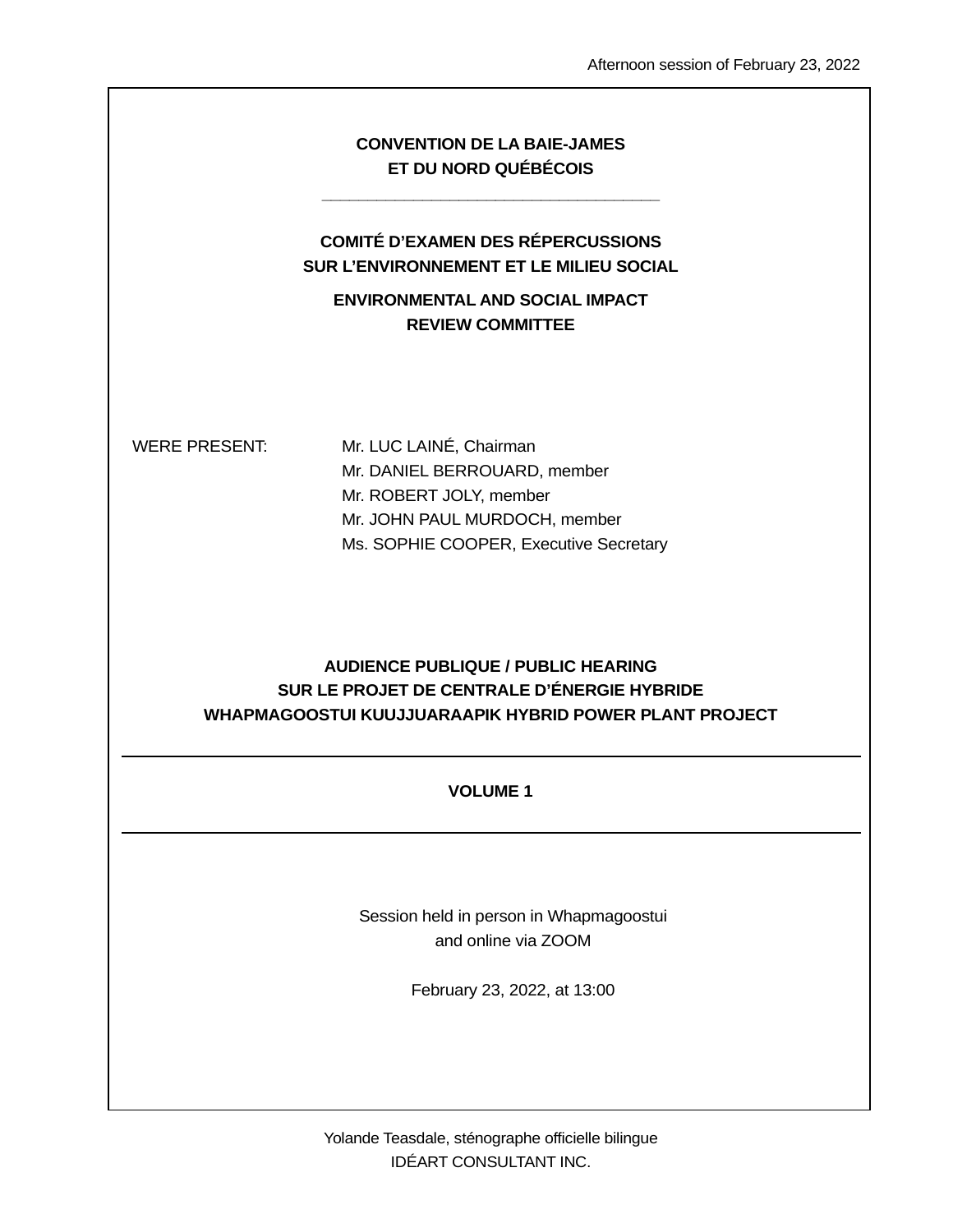Afternoon session of February 23, 2022

**CONVENTION DE LA BAIE-JAMES**
**ET DU NORD QUÉBÉCOIS**

---

**COMITÉ D'EXAMEN DES RÉPERCUSSIONS**
**SUR L'ENVIRONNEMENT ET LE MILIEU SOCIAL**

**ENVIRONMENTAL AND SOCIAL IMPACT**
**REVIEW COMMITTEE**

WERE PRESENT:

Mr. LUC LAINÉ, Chairman
Mr. DANIEL BERROUARD, member
Mr. ROBERT JOLY, member
Mr. JOHN PAUL MURDOCH, member
Ms. SOPHIE COOPER, Executive Secretary

**AUDIENCE PUBLIQUE / PUBLIC HEARING**
**SUR LE PROJET DE CENTRALE D'ÉNERGIE HYBRIDE**
**WHAPMAGOOSTUI KUUJJUARAAPIK HYBRID POWER PLANT PROJECT**

---

**VOLUME 1**

---

Session held in person in Whapmagoostui
and online via ZOOM

February 23, 2022, at 13:00

Yolande Teasdale, sténographe officielle bilingue
IDÉART CONSULTANT INC.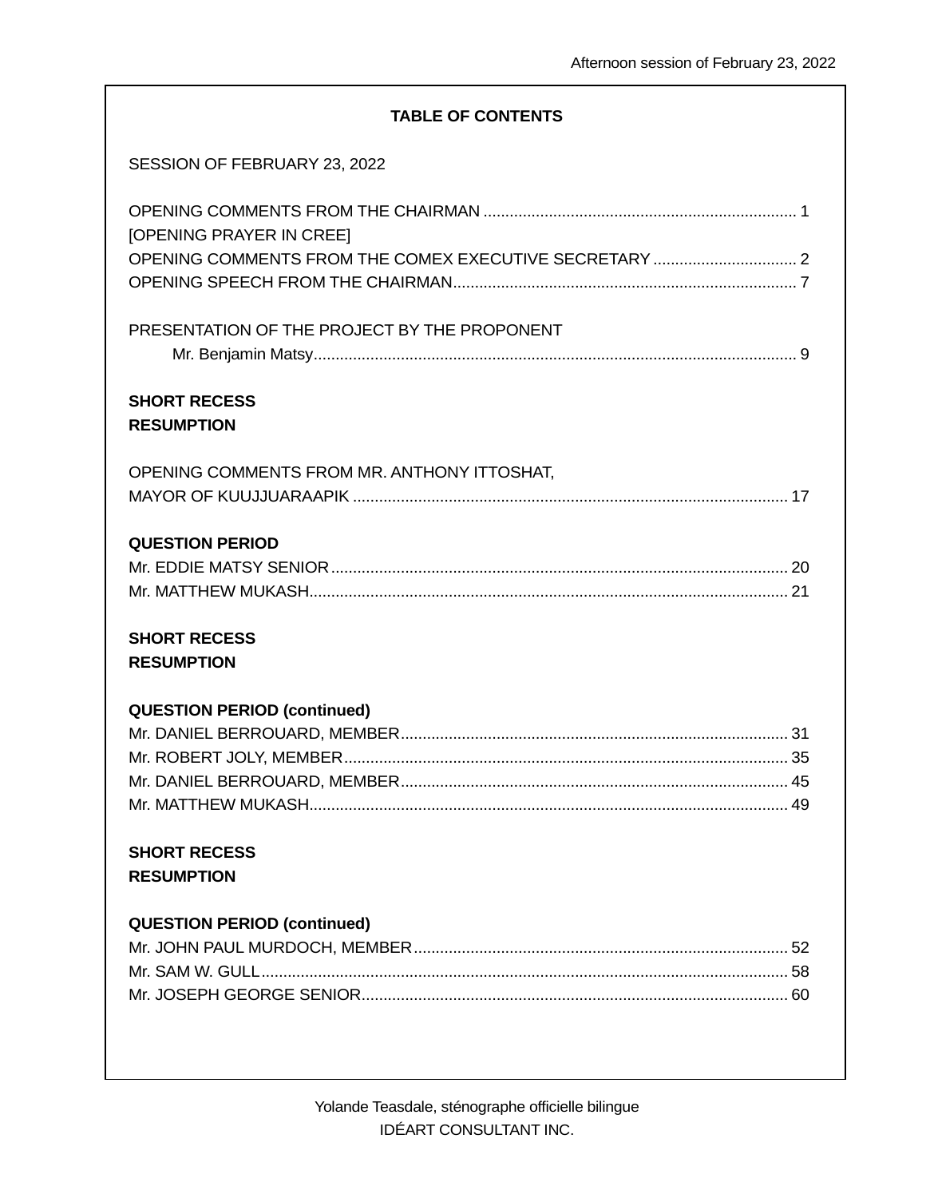## TABLE OF CONTENTS

SESSION OF FEBRUARY 23, 2022

OPENING COMMENTS FROM THE CHAIRMAN ........................................................................ 1
[OPENING PRAYER IN CREE]
OPENING COMMENTS FROM THE COMEX EXECUTIVE SECRETARY ................................. 2
OPENING SPEECH FROM THE CHAIRMAN.............................................................................. 7

PRESENTATION OF THE PROJECT BY THE PROPONENT
Mr. Benjamin Matsy............................................................................................................. 9

**SHORT RECESS**
**RESUMPTION**

OPENING COMMENTS FROM MR. ANTHONY ITTOSHAT,
MAYOR OF KUUJJUARAAPIK ................................................................................................... 17

**QUESTION PERIOD**
Mr. EDDIE MATSY SENIOR........................................................................................................ 20
Mr. MATTHEW MUKASH............................................................................................................. 21

**SHORT RECESS**
**RESUMPTION**

**QUESTION PERIOD (continued)**
Mr. DANIEL BERROUARD, MEMBER........................................................................................ 31
Mr. ROBERT JOLY, MEMBER..................................................................................................... 35
Mr. DANIEL BERROUARD, MEMBER........................................................................................ 45
Mr. MATTHEW MUKASH............................................................................................................. 49

**SHORT RECESS**
**RESUMPTION**

**QUESTION PERIOD (continued)**
Mr. JOHN PAUL MURDOCH, MEMBER..................................................................................... 52
Mr. SAM W. GULL........................................................................................................................ 58
Mr. JOSEPH GEORGE SENIOR.................................................................................................. 60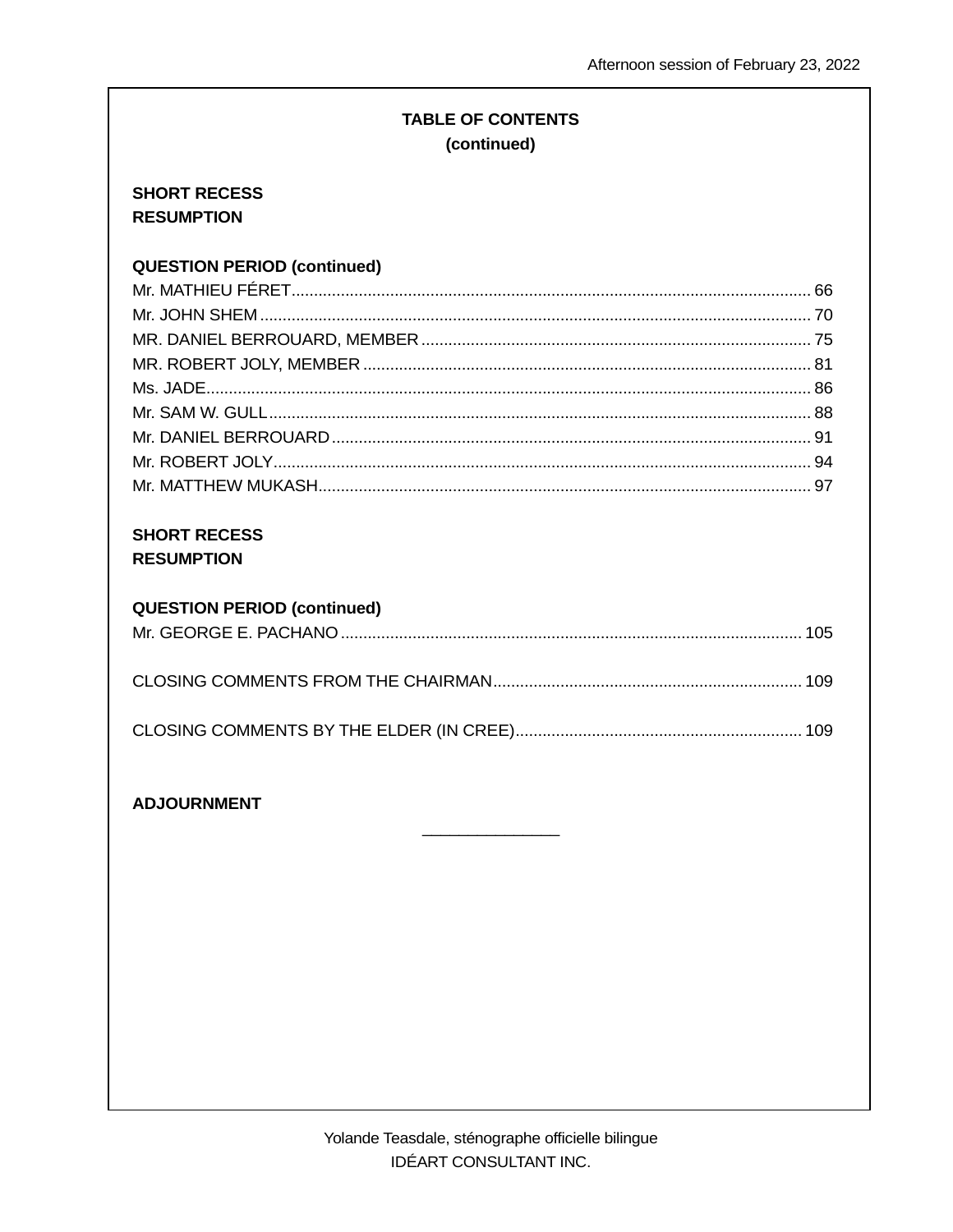**TABLE OF CONTENTS**
**(continued)**

**SHORT RECESS**
**RESUMPTION**

**QUESTION PERIOD (continued)**

Mr. MATHIEU FÉRET .......... 66
Mr. JOHN SHEM .......... 70
MR. DANIEL BERROUARD, MEMBER .......... 75
MR. ROBERT JOLY, MEMBER .......... 81
Ms. JADE .......... 86
Mr. SAM W. GULL .......... 88
Mr. DANIEL BERROUARD .......... 91
Mr. ROBERT JOLY .......... 94
Mr. MATTHEW MUKASH .......... 97

**SHORT RECESS**
**RESUMPTION**

**QUESTION PERIOD (continued)**

Mr. GEORGE E. PACHANO .......... 105

CLOSING COMMENTS FROM THE CHAIRMAN .......... 109

CLOSING COMMENTS BY THE ELDER (IN CREE) .......... 109

**ADJOURNMENT**

---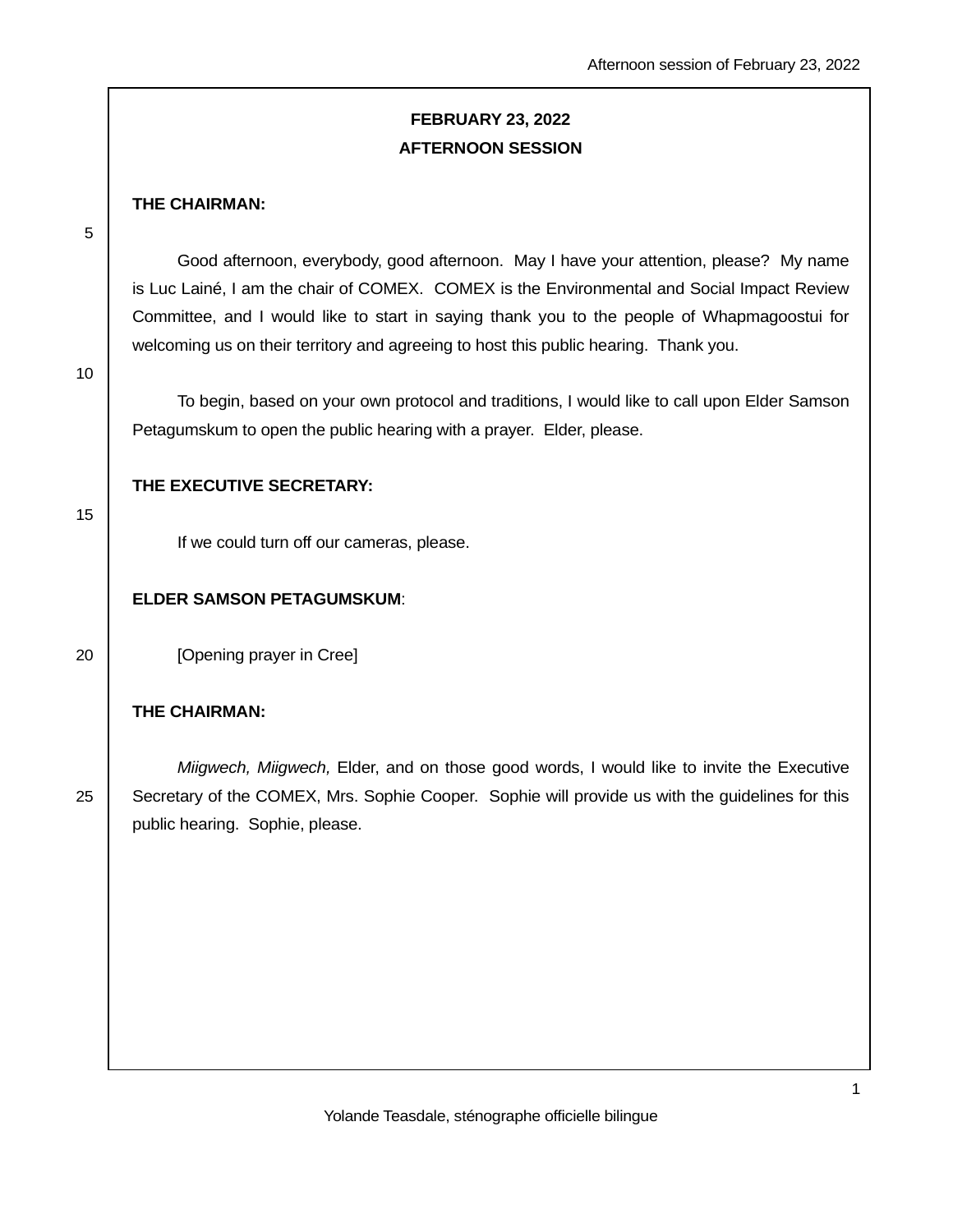**FEBRUARY 23, 2022**
**AFTERNOON SESSION**

**THE CHAIRMAN:**

Good afternoon, everybody, good afternoon. May I have your attention, please? My name is Luc Lainé, I am the chair of COMEX. COMEX is the Environmental and Social Impact Review Committee, and I would like to start in saying thank you to the people of Whapmagoostui for welcoming us on their territory and agreeing to host this public hearing. Thank you.

To begin, based on your own protocol and traditions, I would like to call upon Elder Samson Petagumskum to open the public hearing with a prayer. Elder, please.

**THE EXECUTIVE SECRETARY:**

If we could turn off our cameras, please.

**ELDER SAMSON PETAGUMSKUM**:

[Opening prayer in Cree]

**THE CHAIRMAN:**

*Miigwech, Miigwech,* Elder, and on those good words, I would like to invite the Executive Secretary of the COMEX, Mrs. Sophie Cooper. Sophie will provide us with the guidelines for this public hearing. Sophie, please.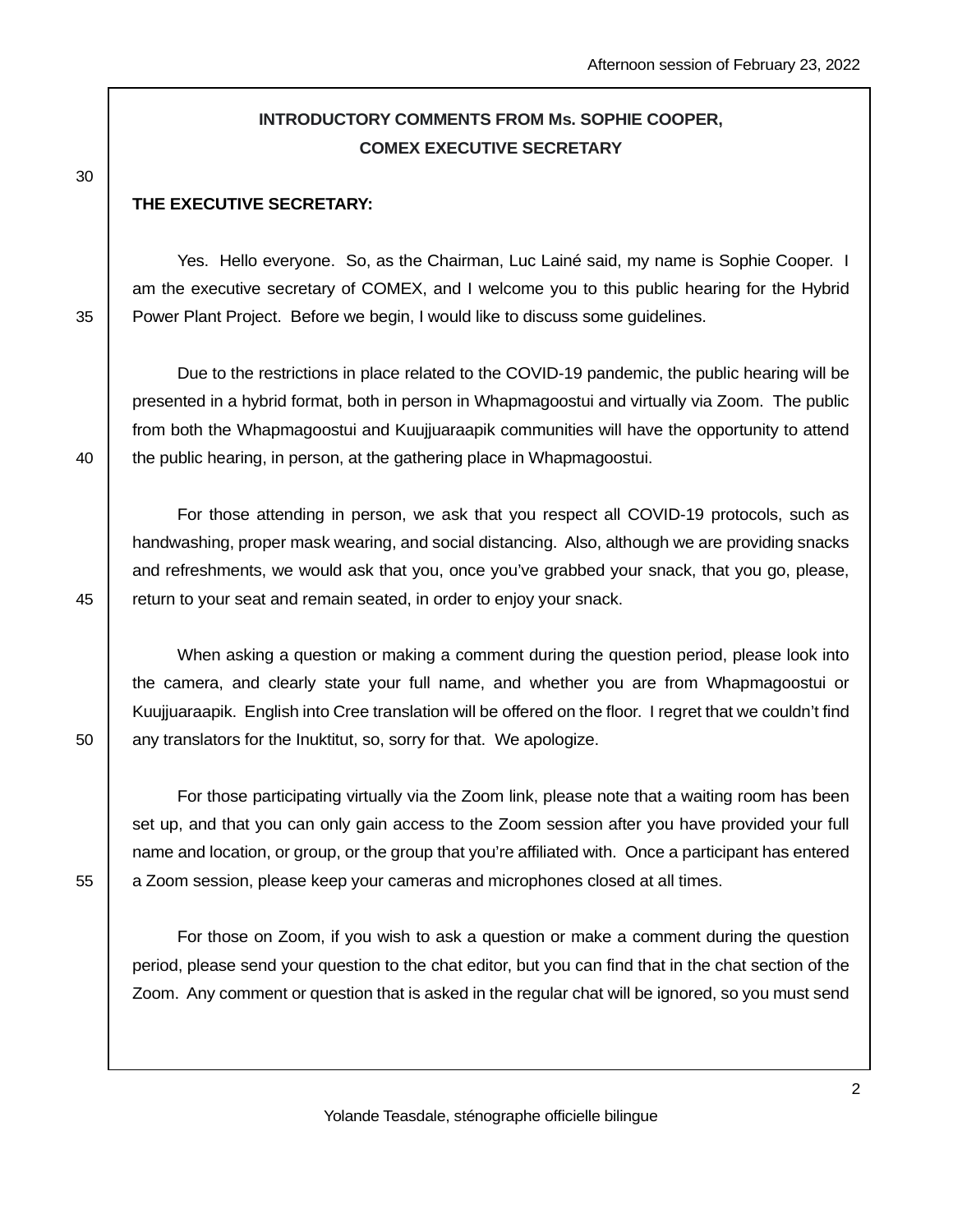## INTRODUCTORY COMMENTS FROM Ms. SOPHIE COOPER, COMEX EXECUTIVE SECRETARY

**THE EXECUTIVE SECRETARY:**

Yes. Hello everyone. So, as the Chairman, Luc Lainé said, my name is Sophie Cooper. I am the executive secretary of COMEX, and I welcome you to this public hearing for the Hybrid Power Plant Project. Before we begin, I would like to discuss some guidelines.

Due to the restrictions in place related to the COVID-19 pandemic, the public hearing will be presented in a hybrid format, both in person in Whapmagoostui and virtually via Zoom. The public from both the Whapmagoostui and Kuujjuaraapik communities will have the opportunity to attend the public hearing, in person, at the gathering place in Whapmagoostui.

For those attending in person, we ask that you respect all COVID-19 protocols, such as handwashing, proper mask wearing, and social distancing. Also, although we are providing snacks and refreshments, we would ask that you, once you've grabbed your snack, that you go, please, return to your seat and remain seated, in order to enjoy your snack.

When asking a question or making a comment during the question period, please look into the camera, and clearly state your full name, and whether you are from Whapmagoostui or Kuujjuaraapik. English into Cree translation will be offered on the floor. I regret that we couldn't find any translators for the Inuktitut, so, sorry for that. We apologize.

For those participating virtually via the Zoom link, please note that a waiting room has been set up, and that you can only gain access to the Zoom session after you have provided your full name and location, or group, or the group that you're affiliated with. Once a participant has entered a Zoom session, please keep your cameras and microphones closed at all times.

For those on Zoom, if you wish to ask a question or make a comment during the question period, please send your question to the chat editor, but you can find that in the chat section of the Zoom. Any comment or question that is asked in the regular chat will be ignored, so you must send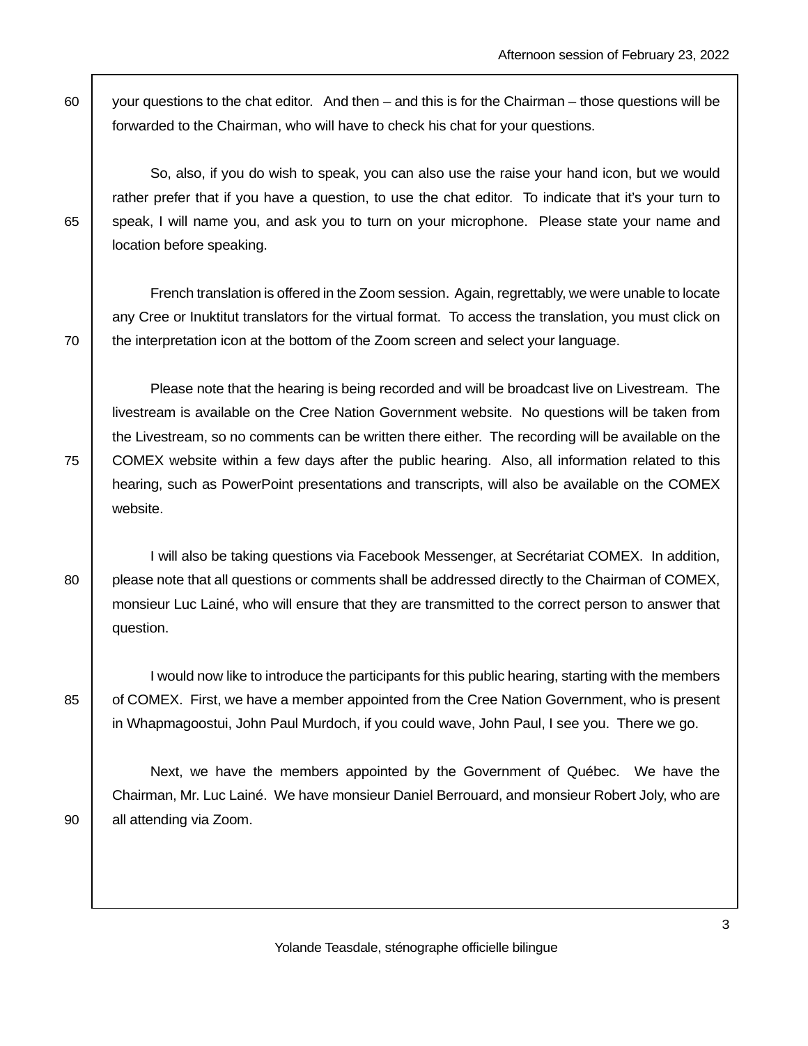your questions to the chat editor. And then – and this is for the Chairman – those questions will be forwarded to the Chairman, who will have to check his chat for your questions.

So, also, if you do wish to speak, you can also use the raise your hand icon, but we would rather prefer that if you have a question, to use the chat editor. To indicate that it's your turn to speak, I will name you, and ask you to turn on your microphone. Please state your name and location before speaking.

French translation is offered in the Zoom session. Again, regrettably, we were unable to locate any Cree or Inuktitut translators for the virtual format. To access the translation, you must click on the interpretation icon at the bottom of the Zoom screen and select your language.

Please note that the hearing is being recorded and will be broadcast live on Livestream. The livestream is available on the Cree Nation Government website. No questions will be taken from the Livestream, so no comments can be written there either. The recording will be available on the COMEX website within a few days after the public hearing. Also, all information related to this hearing, such as PowerPoint presentations and transcripts, will also be available on the COMEX website.

I will also be taking questions via Facebook Messenger, at Secrétariat COMEX. In addition, please note that all questions or comments shall be addressed directly to the Chairman of COMEX, monsieur Luc Lainé, who will ensure that they are transmitted to the correct person to answer that question.

I would now like to introduce the participants for this public hearing, starting with the members of COMEX. First, we have a member appointed from the Cree Nation Government, who is present in Whapmagoostui, John Paul Murdoch, if you could wave, John Paul, I see you. There we go.

Next, we have the members appointed by the Government of Québec. We have the Chairman, Mr. Luc Lainé. We have monsieur Daniel Berrouard, and monsieur Robert Joly, who are all attending via Zoom.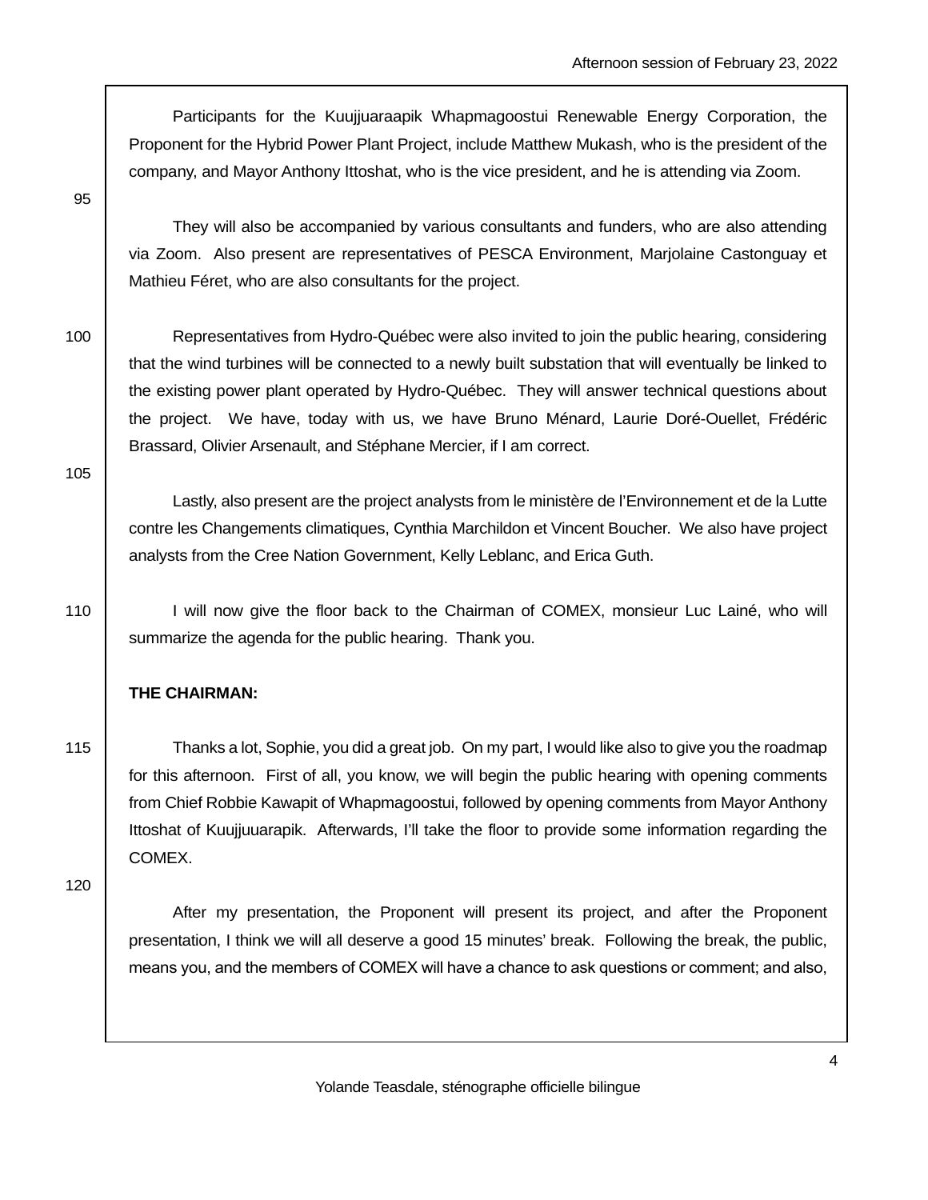Participants for the Kuujjuaraapik Whapmagoostui Renewable Energy Corporation, the Proponent for the Hybrid Power Plant Project, include Matthew Mukash, who is the president of the company, and Mayor Anthony Ittoshat, who is the vice president, and he is attending via Zoom.

They will also be accompanied by various consultants and funders, who are also attending via Zoom. Also present are representatives of PESCA Environment, Marjolaine Castonguay et Mathieu Féret, who are also consultants for the project.

Representatives from Hydro-Québec were also invited to join the public hearing, considering that the wind turbines will be connected to a newly built substation that will eventually be linked to the existing power plant operated by Hydro-Québec. They will answer technical questions about the project. We have, today with us, we have Bruno Ménard, Laurie Doré-Ouellet, Frédéric Brassard, Olivier Arsenault, and Stéphane Mercier, if I am correct.

Lastly, also present are the project analysts from le ministère de l'Environnement et de la Lutte contre les Changements climatiques, Cynthia Marchildon et Vincent Boucher. We also have project analysts from the Cree Nation Government, Kelly Leblanc, and Erica Guth.

I will now give the floor back to the Chairman of COMEX, monsieur Luc Lainé, who will summarize the agenda for the public hearing. Thank you.

**THE CHAIRMAN:**

Thanks a lot, Sophie, you did a great job. On my part, I would like also to give you the roadmap for this afternoon. First of all, you know, we will begin the public hearing with opening comments from Chief Robbie Kawapit of Whapmagoostui, followed by opening comments from Mayor Anthony Ittoshat of Kuujjuuarapik. Afterwards, I'll take the floor to provide some information regarding the COMEX.

After my presentation, the Proponent will present its project, and after the Proponent presentation, I think we will all deserve a good 15 minutes' break. Following the break, the public, means you, and the members of COMEX will have a chance to ask questions or comment; and also,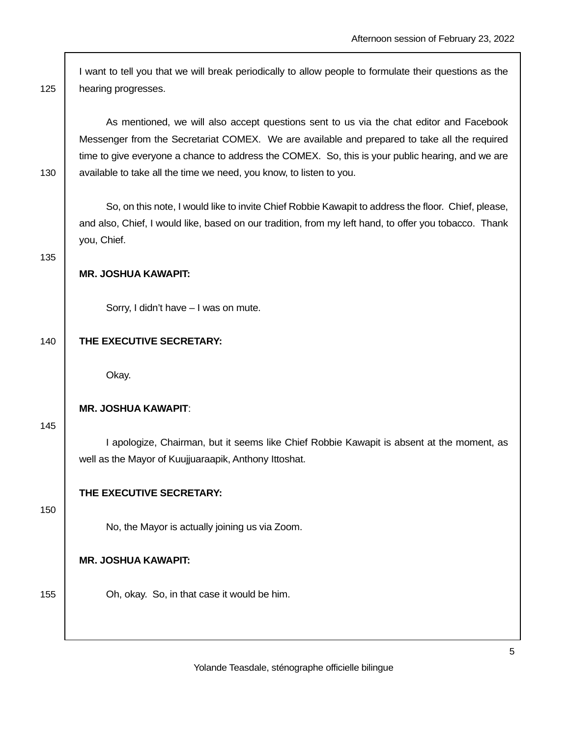I want to tell you that we will break periodically to allow people to formulate their questions as the hearing progresses.

As mentioned, we will also accept questions sent to us via the chat editor and Facebook Messenger from the Secretariat COMEX. We are available and prepared to take all the required time to give everyone a chance to address the COMEX. So, this is your public hearing, and we are available to take all the time we need, you know, to listen to you.

So, on this note, I would like to invite Chief Robbie Kawapit to address the floor. Chief, please, and also, Chief, I would like, based on our tradition, from my left hand, to offer you tobacco. Thank you, Chief.

**MR. JOSHUA KAWAPIT:**

Sorry, I didn't have – I was on mute.

**THE EXECUTIVE SECRETARY:**

Okay.

**MR. JOSHUA KAWAPIT**:

I apologize, Chairman, but it seems like Chief Robbie Kawapit is absent at the moment, as well as the Mayor of Kuujjuaraapik, Anthony Ittoshat.

**THE EXECUTIVE SECRETARY:**

No, the Mayor is actually joining us via Zoom.

**MR. JOSHUA KAWAPIT:**

Oh, okay. So, in that case it would be him.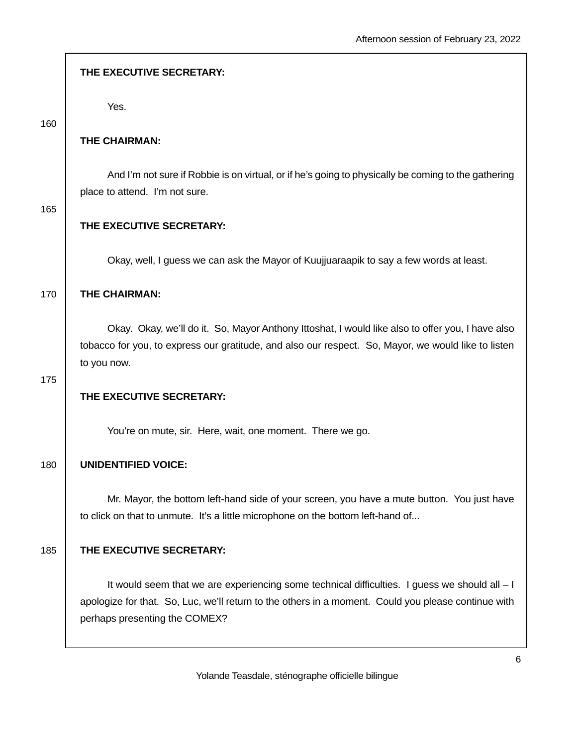**THE EXECUTIVE SECRETARY:**

Yes.

**THE CHAIRMAN:**

And I'm not sure if Robbie is on virtual, or if he's going to physically be coming to the gathering place to attend. I'm not sure.

**THE EXECUTIVE SECRETARY:**

Okay, well, I guess we can ask the Mayor of Kuujjuaraapik to say a few words at least.

**THE CHAIRMAN:**

Okay. Okay, we'll do it. So, Mayor Anthony Ittoshat, I would like also to offer you, I have also tobacco for you, to express our gratitude, and also our respect. So, Mayor, we would like to listen to you now.

**THE EXECUTIVE SECRETARY:**

You're on mute, sir. Here, wait, one moment. There we go.

**UNIDENTIFIED VOICE:**

Mr. Mayor, the bottom left-hand side of your screen, you have a mute button. You just have to click on that to unmute. It's a little microphone on the bottom left-hand of...

**THE EXECUTIVE SECRETARY:**

It would seem that we are experiencing some technical difficulties. I guess we should all – I apologize for that. So, Luc, we'll return to the others in a moment. Could you please continue with perhaps presenting the COMEX?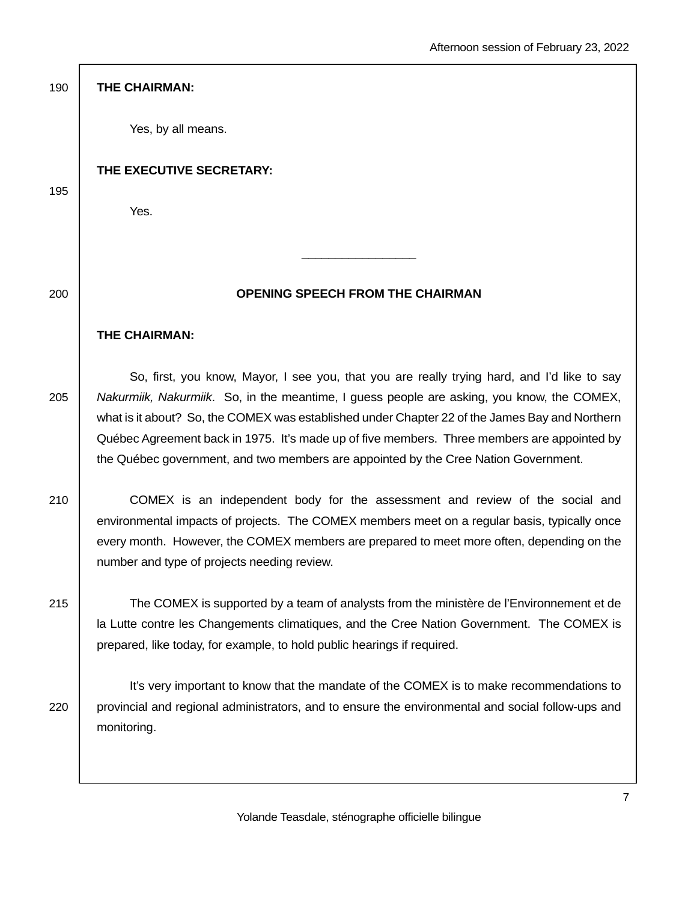**THE CHAIRMAN:**

Yes, by all means.

**THE EXECUTIVE SECRETARY:**

Yes.

---

**OPENING SPEECH FROM THE CHAIRMAN**

**THE CHAIRMAN:**

So, first, you know, Mayor, I see you, that you are really trying hard, and I'd like to say *Nakurmiik, Nakurmiik*. So, in the meantime, I guess people are asking, you know, the COMEX, what is it about? So, the COMEX was established under Chapter 22 of the James Bay and Northern Québec Agreement back in 1975. It's made up of five members. Three members are appointed by the Québec government, and two members are appointed by the Cree Nation Government.

COMEX is an independent body for the assessment and review of the social and environmental impacts of projects. The COMEX members meet on a regular basis, typically once every month. However, the COMEX members are prepared to meet more often, depending on the number and type of projects needing review.

The COMEX is supported by a team of analysts from the ministère de l'Environnement et de la Lutte contre les Changements climatiques, and the Cree Nation Government. The COMEX is prepared, like today, for example, to hold public hearings if required.

It's very important to know that the mandate of the COMEX is to make recommendations to provincial and regional administrators, and to ensure the environmental and social follow-ups and monitoring.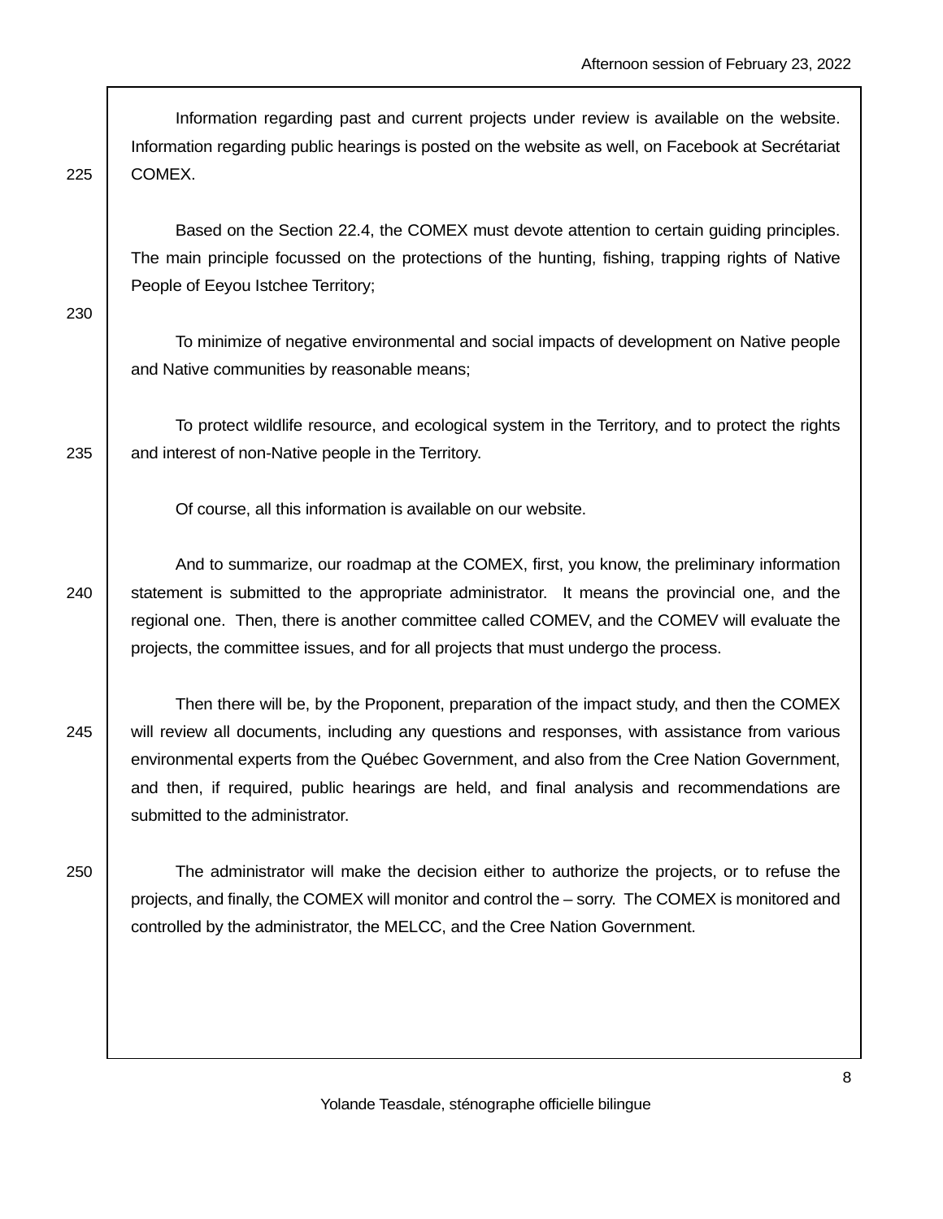Information regarding past and current projects under review is available on the website. Information regarding public hearings is posted on the website as well, on Facebook at Secrétariat COMEX.

Based on the Section 22.4, the COMEX must devote attention to certain guiding principles. The main principle focussed on the protections of the hunting, fishing, trapping rights of Native People of Eeyou Istchee Territory;

To minimize of negative environmental and social impacts of development on Native people and Native communities by reasonable means;

To protect wildlife resource, and ecological system in the Territory, and to protect the rights and interest of non-Native people in the Territory.

Of course, all this information is available on our website.

And to summarize, our roadmap at the COMEX, first, you know, the preliminary information statement is submitted to the appropriate administrator. It means the provincial one, and the regional one. Then, there is another committee called COMEV, and the COMEV will evaluate the projects, the committee issues, and for all projects that must undergo the process.

Then there will be, by the Proponent, preparation of the impact study, and then the COMEX will review all documents, including any questions and responses, with assistance from various environmental experts from the Québec Government, and also from the Cree Nation Government, and then, if required, public hearings are held, and final analysis and recommendations are submitted to the administrator.

The administrator will make the decision either to authorize the projects, or to refuse the projects, and finally, the COMEX will monitor and control the – sorry. The COMEX is monitored and controlled by the administrator, the MELCC, and the Cree Nation Government.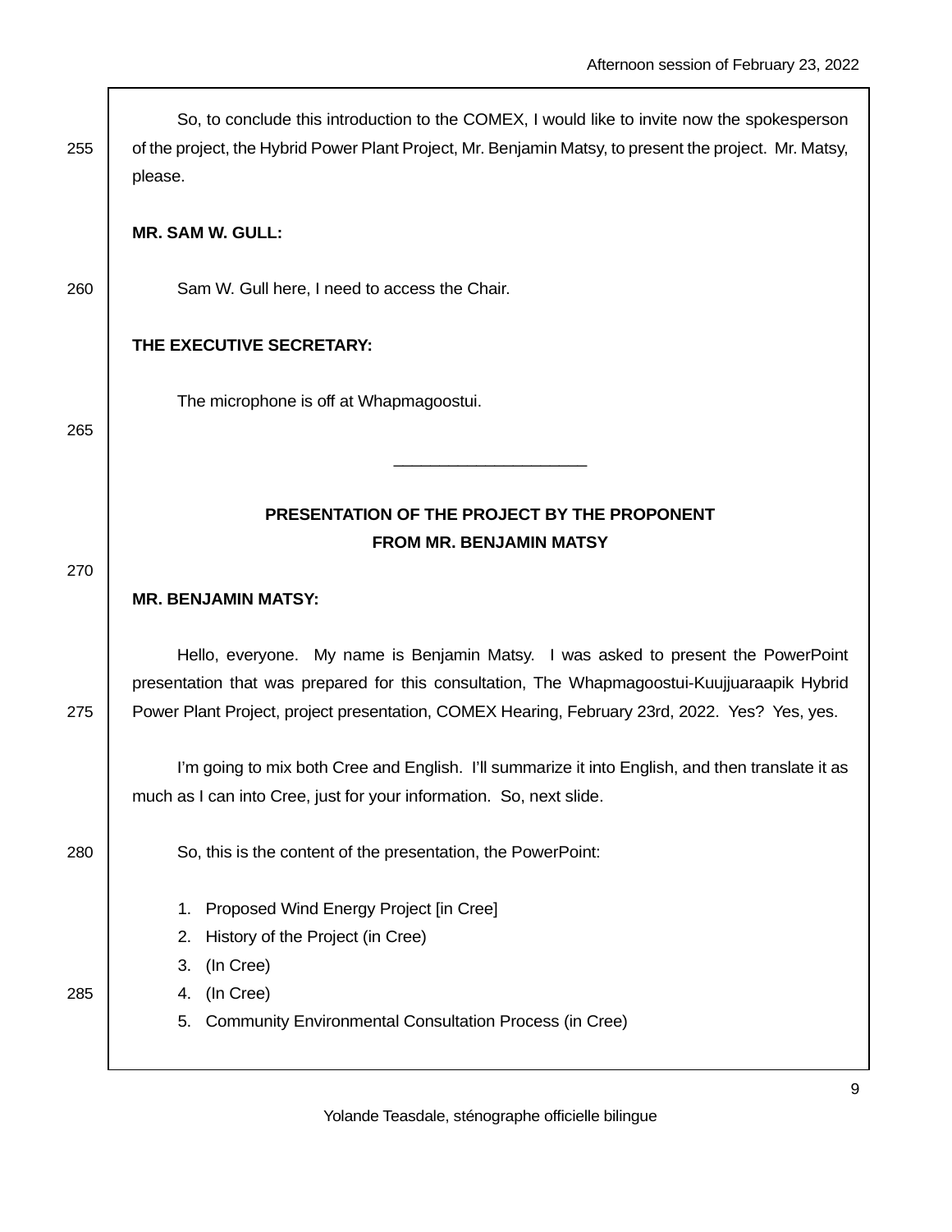So, to conclude this introduction to the COMEX, I would like to invite now the spokesperson of the project, the Hybrid Power Plant Project, Mr. Benjamin Matsy, to present the project. Mr. Matsy, please.

**MR. SAM W. GULL:**

Sam W. Gull here, I need to access the Chair.

**THE EXECUTIVE SECRETARY:**

The microphone is off at Whapmagoostui.

______________________

## PRESENTATION OF THE PROJECT BY THE PROPONENT FROM MR. BENJAMIN MATSY

**MR. BENJAMIN MATSY:**

Hello, everyone. My name is Benjamin Matsy. I was asked to present the PowerPoint presentation that was prepared for this consultation, The Whapmagoostui-Kuujjuaraapik Hybrid Power Plant Project, project presentation, COMEX Hearing, February 23rd, 2022. Yes? Yes, yes.

I'm going to mix both Cree and English. I'll summarize it into English, and then translate it as much as I can into Cree, just for your information. So, next slide.

So, this is the content of the presentation, the PowerPoint:

1. Proposed Wind Energy Project [in Cree]
2. History of the Project (in Cree)
3. (In Cree)
4. (In Cree)
5. Community Environmental Consultation Process (in Cree)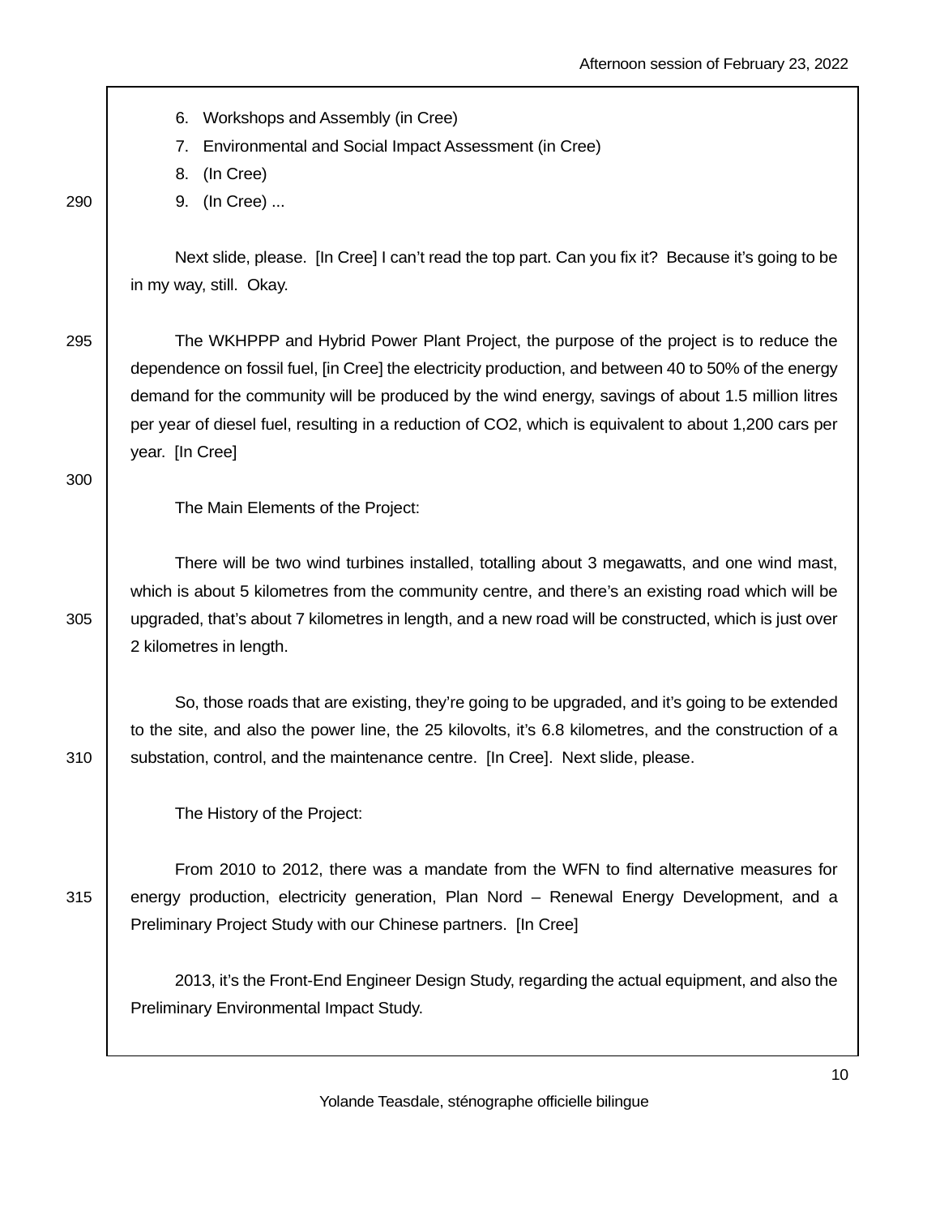6. Workshops and Assembly (in Cree)
7. Environmental and Social Impact Assessment (in Cree)
8. (In Cree)
9. (In Cree) ...

Next slide, please. [In Cree] I can't read the top part. Can you fix it? Because it's going to be in my way, still. Okay.

The WKHPPP and Hybrid Power Plant Project, the purpose of the project is to reduce the dependence on fossil fuel, [in Cree] the electricity production, and between 40 to 50% of the energy demand for the community will be produced by the wind energy, savings of about 1.5 million litres per year of diesel fuel, resulting in a reduction of CO2, which is equivalent to about 1,200 cars per year. [In Cree]

The Main Elements of the Project:

There will be two wind turbines installed, totalling about 3 megawatts, and one wind mast, which is about 5 kilometres from the community centre, and there's an existing road which will be upgraded, that's about 7 kilometres in length, and a new road will be constructed, which is just over 2 kilometres in length.

So, those roads that are existing, they're going to be upgraded, and it's going to be extended to the site, and also the power line, the 25 kilovolts, it's 6.8 kilometres, and the construction of a substation, control, and the maintenance centre. [In Cree]. Next slide, please.

The History of the Project:

From 2010 to 2012, there was a mandate from the WFN to find alternative measures for energy production, electricity generation, Plan Nord – Renewal Energy Development, and a Preliminary Project Study with our Chinese partners. [In Cree]

2013, it's the Front-End Engineer Design Study, regarding the actual equipment, and also the Preliminary Environmental Impact Study.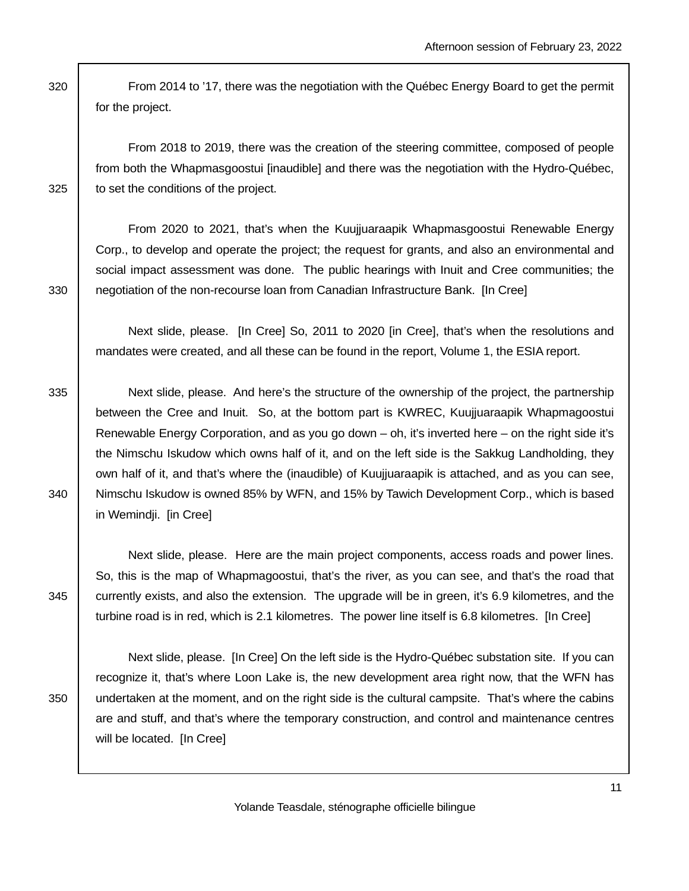From 2014 to '17, there was the negotiation with the Québec Energy Board to get the permit for the project.

From 2018 to 2019, there was the creation of the steering committee, composed of people from both the Whapmasgoostui [inaudible] and there was the negotiation with the Hydro-Québec, to set the conditions of the project.

From 2020 to 2021, that's when the Kuujjuaraapik Whapmasgoostui Renewable Energy Corp., to develop and operate the project; the request for grants, and also an environmental and social impact assessment was done. The public hearings with Inuit and Cree communities; the negotiation of the non-recourse loan from Canadian Infrastructure Bank. [In Cree]

Next slide, please. [In Cree] So, 2011 to 2020 [in Cree], that's when the resolutions and mandates were created, and all these can be found in the report, Volume 1, the ESIA report.

Next slide, please. And here's the structure of the ownership of the project, the partnership between the Cree and Inuit. So, at the bottom part is KWREC, Kuujjuaraapik Whapmagoostui Renewable Energy Corporation, and as you go down – oh, it's inverted here – on the right side it's the Nimschu Iskudow which owns half of it, and on the left side is the Sakkug Landholding, they own half of it, and that's where the (inaudible) of Kuujjuaraapik is attached, and as you can see, Nimschu Iskudow is owned 85% by WFN, and 15% by Tawich Development Corp., which is based in Wemindji. [in Cree]

Next slide, please. Here are the main project components, access roads and power lines. So, this is the map of Whapmagoostui, that's the river, as you can see, and that's the road that currently exists, and also the extension. The upgrade will be in green, it's 6.9 kilometres, and the turbine road is in red, which is 2.1 kilometres. The power line itself is 6.8 kilometres. [In Cree]

Next slide, please. [In Cree] On the left side is the Hydro-Québec substation site. If you can recognize it, that's where Loon Lake is, the new development area right now, that the WFN has undertaken at the moment, and on the right side is the cultural campsite. That's where the cabins are and stuff, and that's where the temporary construction, and control and maintenance centres will be located. [In Cree]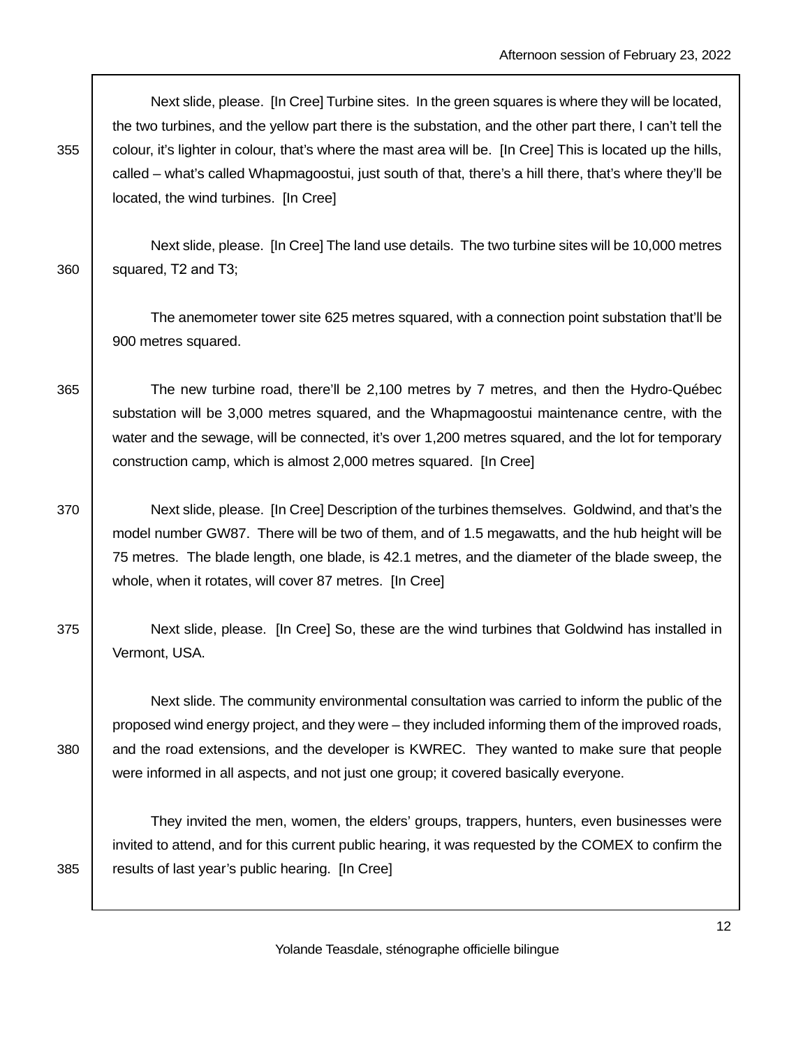Next slide, please. [In Cree] Turbine sites. In the green squares is where they will be located, the two turbines, and the yellow part there is the substation, and the other part there, I can't tell the colour, it's lighter in colour, that's where the mast area will be. [In Cree] This is located up the hills, called – what's called Whapmagoostui, just south of that, there's a hill there, that's where they'll be located, the wind turbines. [In Cree]

Next slide, please. [In Cree] The land use details. The two turbine sites will be 10,000 metres squared, T2 and T3;

The anemometer tower site 625 metres squared, with a connection point substation that'll be 900 metres squared.

The new turbine road, there'll be 2,100 metres by 7 metres, and then the Hydro-Québec substation will be 3,000 metres squared, and the Whapmagoostui maintenance centre, with the water and the sewage, will be connected, it's over 1,200 metres squared, and the lot for temporary construction camp, which is almost 2,000 metres squared. [In Cree]

Next slide, please. [In Cree] Description of the turbines themselves. Goldwind, and that's the model number GW87. There will be two of them, and of 1.5 megawatts, and the hub height will be 75 metres. The blade length, one blade, is 42.1 metres, and the diameter of the blade sweep, the whole, when it rotates, will cover 87 metres. [In Cree]

Next slide, please. [In Cree] So, these are the wind turbines that Goldwind has installed in Vermont, USA.

Next slide. The community environmental consultation was carried to inform the public of the proposed wind energy project, and they were – they included informing them of the improved roads, and the road extensions, and the developer is KWREC. They wanted to make sure that people were informed in all aspects, and not just one group; it covered basically everyone.

They invited the men, women, the elders' groups, trappers, hunters, even businesses were invited to attend, and for this current public hearing, it was requested by the COMEX to confirm the results of last year's public hearing. [In Cree]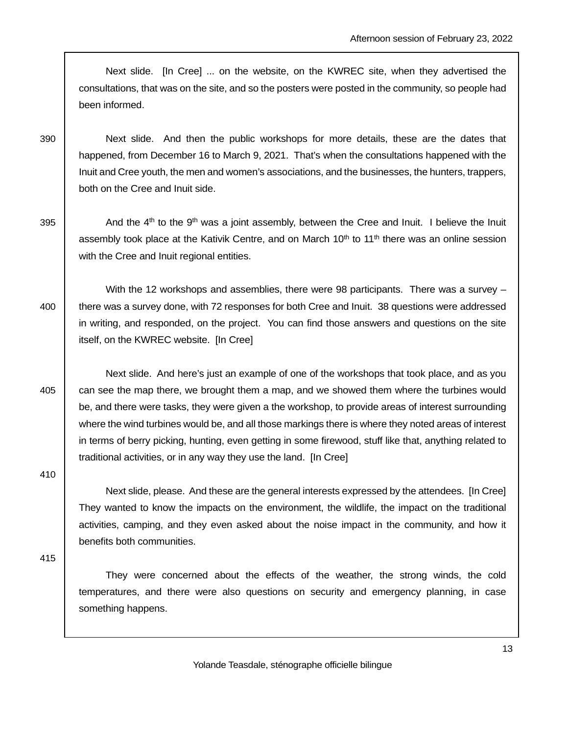Next slide. [In Cree] ... on the website, on the KWREC site, when they advertised the consultations, that was on the site, and so the posters were posted in the community, so people had been informed.

Next slide. And then the public workshops for more details, these are the dates that happened, from December 16 to March 9, 2021. That's when the consultations happened with the Inuit and Cree youth, the men and women's associations, and the businesses, the hunters, trappers, both on the Cree and Inuit side.

And the 4th to the 9th was a joint assembly, between the Cree and Inuit. I believe the Inuit assembly took place at the Kativik Centre, and on March 10th to 11th there was an online session with the Cree and Inuit regional entities.

With the 12 workshops and assemblies, there were 98 participants. There was a survey – there was a survey done, with 72 responses for both Cree and Inuit. 38 questions were addressed in writing, and responded, on the project. You can find those answers and questions on the site itself, on the KWREC website. [In Cree]

Next slide. And here's just an example of one of the workshops that took place, and as you can see the map there, we brought them a map, and we showed them where the turbines would be, and there were tasks, they were given a the workshop, to provide areas of interest surrounding where the wind turbines would be, and all those markings there is where they noted areas of interest in terms of berry picking, hunting, even getting in some firewood, stuff like that, anything related to traditional activities, or in any way they use the land. [In Cree]

Next slide, please. And these are the general interests expressed by the attendees. [In Cree] They wanted to know the impacts on the environment, the wildlife, the impact on the traditional activities, camping, and they even asked about the noise impact in the community, and how it benefits both communities.

They were concerned about the effects of the weather, the strong winds, the cold temperatures, and there were also questions on security and emergency planning, in case something happens.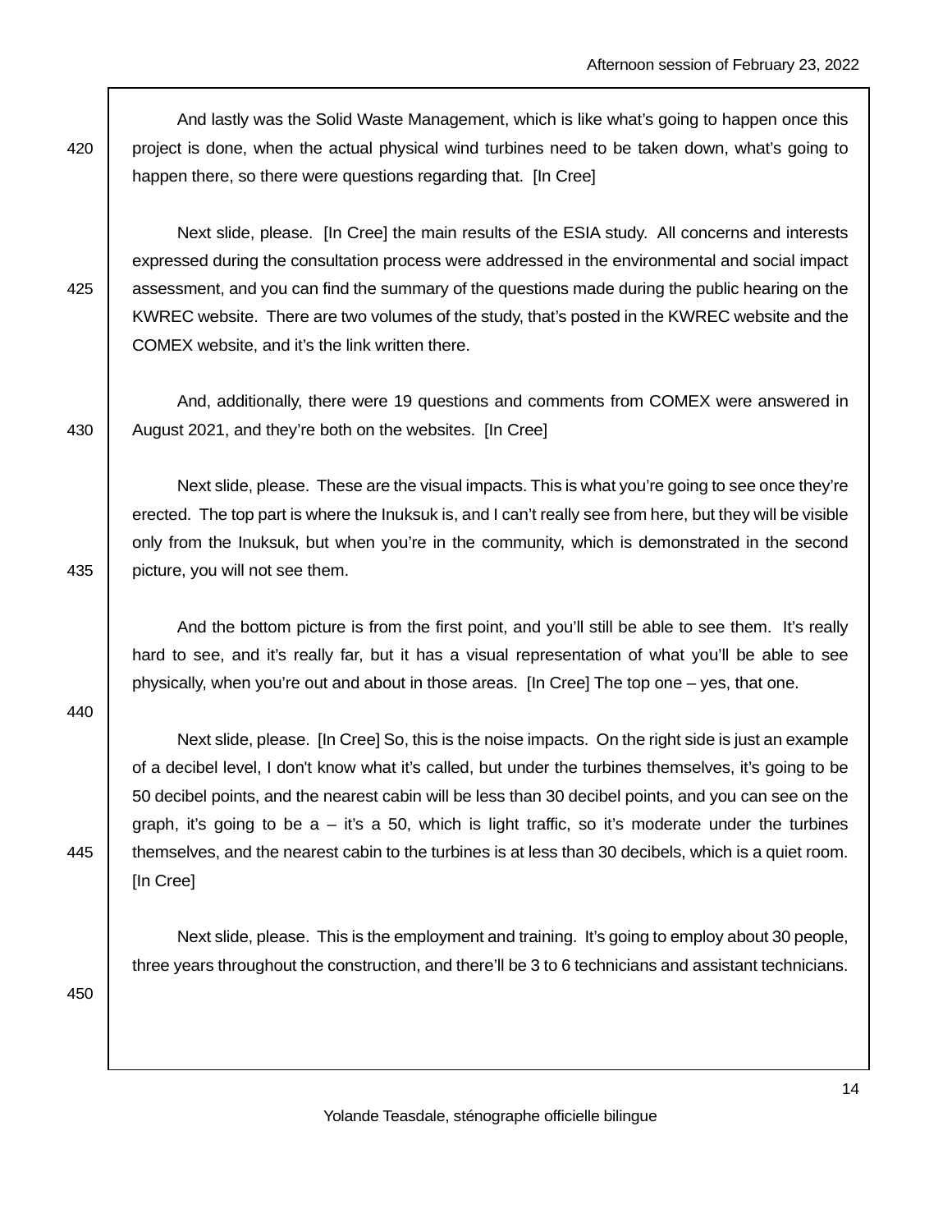And lastly was the Solid Waste Management, which is like what's going to happen once this project is done, when the actual physical wind turbines need to be taken down, what's going to happen there, so there were questions regarding that. [In Cree]

Next slide, please. [In Cree] the main results of the ESIA study. All concerns and interests expressed during the consultation process were addressed in the environmental and social impact assessment, and you can find the summary of the questions made during the public hearing on the KWREC website. There are two volumes of the study, that's posted in the KWREC website and the COMEX website, and it's the link written there.

And, additionally, there were 19 questions and comments from COMEX were answered in August 2021, and they're both on the websites. [In Cree]

Next slide, please. These are the visual impacts. This is what you're going to see once they're erected. The top part is where the Inuksuk is, and I can't really see from here, but they will be visible only from the Inuksuk, but when you're in the community, which is demonstrated in the second picture, you will not see them.

And the bottom picture is from the first point, and you'll still be able to see them. It's really hard to see, and it's really far, but it has a visual representation of what you'll be able to see physically, when you're out and about in those areas. [In Cree] The top one – yes, that one.

Next slide, please. [In Cree] So, this is the noise impacts. On the right side is just an example of a decibel level, I don't know what it's called, but under the turbines themselves, it's going to be 50 decibel points, and the nearest cabin will be less than 30 decibel points, and you can see on the graph, it's going to be a – it's a 50, which is light traffic, so it's moderate under the turbines themselves, and the nearest cabin to the turbines is at less than 30 decibels, which is a quiet room. [In Cree]

Next slide, please. This is the employment and training. It's going to employ about 30 people, three years throughout the construction, and there'll be 3 to 6 technicians and assistant technicians.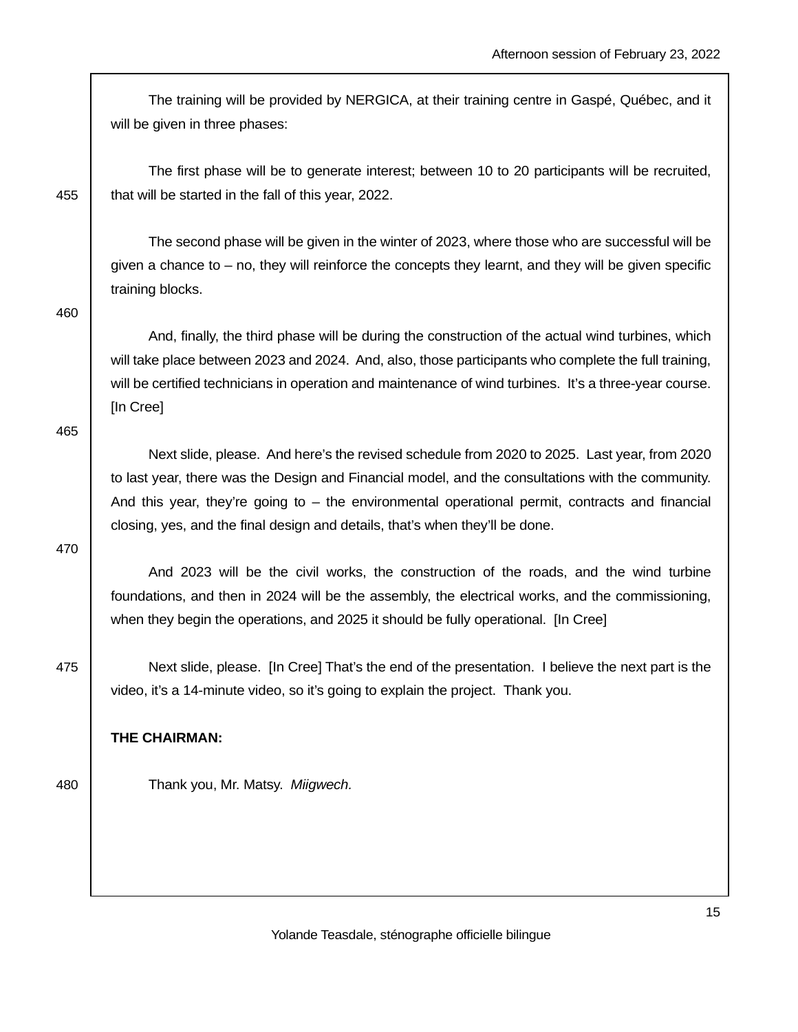The training will be provided by NERGICA, at their training centre in Gaspé, Québec, and it will be given in three phases:

The first phase will be to generate interest; between 10 to 20 participants will be recruited, that will be started in the fall of this year, 2022.

The second phase will be given in the winter of 2023, where those who are successful will be given a chance to – no, they will reinforce the concepts they learnt, and they will be given specific training blocks.

And, finally, the third phase will be during the construction of the actual wind turbines, which will take place between 2023 and 2024. And, also, those participants who complete the full training, will be certified technicians in operation and maintenance of wind turbines. It's a three-year course. [In Cree]

Next slide, please. And here's the revised schedule from 2020 to 2025. Last year, from 2020 to last year, there was the Design and Financial model, and the consultations with the community. And this year, they're going to – the environmental operational permit, contracts and financial closing, yes, and the final design and details, that's when they'll be done.

And 2023 will be the civil works, the construction of the roads, and the wind turbine foundations, and then in 2024 will be the assembly, the electrical works, and the commissioning, when they begin the operations, and 2025 it should be fully operational. [In Cree]

Next slide, please. [In Cree] That's the end of the presentation. I believe the next part is the video, it's a 14-minute video, so it's going to explain the project. Thank you.

**THE CHAIRMAN:**

Thank you, Mr. Matsy. *Miigwech.*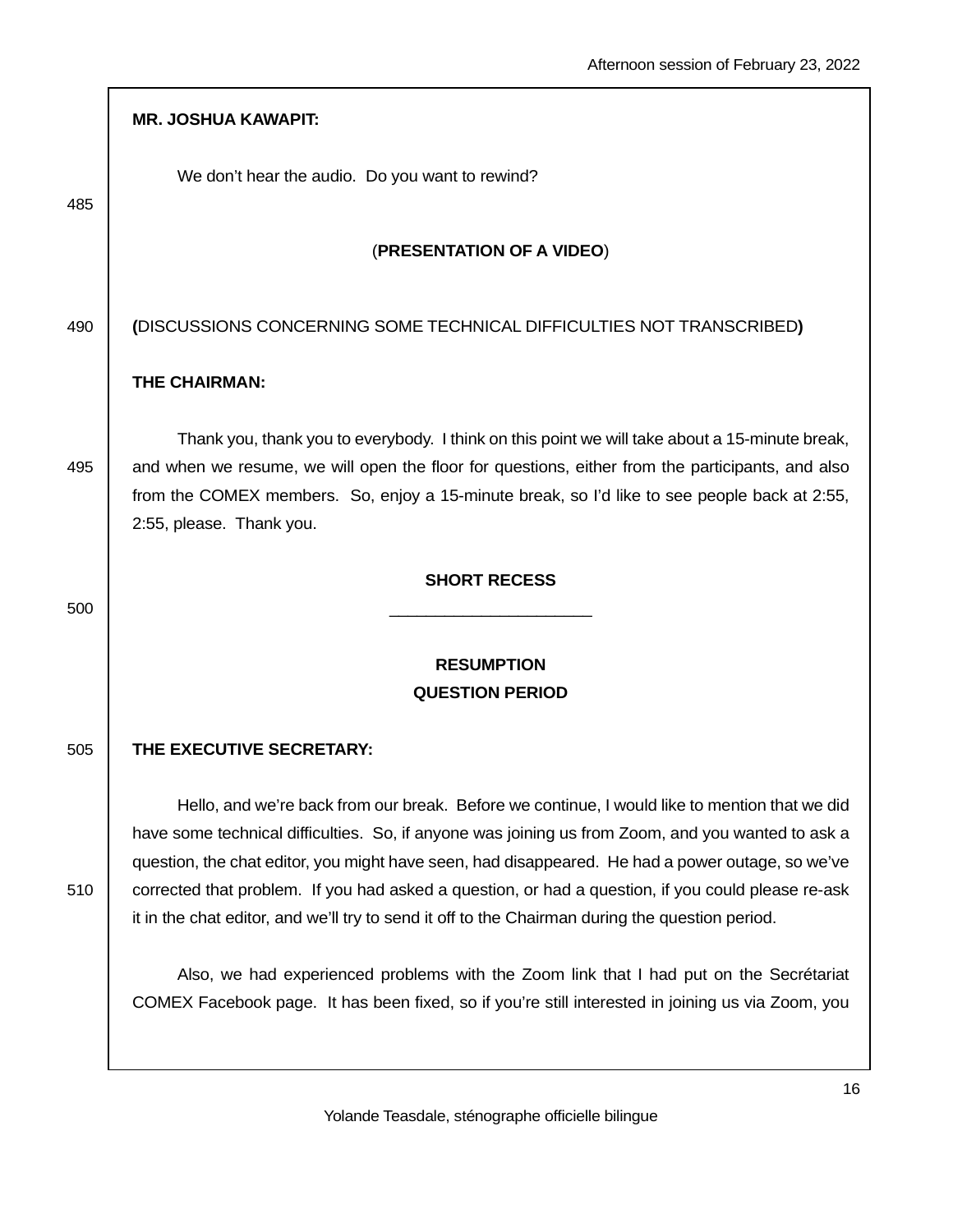**MR. JOSHUA KAWAPIT:**

We don't hear the audio. Do you want to rewind?

(**PRESENTATION OF A VIDEO**)

**(**DISCUSSIONS CONCERNING SOME TECHNICAL DIFFICULTIES NOT TRANSCRIBED**)**

**THE CHAIRMAN:**

Thank you, thank you to everybody. I think on this point we will take about a 15-minute break, and when we resume, we will open the floor for questions, either from the participants, and also from the COMEX members. So, enjoy a 15-minute break, so I'd like to see people back at 2:55, 2:55, please. Thank you.

**SHORT RECESS**

\_\_\_\_\_\_\_\_\_\_\_\_\_\_\_\_\_\_\_\_\_\_\_

**RESUMPTION**
**QUESTION PERIOD**

**THE EXECUTIVE SECRETARY:**

Hello, and we're back from our break. Before we continue, I would like to mention that we did have some technical difficulties. So, if anyone was joining us from Zoom, and you wanted to ask a question, the chat editor, you might have seen, had disappeared. He had a power outage, so we've corrected that problem. If you had asked a question, or had a question, if you could please re-ask it in the chat editor, and we'll try to send it off to the Chairman during the question period.

Also, we had experienced problems with the Zoom link that I had put on the Secrétariat COMEX Facebook page. It has been fixed, so if you're still interested in joining us via Zoom, you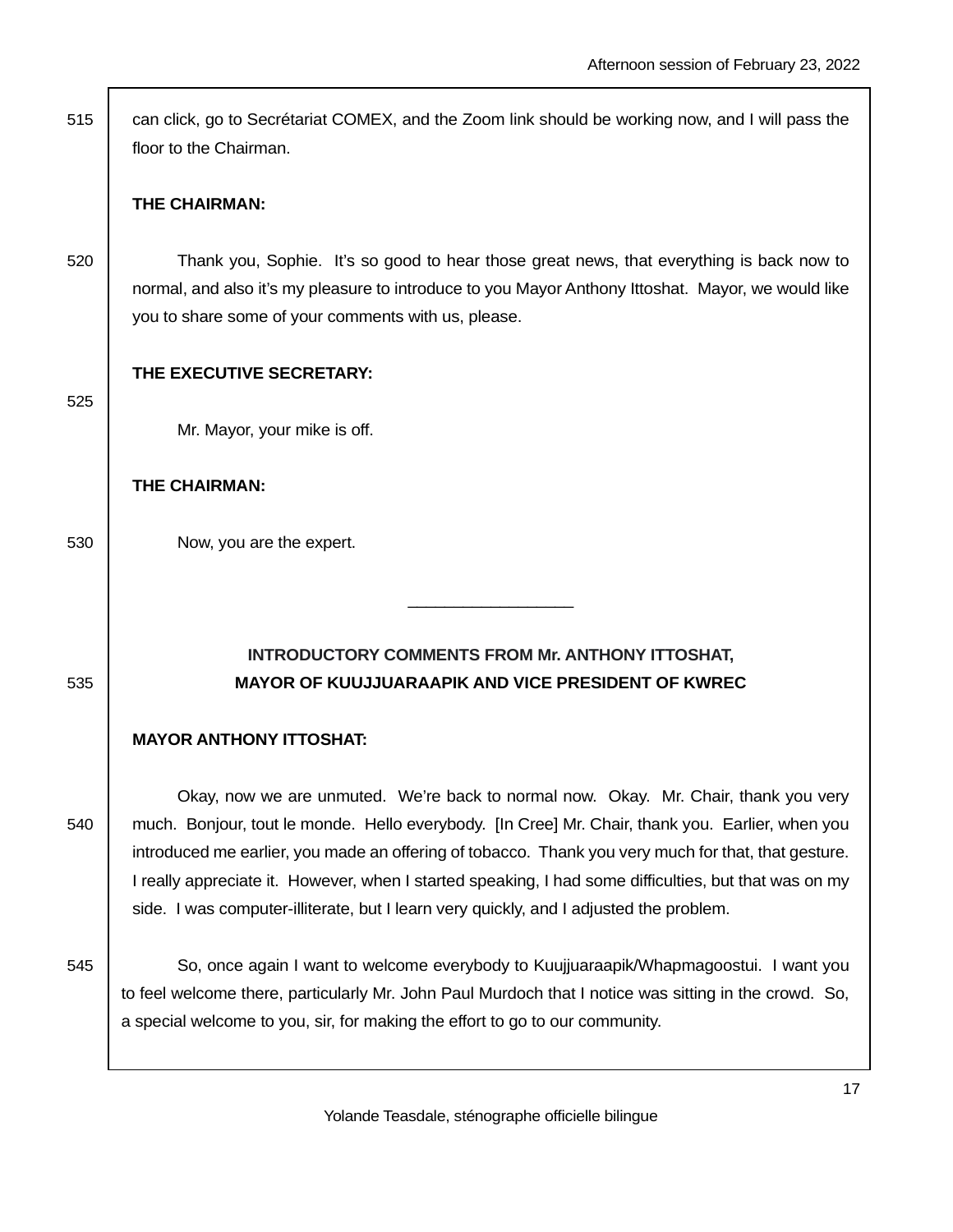can click, go to Secrétariat COMEX, and the Zoom link should be working now, and I will pass the floor to the Chairman.

**THE CHAIRMAN:**

Thank you, Sophie. It's so good to hear those great news, that everything is back now to normal, and also it's my pleasure to introduce to you Mayor Anthony Ittoshat. Mayor, we would like you to share some of your comments with us, please.

**THE EXECUTIVE SECRETARY:**

Mr. Mayor, your mike is off.

**THE CHAIRMAN:**

Now, you are the expert.

---

**INTRODUCTORY COMMENTS FROM Mr. ANTHONY ITTOSHAT,**
**MAYOR OF KUUJJUARAAPIK AND VICE PRESIDENT OF KWREC**

**MAYOR ANTHONY ITTOSHAT:**

Okay, now we are unmuted. We're back to normal now. Okay. Mr. Chair, thank you very much. Bonjour, tout le monde. Hello everybody. [In Cree] Mr. Chair, thank you. Earlier, when you introduced me earlier, you made an offering of tobacco. Thank you very much for that, that gesture. I really appreciate it. However, when I started speaking, I had some difficulties, but that was on my side. I was computer-illiterate, but I learn very quickly, and I adjusted the problem.

So, once again I want to welcome everybody to Kuujjuaraapik/Whapmagoostui. I want you to feel welcome there, particularly Mr. John Paul Murdoch that I notice was sitting in the crowd. So, a special welcome to you, sir, for making the effort to go to our community.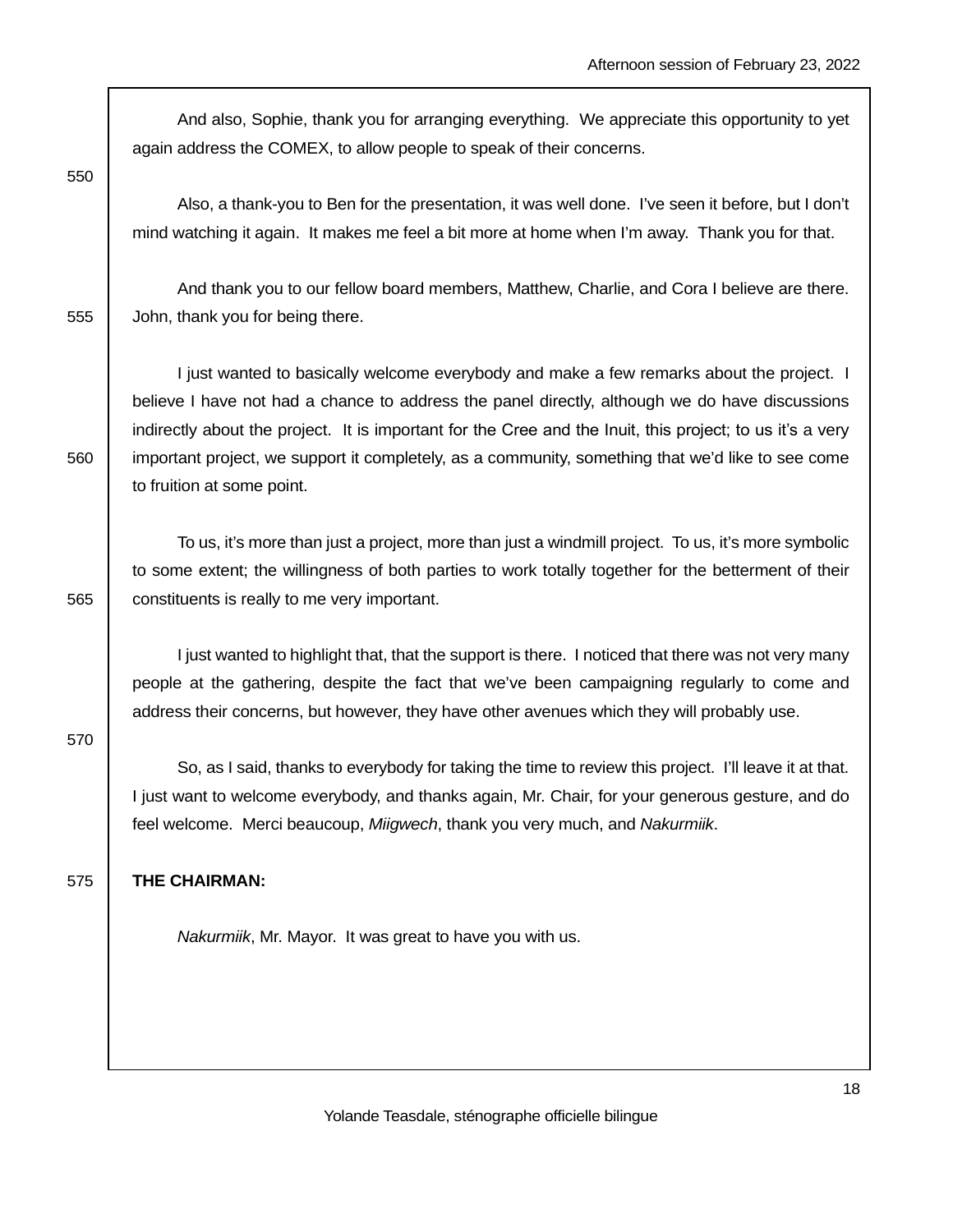And also, Sophie, thank you for arranging everything. We appreciate this opportunity to yet again address the COMEX, to allow people to speak of their concerns.

Also, a thank-you to Ben for the presentation, it was well done. I've seen it before, but I don't mind watching it again. It makes me feel a bit more at home when I'm away. Thank you for that.

And thank you to our fellow board members, Matthew, Charlie, and Cora I believe are there. John, thank you for being there.

I just wanted to basically welcome everybody and make a few remarks about the project. I believe I have not had a chance to address the panel directly, although we do have discussions indirectly about the project. It is important for the Cree and the Inuit, this project; to us it's a very important project, we support it completely, as a community, something that we'd like to see come to fruition at some point.

To us, it's more than just a project, more than just a windmill project. To us, it's more symbolic to some extent; the willingness of both parties to work totally together for the betterment of their constituents is really to me very important.

I just wanted to highlight that, that the support is there. I noticed that there was not very many people at the gathering, despite the fact that we've been campaigning regularly to come and address their concerns, but however, they have other avenues which they will probably use.

So, as I said, thanks to everybody for taking the time to review this project. I'll leave it at that. I just want to welcome everybody, and thanks again, Mr. Chair, for your generous gesture, and do feel welcome. Merci beaucoup, *Miigwech*, thank you very much, and *Nakurmiik*.

**THE CHAIRMAN:**

*Nakurmiik*, Mr. Mayor. It was great to have you with us.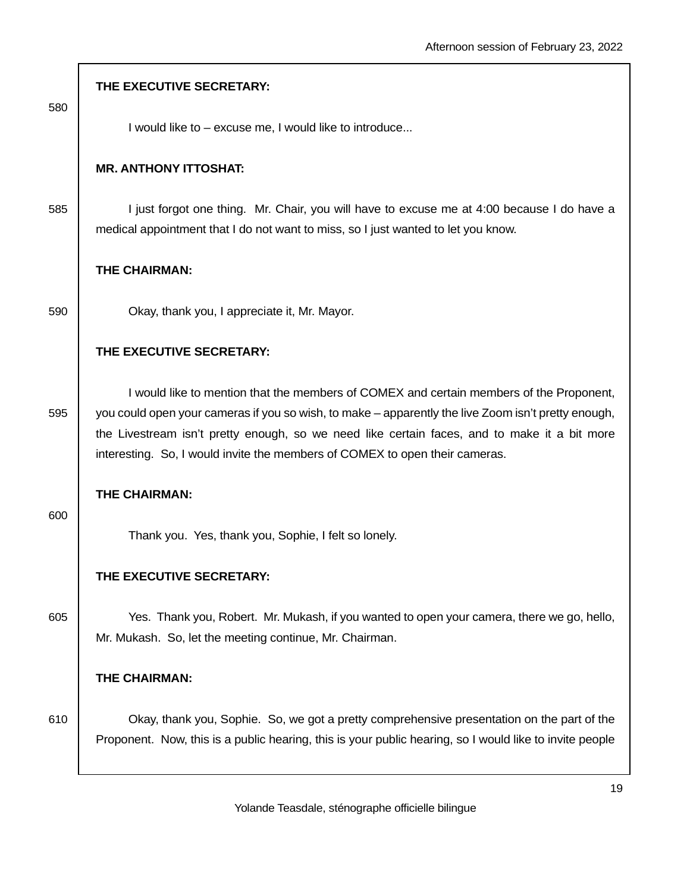**THE EXECUTIVE SECRETARY:**

I would like to – excuse me, I would like to introduce...

**MR. ANTHONY ITTOSHAT:**

I just forgot one thing. Mr. Chair, you will have to excuse me at 4:00 because I do have a medical appointment that I do not want to miss, so I just wanted to let you know.

**THE CHAIRMAN:**

Okay, thank you, I appreciate it, Mr. Mayor.

**THE EXECUTIVE SECRETARY:**

I would like to mention that the members of COMEX and certain members of the Proponent, you could open your cameras if you so wish, to make – apparently the live Zoom isn't pretty enough, the Livestream isn't pretty enough, so we need like certain faces, and to make it a bit more interesting. So, I would invite the members of COMEX to open their cameras.

**THE CHAIRMAN:**

Thank you. Yes, thank you, Sophie, I felt so lonely.

**THE EXECUTIVE SECRETARY:**

Yes. Thank you, Robert. Mr. Mukash, if you wanted to open your camera, there we go, hello, Mr. Mukash. So, let the meeting continue, Mr. Chairman.

**THE CHAIRMAN:**

Okay, thank you, Sophie. So, we got a pretty comprehensive presentation on the part of the Proponent. Now, this is a public hearing, this is your public hearing, so I would like to invite people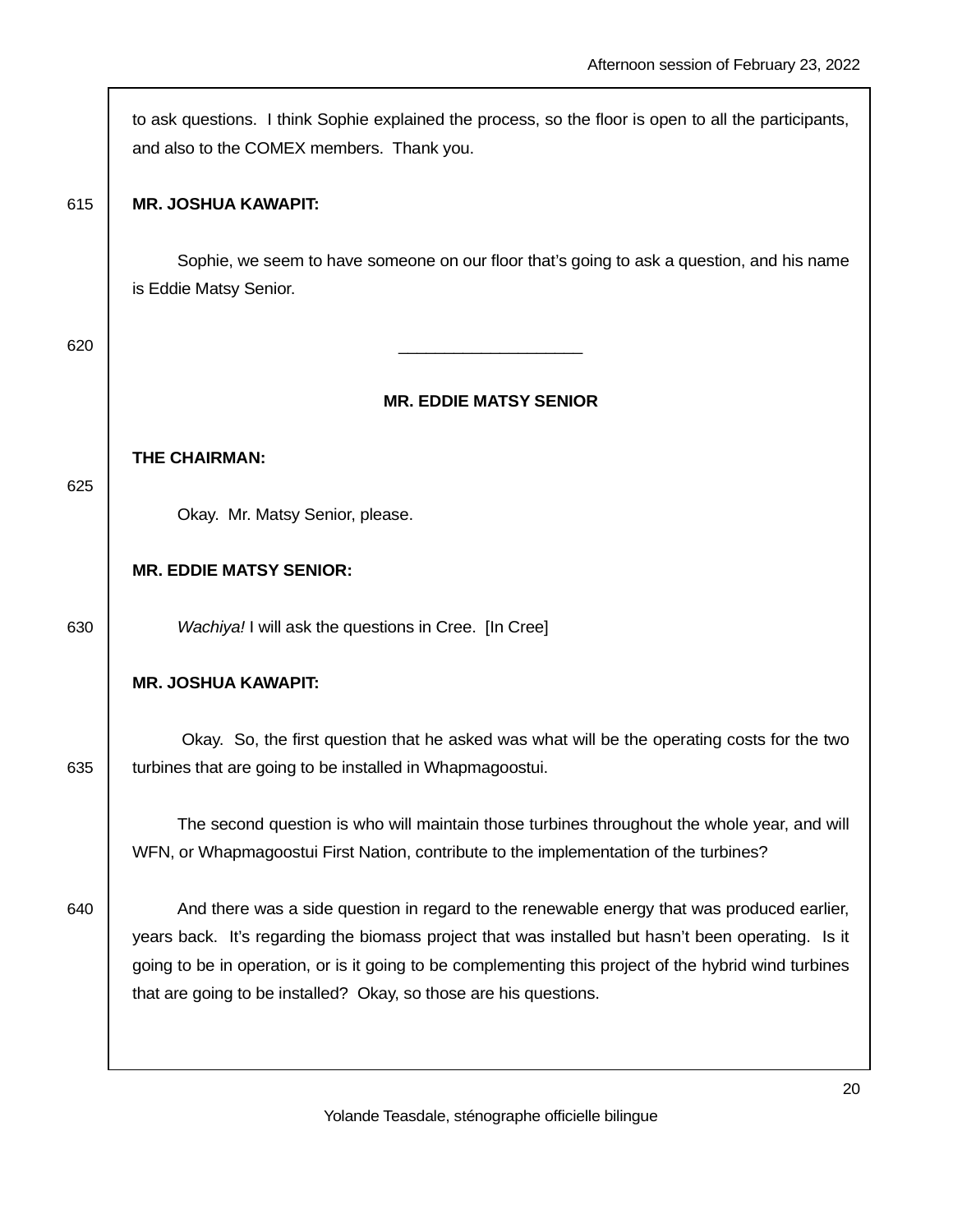to ask questions. I think Sophie explained the process, so the floor is open to all the participants, and also to the COMEX members. Thank you.

**MR. JOSHUA KAWAPIT:**

Sophie, we seem to have someone on our floor that's going to ask a question, and his name is Eddie Matsy Senior.

---

**MR. EDDIE MATSY SENIOR**

**THE CHAIRMAN:**

Okay. Mr. Matsy Senior, please.

**MR. EDDIE MATSY SENIOR:**

*Wachiya!* I will ask the questions in Cree. [In Cree]

**MR. JOSHUA KAWAPIT:**

Okay. So, the first question that he asked was what will be the operating costs for the two turbines that are going to be installed in Whapmagoostui.

The second question is who will maintain those turbines throughout the whole year, and will WFN, or Whapmagoostui First Nation, contribute to the implementation of the turbines?

And there was a side question in regard to the renewable energy that was produced earlier, years back. It's regarding the biomass project that was installed but hasn't been operating. Is it going to be in operation, or is it going to be complementing this project of the hybrid wind turbines that are going to be installed? Okay, so those are his questions.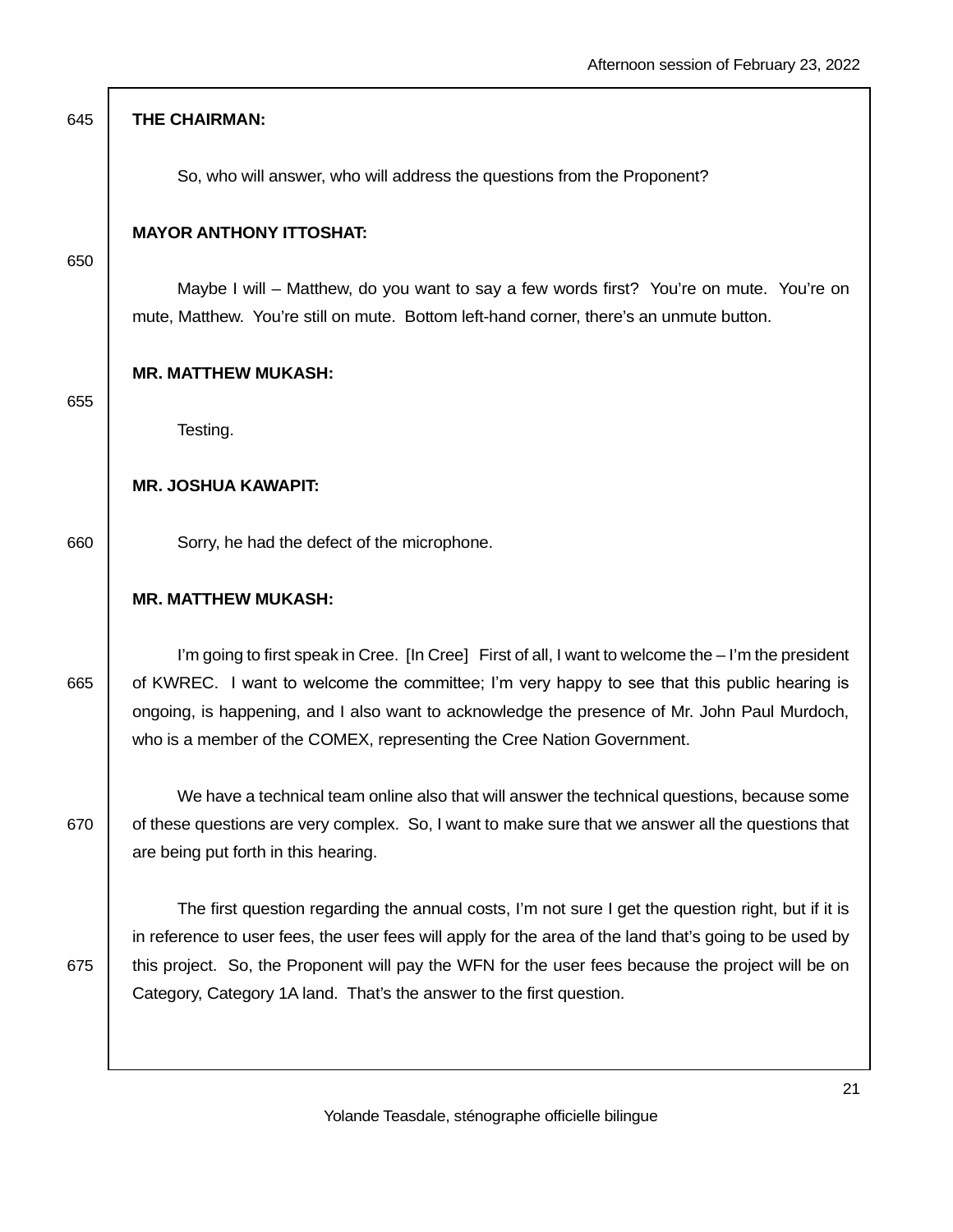**THE CHAIRMAN:**

So, who will answer, who will address the questions from the Proponent?

**MAYOR ANTHONY ITTOSHAT:**

Maybe I will – Matthew, do you want to say a few words first? You're on mute. You're on mute, Matthew. You're still on mute. Bottom left-hand corner, there's an unmute button.

**MR. MATTHEW MUKASH:**

Testing.

**MR. JOSHUA KAWAPIT:**

Sorry, he had the defect of the microphone.

**MR. MATTHEW MUKASH:**

I'm going to first speak in Cree. [In Cree] First of all, I want to welcome the – I'm the president of KWREC. I want to welcome the committee; I'm very happy to see that this public hearing is ongoing, is happening, and I also want to acknowledge the presence of Mr. John Paul Murdoch, who is a member of the COMEX, representing the Cree Nation Government.

We have a technical team online also that will answer the technical questions, because some of these questions are very complex. So, I want to make sure that we answer all the questions that are being put forth in this hearing.

The first question regarding the annual costs, I'm not sure I get the question right, but if it is in reference to user fees, the user fees will apply for the area of the land that's going to be used by this project. So, the Proponent will pay the WFN for the user fees because the project will be on Category, Category 1A land. That's the answer to the first question.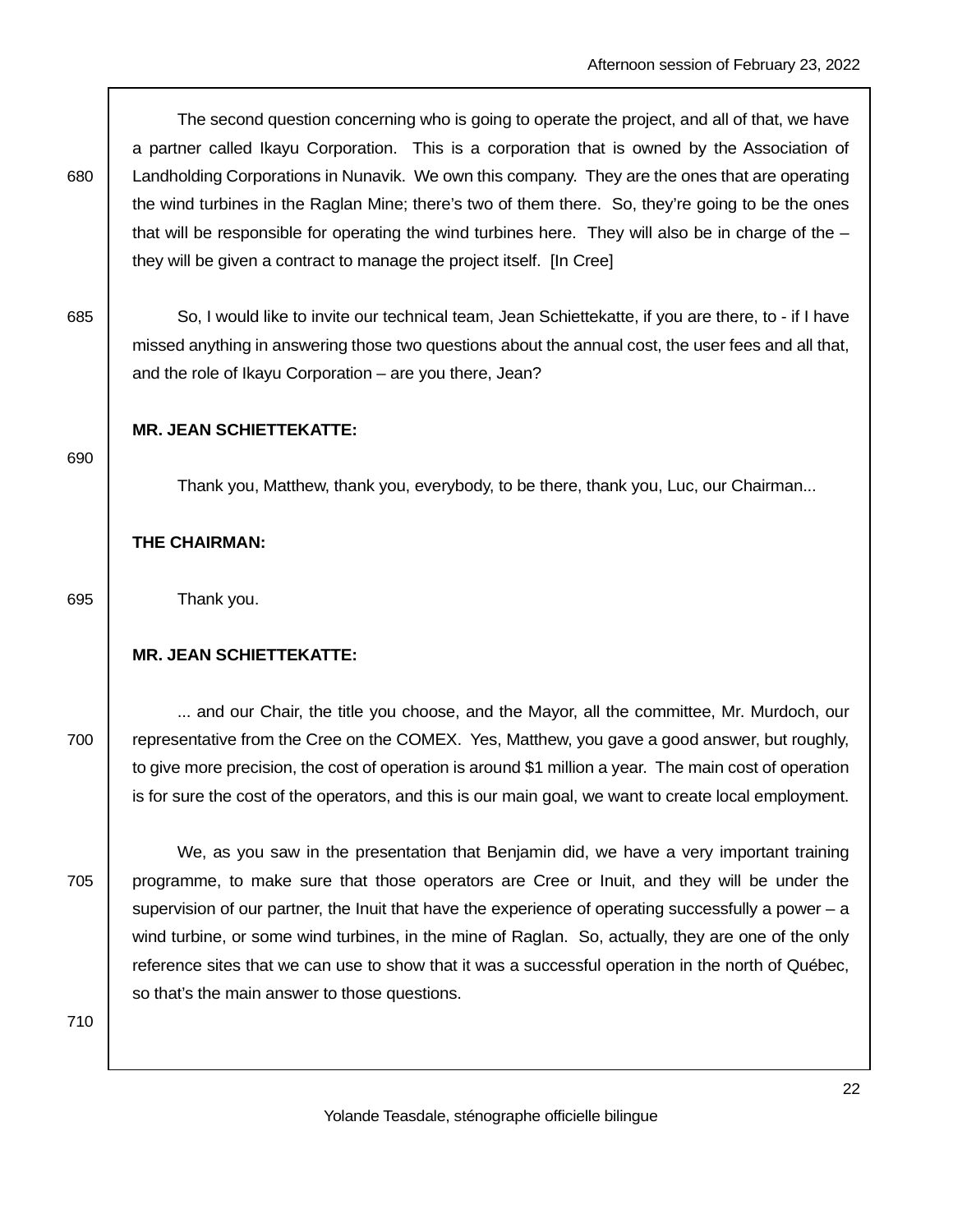The second question concerning who is going to operate the project, and all of that, we have a partner called Ikayu Corporation. This is a corporation that is owned by the Association of Landholding Corporations in Nunavik. We own this company. They are the ones that are operating the wind turbines in the Raglan Mine; there's two of them there. So, they're going to be the ones that will be responsible for operating the wind turbines here. They will also be in charge of the – they will be given a contract to manage the project itself. [In Cree]

So, I would like to invite our technical team, Jean Schiettekatte, if you are there, to - if I have missed anything in answering those two questions about the annual cost, the user fees and all that, and the role of Ikayu Corporation – are you there, Jean?

**MR. JEAN SCHIETTEKATTE:**

Thank you, Matthew, thank you, everybody, to be there, thank you, Luc, our Chairman...

**THE CHAIRMAN:**

Thank you.

**MR. JEAN SCHIETTEKATTE:**

... and our Chair, the title you choose, and the Mayor, all the committee, Mr. Murdoch, our representative from the Cree on the COMEX. Yes, Matthew, you gave a good answer, but roughly, to give more precision, the cost of operation is around $1 million a year. The main cost of operation is for sure the cost of the operators, and this is our main goal, we want to create local employment.

We, as you saw in the presentation that Benjamin did, we have a very important training programme, to make sure that those operators are Cree or Inuit, and they will be under the supervision of our partner, the Inuit that have the experience of operating successfully a power – a wind turbine, or some wind turbines, in the mine of Raglan. So, actually, they are one of the only reference sites that we can use to show that it was a successful operation in the north of Québec, so that's the main answer to those questions.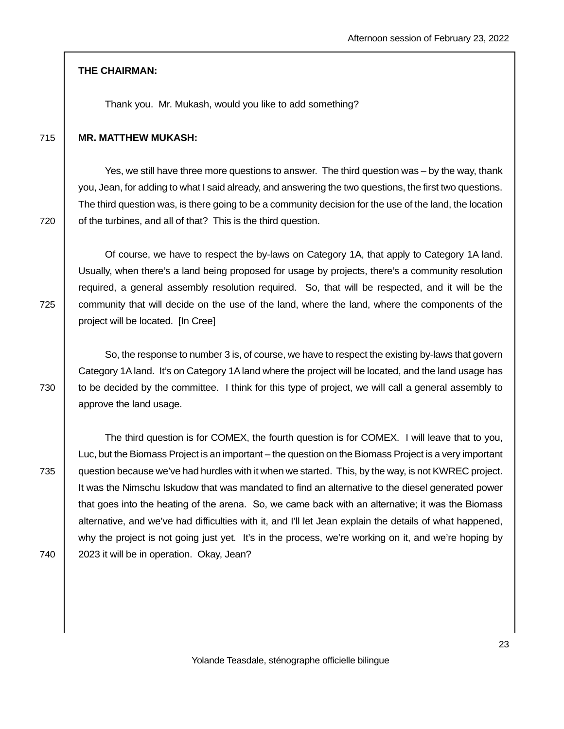**THE CHAIRMAN:**

Thank you. Mr. Mukash, would you like to add something?

**MR. MATTHEW MUKASH:**

Yes, we still have three more questions to answer. The third question was – by the way, thank you, Jean, for adding to what I said already, and answering the two questions, the first two questions. The third question was, is there going to be a community decision for the use of the land, the location of the turbines, and all of that? This is the third question.

Of course, we have to respect the by-laws on Category 1A, that apply to Category 1A land. Usually, when there's a land being proposed for usage by projects, there's a community resolution required, a general assembly resolution required. So, that will be respected, and it will be the community that will decide on the use of the land, where the land, where the components of the project will be located. [In Cree]

So, the response to number 3 is, of course, we have to respect the existing by-laws that govern Category 1A land. It's on Category 1A land where the project will be located, and the land usage has to be decided by the committee. I think for this type of project, we will call a general assembly to approve the land usage.

The third question is for COMEX, the fourth question is for COMEX. I will leave that to you, Luc, but the Biomass Project is an important – the question on the Biomass Project is a very important question because we've had hurdles with it when we started. This, by the way, is not KWREC project. It was the Nimschu Iskudow that was mandated to find an alternative to the diesel generated power that goes into the heating of the arena. So, we came back with an alternative; it was the Biomass alternative, and we've had difficulties with it, and I'll let Jean explain the details of what happened, why the project is not going just yet. It's in the process, we're working on it, and we're hoping by 2023 it will be in operation. Okay, Jean?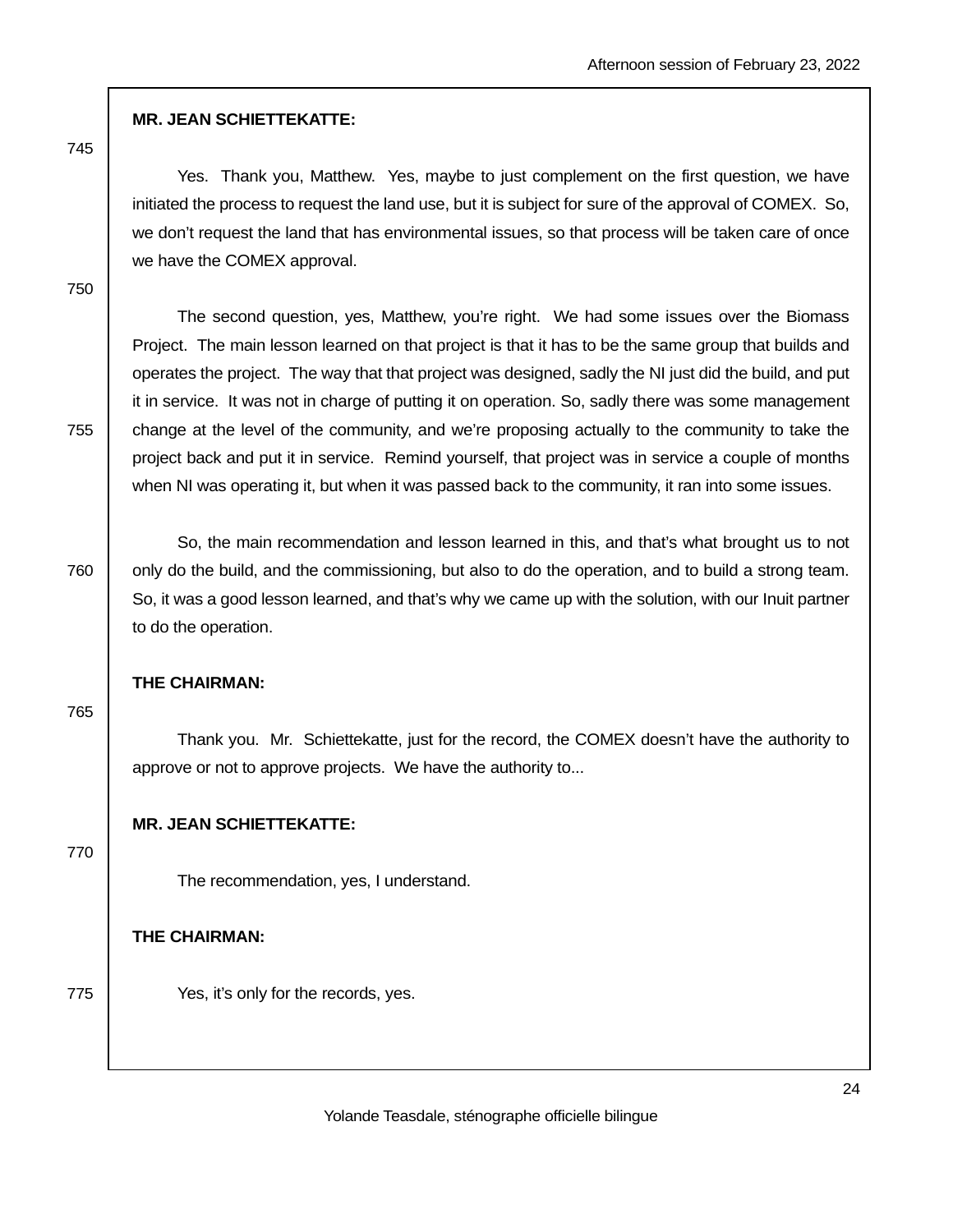**MR. JEAN SCHIETTEKATTE:**

Yes. Thank you, Matthew. Yes, maybe to just complement on the first question, we have initiated the process to request the land use, but it is subject for sure of the approval of COMEX. So, we don't request the land that has environmental issues, so that process will be taken care of once we have the COMEX approval.

The second question, yes, Matthew, you're right. We had some issues over the Biomass Project. The main lesson learned on that project is that it has to be the same group that builds and operates the project. The way that that project was designed, sadly the NI just did the build, and put it in service. It was not in charge of putting it on operation. So, sadly there was some management change at the level of the community, and we're proposing actually to the community to take the project back and put it in service. Remind yourself, that project was in service a couple of months when NI was operating it, but when it was passed back to the community, it ran into some issues.

So, the main recommendation and lesson learned in this, and that's what brought us to not only do the build, and the commissioning, but also to do the operation, and to build a strong team. So, it was a good lesson learned, and that's why we came up with the solution, with our Inuit partner to do the operation.

**THE CHAIRMAN:**

Thank you. Mr. Schiettekatte, just for the record, the COMEX doesn't have the authority to approve or not to approve projects. We have the authority to...

**MR. JEAN SCHIETTEKATTE:**

The recommendation, yes, I understand.

**THE CHAIRMAN:**

Yes, it's only for the records, yes.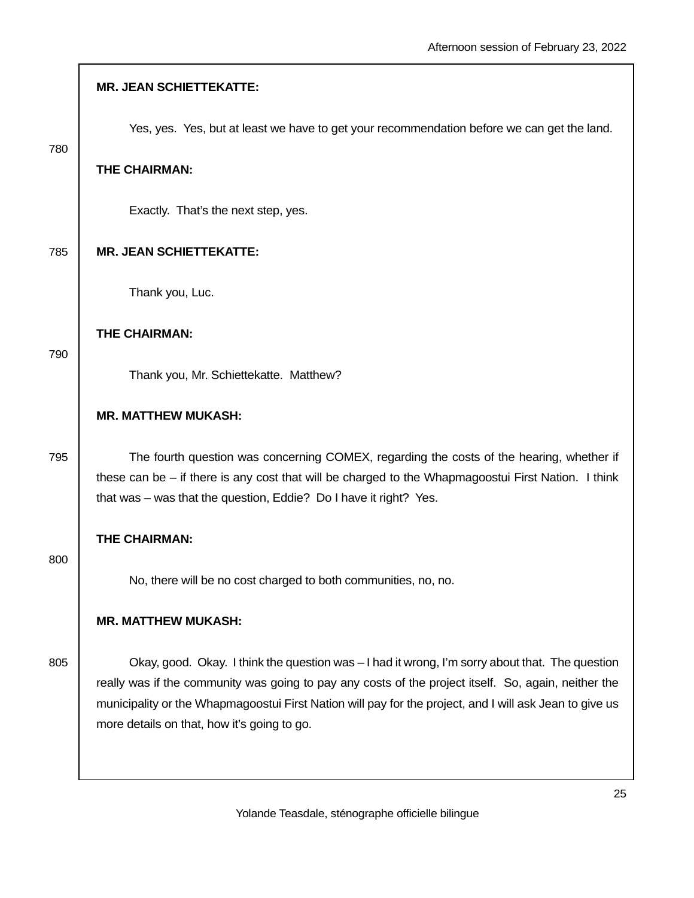**MR. JEAN SCHIETTEKATTE:**

Yes, yes. Yes, but at least we have to get your recommendation before we can get the land.

**THE CHAIRMAN:**

Exactly. That's the next step, yes.

**MR. JEAN SCHIETTEKATTE:**

Thank you, Luc.

**THE CHAIRMAN:**

Thank you, Mr. Schiettekatte. Matthew?

**MR. MATTHEW MUKASH:**

The fourth question was concerning COMEX, regarding the costs of the hearing, whether if these can be – if there is any cost that will be charged to the Whapmagoostui First Nation. I think that was – was that the question, Eddie? Do I have it right? Yes.

**THE CHAIRMAN:**

No, there will be no cost charged to both communities, no, no.

**MR. MATTHEW MUKASH:**

Okay, good. Okay. I think the question was – I had it wrong, I'm sorry about that. The question really was if the community was going to pay any costs of the project itself. So, again, neither the municipality or the Whapmagoostui First Nation will pay for the project, and I will ask Jean to give us more details on that, how it's going to go.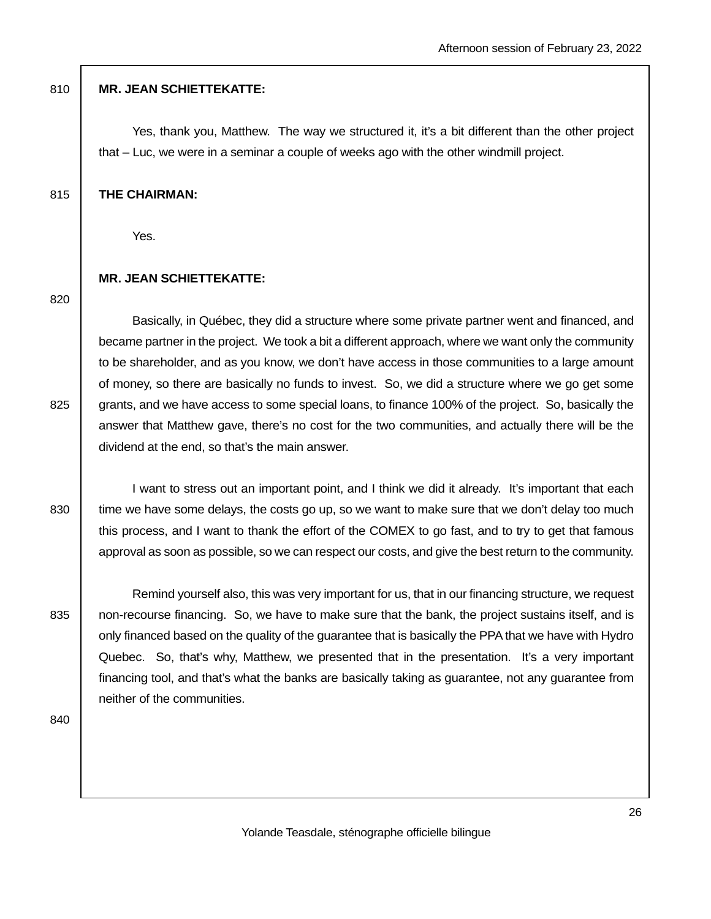**MR. JEAN SCHIETTEKATTE:**

Yes, thank you, Matthew. The way we structured it, it's a bit different than the other project that – Luc, we were in a seminar a couple of weeks ago with the other windmill project.

**THE CHAIRMAN:**

Yes.

**MR. JEAN SCHIETTEKATTE:**

Basically, in Québec, they did a structure where some private partner went and financed, and became partner in the project. We took a bit a different approach, where we want only the community to be shareholder, and as you know, we don't have access in those communities to a large amount of money, so there are basically no funds to invest. So, we did a structure where we go get some grants, and we have access to some special loans, to finance 100% of the project. So, basically the answer that Matthew gave, there's no cost for the two communities, and actually there will be the dividend at the end, so that's the main answer.

I want to stress out an important point, and I think we did it already. It's important that each time we have some delays, the costs go up, so we want to make sure that we don't delay too much this process, and I want to thank the effort of the COMEX to go fast, and to try to get that famous approval as soon as possible, so we can respect our costs, and give the best return to the community.

Remind yourself also, this was very important for us, that in our financing structure, we request non-recourse financing. So, we have to make sure that the bank, the project sustains itself, and is only financed based on the quality of the guarantee that is basically the PPA that we have with Hydro Quebec. So, that's why, Matthew, we presented that in the presentation. It's a very important financing tool, and that's what the banks are basically taking as guarantee, not any guarantee from neither of the communities.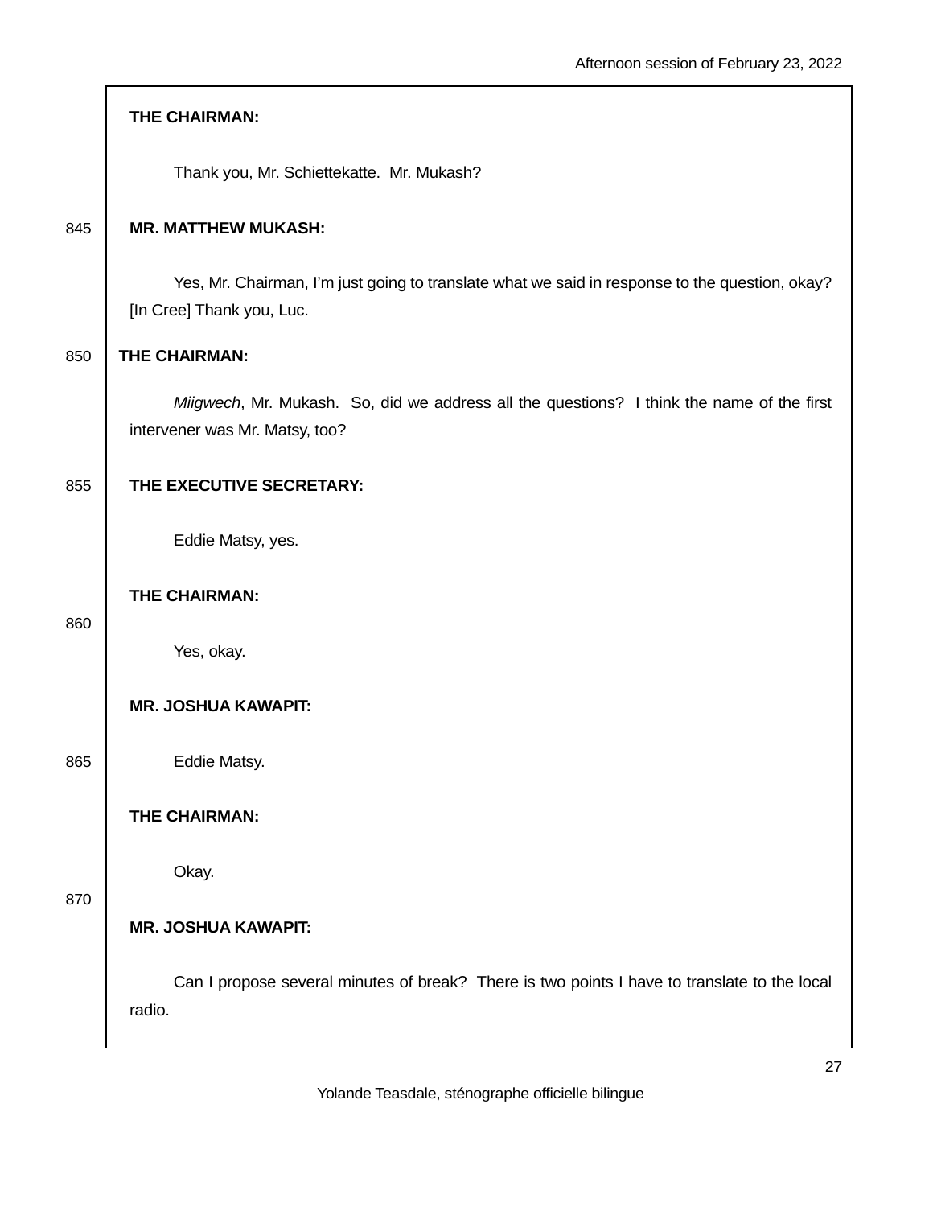**THE CHAIRMAN:**

Thank you, Mr. Schiettekatte. Mr. Mukash?

**MR. MATTHEW MUKASH:**

Yes, Mr. Chairman, I'm just going to translate what we said in response to the question, okay? [In Cree] Thank you, Luc.

**THE CHAIRMAN:**

*Miigwech*, Mr. Mukash. So, did we address all the questions? I think the name of the first intervener was Mr. Matsy, too?

**THE EXECUTIVE SECRETARY:**

Eddie Matsy, yes.

**THE CHAIRMAN:**

Yes, okay.

**MR. JOSHUA KAWAPIT:**

Eddie Matsy.

**THE CHAIRMAN:**

Okay.

**MR. JOSHUA KAWAPIT:**

Can I propose several minutes of break? There is two points I have to translate to the local radio.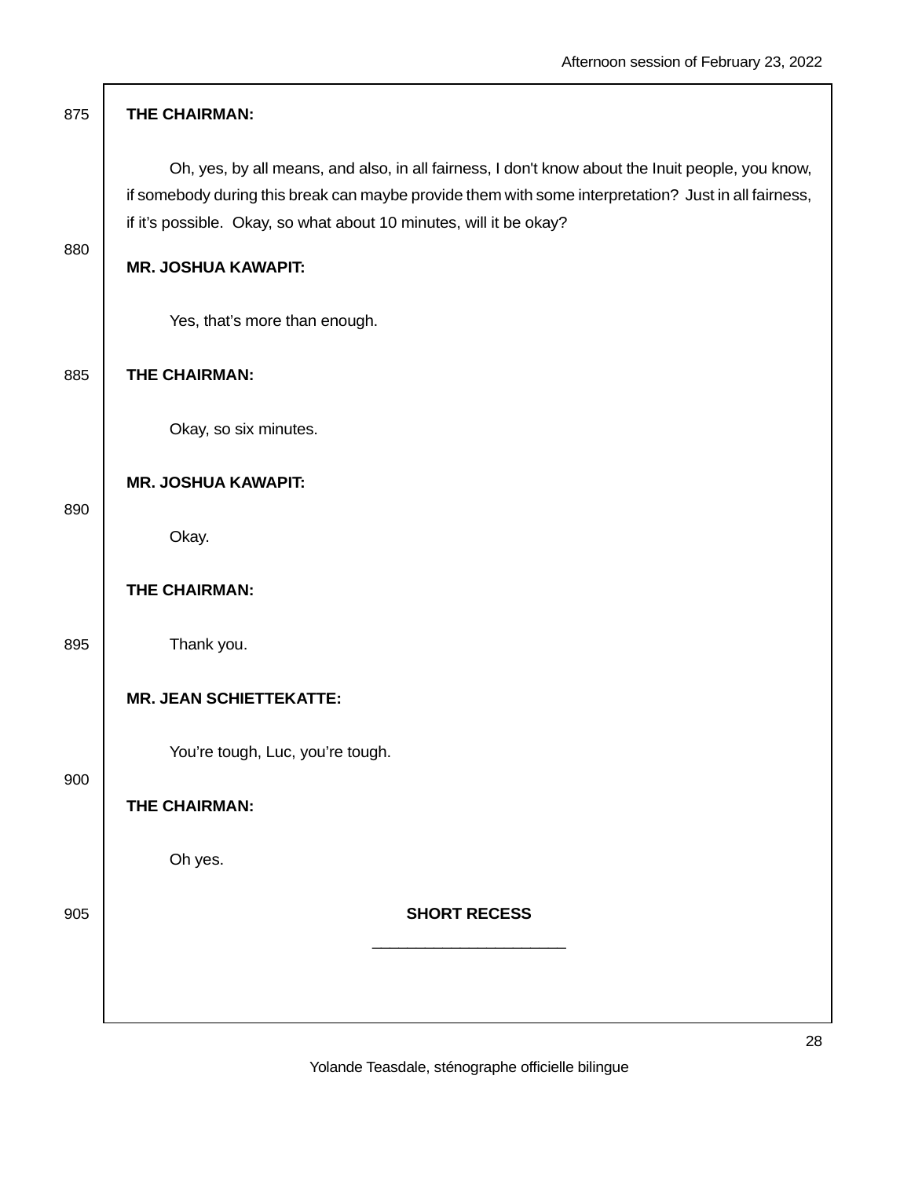**THE CHAIRMAN:**

Oh, yes, by all means, and also, in all fairness, I don't know about the Inuit people, you know, if somebody during this break can maybe provide them with some interpretation? Just in all fairness, if it’s possible. Okay, so what about 10 minutes, will it be okay?

**MR. JOSHUA KAWAPIT:**

Yes, that’s more than enough.

**THE CHAIRMAN:**

Okay, so six minutes.

**MR. JOSHUA KAWAPIT:**

Okay.

**THE CHAIRMAN:**

Thank you.

**MR. JEAN SCHIETTEKATTE:**

You’re tough, Luc, you’re tough.

**THE CHAIRMAN:**

Oh yes.

**SHORT RECESS**

______________________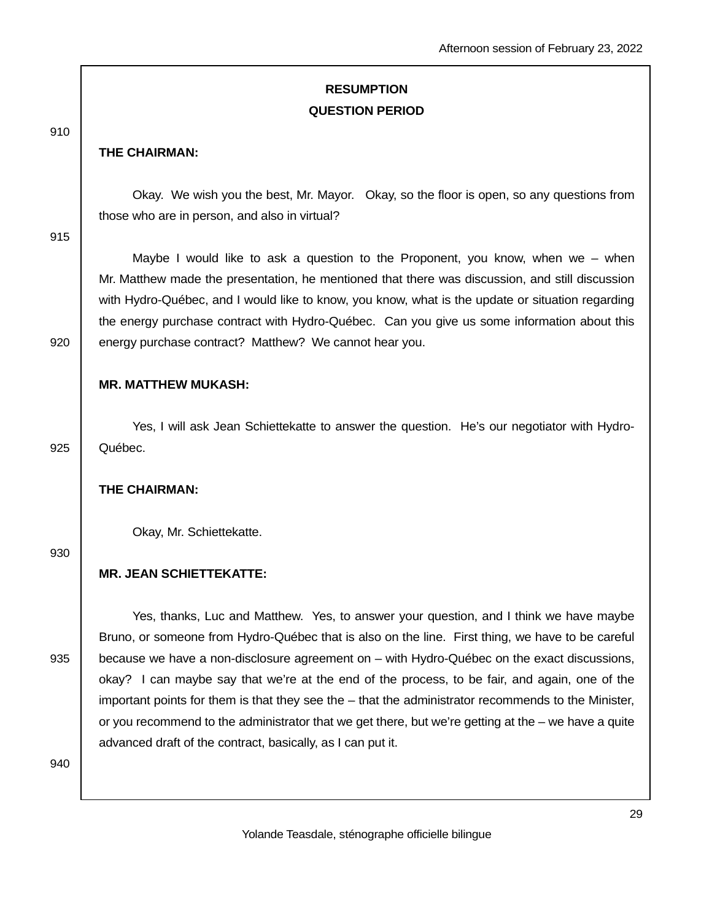**RESUMPTION**

**QUESTION PERIOD**

**THE CHAIRMAN:**

Okay. We wish you the best, Mr. Mayor. Okay, so the floor is open, so any questions from those who are in person, and also in virtual?

Maybe I would like to ask a question to the Proponent, you know, when we – when Mr. Matthew made the presentation, he mentioned that there was discussion, and still discussion with Hydro-Québec, and I would like to know, you know, what is the update or situation regarding the energy purchase contract with Hydro-Québec. Can you give us some information about this energy purchase contract? Matthew? We cannot hear you.

**MR. MATTHEW MUKASH:**

Yes, I will ask Jean Schiettekatte to answer the question. He's our negotiator with Hydro-Québec.

**THE CHAIRMAN:**

Okay, Mr. Schiettekatte.

**MR. JEAN SCHIETTEKATTE:**

Yes, thanks, Luc and Matthew. Yes, to answer your question, and I think we have maybe Bruno, or someone from Hydro-Québec that is also on the line. First thing, we have to be careful because we have a non-disclosure agreement on – with Hydro-Québec on the exact discussions, okay? I can maybe say that we're at the end of the process, to be fair, and again, one of the important points for them is that they see the – that the administrator recommends to the Minister, or you recommend to the administrator that we get there, but we're getting at the – we have a quite advanced draft of the contract, basically, as I can put it.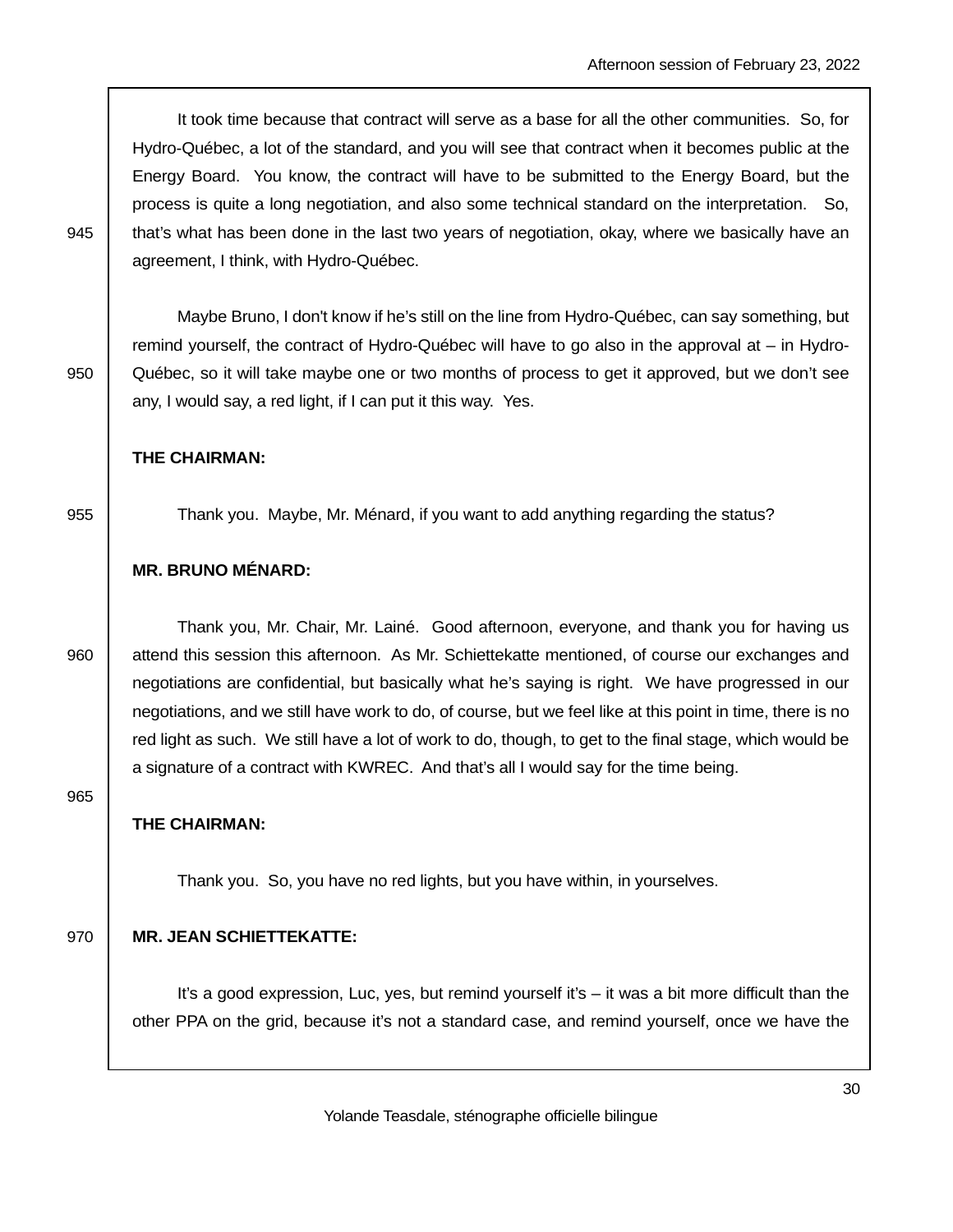It took time because that contract will serve as a base for all the other communities. So, for Hydro-Québec, a lot of the standard, and you will see that contract when it becomes public at the Energy Board. You know, the contract will have to be submitted to the Energy Board, but the process is quite a long negotiation, and also some technical standard on the interpretation. So, that's what has been done in the last two years of negotiation, okay, where we basically have an agreement, I think, with Hydro-Québec.

Maybe Bruno, I don't know if he's still on the line from Hydro-Québec, can say something, but remind yourself, the contract of Hydro-Québec will have to go also in the approval at – in Hydro-Québec, so it will take maybe one or two months of process to get it approved, but we don't see any, I would say, a red light, if I can put it this way. Yes.

**THE CHAIRMAN:**

Thank you. Maybe, Mr. Ménard, if you want to add anything regarding the status?

**MR. BRUNO MÉNARD:**

Thank you, Mr. Chair, Mr. Lainé. Good afternoon, everyone, and thank you for having us attend this session this afternoon. As Mr. Schiettekatte mentioned, of course our exchanges and negotiations are confidential, but basically what he's saying is right. We have progressed in our negotiations, and we still have work to do, of course, but we feel like at this point in time, there is no red light as such. We still have a lot of work to do, though, to get to the final stage, which would be a signature of a contract with KWREC. And that's all I would say for the time being.

**THE CHAIRMAN:**

Thank you. So, you have no red lights, but you have within, in yourselves.

**MR. JEAN SCHIETTEKATTE:**

It's a good expression, Luc, yes, but remind yourself it's – it was a bit more difficult than the other PPA on the grid, because it's not a standard case, and remind yourself, once we have the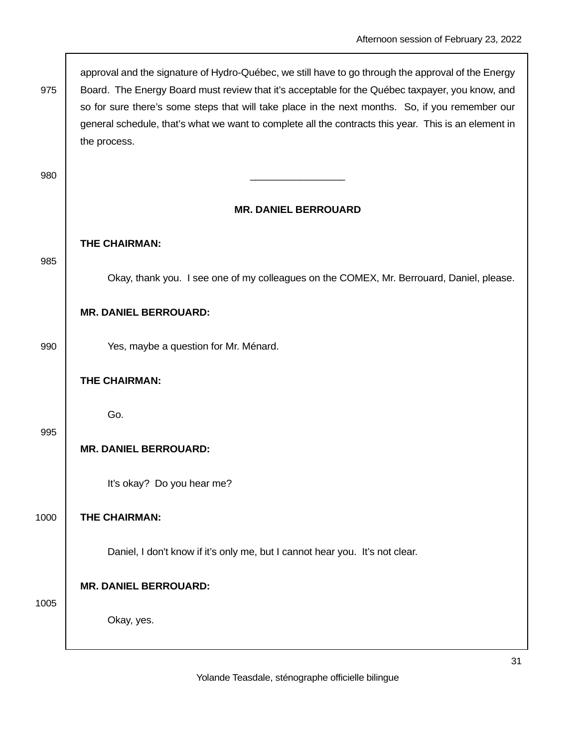approval and the signature of Hydro-Québec, we still have to go through the approval of the Energy Board. The Energy Board must review that it's acceptable for the Québec taxpayer, you know, and so for sure there's some steps that will take place in the next months. So, if you remember our general schedule, that's what we want to complete all the contracts this year. This is an element in the process.

\_\_\_\_\_\_\_\_\_\_\_\_\_\_\_\_\_\_

**MR. DANIEL BERROUARD**

**THE CHAIRMAN:**

Okay, thank you. I see one of my colleagues on the COMEX, Mr. Berrouard, Daniel, please.

**MR. DANIEL BERROUARD:**

Yes, maybe a question for Mr. Ménard.

**THE CHAIRMAN:**

Go.

**MR. DANIEL BERROUARD:**

It's okay? Do you hear me?

**THE CHAIRMAN:**

Daniel, I don't know if it's only me, but I cannot hear you. It's not clear.

**MR. DANIEL BERROUARD:**

Okay, yes.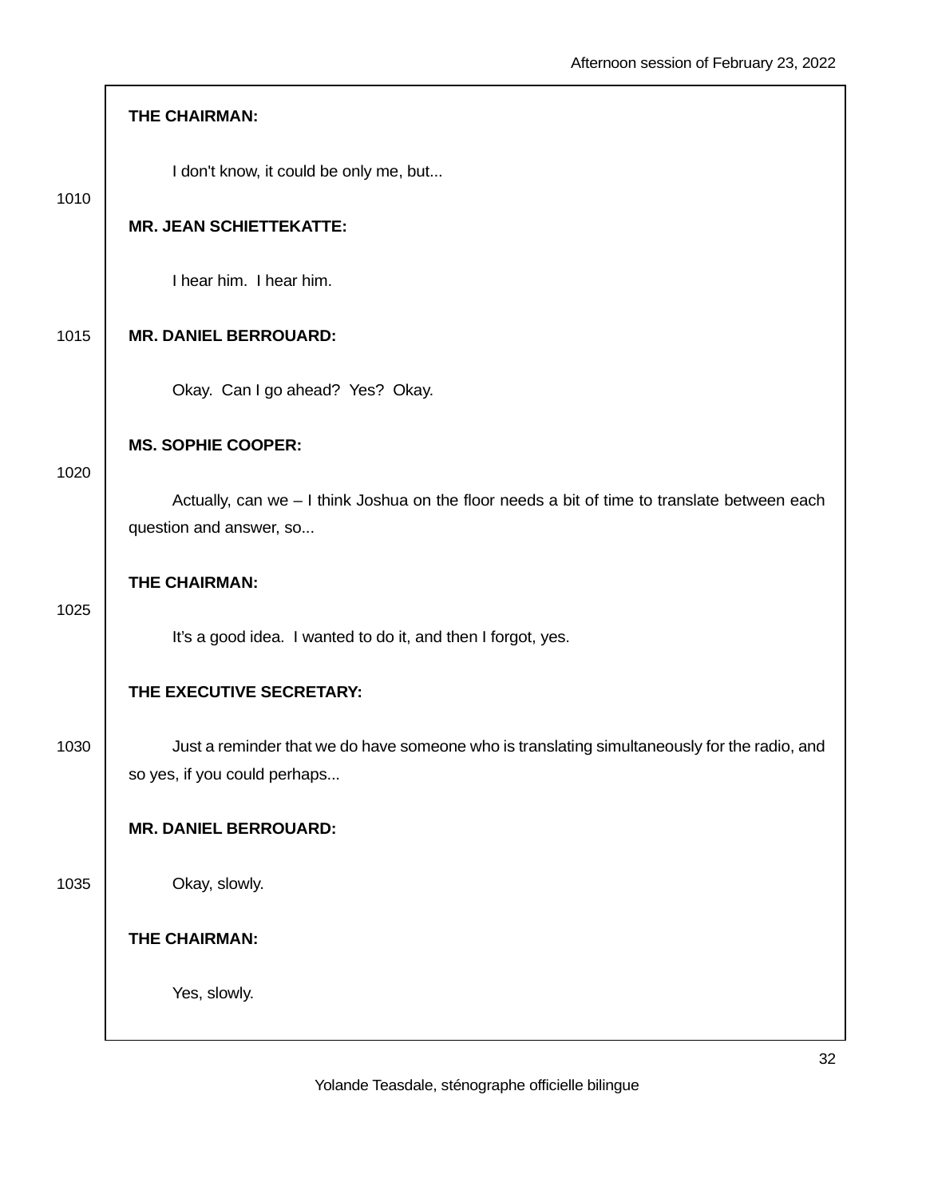**THE CHAIRMAN:**

I don't know, it could be only me, but...

**MR. JEAN SCHIETTEKATTE:**

I hear him. I hear him.

**MR. DANIEL BERROUARD:**

Okay. Can I go ahead? Yes? Okay.

**MS. SOPHIE COOPER:**

Actually, can we – I think Joshua on the floor needs a bit of time to translate between each question and answer, so...

**THE CHAIRMAN:**

It's a good idea. I wanted to do it, and then I forgot, yes.

**THE EXECUTIVE SECRETARY:**

Just a reminder that we do have someone who is translating simultaneously for the radio, and so yes, if you could perhaps...

**MR. DANIEL BERROUARD:**

Okay, slowly.

**THE CHAIRMAN:**

Yes, slowly.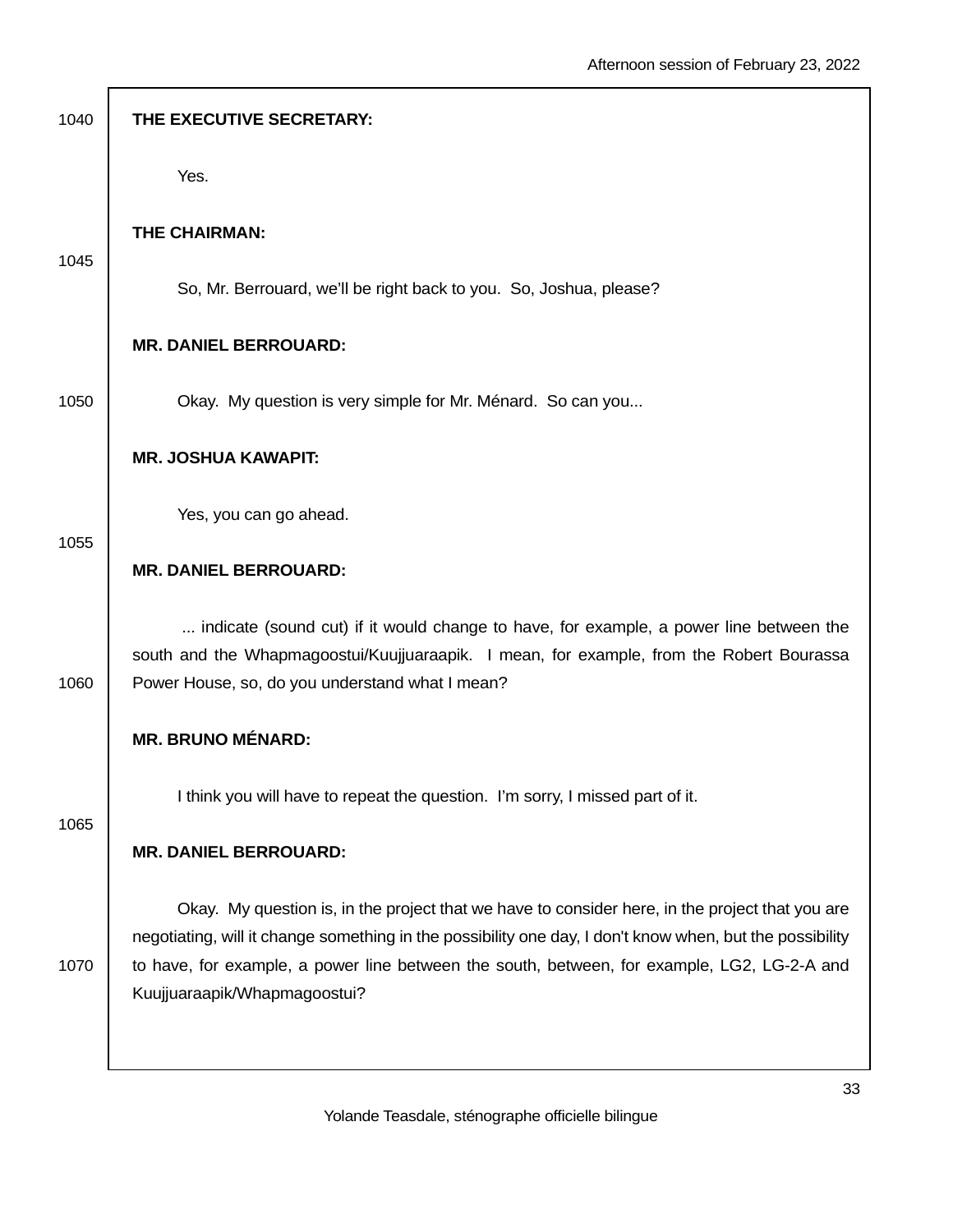**THE EXECUTIVE SECRETARY:**

Yes.

**THE CHAIRMAN:**

So, Mr. Berrouard, we'll be right back to you. So, Joshua, please?

**MR. DANIEL BERROUARD:**

Okay. My question is very simple for Mr. Ménard. So can you...

**MR. JOSHUA KAWAPIT:**

Yes, you can go ahead.

**MR. DANIEL BERROUARD:**

... indicate (sound cut) if it would change to have, for example, a power line between the south and the Whapmagoostui/Kuujjuaraapik. I mean, for example, from the Robert Bourassa Power House, so, do you understand what I mean?

**MR. BRUNO MÉNARD:**

I think you will have to repeat the question. I'm sorry, I missed part of it.

**MR. DANIEL BERROUARD:**

Okay. My question is, in the project that we have to consider here, in the project that you are negotiating, will it change something in the possibility one day, I don't know when, but the possibility to have, for example, a power line between the south, between, for example, LG2, LG-2-A and Kuujjuaraapik/Whapmagoostui?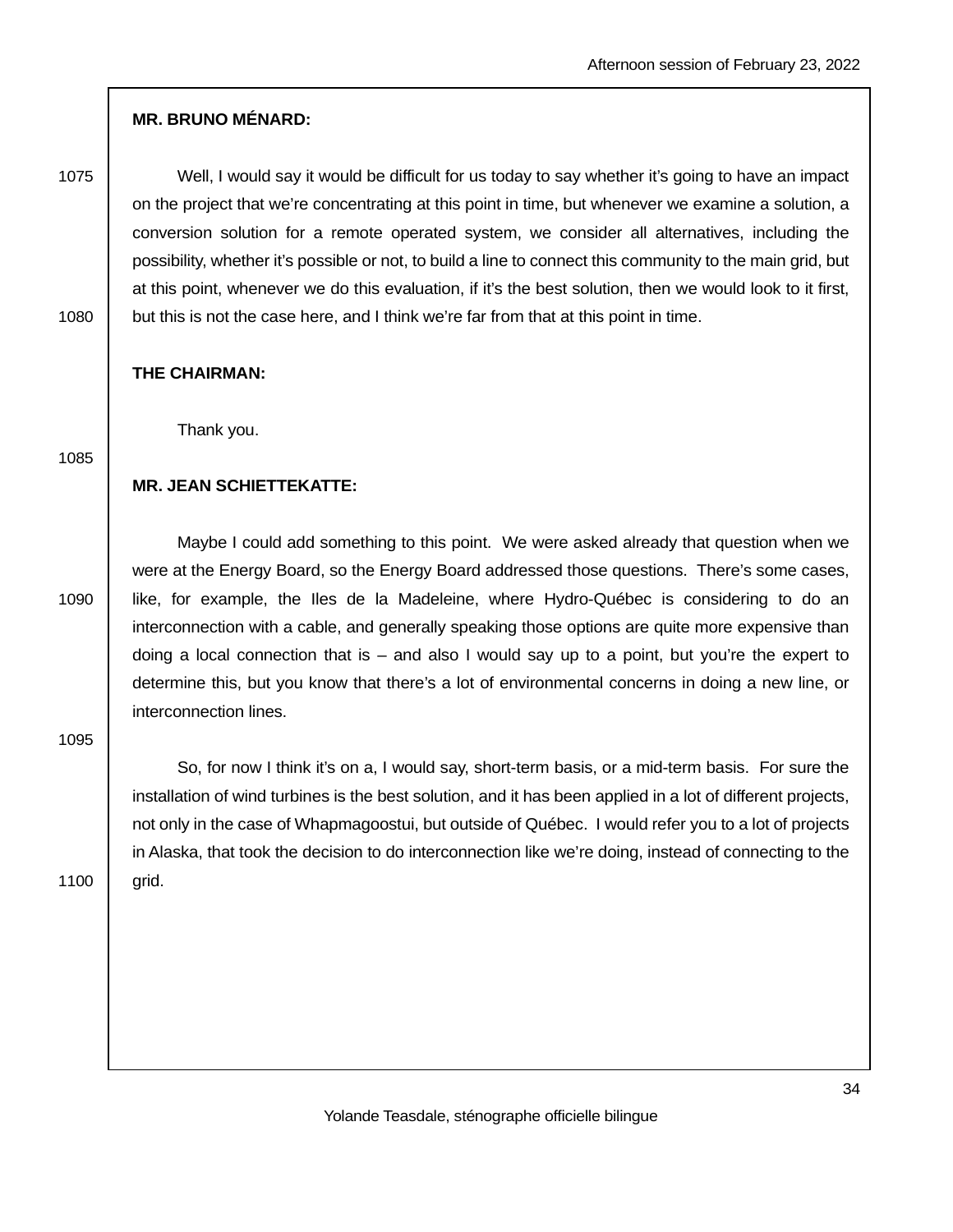**MR. BRUNO MÉNARD:**

Well, I would say it would be difficult for us today to say whether it's going to have an impact on the project that we're concentrating at this point in time, but whenever we examine a solution, a conversion solution for a remote operated system, we consider all alternatives, including the possibility, whether it's possible or not, to build a line to connect this community to the main grid, but at this point, whenever we do this evaluation, if it's the best solution, then we would look to it first, but this is not the case here, and I think we're far from that at this point in time.

**THE CHAIRMAN:**

Thank you.

**MR. JEAN SCHIETTEKATTE:**

Maybe I could add something to this point. We were asked already that question when we were at the Energy Board, so the Energy Board addressed those questions. There's some cases, like, for example, the Iles de la Madeleine, where Hydro-Québec is considering to do an interconnection with a cable, and generally speaking those options are quite more expensive than doing a local connection that is – and also I would say up to a point, but you're the expert to determine this, but you know that there's a lot of environmental concerns in doing a new line, or interconnection lines.

So, for now I think it's on a, I would say, short-term basis, or a mid-term basis. For sure the installation of wind turbines is the best solution, and it has been applied in a lot of different projects, not only in the case of Whapmagoostui, but outside of Québec. I would refer you to a lot of projects in Alaska, that took the decision to do interconnection like we're doing, instead of connecting to the grid.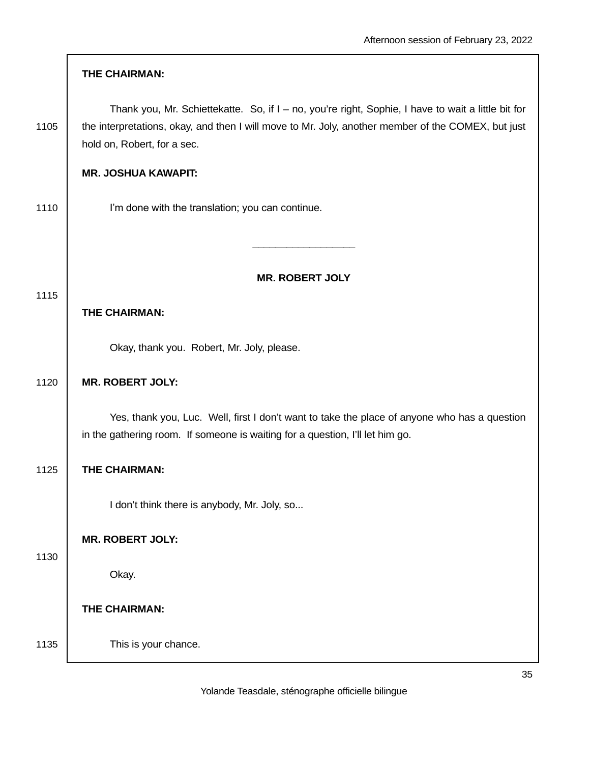**THE CHAIRMAN:**

Thank you, Mr. Schiettekatte. So, if I – no, you're right, Sophie, I have to wait a little bit for the interpretations, okay, and then I will move to Mr. Joly, another member of the COMEX, but just hold on, Robert, for a sec.

**MR. JOSHUA KAWAPIT:**

I'm done with the translation; you can continue.

---

**MR. ROBERT JOLY**

**THE CHAIRMAN:**

Okay, thank you. Robert, Mr. Joly, please.

**MR. ROBERT JOLY:**

Yes, thank you, Luc. Well, first I don't want to take the place of anyone who has a question in the gathering room. If someone is waiting for a question, I'll let him go.

**THE CHAIRMAN:**

I don't think there is anybody, Mr. Joly, so...

**MR. ROBERT JOLY:**

Okay.

**THE CHAIRMAN:**

This is your chance.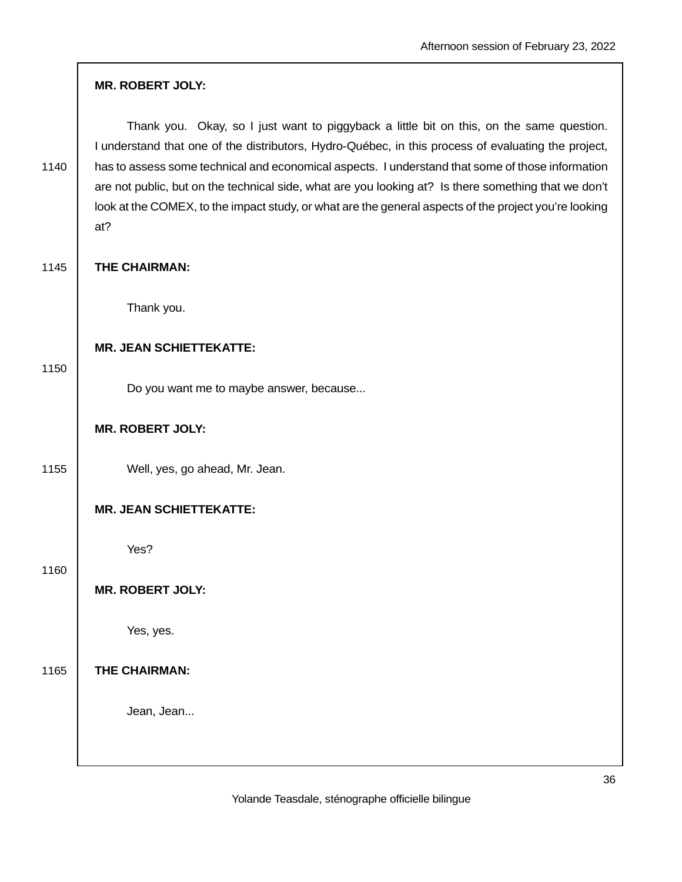**MR. ROBERT JOLY:**

Thank you. Okay, so I just want to piggyback a little bit on this, on the same question. I understand that one of the distributors, Hydro-Québec, in this process of evaluating the project, has to assess some technical and economical aspects. I understand that some of those information are not public, but on the technical side, what are you looking at? Is there something that we don't look at the COMEX, to the impact study, or what are the general aspects of the project you're looking at?

**THE CHAIRMAN:**

Thank you.

**MR. JEAN SCHIETTEKATTE:**

Do you want me to maybe answer, because...

**MR. ROBERT JOLY:**

Well, yes, go ahead, Mr. Jean.

**MR. JEAN SCHIETTEKATTE:**

Yes?

**MR. ROBERT JOLY:**

Yes, yes.

**THE CHAIRMAN:**

Jean, Jean...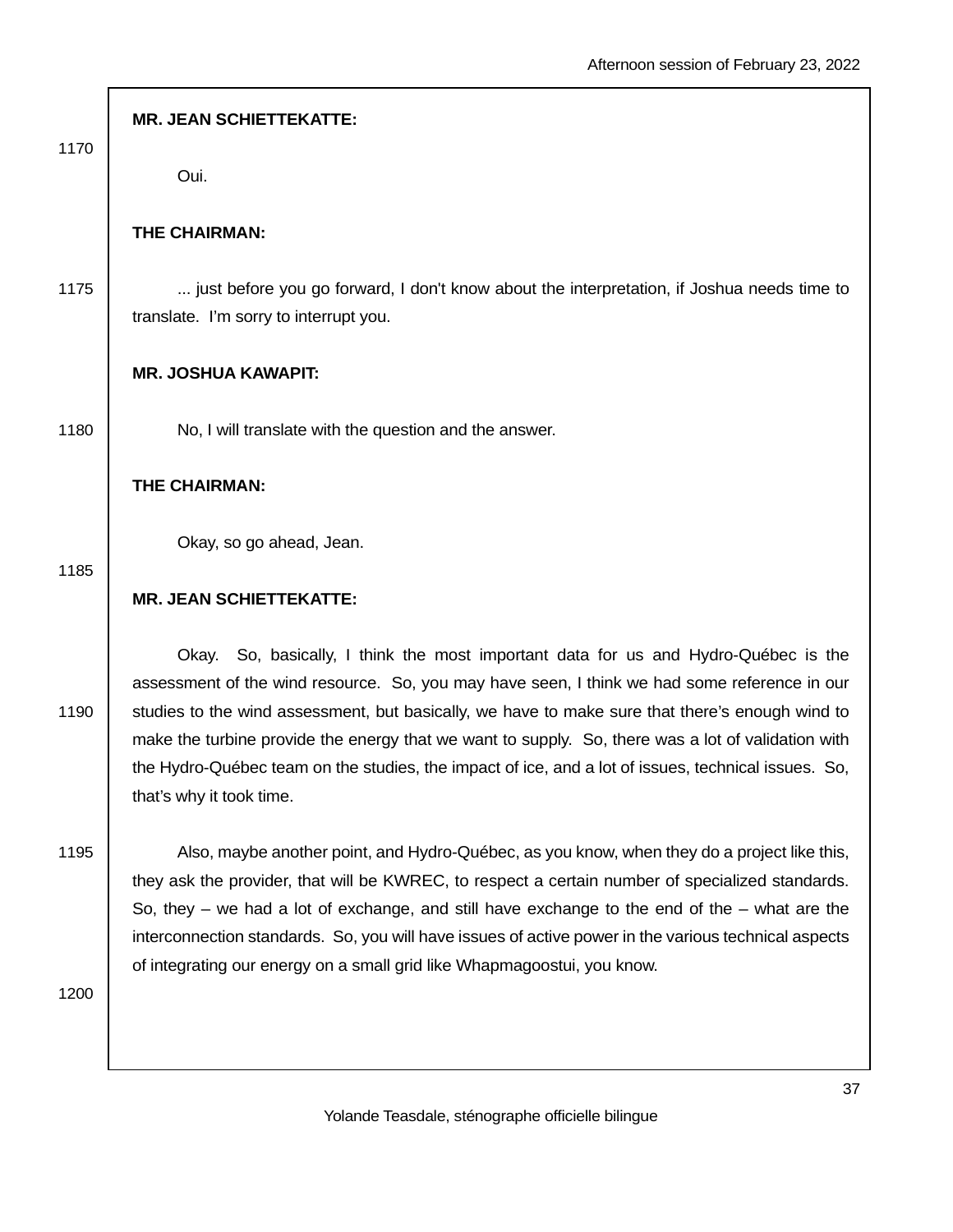**MR. JEAN SCHIETTEKATTE:**

Oui.

**THE CHAIRMAN:**

... just before you go forward, I don't know about the interpretation, if Joshua needs time to translate. I'm sorry to interrupt you.

**MR. JOSHUA KAWAPIT:**

No, I will translate with the question and the answer.

**THE CHAIRMAN:**

Okay, so go ahead, Jean.

**MR. JEAN SCHIETTEKATTE:**

Okay. So, basically, I think the most important data for us and Hydro-Québec is the assessment of the wind resource. So, you may have seen, I think we had some reference in our studies to the wind assessment, but basically, we have to make sure that there's enough wind to make the turbine provide the energy that we want to supply. So, there was a lot of validation with the Hydro-Québec team on the studies, the impact of ice, and a lot of issues, technical issues. So, that's why it took time.

Also, maybe another point, and Hydro-Québec, as you know, when they do a project like this, they ask the provider, that will be KWREC, to respect a certain number of specialized standards. So, they – we had a lot of exchange, and still have exchange to the end of the – what are the interconnection standards. So, you will have issues of active power in the various technical aspects of integrating our energy on a small grid like Whapmagoostui, you know.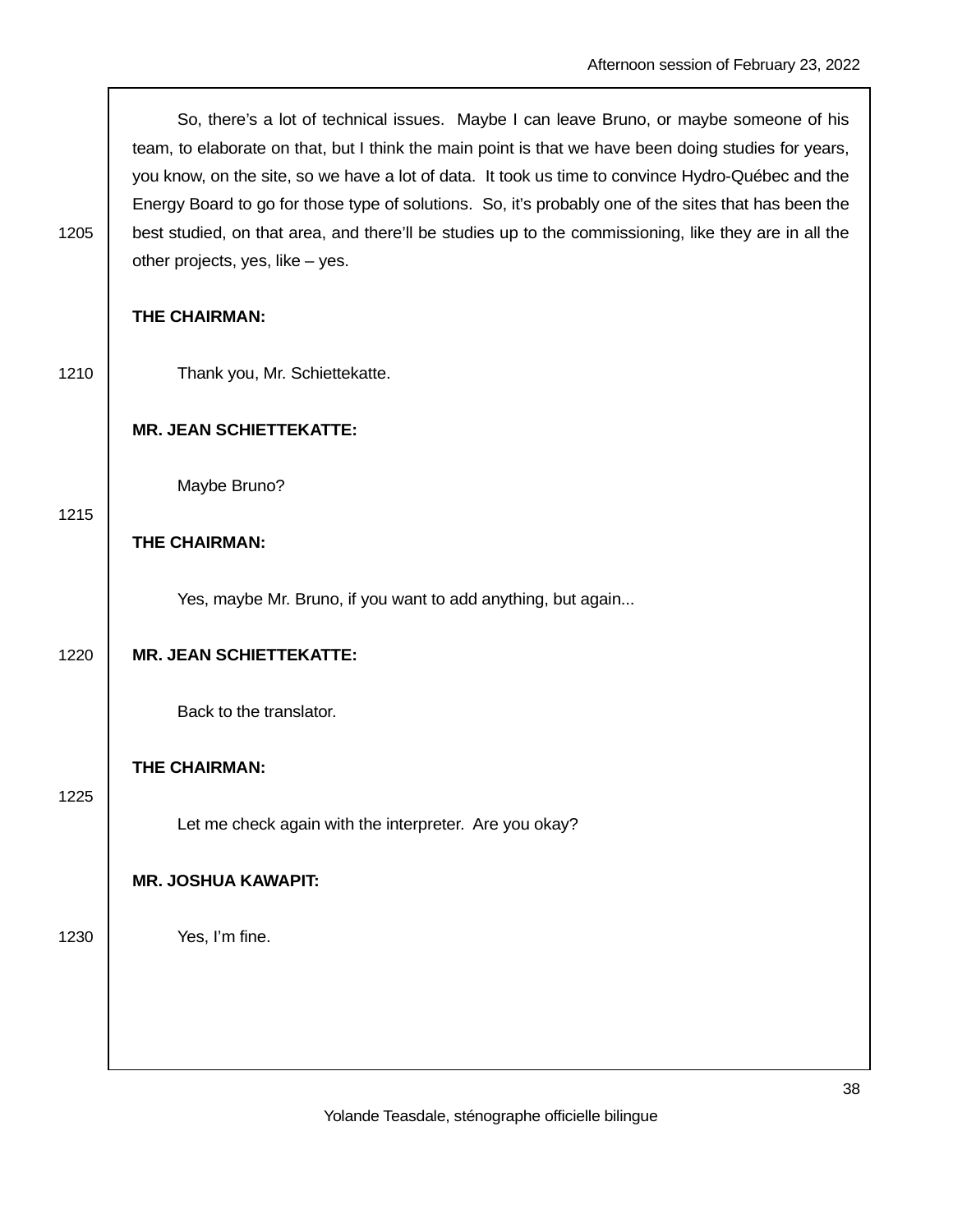So, there's a lot of technical issues. Maybe I can leave Bruno, or maybe someone of his team, to elaborate on that, but I think the main point is that we have been doing studies for years, you know, on the site, so we have a lot of data. It took us time to convince Hydro-Québec and the Energy Board to go for those type of solutions. So, it's probably one of the sites that has been the best studied, on that area, and there'll be studies up to the commissioning, like they are in all the other projects, yes, like – yes.

**THE CHAIRMAN:**

Thank you, Mr. Schiettekatte.

**MR. JEAN SCHIETTEKATTE:**

Maybe Bruno?

**THE CHAIRMAN:**

Yes, maybe Mr. Bruno, if you want to add anything, but again...

**MR. JEAN SCHIETTEKATTE:**

Back to the translator.

**THE CHAIRMAN:**

Let me check again with the interpreter. Are you okay?

**MR. JOSHUA KAWAPIT:**

Yes, I'm fine.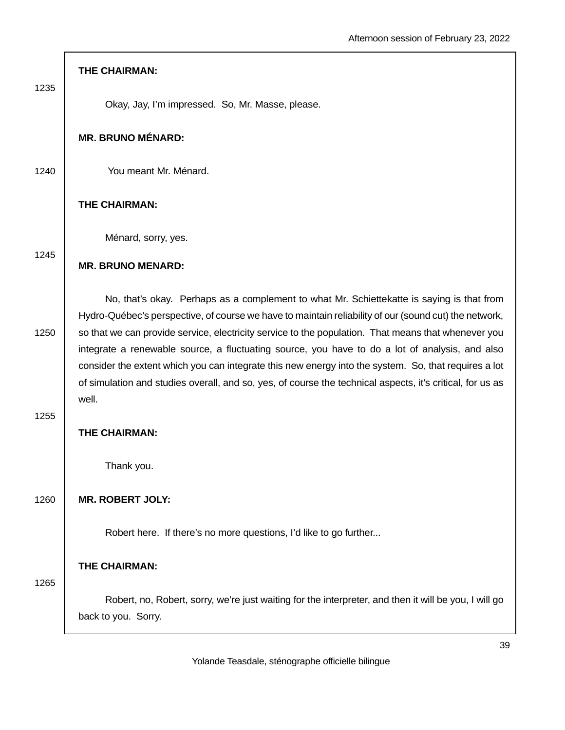**THE CHAIRMAN:**

Okay, Jay, I'm impressed. So, Mr. Masse, please.

**MR. BRUNO MÉNARD:**

You meant Mr. Ménard.

**THE CHAIRMAN:**

Ménard, sorry, yes.

**MR. BRUNO MENARD:**

No, that's okay. Perhaps as a complement to what Mr. Schiettekatte is saying is that from Hydro-Québec's perspective, of course we have to maintain reliability of our (sound cut) the network, so that we can provide service, electricity service to the population. That means that whenever you integrate a renewable source, a fluctuating source, you have to do a lot of analysis, and also consider the extent which you can integrate this new energy into the system. So, that requires a lot of simulation and studies overall, and so, yes, of course the technical aspects, it's critical, for us as well.

**THE CHAIRMAN:**

Thank you.

**MR. ROBERT JOLY:**

Robert here. If there's no more questions, I'd like to go further...

**THE CHAIRMAN:**

Robert, no, Robert, sorry, we're just waiting for the interpreter, and then it will be you, I will go back to you. Sorry.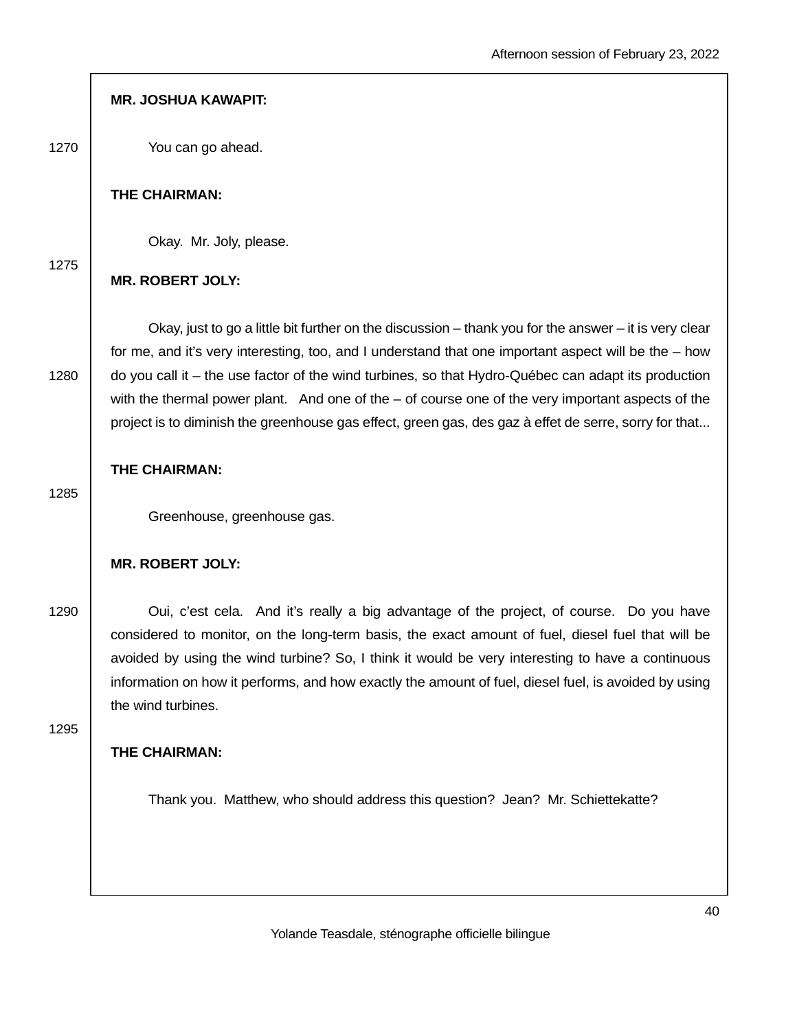**MR. JOSHUA KAWAPIT:**

You can go ahead.

**THE CHAIRMAN:**

Okay. Mr. Joly, please.

**MR. ROBERT JOLY:**

Okay, just to go a little bit further on the discussion – thank you for the answer – it is very clear for me, and it's very interesting, too, and I understand that one important aspect will be the – how do you call it – the use factor of the wind turbines, so that Hydro-Québec can adapt its production with the thermal power plant. And one of the – of course one of the very important aspects of the project is to diminish the greenhouse gas effect, green gas, des gaz à effet de serre, sorry for that...

**THE CHAIRMAN:**

Greenhouse, greenhouse gas.

**MR. ROBERT JOLY:**

Oui, c'est cela. And it's really a big advantage of the project, of course. Do you have considered to monitor, on the long-term basis, the exact amount of fuel, diesel fuel that will be avoided by using the wind turbine? So, I think it would be very interesting to have a continuous information on how it performs, and how exactly the amount of fuel, diesel fuel, is avoided by using the wind turbines.

**THE CHAIRMAN:**

Thank you. Matthew, who should address this question? Jean? Mr. Schiettekatte?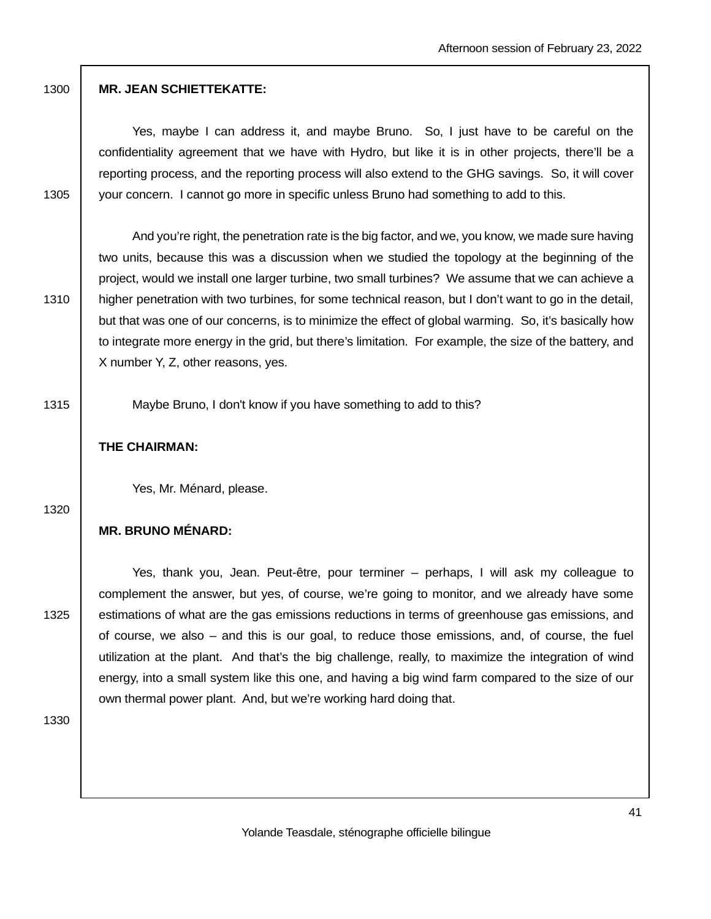**MR. JEAN SCHIETTEKATTE:**

Yes, maybe I can address it, and maybe Bruno. So, I just have to be careful on the confidentiality agreement that we have with Hydro, but like it is in other projects, there'll be a reporting process, and the reporting process will also extend to the GHG savings. So, it will cover your concern. I cannot go more in specific unless Bruno had something to add to this.

And you're right, the penetration rate is the big factor, and we, you know, we made sure having two units, because this was a discussion when we studied the topology at the beginning of the project, would we install one larger turbine, two small turbines? We assume that we can achieve a higher penetration with two turbines, for some technical reason, but I don't want to go in the detail, but that was one of our concerns, is to minimize the effect of global warming. So, it's basically how to integrate more energy in the grid, but there's limitation. For example, the size of the battery, and X number Y, Z, other reasons, yes.

Maybe Bruno, I don't know if you have something to add to this?

**THE CHAIRMAN:**

Yes, Mr. Ménard, please.

**MR. BRUNO MÉNARD:**

Yes, thank you, Jean. Peut-être, pour terminer – perhaps, I will ask my colleague to complement the answer, but yes, of course, we're going to monitor, and we already have some estimations of what are the gas emissions reductions in terms of greenhouse gas emissions, and of course, we also – and this is our goal, to reduce those emissions, and, of course, the fuel utilization at the plant. And that's the big challenge, really, to maximize the integration of wind energy, into a small system like this one, and having a big wind farm compared to the size of our own thermal power plant. And, but we're working hard doing that.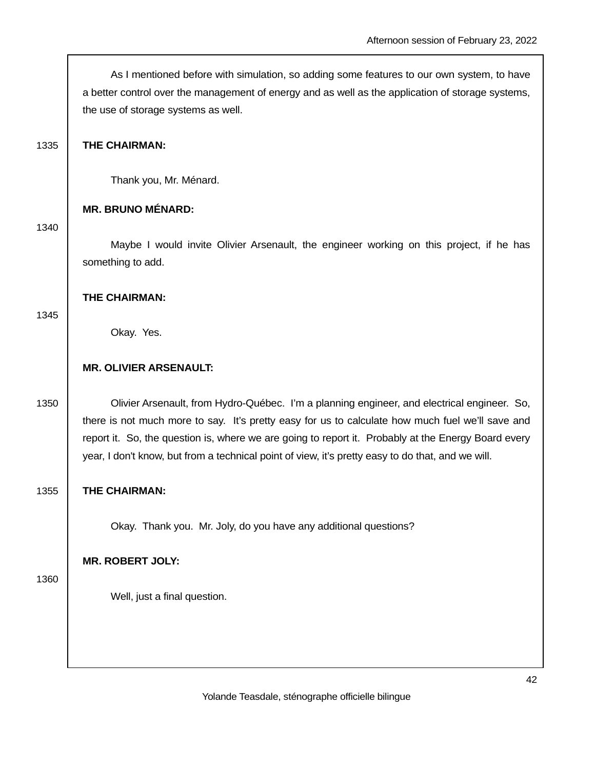As I mentioned before with simulation, so adding some features to our own system, to have a better control over the management of energy and as well as the application of storage systems, the use of storage systems as well.

**THE CHAIRMAN:**

Thank you, Mr. Ménard.

**MR. BRUNO MÉNARD:**

Maybe I would invite Olivier Arsenault, the engineer working on this project, if he has something to add.

**THE CHAIRMAN:**

Okay. Yes.

**MR. OLIVIER ARSENAULT:**

Olivier Arsenault, from Hydro-Québec. I'm a planning engineer, and electrical engineer. So, there is not much more to say. It's pretty easy for us to calculate how much fuel we'll save and report it. So, the question is, where we are going to report it. Probably at the Energy Board every year, I don't know, but from a technical point of view, it's pretty easy to do that, and we will.

**THE CHAIRMAN:**

Okay. Thank you. Mr. Joly, do you have any additional questions?

**MR. ROBERT JOLY:**

Well, just a final question.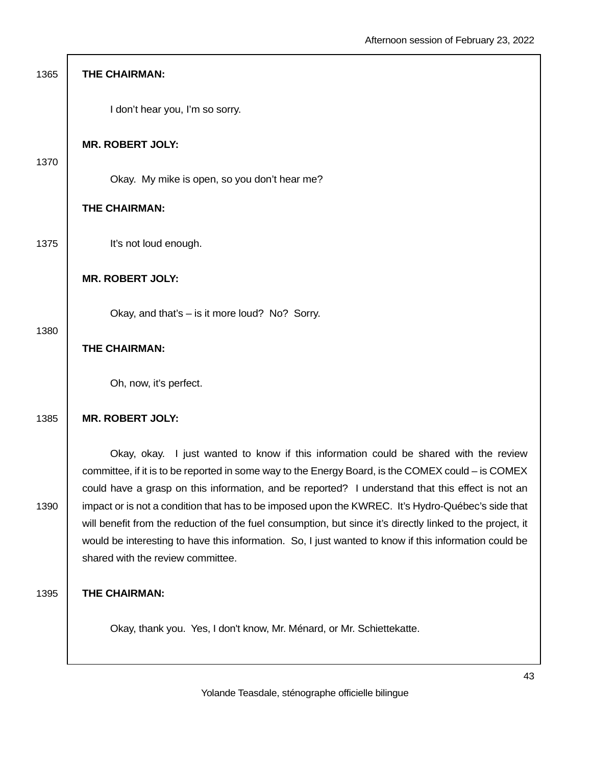**THE CHAIRMAN:**

I don’t hear you, I’m so sorry.

**MR. ROBERT JOLY:**

Okay. My mike is open, so you don’t hear me?

**THE CHAIRMAN:**

It’s not loud enough.

**MR. ROBERT JOLY:**

Okay, and that’s – is it more loud? No? Sorry.

**THE CHAIRMAN:**

Oh, now, it’s perfect.

**MR. ROBERT JOLY:**

Okay, okay. I just wanted to know if this information could be shared with the review committee, if it is to be reported in some way to the Energy Board, is the COMEX could – is COMEX could have a grasp on this information, and be reported? I understand that this effect is not an impact or is not a condition that has to be imposed upon the KWREC. It’s Hydro-Québec’s side that will benefit from the reduction of the fuel consumption, but since it’s directly linked to the project, it would be interesting to have this information. So, I just wanted to know if this information could be shared with the review committee.

**THE CHAIRMAN:**

Okay, thank you. Yes, I don't know, Mr. Ménard, or Mr. Schiettekatte.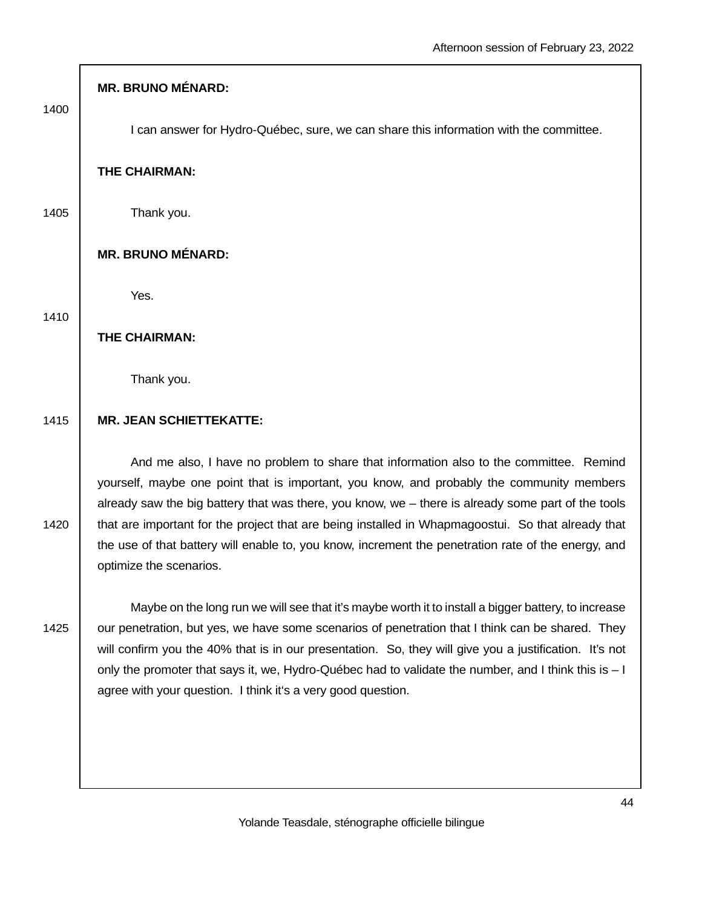**MR. BRUNO MÉNARD:**

I can answer for Hydro-Québec, sure, we can share this information with the committee.

**THE CHAIRMAN:**

Thank you.

**MR. BRUNO MÉNARD:**

Yes.

**THE CHAIRMAN:**

Thank you.

**MR. JEAN SCHIETTEKATTE:**

And me also, I have no problem to share that information also to the committee. Remind yourself, maybe one point that is important, you know, and probably the community members already saw the big battery that was there, you know, we – there is already some part of the tools that are important for the project that are being installed in Whapmagoostui. So that already that the use of that battery will enable to, you know, increment the penetration rate of the energy, and optimize the scenarios.

Maybe on the long run we will see that it's maybe worth it to install a bigger battery, to increase our penetration, but yes, we have some scenarios of penetration that I think can be shared. They will confirm you the 40% that is in our presentation. So, they will give you a justification. It's not only the promoter that says it, we, Hydro-Québec had to validate the number, and I think this is – I agree with your question. I think it's a very good question.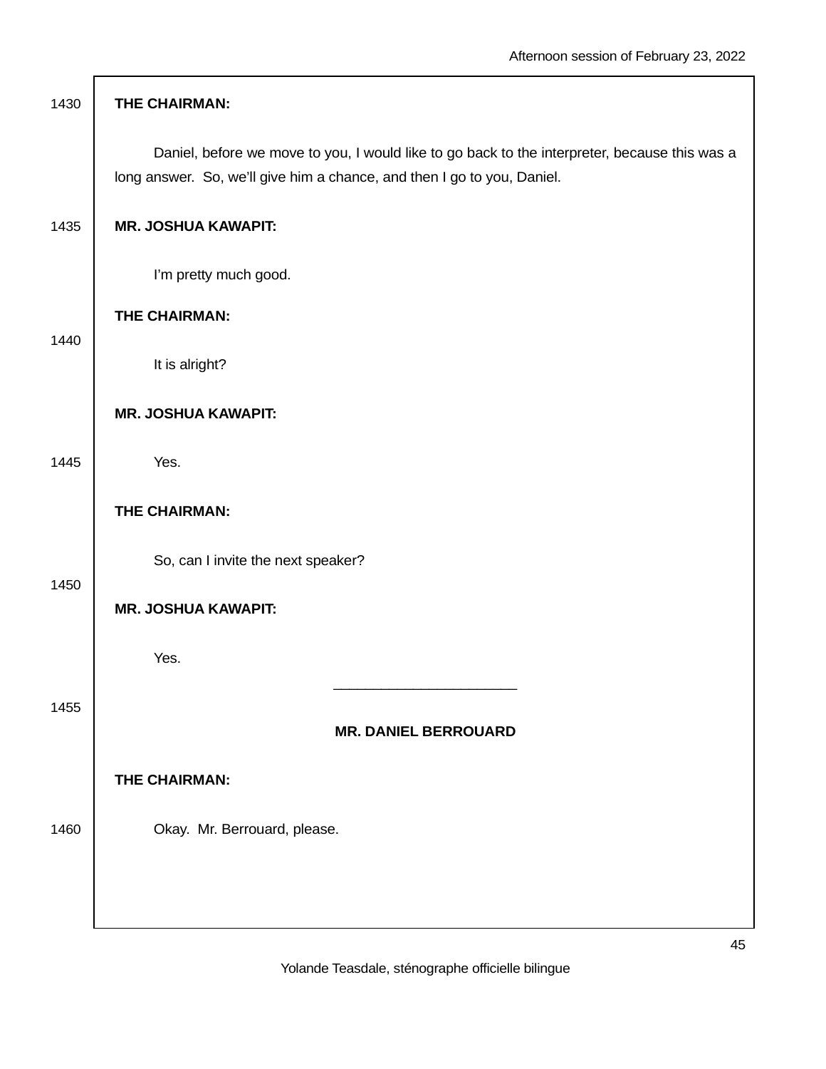**THE CHAIRMAN:**

Daniel, before we move to you, I would like to go back to the interpreter, because this was a long answer. So, we'll give him a chance, and then I go to you, Daniel.

**MR. JOSHUA KAWAPIT:**

I'm pretty much good.

**THE CHAIRMAN:**

It is alright?

**MR. JOSHUA KAWAPIT:**

Yes.

**THE CHAIRMAN:**

So, can I invite the next speaker?

**MR. JOSHUA KAWAPIT:**

Yes.

---

**MR. DANIEL BERROUARD**

**THE CHAIRMAN:**

Okay. Mr. Berrouard, please.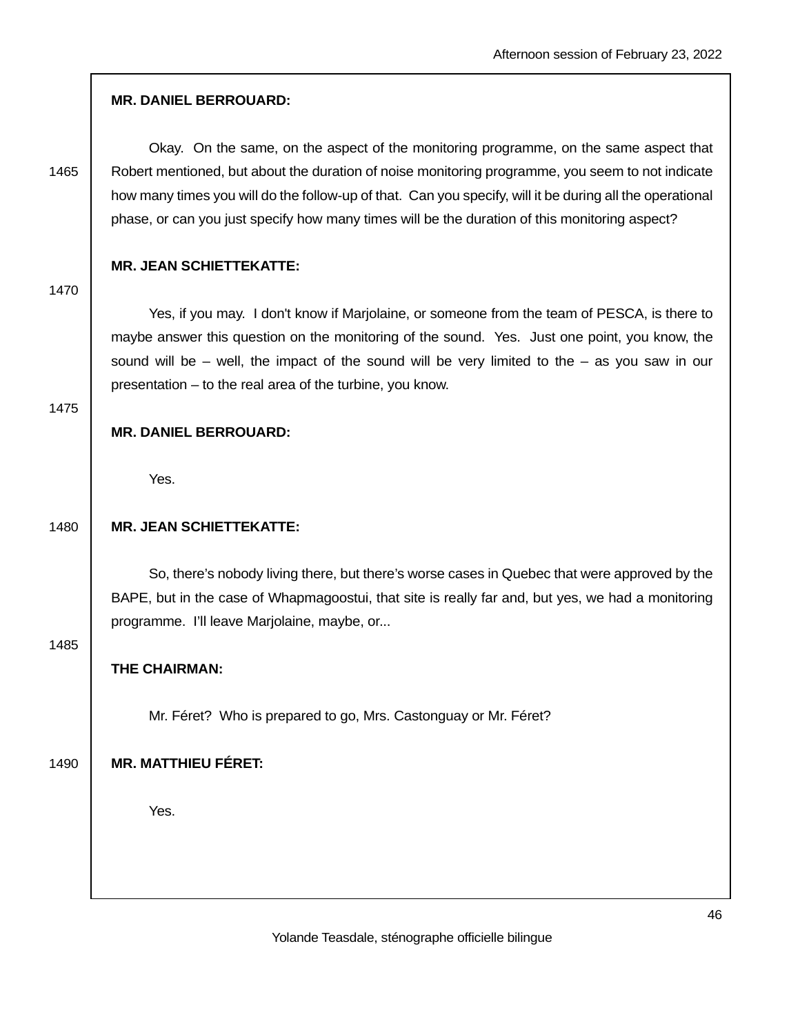**MR. DANIEL BERROUARD:**

Okay. On the same, on the aspect of the monitoring programme, on the same aspect that Robert mentioned, but about the duration of noise monitoring programme, you seem to not indicate how many times you will do the follow-up of that. Can you specify, will it be during all the operational phase, or can you just specify how many times will be the duration of this monitoring aspect?

**MR. JEAN SCHIETTEKATTE:**

Yes, if you may. I don't know if Marjolaine, or someone from the team of PESCA, is there to maybe answer this question on the monitoring of the sound. Yes. Just one point, you know, the sound will be – well, the impact of the sound will be very limited to the – as you saw in our presentation – to the real area of the turbine, you know.

**MR. DANIEL BERROUARD:**

Yes.

**MR. JEAN SCHIETTEKATTE:**

So, there's nobody living there, but there's worse cases in Quebec that were approved by the BAPE, but in the case of Whapmagoostui, that site is really far and, but yes, we had a monitoring programme. I'll leave Marjolaine, maybe, or...

**THE CHAIRMAN:**

Mr. Féret? Who is prepared to go, Mrs. Castonguay or Mr. Féret?

**MR. MATTHIEU FÉRET:**

Yes.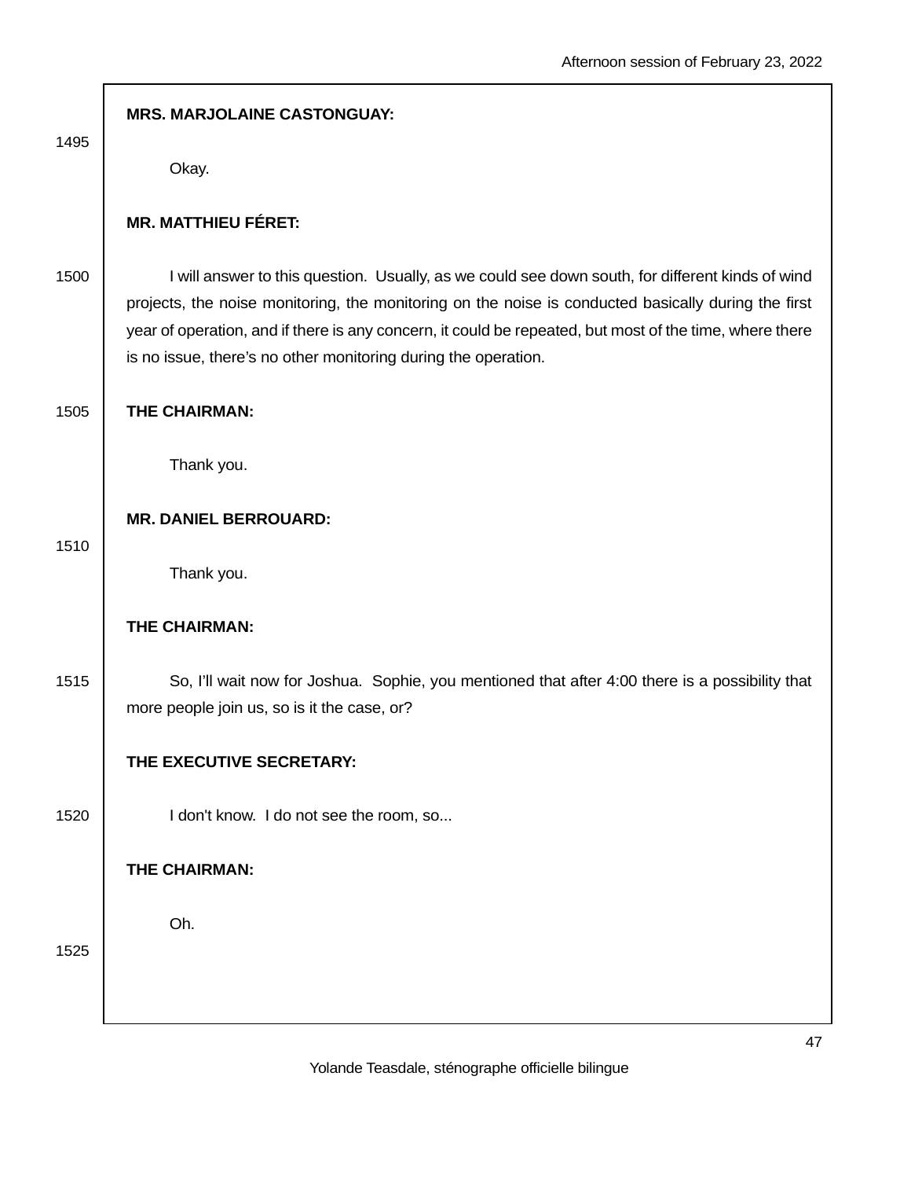**MRS. MARJOLAINE CASTONGUAY:**

Okay.

**MR. MATTHIEU FÉRET:**

I will answer to this question. Usually, as we could see down south, for different kinds of wind projects, the noise monitoring, the monitoring on the noise is conducted basically during the first year of operation, and if there is any concern, it could be repeated, but most of the time, where there is no issue, there's no other monitoring during the operation.

**THE CHAIRMAN:**

Thank you.

**MR. DANIEL BERROUARD:**

Thank you.

**THE CHAIRMAN:**

So, I'll wait now for Joshua. Sophie, you mentioned that after 4:00 there is a possibility that more people join us, so is it the case, or?

**THE EXECUTIVE SECRETARY:**

I don't know. I do not see the room, so...

**THE CHAIRMAN:**

Oh.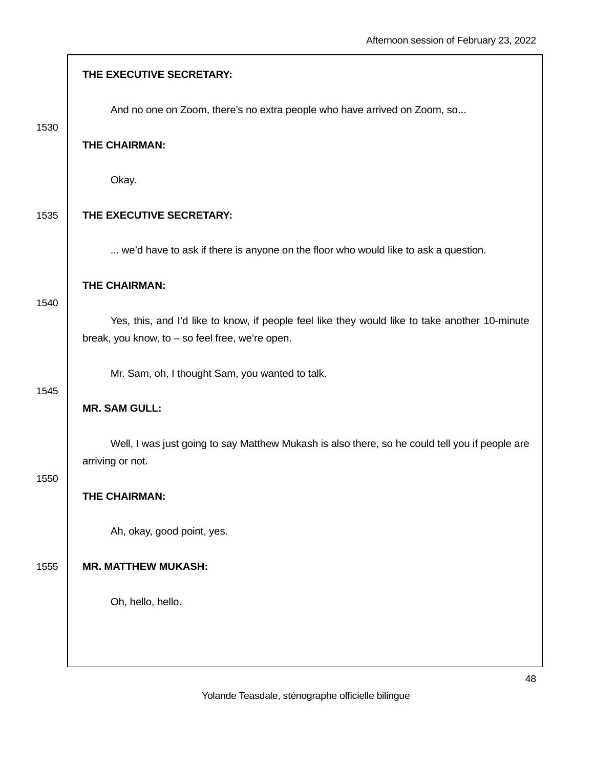**THE EXECUTIVE SECRETARY:**

And no one on Zoom, there's no extra people who have arrived on Zoom, so...

**THE CHAIRMAN:**

Okay.

**THE EXECUTIVE SECRETARY:**

... we'd have to ask if there is anyone on the floor who would like to ask a question.

**THE CHAIRMAN:**

Yes, this, and I'd like to know, if people feel like they would like to take another 10-minute break, you know, to – so feel free, we're open.

Mr. Sam, oh, I thought Sam, you wanted to talk.

**MR. SAM GULL:**

Well, I was just going to say Matthew Mukash is also there, so he could tell you if people are arriving or not.

**THE CHAIRMAN:**

Ah, okay, good point, yes.

**MR. MATTHEW MUKASH:**

Oh, hello, hello.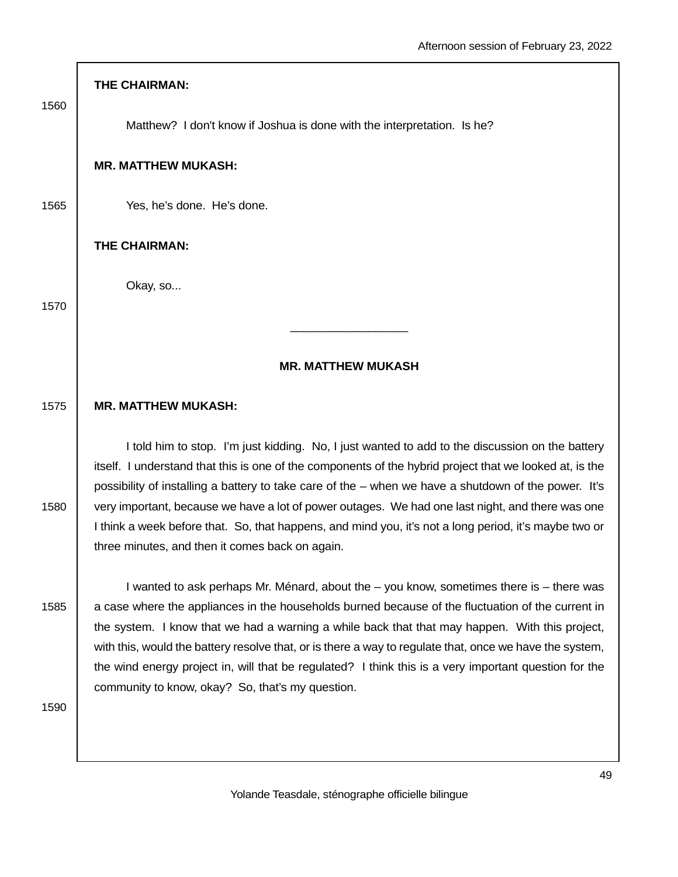**THE CHAIRMAN:**

Matthew? I don't know if Joshua is done with the interpretation. Is he?

**MR. MATTHEW MUKASH:**

Yes, he's done. He's done.

**THE CHAIRMAN:**

Okay, so...

---

**MR. MATTHEW MUKASH**

**MR. MATTHEW MUKASH:**

I told him to stop. I'm just kidding. No, I just wanted to add to the discussion on the battery itself. I understand that this is one of the components of the hybrid project that we looked at, is the possibility of installing a battery to take care of the – when we have a shutdown of the power. It's very important, because we have a lot of power outages. We had one last night, and there was one I think a week before that. So, that happens, and mind you, it's not a long period, it's maybe two or three minutes, and then it comes back on again.

I wanted to ask perhaps Mr. Ménard, about the – you know, sometimes there is – there was a case where the appliances in the households burned because of the fluctuation of the current in the system. I know that we had a warning a while back that that may happen. With this project, with this, would the battery resolve that, or is there a way to regulate that, once we have the system, the wind energy project in, will that be regulated? I think this is a very important question for the community to know, okay? So, that's my question.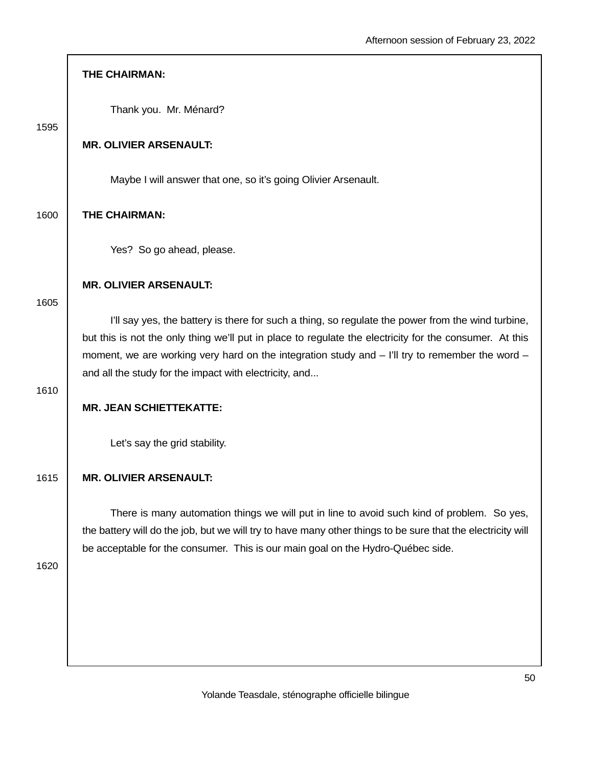**THE CHAIRMAN:**

Thank you. Mr. Ménard?

**MR. OLIVIER ARSENAULT:**

Maybe I will answer that one, so it's going Olivier Arsenault.

**THE CHAIRMAN:**

Yes? So go ahead, please.

**MR. OLIVIER ARSENAULT:**

I'll say yes, the battery is there for such a thing, so regulate the power from the wind turbine, but this is not the only thing we'll put in place to regulate the electricity for the consumer. At this moment, we are working very hard on the integration study and – I'll try to remember the word – and all the study for the impact with electricity, and...

**MR. JEAN SCHIETTEKATTE:**

Let's say the grid stability.

**MR. OLIVIER ARSENAULT:**

There is many automation things we will put in line to avoid such kind of problem. So yes, the battery will do the job, but we will try to have many other things to be sure that the electricity will be acceptable for the consumer. This is our main goal on the Hydro-Québec side.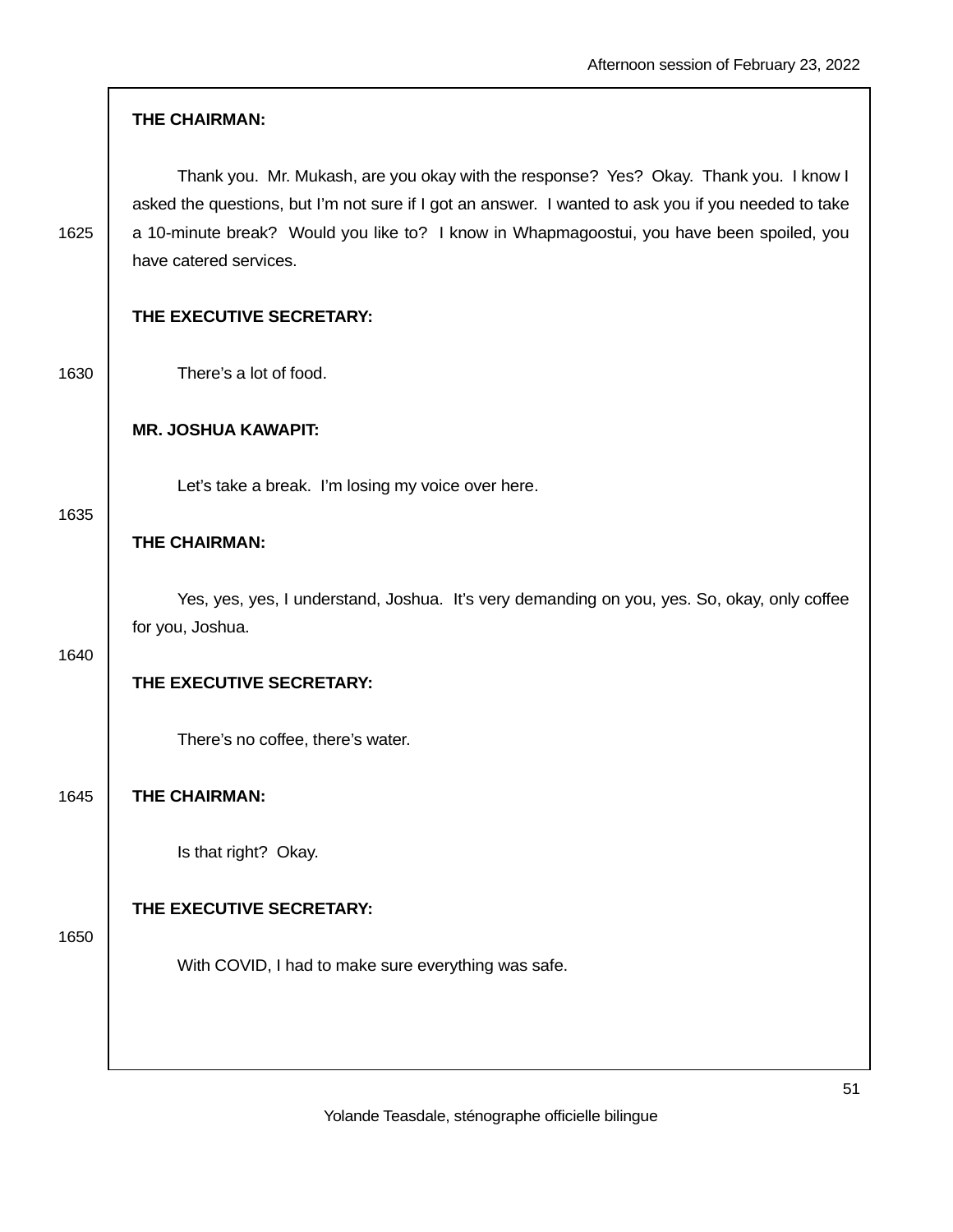**THE CHAIRMAN:**

Thank you. Mr. Mukash, are you okay with the response? Yes? Okay. Thank you. I know I asked the questions, but I'm not sure if I got an answer. I wanted to ask you if you needed to take a 10-minute break? Would you like to? I know in Whapmagoostui, you have been spoiled, you have catered services.

**THE EXECUTIVE SECRETARY:**

There's a lot of food.

**MR. JOSHUA KAWAPIT:**

Let's take a break. I'm losing my voice over here.

**THE CHAIRMAN:**

Yes, yes, yes, I understand, Joshua. It's very demanding on you, yes. So, okay, only coffee for you, Joshua.

**THE EXECUTIVE SECRETARY:**

There's no coffee, there's water.

**THE CHAIRMAN:**

Is that right? Okay.

**THE EXECUTIVE SECRETARY:**

With COVID, I had to make sure everything was safe.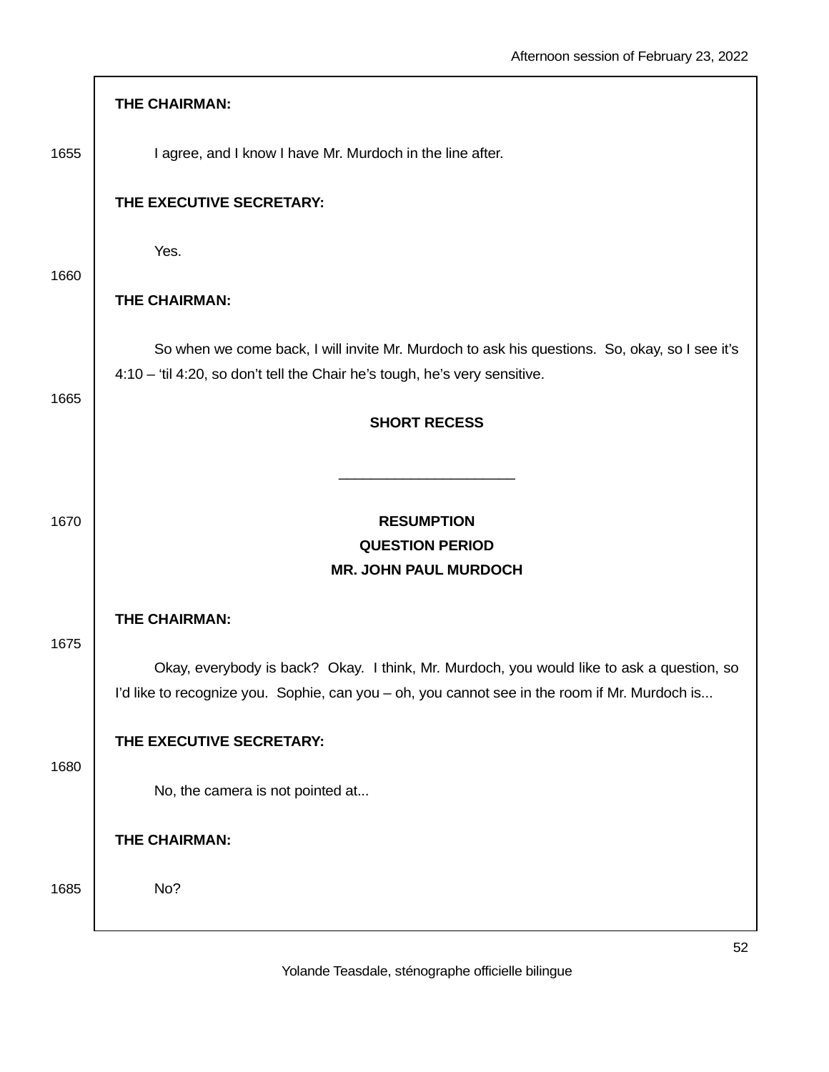**THE CHAIRMAN:**

I agree, and I know I have Mr. Murdoch in the line after.

**THE EXECUTIVE SECRETARY:**

Yes.

**THE CHAIRMAN:**

So when we come back, I will invite Mr. Murdoch to ask his questions. So, okay, so I see it's 4:10 – 'til 4:20, so don't tell the Chair he's tough, he's very sensitive.

**SHORT RECESS**

______________________

**RESUMPTION**
**QUESTION PERIOD**
**MR. JOHN PAUL MURDOCH**

**THE CHAIRMAN:**

Okay, everybody is back? Okay. I think, Mr. Murdoch, you would like to ask a question, so I'd like to recognize you. Sophie, can you – oh, you cannot see in the room if Mr. Murdoch is...

**THE EXECUTIVE SECRETARY:**

No, the camera is not pointed at...

**THE CHAIRMAN:**

No?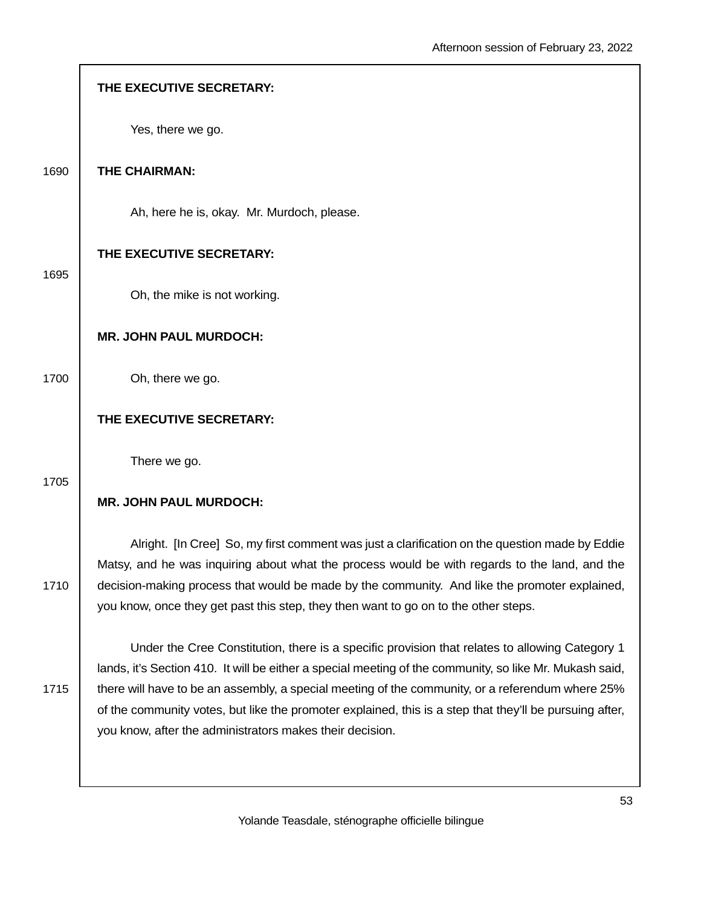**THE EXECUTIVE SECRETARY:**

Yes, there we go.

**THE CHAIRMAN:**

Ah, here he is, okay. Mr. Murdoch, please.

**THE EXECUTIVE SECRETARY:**

Oh, the mike is not working.

**MR. JOHN PAUL MURDOCH:**

Oh, there we go.

**THE EXECUTIVE SECRETARY:**

There we go.

**MR. JOHN PAUL MURDOCH:**

Alright. [In Cree] So, my first comment was just a clarification on the question made by Eddie Matsy, and he was inquiring about what the process would be with regards to the land, and the decision-making process that would be made by the community. And like the promoter explained, you know, once they get past this step, they then want to go on to the other steps.

Under the Cree Constitution, there is a specific provision that relates to allowing Category 1 lands, it's Section 410. It will be either a special meeting of the community, so like Mr. Mukash said, there will have to be an assembly, a special meeting of the community, or a referendum where 25% of the community votes, but like the promoter explained, this is a step that they'll be pursuing after, you know, after the administrators makes their decision.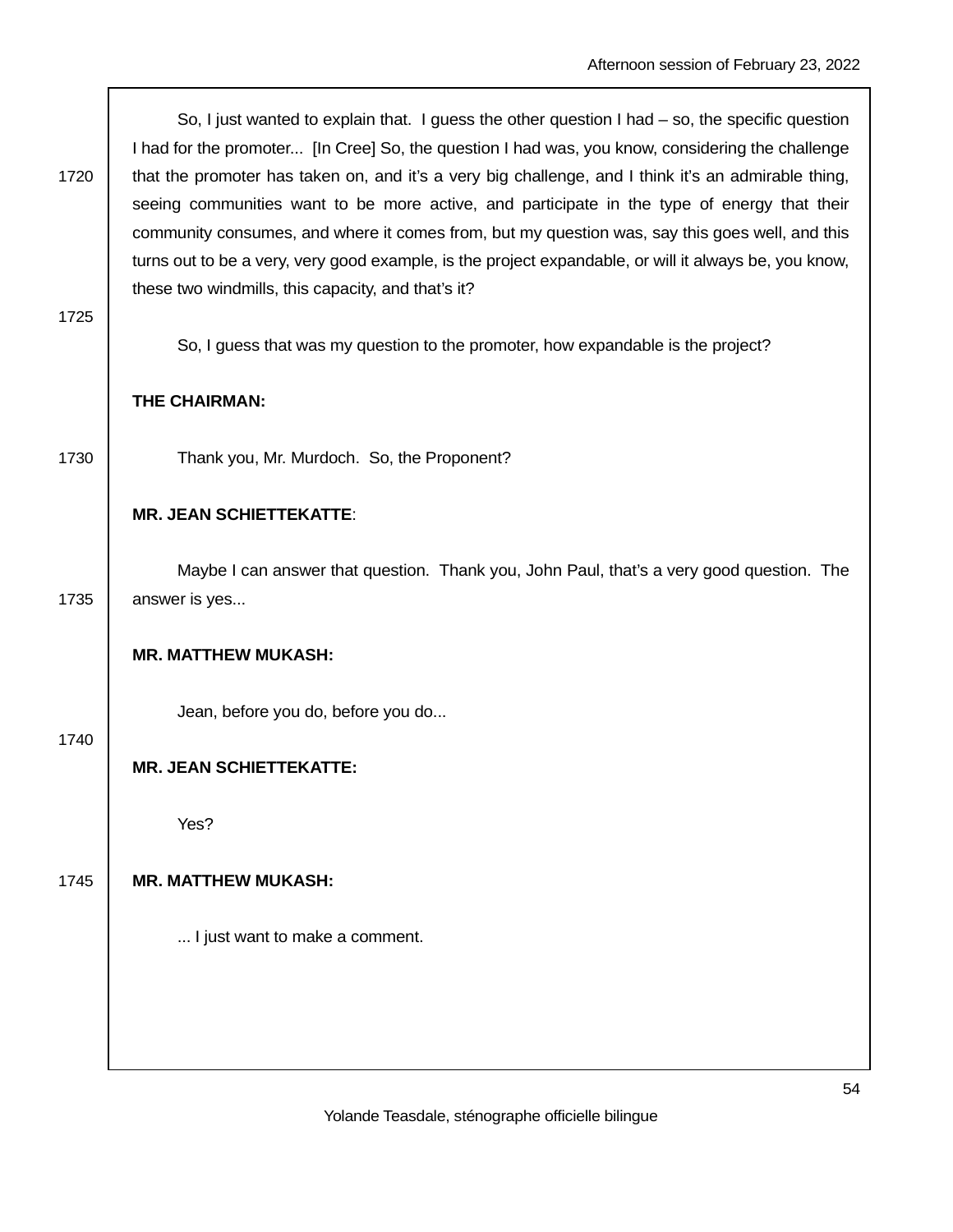So, I just wanted to explain that. I guess the other question I had – so, the specific question I had for the promoter... [In Cree] So, the question I had was, you know, considering the challenge that the promoter has taken on, and it's a very big challenge, and I think it's an admirable thing, seeing communities want to be more active, and participate in the type of energy that their community consumes, and where it comes from, but my question was, say this goes well, and this turns out to be a very, very good example, is the project expandable, or will it always be, you know, these two windmills, this capacity, and that's it?

So, I guess that was my question to the promoter, how expandable is the project?

**THE CHAIRMAN:**

Thank you, Mr. Murdoch. So, the Proponent?

**MR. JEAN SCHIETTEKATTE**:

Maybe I can answer that question. Thank you, John Paul, that's a very good question. The answer is yes...

**MR. MATTHEW MUKASH:**

Jean, before you do, before you do...

**MR. JEAN SCHIETTEKATTE:**

Yes?

**MR. MATTHEW MUKASH:**

... I just want to make a comment.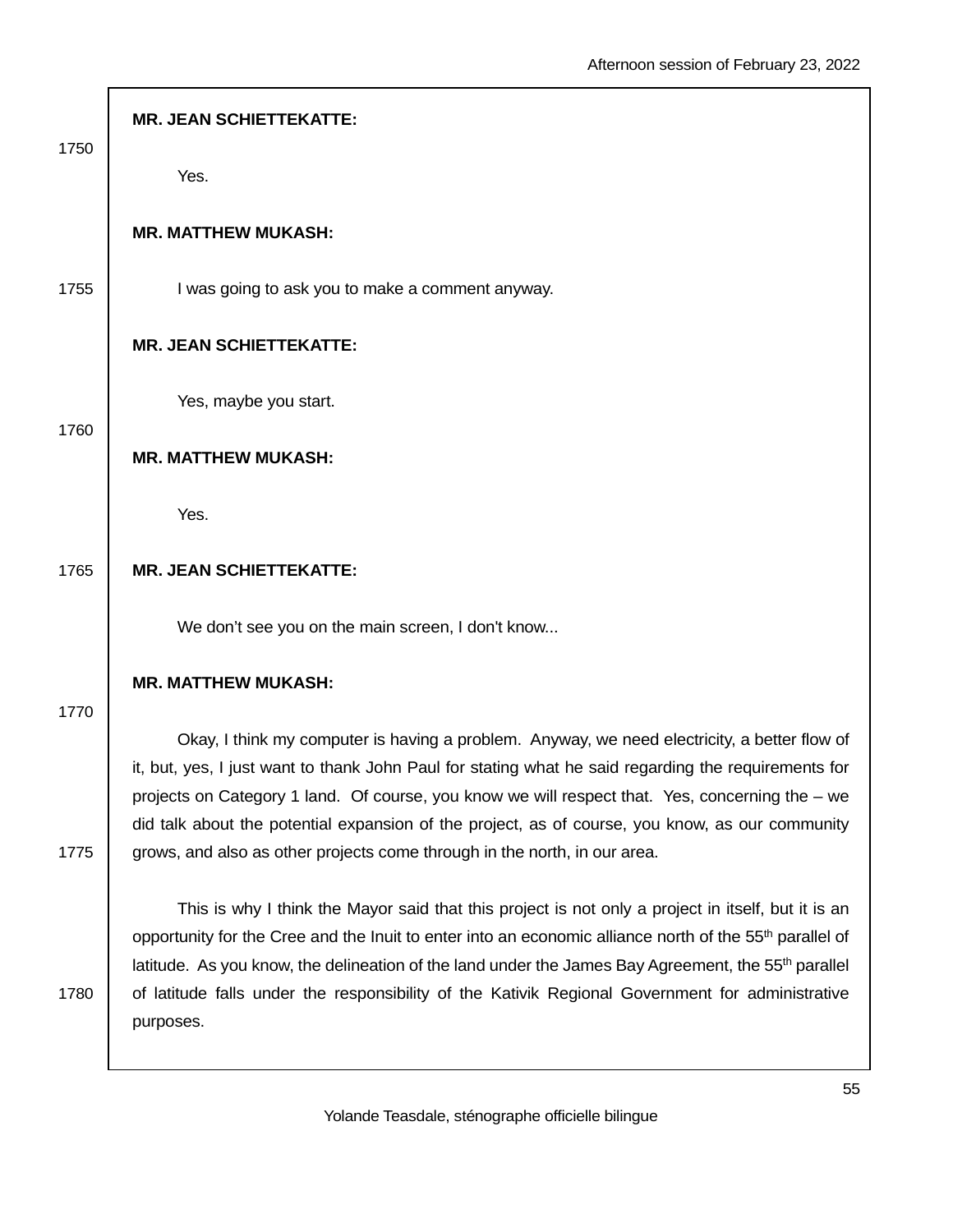**MR. JEAN SCHIETTEKATTE:**

Yes.

**MR. MATTHEW MUKASH:**

I was going to ask you to make a comment anyway.

**MR. JEAN SCHIETTEKATTE:**

Yes, maybe you start.

**MR. MATTHEW MUKASH:**

Yes.

**MR. JEAN SCHIETTEKATTE:**

We don’t see you on the main screen, I don't know...

**MR. MATTHEW MUKASH:**

Okay, I think my computer is having a problem. Anyway, we need electricity, a better flow of it, but, yes, I just want to thank John Paul for stating what he said regarding the requirements for projects on Category 1 land. Of course, you know we will respect that. Yes, concerning the – we did talk about the potential expansion of the project, as of course, you know, as our community grows, and also as other projects come through in the north, in our area.

This is why I think the Mayor said that this project is not only a project in itself, but it is an opportunity for the Cree and the Inuit to enter into an economic alliance north of the 55th parallel of latitude. As you know, the delineation of the land under the James Bay Agreement, the 55th parallel of latitude falls under the responsibility of the Kativik Regional Government for administrative purposes.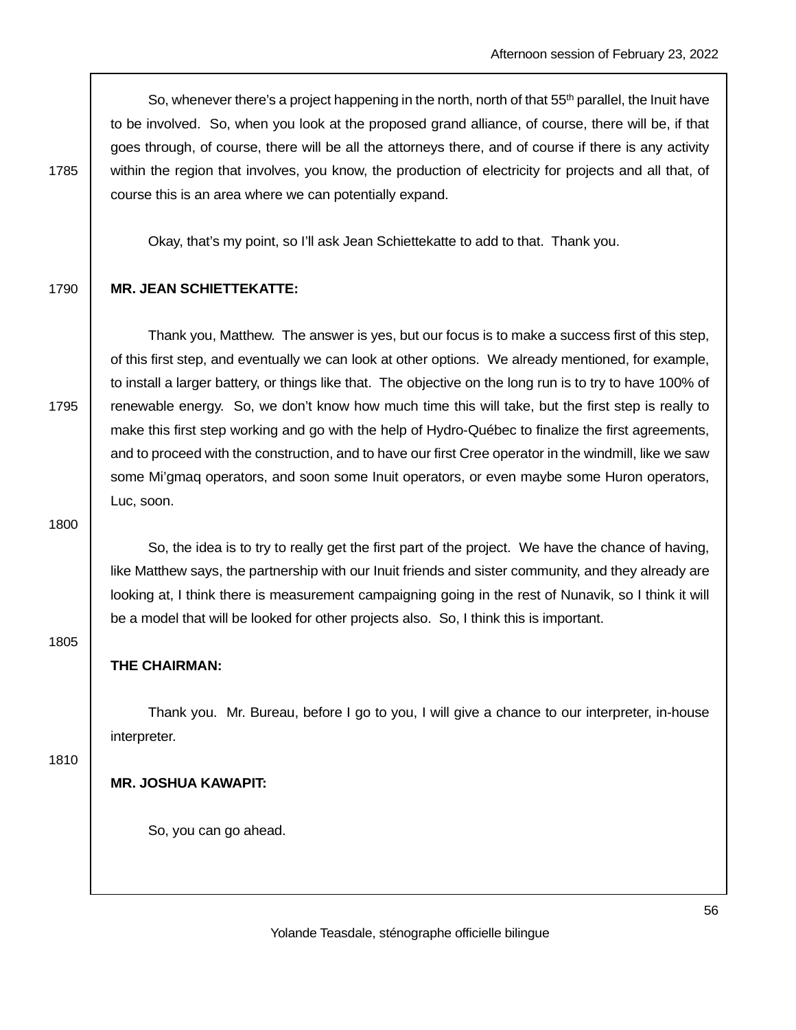So, whenever there's a project happening in the north, north of that 55th parallel, the Inuit have to be involved. So, when you look at the proposed grand alliance, of course, there will be, if that goes through, of course, there will be all the attorneys there, and of course if there is any activity within the region that involves, you know, the production of electricity for projects and all that, of course this is an area where we can potentially expand.

Okay, that's my point, so I'll ask Jean Schiettekatte to add to that. Thank you.

**MR. JEAN SCHIETTEKATTE:**

Thank you, Matthew. The answer is yes, but our focus is to make a success first of this step, of this first step, and eventually we can look at other options. We already mentioned, for example, to install a larger battery, or things like that. The objective on the long run is to try to have 100% of renewable energy. So, we don't know how much time this will take, but the first step is really to make this first step working and go with the help of Hydro-Québec to finalize the first agreements, and to proceed with the construction, and to have our first Cree operator in the windmill, like we saw some Mi'gmaq operators, and soon some Inuit operators, or even maybe some Huron operators, Luc, soon.

So, the idea is to try to really get the first part of the project. We have the chance of having, like Matthew says, the partnership with our Inuit friends and sister community, and they already are looking at, I think there is measurement campaigning going in the rest of Nunavik, so I think it will be a model that will be looked for other projects also. So, I think this is important.

**THE CHAIRMAN:**

Thank you. Mr. Bureau, before I go to you, I will give a chance to our interpreter, in-house interpreter.

**MR. JOSHUA KAWAPIT:**

So, you can go ahead.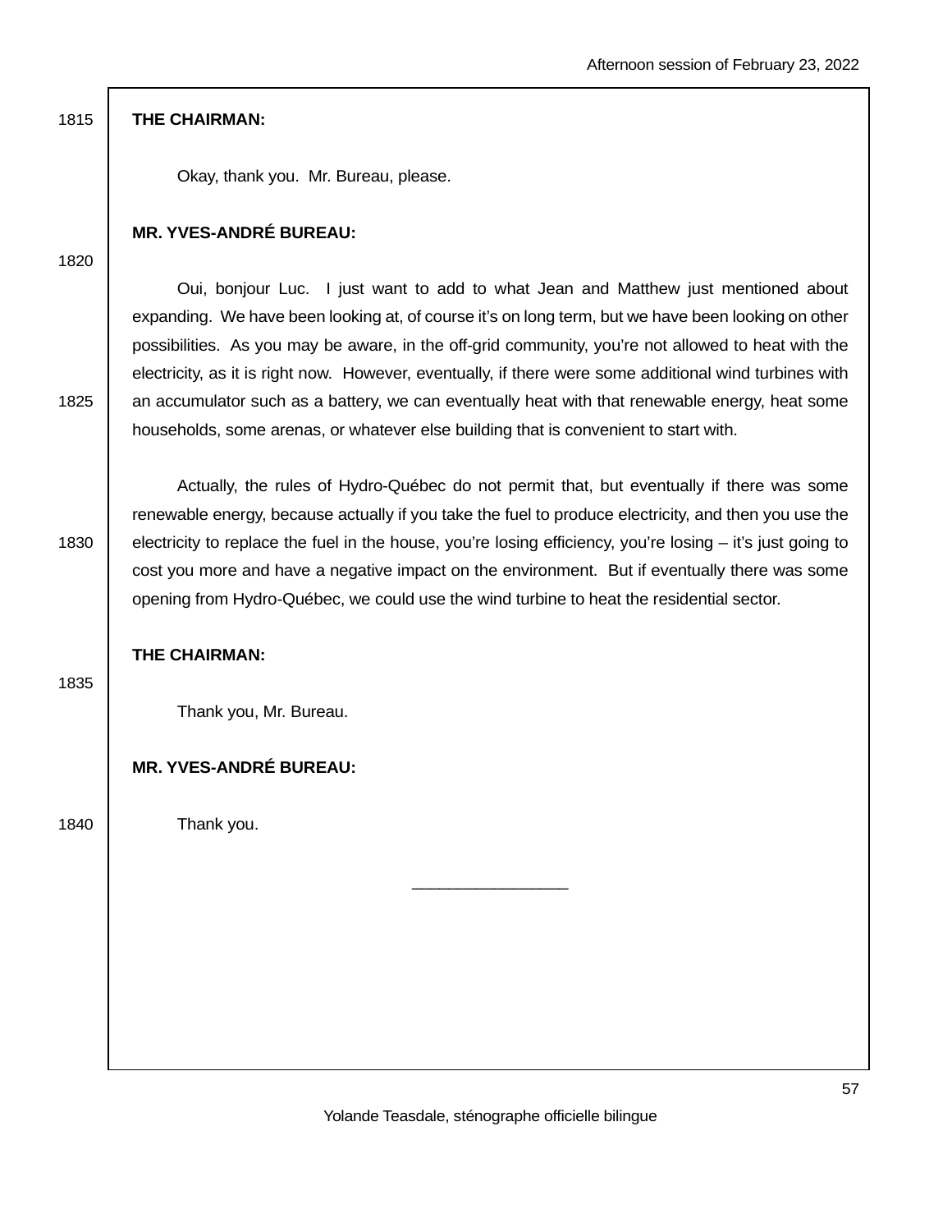**THE CHAIRMAN:**

Okay, thank you. Mr. Bureau, please.

**MR. YVES-ANDRÉ BUREAU:**

Oui, bonjour Luc. I just want to add to what Jean and Matthew just mentioned about expanding. We have been looking at, of course it's on long term, but we have been looking on other possibilities. As you may be aware, in the off-grid community, you're not allowed to heat with the electricity, as it is right now. However, eventually, if there were some additional wind turbines with an accumulator such as a battery, we can eventually heat with that renewable energy, heat some households, some arenas, or whatever else building that is convenient to start with.

Actually, the rules of Hydro-Québec do not permit that, but eventually if there was some renewable energy, because actually if you take the fuel to produce electricity, and then you use the electricity to replace the fuel in the house, you're losing efficiency, you're losing – it's just going to cost you more and have a negative impact on the environment. But if eventually there was some opening from Hydro-Québec, we could use the wind turbine to heat the residential sector.

**THE CHAIRMAN:**

Thank you, Mr. Bureau.

**MR. YVES-ANDRÉ BUREAU:**

Thank you.

_________________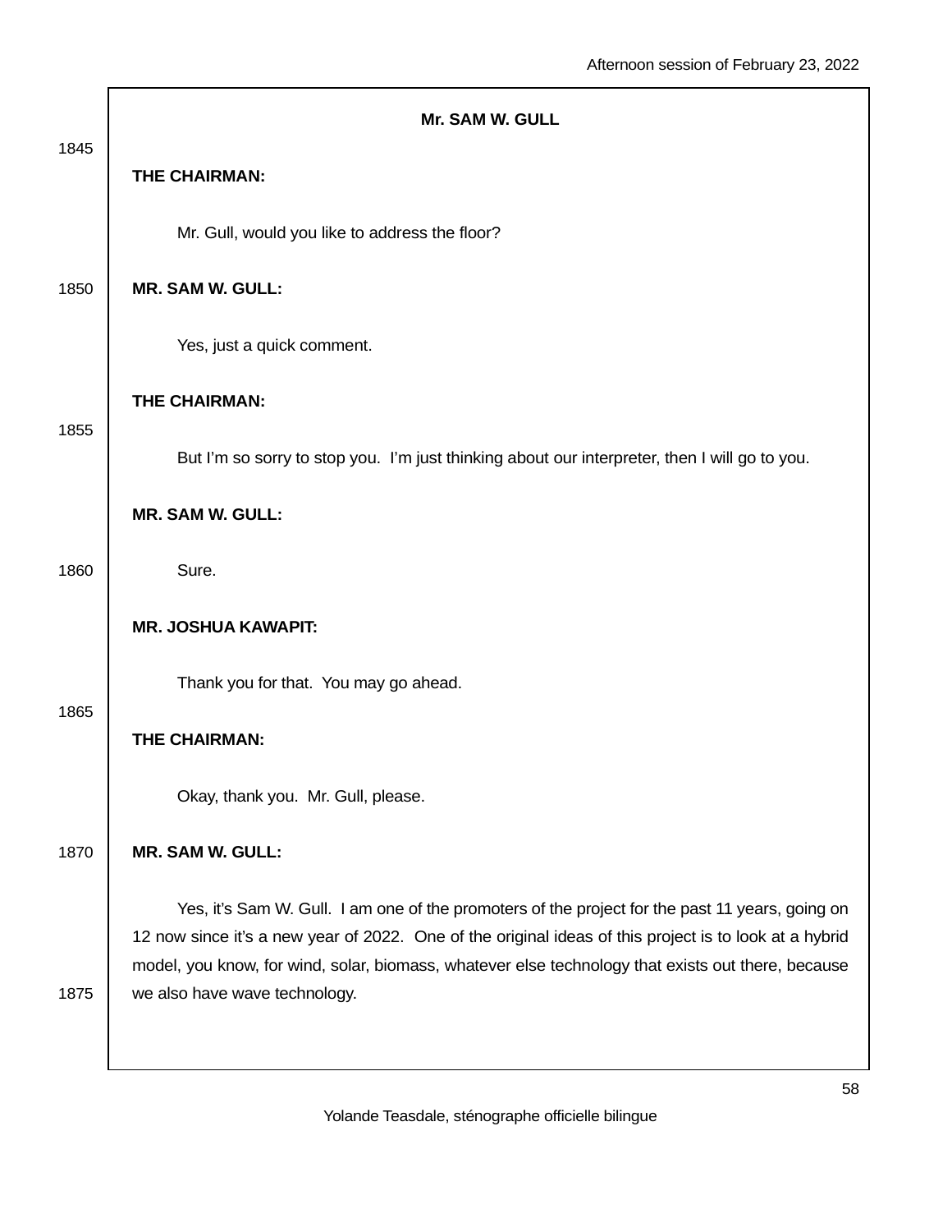**Mr. SAM W. GULL**

**THE CHAIRMAN:**

Mr. Gull, would you like to address the floor?

**MR. SAM W. GULL:**

Yes, just a quick comment.

**THE CHAIRMAN:**

But I'm so sorry to stop you. I'm just thinking about our interpreter, then I will go to you.

**MR. SAM W. GULL:**

Sure.

**MR. JOSHUA KAWAPIT:**

Thank you for that. You may go ahead.

**THE CHAIRMAN:**

Okay, thank you. Mr. Gull, please.

**MR. SAM W. GULL:**

Yes, it's Sam W. Gull. I am one of the promoters of the project for the past 11 years, going on 12 now since it's a new year of 2022. One of the original ideas of this project is to look at a hybrid model, you know, for wind, solar, biomass, whatever else technology that exists out there, because we also have wave technology.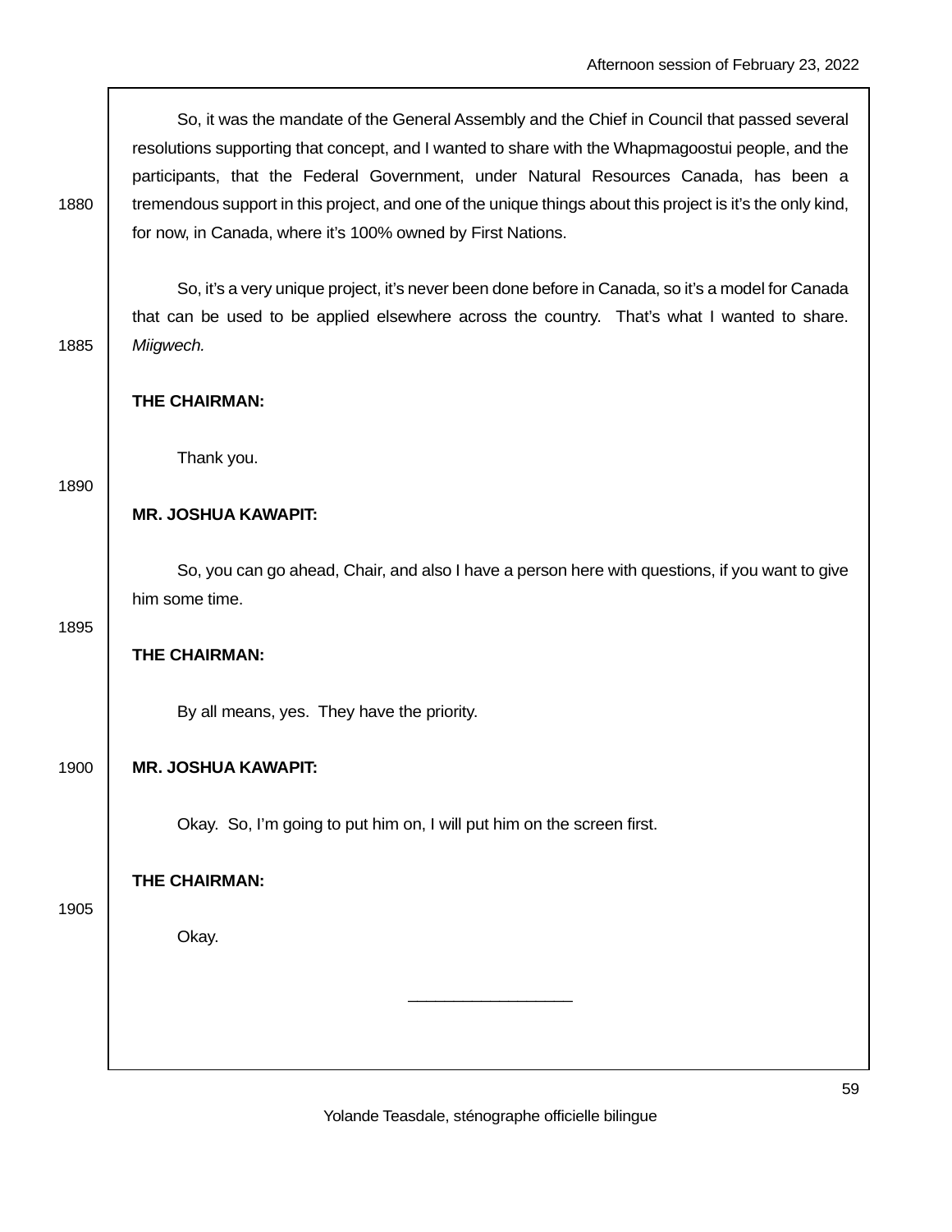So, it was the mandate of the General Assembly and the Chief in Council that passed several resolutions supporting that concept, and I wanted to share with the Whapmagoostui people, and the participants, that the Federal Government, under Natural Resources Canada, has been a tremendous support in this project, and one of the unique things about this project is it's the only kind, for now, in Canada, where it's 100% owned by First Nations.

So, it's a very unique project, it's never been done before in Canada, so it's a model for Canada that can be used to be applied elsewhere across the country. That's what I wanted to share. *Miigwech.*

**THE CHAIRMAN:**

Thank you.

**MR. JOSHUA KAWAPIT:**

So, you can go ahead, Chair, and also I have a person here with questions, if you want to give him some time.

**THE CHAIRMAN:**

By all means, yes. They have the priority.

**MR. JOSHUA KAWAPIT:**

Okay. So, I'm going to put him on, I will put him on the screen first.

**THE CHAIRMAN:**

Okay.

---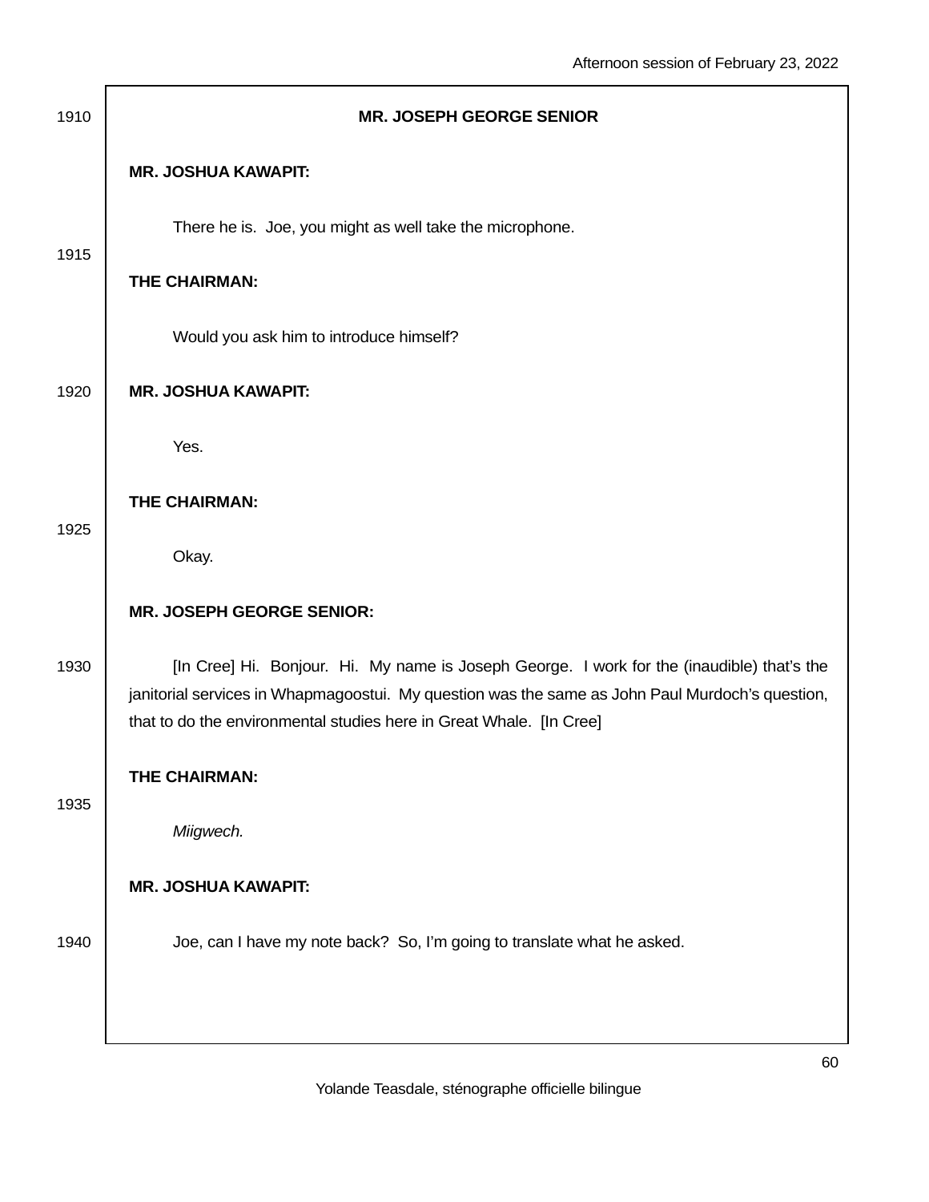**MR. JOSEPH GEORGE SENIOR**

**MR. JOSHUA KAWAPIT:**

There he is. Joe, you might as well take the microphone.

**THE CHAIRMAN:**

Would you ask him to introduce himself?

**MR. JOSHUA KAWAPIT:**

Yes.

**THE CHAIRMAN:**

Okay.

**MR. JOSEPH GEORGE SENIOR:**

[In Cree] Hi. Bonjour. Hi. My name is Joseph George. I work for the (inaudible) that's the janitorial services in Whapmagoostui. My question was the same as John Paul Murdoch's question, that to do the environmental studies here in Great Whale. [In Cree]

**THE CHAIRMAN:**

*Miigwech.*

**MR. JOSHUA KAWAPIT:**

Joe, can I have my note back? So, I'm going to translate what he asked.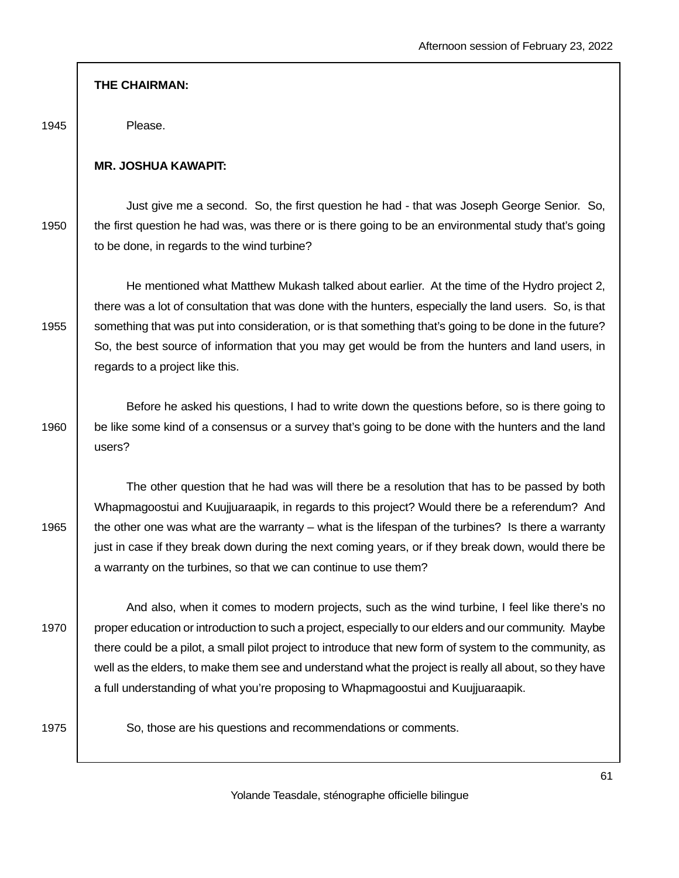**THE CHAIRMAN:**

Please.

**MR. JOSHUA KAWAPIT:**

Just give me a second. So, the first question he had - that was Joseph George Senior. So, the first question he had was, was there or is there going to be an environmental study that's going to be done, in regards to the wind turbine?

He mentioned what Matthew Mukash talked about earlier. At the time of the Hydro project 2, there was a lot of consultation that was done with the hunters, especially the land users. So, is that something that was put into consideration, or is that something that's going to be done in the future? So, the best source of information that you may get would be from the hunters and land users, in regards to a project like this.

Before he asked his questions, I had to write down the questions before, so is there going to be like some kind of a consensus or a survey that's going to be done with the hunters and the land users?

The other question that he had was will there be a resolution that has to be passed by both Whapmagoostui and Kuujjuaraapik, in regards to this project? Would there be a referendum? And the other one was what are the warranty – what is the lifespan of the turbines? Is there a warranty just in case if they break down during the next coming years, or if they break down, would there be a warranty on the turbines, so that we can continue to use them?

And also, when it comes to modern projects, such as the wind turbine, I feel like there's no proper education or introduction to such a project, especially to our elders and our community. Maybe there could be a pilot, a small pilot project to introduce that new form of system to the community, as well as the elders, to make them see and understand what the project is really all about, so they have a full understanding of what you're proposing to Whapmagoostui and Kuujjuaraapik.

So, those are his questions and recommendations or comments.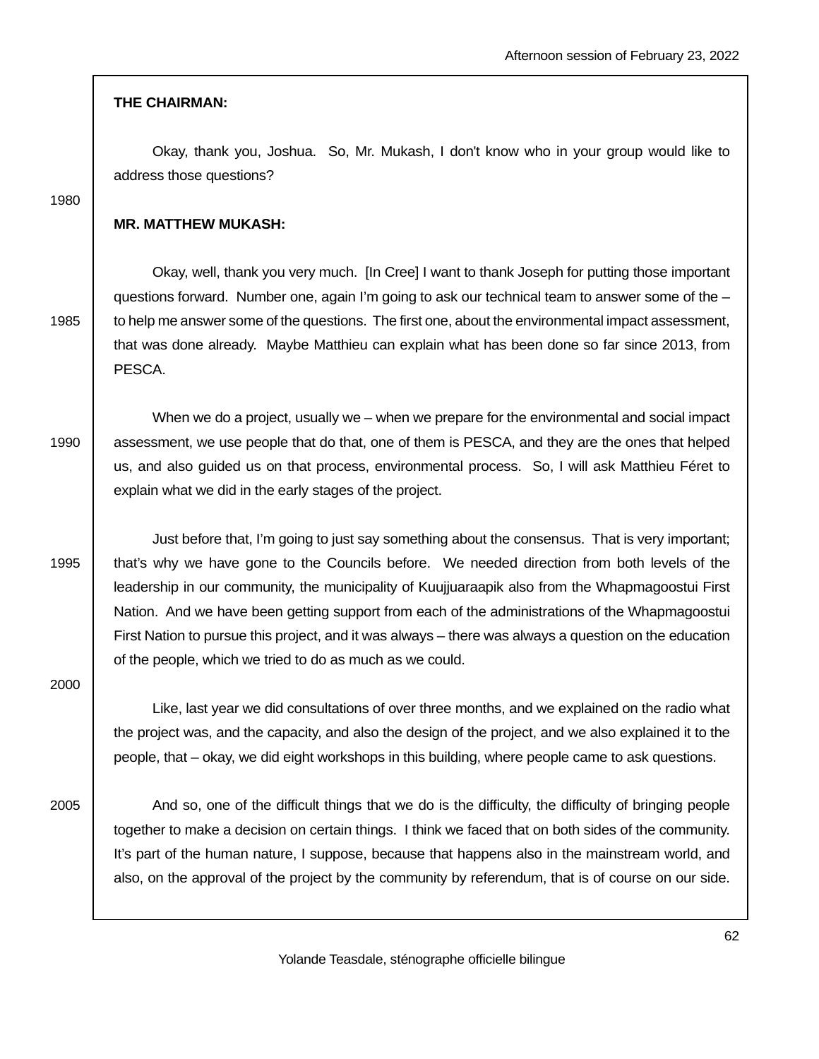**THE CHAIRMAN:**

Okay, thank you, Joshua. So, Mr. Mukash, I don't know who in your group would like to address those questions?

**MR. MATTHEW MUKASH:**

Okay, well, thank you very much. [In Cree] I want to thank Joseph for putting those important questions forward. Number one, again I'm going to ask our technical team to answer some of the – to help me answer some of the questions. The first one, about the environmental impact assessment, that was done already. Maybe Matthieu can explain what has been done so far since 2013, from PESCA.

When we do a project, usually we – when we prepare for the environmental and social impact assessment, we use people that do that, one of them is PESCA, and they are the ones that helped us, and also guided us on that process, environmental process. So, I will ask Matthieu Féret to explain what we did in the early stages of the project.

Just before that, I'm going to just say something about the consensus. That is very important; that's why we have gone to the Councils before. We needed direction from both levels of the leadership in our community, the municipality of Kuujjuaraapik also from the Whapmagoostui First Nation. And we have been getting support from each of the administrations of the Whapmagoostui First Nation to pursue this project, and it was always – there was always a question on the education of the people, which we tried to do as much as we could.

Like, last year we did consultations of over three months, and we explained on the radio what the project was, and the capacity, and also the design of the project, and we also explained it to the people, that – okay, we did eight workshops in this building, where people came to ask questions.

And so, one of the difficult things that we do is the difficulty, the difficulty of bringing people together to make a decision on certain things. I think we faced that on both sides of the community. It's part of the human nature, I suppose, because that happens also in the mainstream world, and also, on the approval of the project by the community by referendum, that is of course on our side.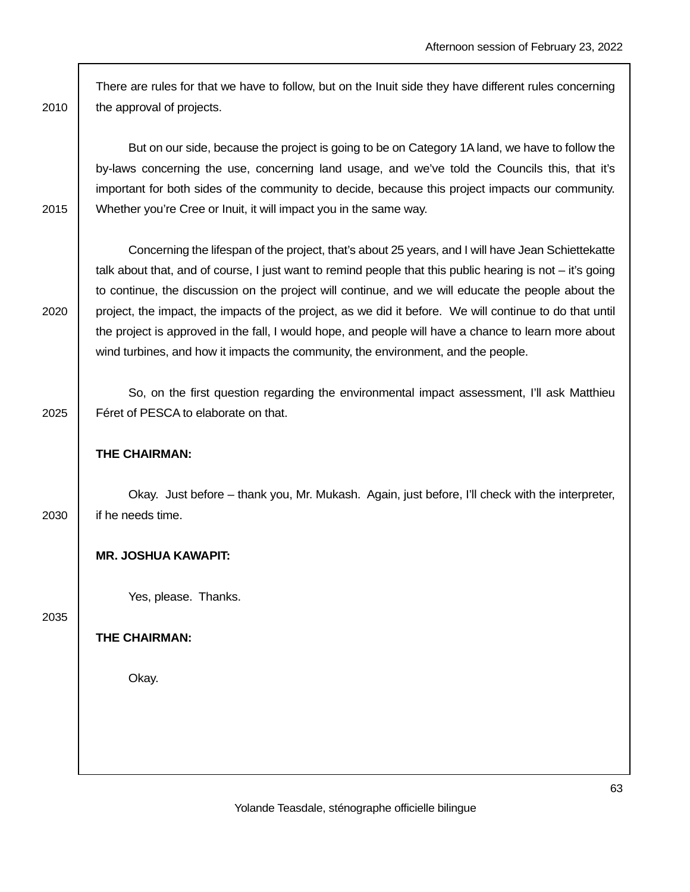There are rules for that we have to follow, but on the Inuit side they have different rules concerning the approval of projects.

But on our side, because the project is going to be on Category 1A land, we have to follow the by-laws concerning the use, concerning land usage, and we've told the Councils this, that it's important for both sides of the community to decide, because this project impacts our community. Whether you're Cree or Inuit, it will impact you in the same way.

Concerning the lifespan of the project, that's about 25 years, and I will have Jean Schiettekatte talk about that, and of course, I just want to remind people that this public hearing is not – it's going to continue, the discussion on the project will continue, and we will educate the people about the project, the impact, the impacts of the project, as we did it before. We will continue to do that until the project is approved in the fall, I would hope, and people will have a chance to learn more about wind turbines, and how it impacts the community, the environment, and the people.

So, on the first question regarding the environmental impact assessment, I'll ask Matthieu Féret of PESCA to elaborate on that.

**THE CHAIRMAN:**

Okay. Just before – thank you, Mr. Mukash. Again, just before, I'll check with the interpreter, if he needs time.

**MR. JOSHUA KAWAPIT:**

Yes, please. Thanks.

**THE CHAIRMAN:**

Okay.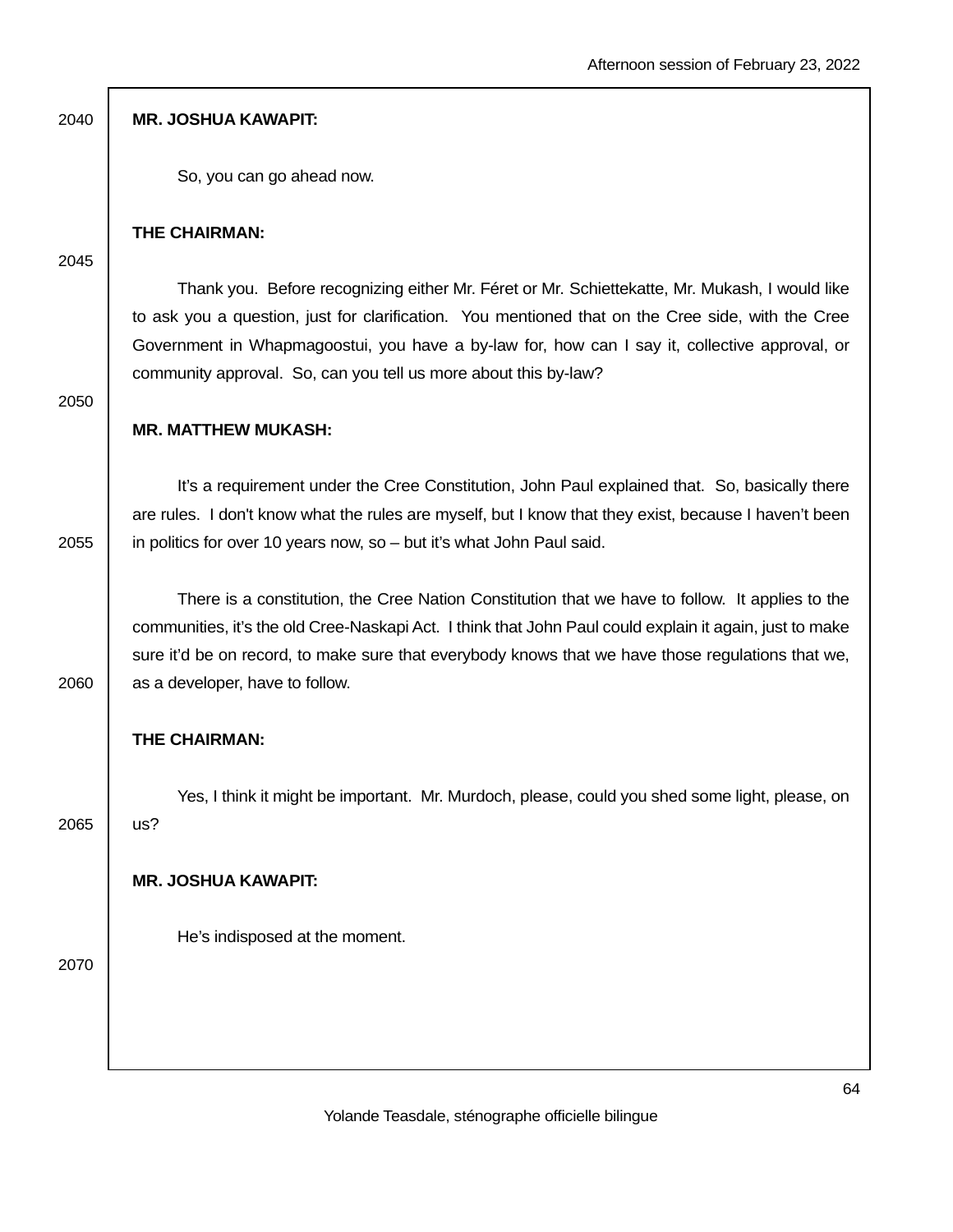**MR. JOSHUA KAWAPIT:**

So, you can go ahead now.

**THE CHAIRMAN:**

Thank you. Before recognizing either Mr. Féret or Mr. Schiettekatte, Mr. Mukash, I would like to ask you a question, just for clarification. You mentioned that on the Cree side, with the Cree Government in Whapmagoostui, you have a by-law for, how can I say it, collective approval, or community approval. So, can you tell us more about this by-law?

**MR. MATTHEW MUKASH:**

It's a requirement under the Cree Constitution, John Paul explained that. So, basically there are rules. I don't know what the rules are myself, but I know that they exist, because I haven't been in politics for over 10 years now, so – but it's what John Paul said.

There is a constitution, the Cree Nation Constitution that we have to follow. It applies to the communities, it's the old Cree-Naskapi Act. I think that John Paul could explain it again, just to make sure it'd be on record, to make sure that everybody knows that we have those regulations that we, as a developer, have to follow.

**THE CHAIRMAN:**

Yes, I think it might be important. Mr. Murdoch, please, could you shed some light, please, on us?

**MR. JOSHUA KAWAPIT:**

He's indisposed at the moment.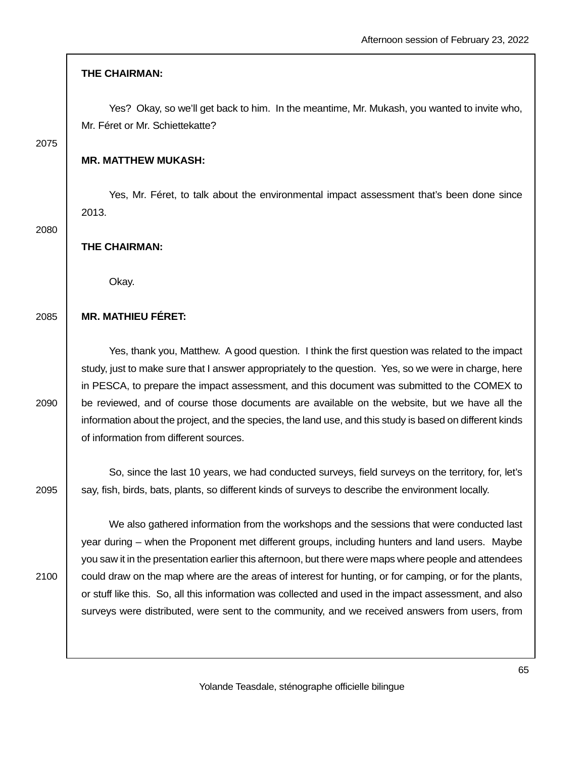**THE CHAIRMAN:**

Yes? Okay, so we'll get back to him. In the meantime, Mr. Mukash, you wanted to invite who, Mr. Féret or Mr. Schiettekatte?

**MR. MATTHEW MUKASH:**

Yes, Mr. Féret, to talk about the environmental impact assessment that's been done since 2013.

**THE CHAIRMAN:**

Okay.

**MR. MATHIEU FÉRET:**

Yes, thank you, Matthew. A good question. I think the first question was related to the impact study, just to make sure that I answer appropriately to the question. Yes, so we were in charge, here in PESCA, to prepare the impact assessment, and this document was submitted to the COMEX to be reviewed, and of course those documents are available on the website, but we have all the information about the project, and the species, the land use, and this study is based on different kinds of information from different sources.

So, since the last 10 years, we had conducted surveys, field surveys on the territory, for, let's say, fish, birds, bats, plants, so different kinds of surveys to describe the environment locally.

We also gathered information from the workshops and the sessions that were conducted last year during – when the Proponent met different groups, including hunters and land users. Maybe you saw it in the presentation earlier this afternoon, but there were maps where people and attendees could draw on the map where are the areas of interest for hunting, or for camping, or for the plants, or stuff like this. So, all this information was collected and used in the impact assessment, and also surveys were distributed, were sent to the community, and we received answers from users, from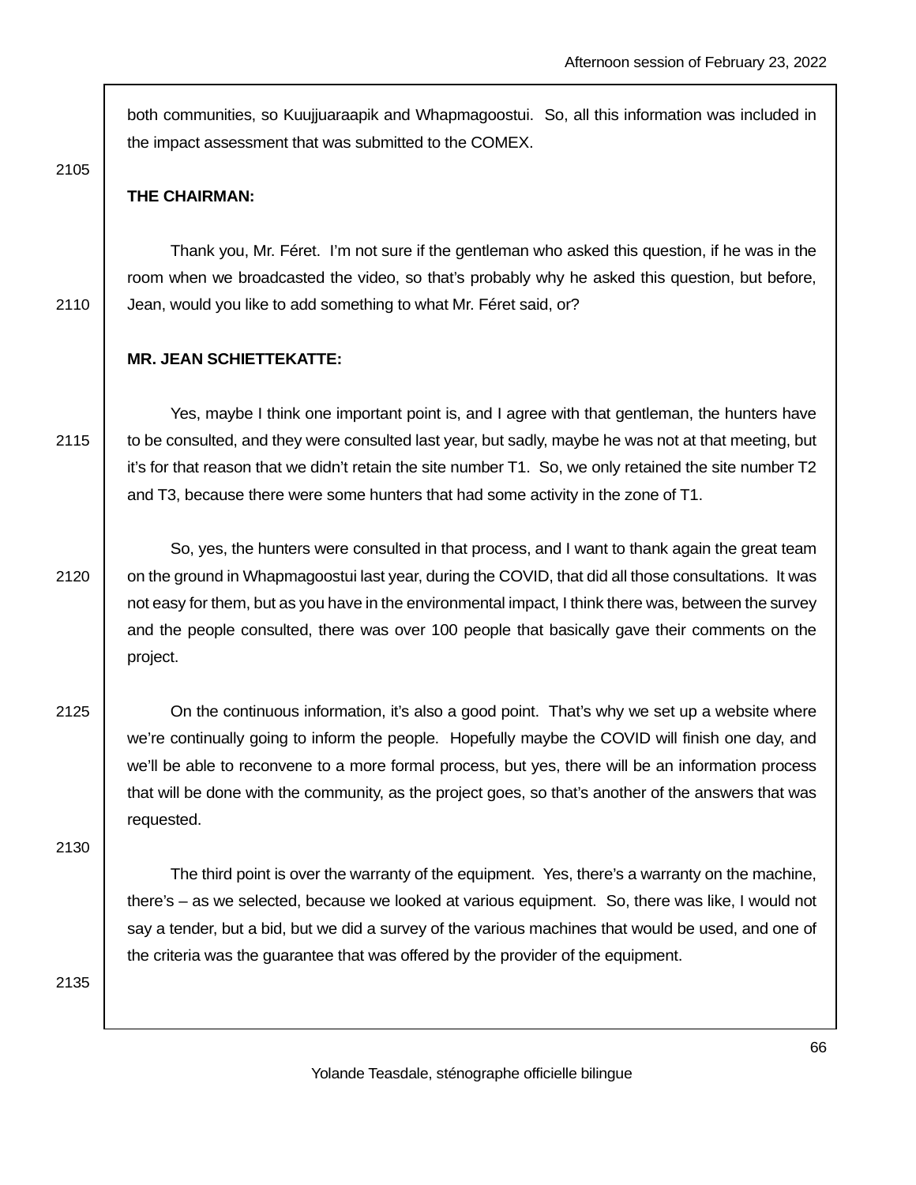both communities, so Kuujjuaraapik and Whapmagoostui. So, all this information was included in the impact assessment that was submitted to the COMEX.

**THE CHAIRMAN:**

Thank you, Mr. Féret. I'm not sure if the gentleman who asked this question, if he was in the room when we broadcasted the video, so that's probably why he asked this question, but before, Jean, would you like to add something to what Mr. Féret said, or?

**MR. JEAN SCHIETTEKATTE:**

Yes, maybe I think one important point is, and I agree with that gentleman, the hunters have to be consulted, and they were consulted last year, but sadly, maybe he was not at that meeting, but it's for that reason that we didn't retain the site number T1. So, we only retained the site number T2 and T3, because there were some hunters that had some activity in the zone of T1.

So, yes, the hunters were consulted in that process, and I want to thank again the great team on the ground in Whapmagoostui last year, during the COVID, that did all those consultations. It was not easy for them, but as you have in the environmental impact, I think there was, between the survey and the people consulted, there was over 100 people that basically gave their comments on the project.

On the continuous information, it's also a good point. That's why we set up a website where we're continually going to inform the people. Hopefully maybe the COVID will finish one day, and we'll be able to reconvene to a more formal process, but yes, there will be an information process that will be done with the community, as the project goes, so that's another of the answers that was requested.

The third point is over the warranty of the equipment. Yes, there's a warranty on the machine, there's – as we selected, because we looked at various equipment. So, there was like, I would not say a tender, but a bid, but we did a survey of the various machines that would be used, and one of the criteria was the guarantee that was offered by the provider of the equipment.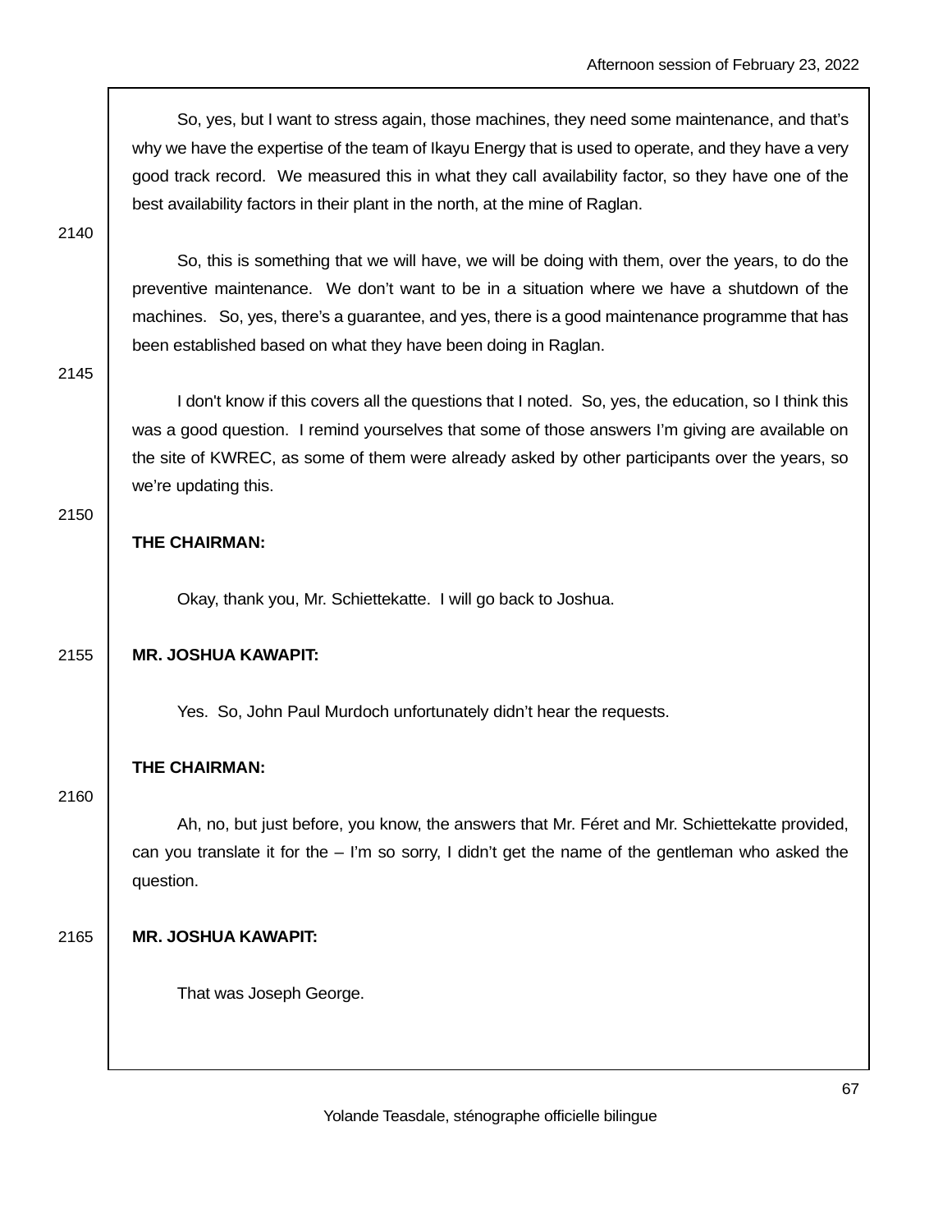So, yes, but I want to stress again, those machines, they need some maintenance, and that's why we have the expertise of the team of Ikayu Energy that is used to operate, and they have a very good track record. We measured this in what they call availability factor, so they have one of the best availability factors in their plant in the north, at the mine of Raglan.

So, this is something that we will have, we will be doing with them, over the years, to do the preventive maintenance. We don't want to be in a situation where we have a shutdown of the machines. So, yes, there's a guarantee, and yes, there is a good maintenance programme that has been established based on what they have been doing in Raglan.

I don't know if this covers all the questions that I noted. So, yes, the education, so I think this was a good question. I remind yourselves that some of those answers I'm giving are available on the site of KWREC, as some of them were already asked by other participants over the years, so we're updating this.

**THE CHAIRMAN:**

Okay, thank you, Mr. Schiettekatte. I will go back to Joshua.

**MR. JOSHUA KAWAPIT:**

Yes. So, John Paul Murdoch unfortunately didn't hear the requests.

**THE CHAIRMAN:**

Ah, no, but just before, you know, the answers that Mr. Féret and Mr. Schiettekatte provided, can you translate it for the – I'm so sorry, I didn't get the name of the gentleman who asked the question.

**MR. JOSHUA KAWAPIT:**

That was Joseph George.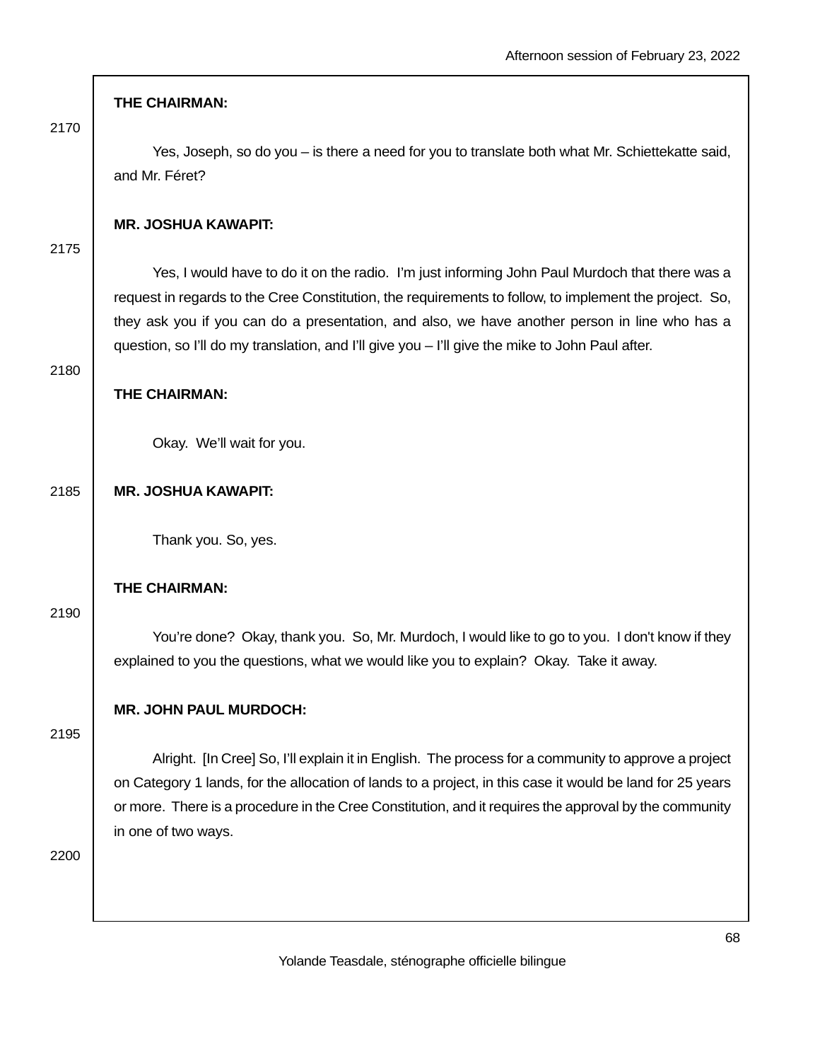**THE CHAIRMAN:**

Yes, Joseph, so do you – is there a need for you to translate both what Mr. Schiettekatte said, and Mr. Féret?

**MR. JOSHUA KAWAPIT:**

Yes, I would have to do it on the radio. I'm just informing John Paul Murdoch that there was a request in regards to the Cree Constitution, the requirements to follow, to implement the project. So, they ask you if you can do a presentation, and also, we have another person in line who has a question, so I'll do my translation, and I'll give you – I'll give the mike to John Paul after.

**THE CHAIRMAN:**

Okay. We'll wait for you.

**MR. JOSHUA KAWAPIT:**

Thank you. So, yes.

**THE CHAIRMAN:**

You're done? Okay, thank you. So, Mr. Murdoch, I would like to go to you. I don't know if they explained to you the questions, what we would like you to explain? Okay. Take it away.

**MR. JOHN PAUL MURDOCH:**

Alright. [In Cree] So, I'll explain it in English. The process for a community to approve a project on Category 1 lands, for the allocation of lands to a project, in this case it would be land for 25 years or more. There is a procedure in the Cree Constitution, and it requires the approval by the community in one of two ways.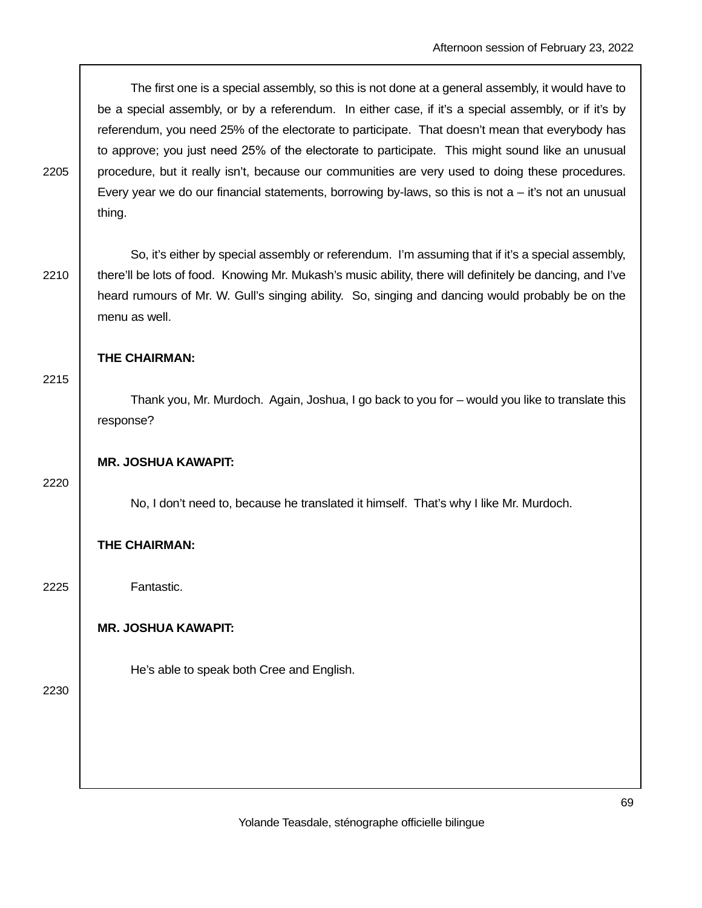The first one is a special assembly, so this is not done at a general assembly, it would have to be a special assembly, or by a referendum. In either case, if it's a special assembly, or if it's by referendum, you need 25% of the electorate to participate. That doesn't mean that everybody has to approve; you just need 25% of the electorate to participate. This might sound like an unusual procedure, but it really isn't, because our communities are very used to doing these procedures. Every year we do our financial statements, borrowing by-laws, so this is not a – it's not an unusual thing.

So, it's either by special assembly or referendum. I'm assuming that if it's a special assembly, there'll be lots of food. Knowing Mr. Mukash's music ability, there will definitely be dancing, and I've heard rumours of Mr. W. Gull's singing ability. So, singing and dancing would probably be on the menu as well.

**THE CHAIRMAN:**

Thank you, Mr. Murdoch. Again, Joshua, I go back to you for – would you like to translate this response?

**MR. JOSHUA KAWAPIT:**

No, I don't need to, because he translated it himself. That's why I like Mr. Murdoch.

**THE CHAIRMAN:**

Fantastic.

**MR. JOSHUA KAWAPIT:**

He's able to speak both Cree and English.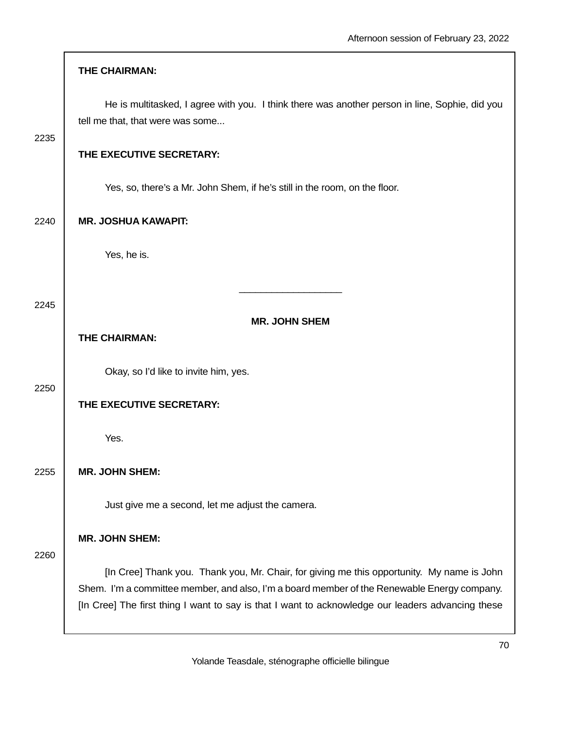**THE CHAIRMAN:**

He is multitasked, I agree with you. I think there was another person in line, Sophie, did you tell me that, that were was some...

**THE EXECUTIVE SECRETARY:**

Yes, so, there's a Mr. John Shem, if he's still in the room, on the floor.

**MR. JOSHUA KAWAPIT:**

Yes, he is.

---

**MR. JOHN SHEM**

**THE CHAIRMAN:**

Okay, so I'd like to invite him, yes.

**THE EXECUTIVE SECRETARY:**

Yes.

**MR. JOHN SHEM:**

Just give me a second, let me adjust the camera.

**MR. JOHN SHEM:**

[In Cree] Thank you. Thank you, Mr. Chair, for giving me this opportunity. My name is John Shem. I'm a committee member, and also, I'm a board member of the Renewable Energy company. [In Cree] The first thing I want to say is that I want to acknowledge our leaders advancing these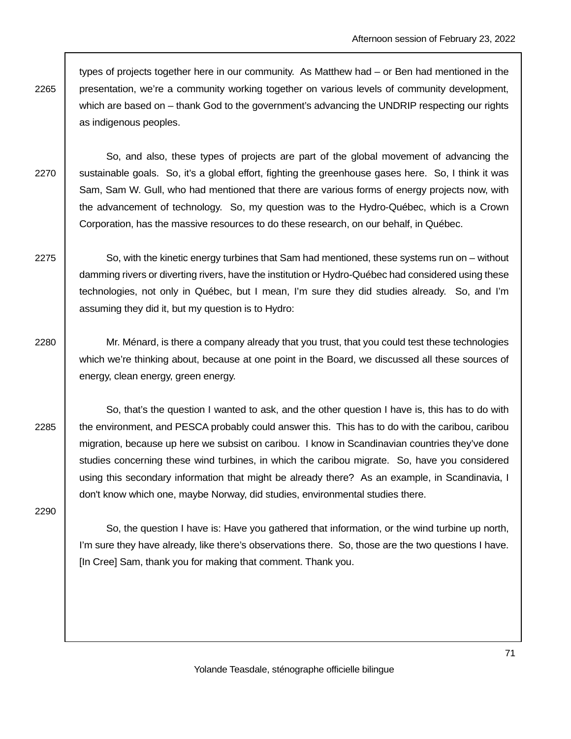types of projects together here in our community. As Matthew had – or Ben had mentioned in the presentation, we're a community working together on various levels of community development, which are based on – thank God to the government's advancing the UNDRIP respecting our rights as indigenous peoples.

So, and also, these types of projects are part of the global movement of advancing the sustainable goals. So, it's a global effort, fighting the greenhouse gases here. So, I think it was Sam, Sam W. Gull, who had mentioned that there are various forms of energy projects now, with the advancement of technology. So, my question was to the Hydro-Québec, which is a Crown Corporation, has the massive resources to do these research, on our behalf, in Québec.

So, with the kinetic energy turbines that Sam had mentioned, these systems run on – without damming rivers or diverting rivers, have the institution or Hydro-Québec had considered using these technologies, not only in Québec, but I mean, I'm sure they did studies already. So, and I'm assuming they did it, but my question is to Hydro:

Mr. Ménard, is there a company already that you trust, that you could test these technologies which we're thinking about, because at one point in the Board, we discussed all these sources of energy, clean energy, green energy.

So, that's the question I wanted to ask, and the other question I have is, this has to do with the environment, and PESCA probably could answer this. This has to do with the caribou, caribou migration, because up here we subsist on caribou. I know in Scandinavian countries they've done studies concerning these wind turbines, in which the caribou migrate. So, have you considered using this secondary information that might be already there? As an example, in Scandinavia, I don't know which one, maybe Norway, did studies, environmental studies there.

So, the question I have is: Have you gathered that information, or the wind turbine up north, I'm sure they have already, like there's observations there. So, those are the two questions I have. [In Cree] Sam, thank you for making that comment. Thank you.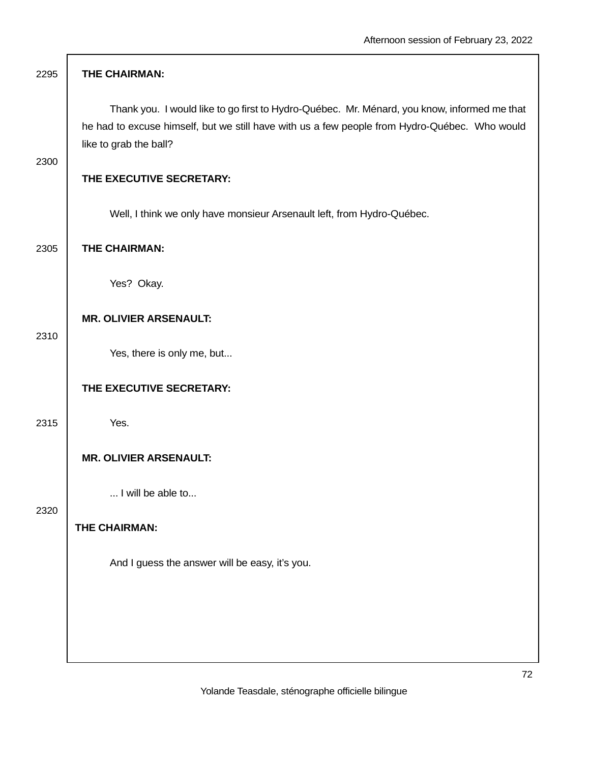**THE CHAIRMAN:**

Thank you. I would like to go first to Hydro-Québec. Mr. Ménard, you know, informed me that he had to excuse himself, but we still have with us a few people from Hydro-Québec. Who would like to grab the ball?

**THE EXECUTIVE SECRETARY:**

Well, I think we only have monsieur Arsenault left, from Hydro-Québec.

**THE CHAIRMAN:**

Yes? Okay.

**MR. OLIVIER ARSENAULT:**

Yes, there is only me, but...

**THE EXECUTIVE SECRETARY:**

Yes.

**MR. OLIVIER ARSENAULT:**

... I will be able to...

**THE CHAIRMAN:**

And I guess the answer will be easy, it's you.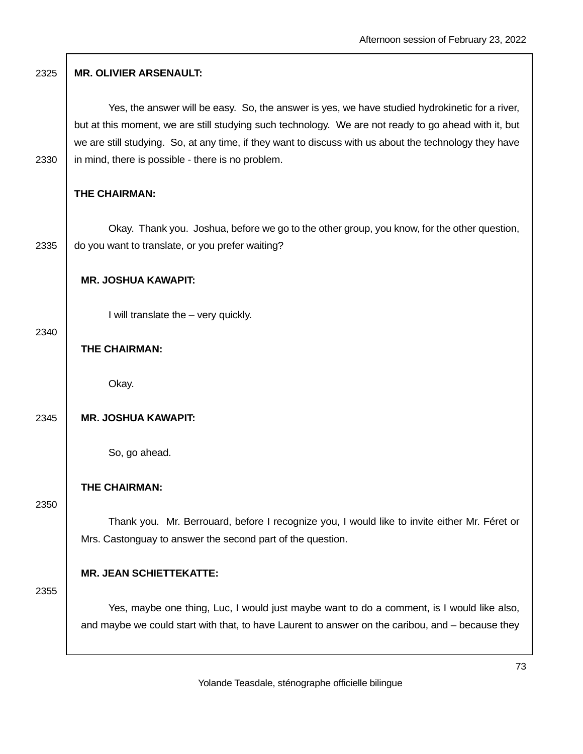**MR. OLIVIER ARSENAULT:**

Yes, the answer will be easy. So, the answer is yes, we have studied hydrokinetic for a river, but at this moment, we are still studying such technology. We are not ready to go ahead with it, but we are still studying. So, at any time, if they want to discuss with us about the technology they have in mind, there is possible - there is no problem.

**THE CHAIRMAN:**

Okay. Thank you. Joshua, before we go to the other group, you know, for the other question, do you want to translate, or you prefer waiting?

**MR. JOSHUA KAWAPIT:**

I will translate the – very quickly.

**THE CHAIRMAN:**

Okay.

**MR. JOSHUA KAWAPIT:**

So, go ahead.

**THE CHAIRMAN:**

Thank you. Mr. Berrouard, before I recognize you, I would like to invite either Mr. Féret or Mrs. Castonguay to answer the second part of the question.

**MR. JEAN SCHIETTEKATTE:**

Yes, maybe one thing, Luc, I would just maybe want to do a comment, is I would like also, and maybe we could start with that, to have Laurent to answer on the caribou, and – because they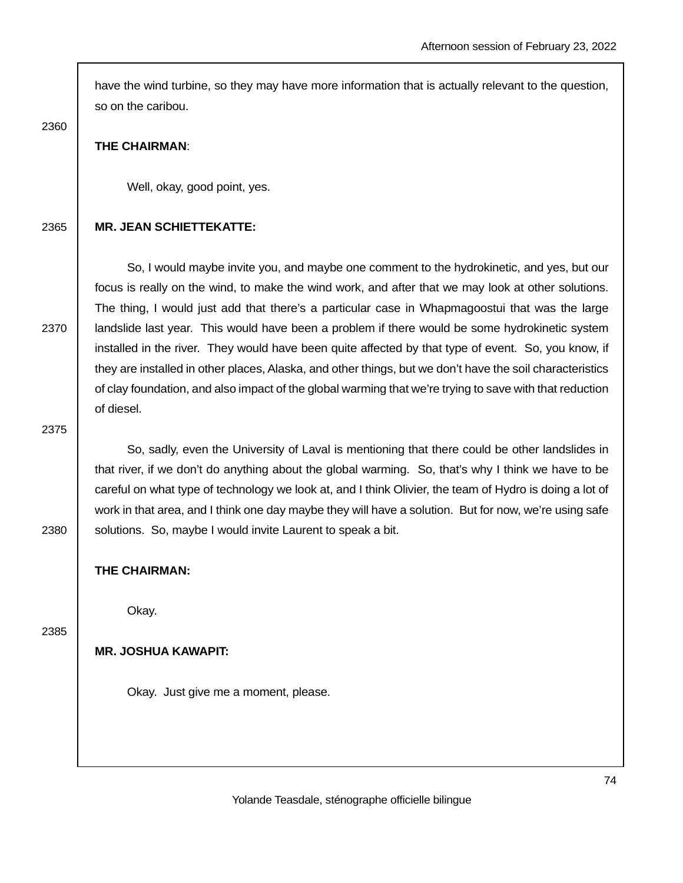have the wind turbine, so they may have more information that is actually relevant to the question, so on the caribou.

**THE CHAIRMAN**:

Well, okay, good point, yes.

**MR. JEAN SCHIETTEKATTE:**

So, I would maybe invite you, and maybe one comment to the hydrokinetic, and yes, but our focus is really on the wind, to make the wind work, and after that we may look at other solutions. The thing, I would just add that there's a particular case in Whapmagoostui that was the large landslide last year. This would have been a problem if there would be some hydrokinetic system installed in the river. They would have been quite affected by that type of event. So, you know, if they are installed in other places, Alaska, and other things, but we don't have the soil characteristics of clay foundation, and also impact of the global warming that we're trying to save with that reduction of diesel.

So, sadly, even the University of Laval is mentioning that there could be other landslides in that river, if we don't do anything about the global warming. So, that's why I think we have to be careful on what type of technology we look at, and I think Olivier, the team of Hydro is doing a lot of work in that area, and I think one day maybe they will have a solution. But for now, we're using safe solutions. So, maybe I would invite Laurent to speak a bit.

**THE CHAIRMAN:**

Okay.

**MR. JOSHUA KAWAPIT:**

Okay. Just give me a moment, please.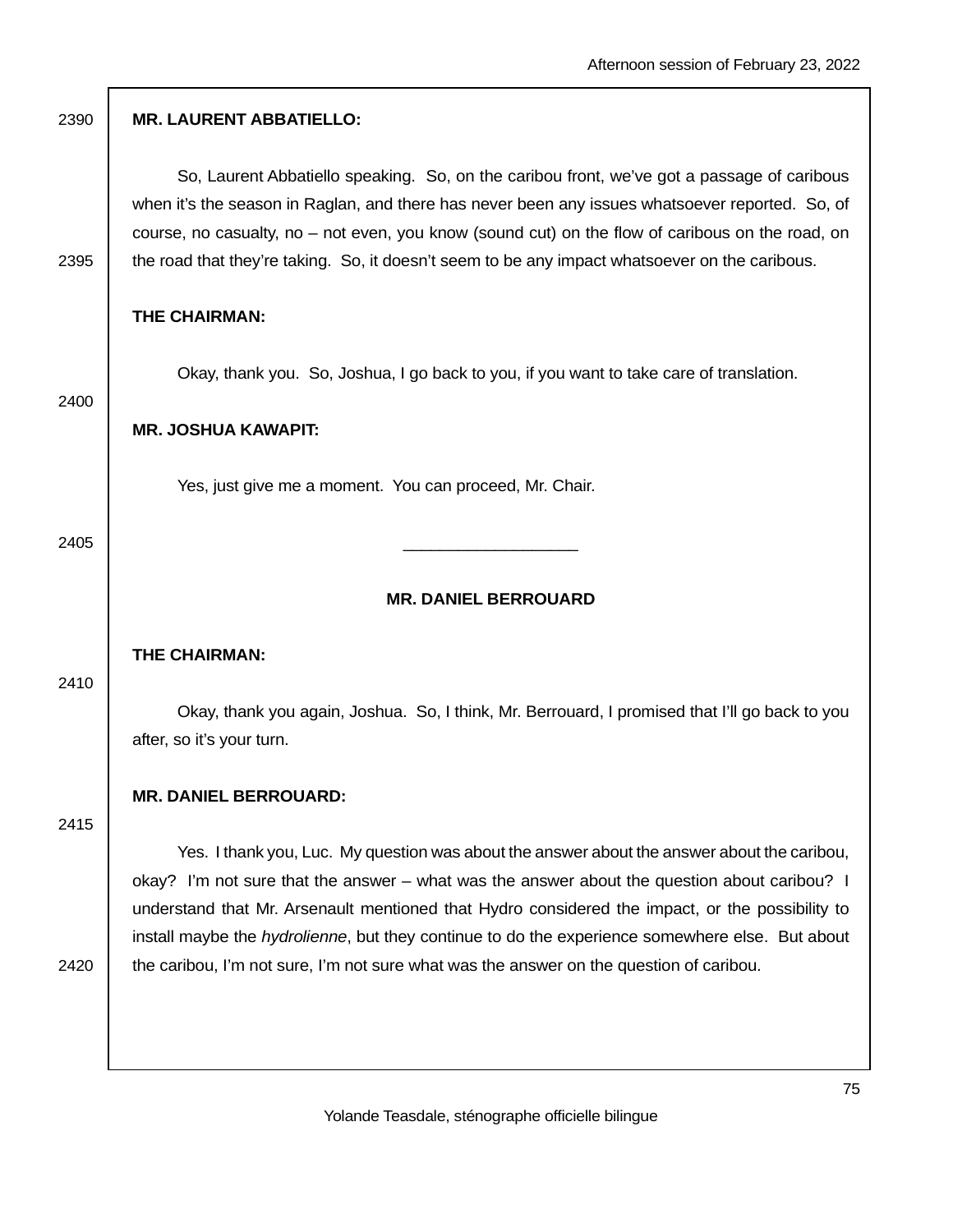**MR. LAURENT ABBATIELLO:**

So, Laurent Abbatiello speaking. So, on the caribou front, we've got a passage of caribous when it's the season in Raglan, and there has never been any issues whatsoever reported. So, of course, no casualty, no – not even, you know (sound cut) on the flow of caribous on the road, on the road that they're taking. So, it doesn't seem to be any impact whatsoever on the caribous.

**THE CHAIRMAN:**

Okay, thank you. So, Joshua, I go back to you, if you want to take care of translation.

**MR. JOSHUA KAWAPIT:**

Yes, just give me a moment. You can proceed, Mr. Chair.

---

**MR. DANIEL BERROUARD**

**THE CHAIRMAN:**

Okay, thank you again, Joshua. So, I think, Mr. Berrouard, I promised that I'll go back to you after, so it's your turn.

**MR. DANIEL BERROUARD:**

Yes. I thank you, Luc. My question was about the answer about the answer about the caribou, okay? I'm not sure that the answer – what was the answer about the question about caribou? I understand that Mr. Arsenault mentioned that Hydro considered the impact, or the possibility to install maybe the *hydrolienne*, but they continue to do the experience somewhere else. But about the caribou, I'm not sure, I'm not sure what was the answer on the question of caribou.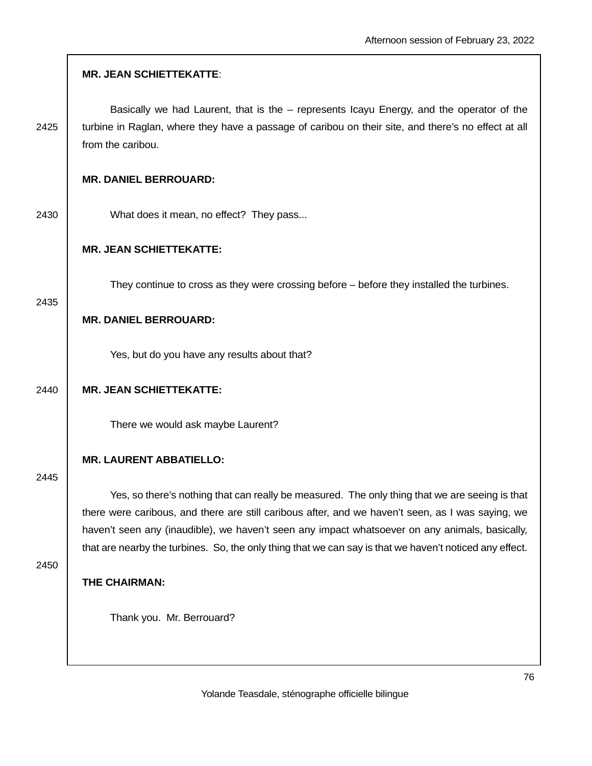**MR. JEAN SCHIETTEKATTE**:

Basically we had Laurent, that is the – represents Icayu Energy, and the operator of the turbine in Raglan, where they have a passage of caribou on their site, and there’s no effect at all from the caribou.

**MR. DANIEL BERROUARD:**

What does it mean, no effect? They pass...

**MR. JEAN SCHIETTEKATTE:**

They continue to cross as they were crossing before – before they installed the turbines.

**MR. DANIEL BERROUARD:**

Yes, but do you have any results about that?

**MR. JEAN SCHIETTEKATTE:**

There we would ask maybe Laurent?

**MR. LAURENT ABBATIELLO:**

Yes, so there’s nothing that can really be measured. The only thing that we are seeing is that there were caribous, and there are still caribous after, and we haven’t seen, as I was saying, we haven’t seen any (inaudible), we haven’t seen any impact whatsoever on any animals, basically, that are nearby the turbines. So, the only thing that we can say is that we haven’t noticed any effect.

**THE CHAIRMAN:**

Thank you. Mr. Berrouard?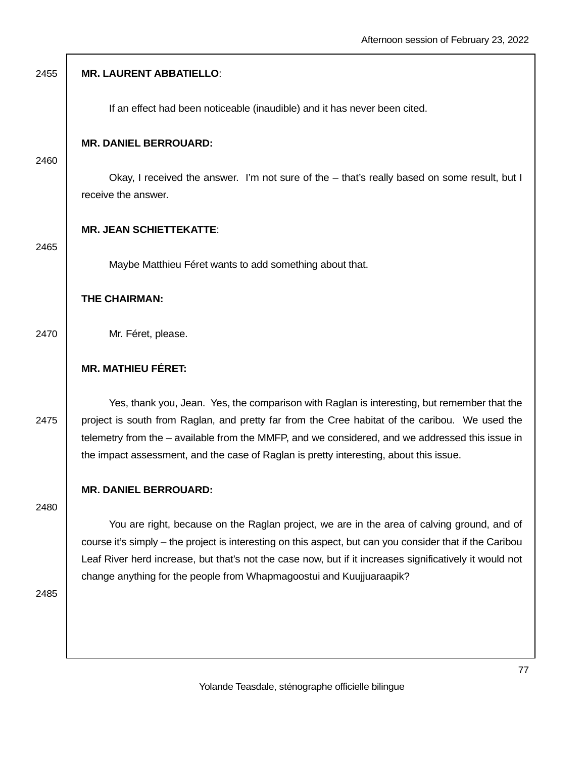**MR. LAURENT ABBATIELLO**:

If an effect had been noticeable (inaudible) and it has never been cited.

**MR. DANIEL BERROUARD:**

Okay, I received the answer. I'm not sure of the – that's really based on some result, but I receive the answer.

**MR. JEAN SCHIETTEKATTE**:

Maybe Matthieu Féret wants to add something about that.

**THE CHAIRMAN:**

Mr. Féret, please.

**MR. MATHIEU FÉRET:**

Yes, thank you, Jean. Yes, the comparison with Raglan is interesting, but remember that the project is south from Raglan, and pretty far from the Cree habitat of the caribou. We used the telemetry from the – available from the MMFP, and we considered, and we addressed this issue in the impact assessment, and the case of Raglan is pretty interesting, about this issue.

**MR. DANIEL BERROUARD:**

You are right, because on the Raglan project, we are in the area of calving ground, and of course it's simply – the project is interesting on this aspect, but can you consider that if the Caribou Leaf River herd increase, but that's not the case now, but if it increases significatively it would not change anything for the people from Whapmagoostui and Kuujjuaraapik?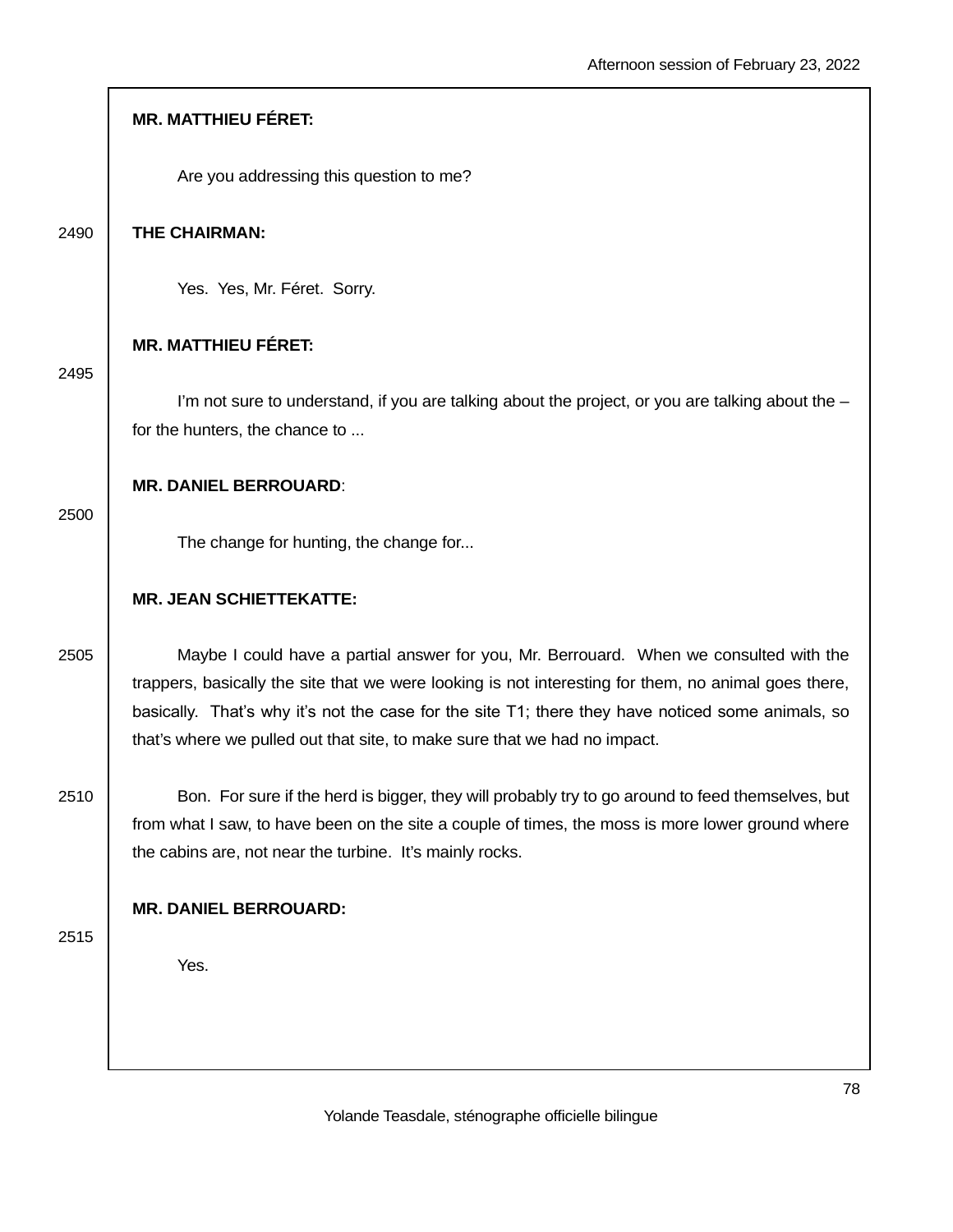**MR. MATTHIEU FÉRET:**

Are you addressing this question to me?

**THE CHAIRMAN:**

Yes. Yes, Mr. Féret. Sorry.

**MR. MATTHIEU FÉRET:**

I'm not sure to understand, if you are talking about the project, or you are talking about the – for the hunters, the chance to ...

**MR. DANIEL BERROUARD**:

The change for hunting, the change for...

**MR. JEAN SCHIETTEKATTE:**

Maybe I could have a partial answer for you, Mr. Berrouard. When we consulted with the trappers, basically the site that we were looking is not interesting for them, no animal goes there, basically. That's why it's not the case for the site T1; there they have noticed some animals, so that's where we pulled out that site, to make sure that we had no impact.

Bon. For sure if the herd is bigger, they will probably try to go around to feed themselves, but from what I saw, to have been on the site a couple of times, the moss is more lower ground where the cabins are, not near the turbine. It's mainly rocks.

**MR. DANIEL BERROUARD:**

Yes.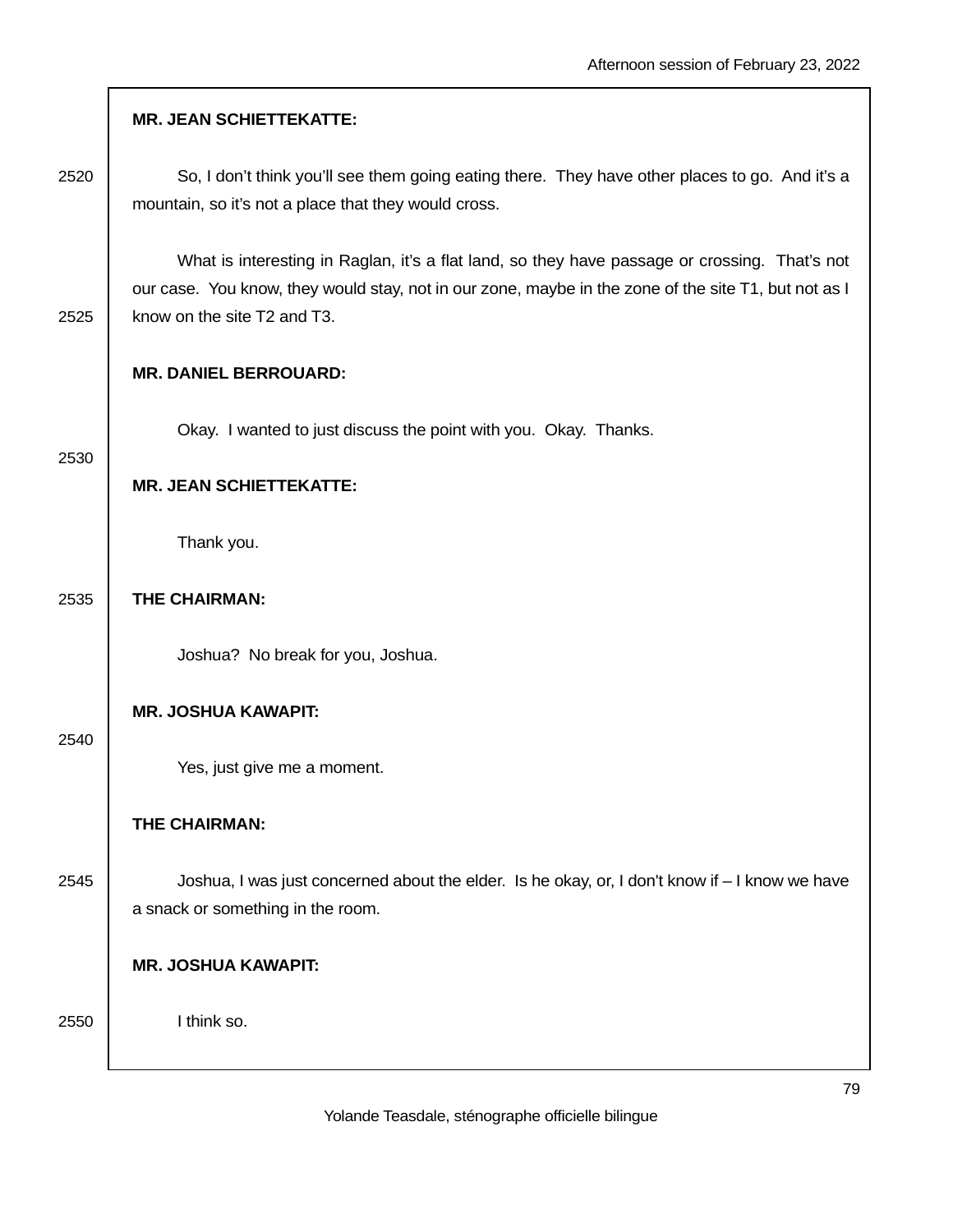**MR. JEAN SCHIETTEKATTE:**

So, I don't think you'll see them going eating there. They have other places to go. And it's a mountain, so it's not a place that they would cross.

What is interesting in Raglan, it's a flat land, so they have passage or crossing. That's not our case. You know, they would stay, not in our zone, maybe in the zone of the site T1, but not as I know on the site T2 and T3.

**MR. DANIEL BERROUARD:**

Okay. I wanted to just discuss the point with you. Okay. Thanks.

**MR. JEAN SCHIETTEKATTE:**

Thank you.

**THE CHAIRMAN:**

Joshua? No break for you, Joshua.

**MR. JOSHUA KAWAPIT:**

Yes, just give me a moment.

**THE CHAIRMAN:**

Joshua, I was just concerned about the elder. Is he okay, or, I don't know if – I know we have a snack or something in the room.

**MR. JOSHUA KAWAPIT:**

I think so.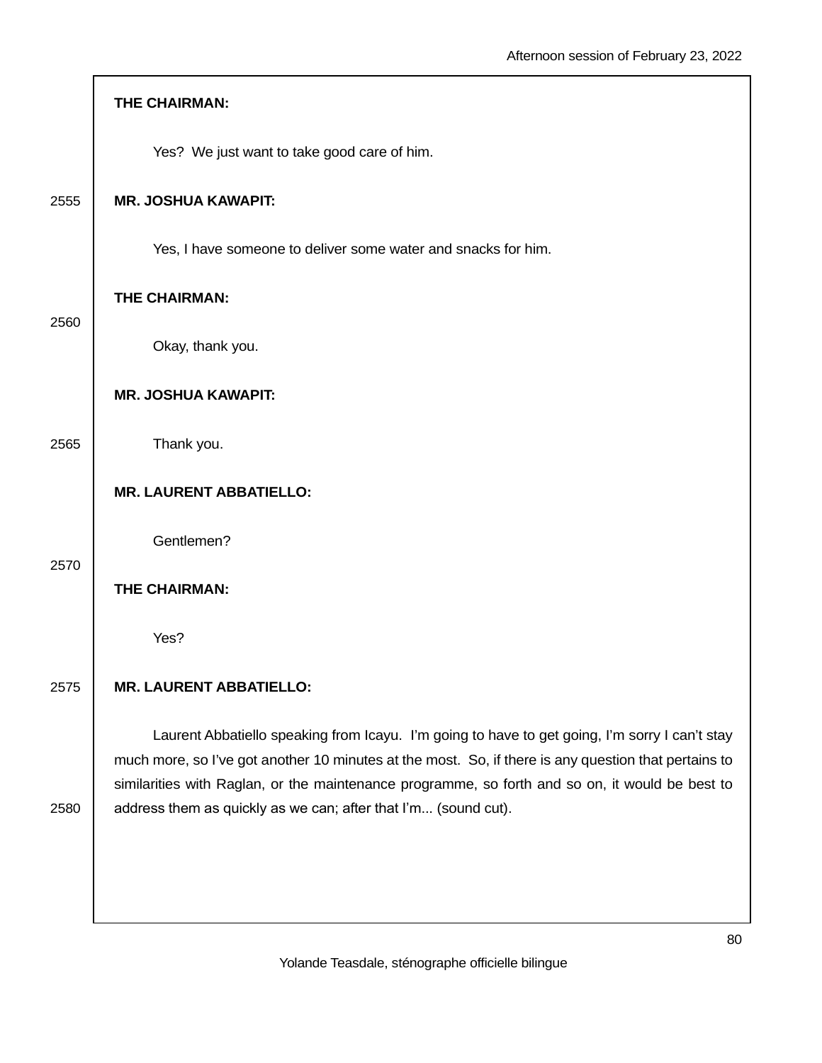**THE CHAIRMAN:**

Yes? We just want to take good care of him.

**MR. JOSHUA KAWAPIT:**

Yes, I have someone to deliver some water and snacks for him.

**THE CHAIRMAN:**

Okay, thank you.

**MR. JOSHUA KAWAPIT:**

Thank you.

**MR. LAURENT ABBATIELLO:**

Gentlemen?

**THE CHAIRMAN:**

Yes?

**MR. LAURENT ABBATIELLO:**

Laurent Abbatiello speaking from Icayu. I'm going to have to get going, I'm sorry I can't stay much more, so I've got another 10 minutes at the most. So, if there is any question that pertains to similarities with Raglan, or the maintenance programme, so forth and so on, it would be best to address them as quickly as we can; after that I'm... (sound cut).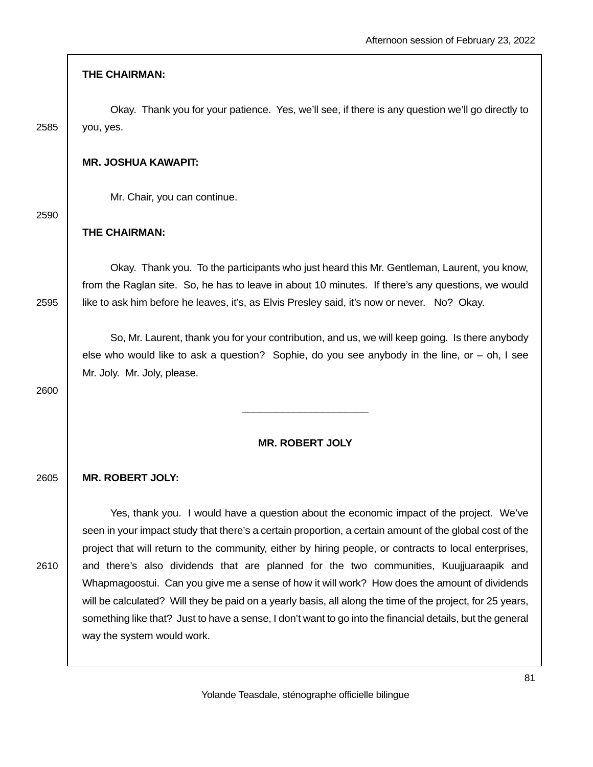**THE CHAIRMAN:**

Okay. Thank you for your patience. Yes, we'll see, if there is any question we'll go directly to you, yes.

**MR. JOSHUA KAWAPIT:**

Mr. Chair, you can continue.

**THE CHAIRMAN:**

Okay. Thank you. To the participants who just heard this Mr. Gentleman, Laurent, you know, from the Raglan site. So, he has to leave in about 10 minutes. If there's any questions, we would like to ask him before he leaves, it's, as Elvis Presley said, it's now or never. No? Okay.

So, Mr. Laurent, thank you for your contribution, and us, we will keep going. Is there anybody else who would like to ask a question? Sophie, do you see anybody in the line, or – oh, I see Mr. Joly. Mr. Joly, please.

______________________

**MR. ROBERT JOLY**

**MR. ROBERT JOLY:**

Yes, thank you. I would have a question about the economic impact of the project. We've seen in your impact study that there's a certain proportion, a certain amount of the global cost of the project that will return to the community, either by hiring people, or contracts to local enterprises, and there's also dividends that are planned for the two communities, Kuujjuaraapik and Whapmagoostui. Can you give me a sense of how it will work? How does the amount of dividends will be calculated? Will they be paid on a yearly basis, all along the time of the project, for 25 years, something like that? Just to have a sense, I don't want to go into the financial details, but the general way the system would work.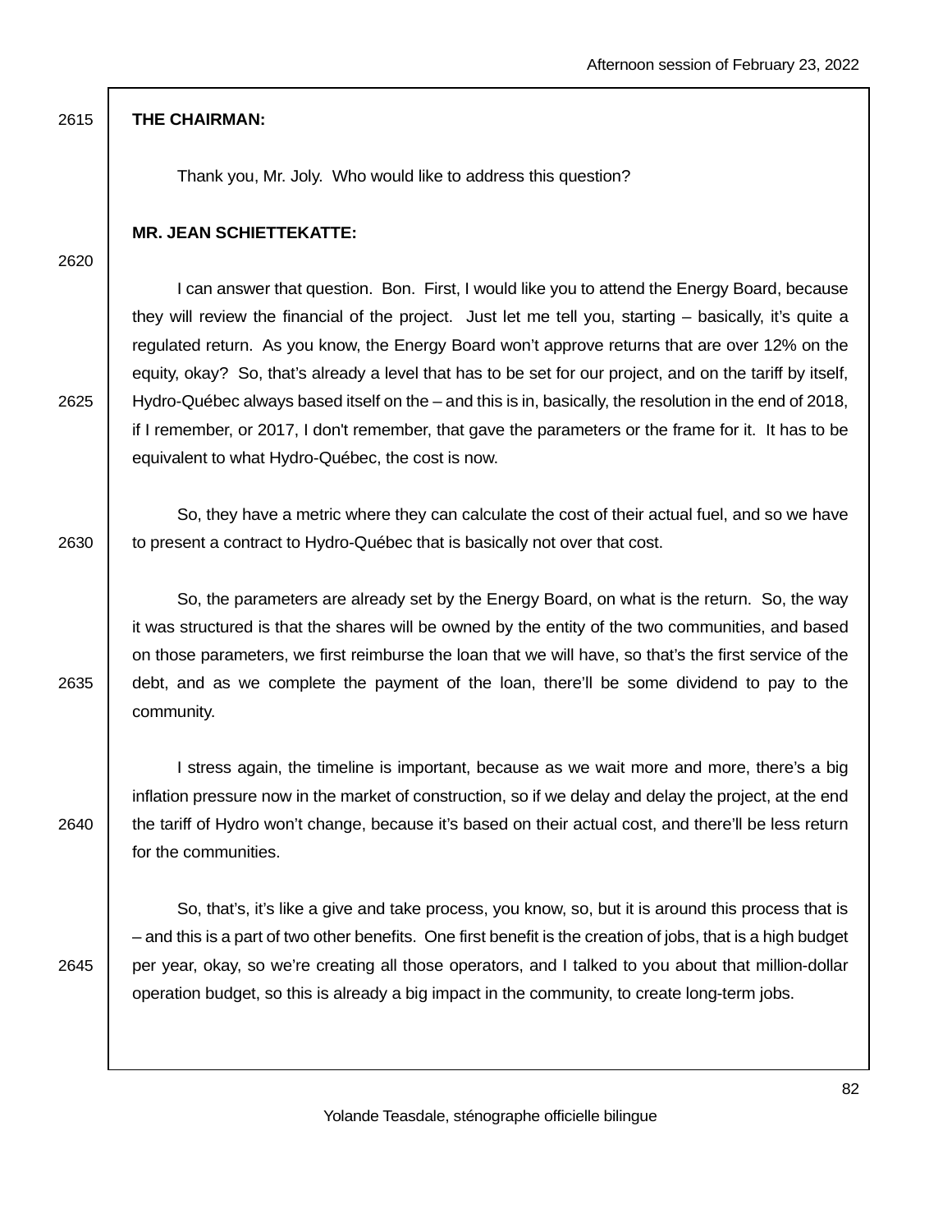**THE CHAIRMAN:**

Thank you, Mr. Joly. Who would like to address this question?

**MR. JEAN SCHIETTEKATTE:**

I can answer that question. Bon. First, I would like you to attend the Energy Board, because they will review the financial of the project. Just let me tell you, starting – basically, it's quite a regulated return. As you know, the Energy Board won't approve returns that are over 12% on the equity, okay? So, that's already a level that has to be set for our project, and on the tariff by itself, Hydro-Québec always based itself on the – and this is in, basically, the resolution in the end of 2018, if I remember, or 2017, I don't remember, that gave the parameters or the frame for it. It has to be equivalent to what Hydro-Québec, the cost is now.

So, they have a metric where they can calculate the cost of their actual fuel, and so we have to present a contract to Hydro-Québec that is basically not over that cost.

So, the parameters are already set by the Energy Board, on what is the return. So, the way it was structured is that the shares will be owned by the entity of the two communities, and based on those parameters, we first reimburse the loan that we will have, so that's the first service of the debt, and as we complete the payment of the loan, there'll be some dividend to pay to the community.

I stress again, the timeline is important, because as we wait more and more, there's a big inflation pressure now in the market of construction, so if we delay and delay the project, at the end the tariff of Hydro won't change, because it's based on their actual cost, and there'll be less return for the communities.

So, that's, it's like a give and take process, you know, so, but it is around this process that is – and this is a part of two other benefits. One first benefit is the creation of jobs, that is a high budget per year, okay, so we're creating all those operators, and I talked to you about that million-dollar operation budget, so this is already a big impact in the community, to create long-term jobs.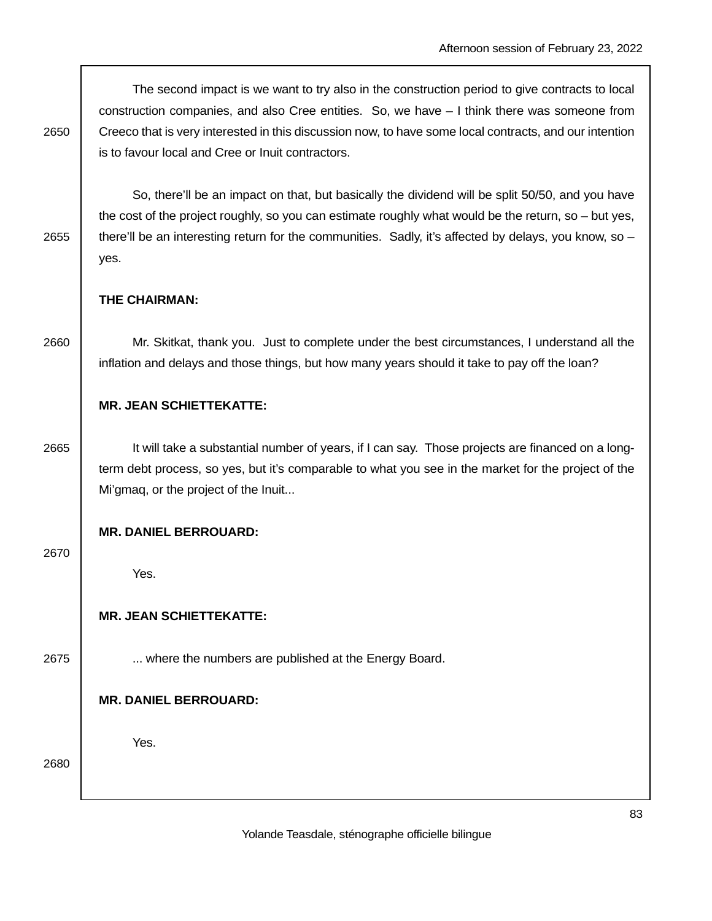The second impact is we want to try also in the construction period to give contracts to local construction companies, and also Cree entities. So, we have – I think there was someone from Creeco that is very interested in this discussion now, to have some local contracts, and our intention is to favour local and Cree or Inuit contractors.

So, there'll be an impact on that, but basically the dividend will be split 50/50, and you have the cost of the project roughly, so you can estimate roughly what would be the return, so – but yes, there'll be an interesting return for the communities. Sadly, it's affected by delays, you know, so – yes.

**THE CHAIRMAN:**

Mr. Skitkat, thank you. Just to complete under the best circumstances, I understand all the inflation and delays and those things, but how many years should it take to pay off the loan?

**MR. JEAN SCHIETTEKATTE:**

It will take a substantial number of years, if I can say. Those projects are financed on a long-term debt process, so yes, but it's comparable to what you see in the market for the project of the Mi'gmaq, or the project of the Inuit...

**MR. DANIEL BERROUARD:**

Yes.

**MR. JEAN SCHIETTEKATTE:**

... where the numbers are published at the Energy Board.

**MR. DANIEL BERROUARD:**

Yes.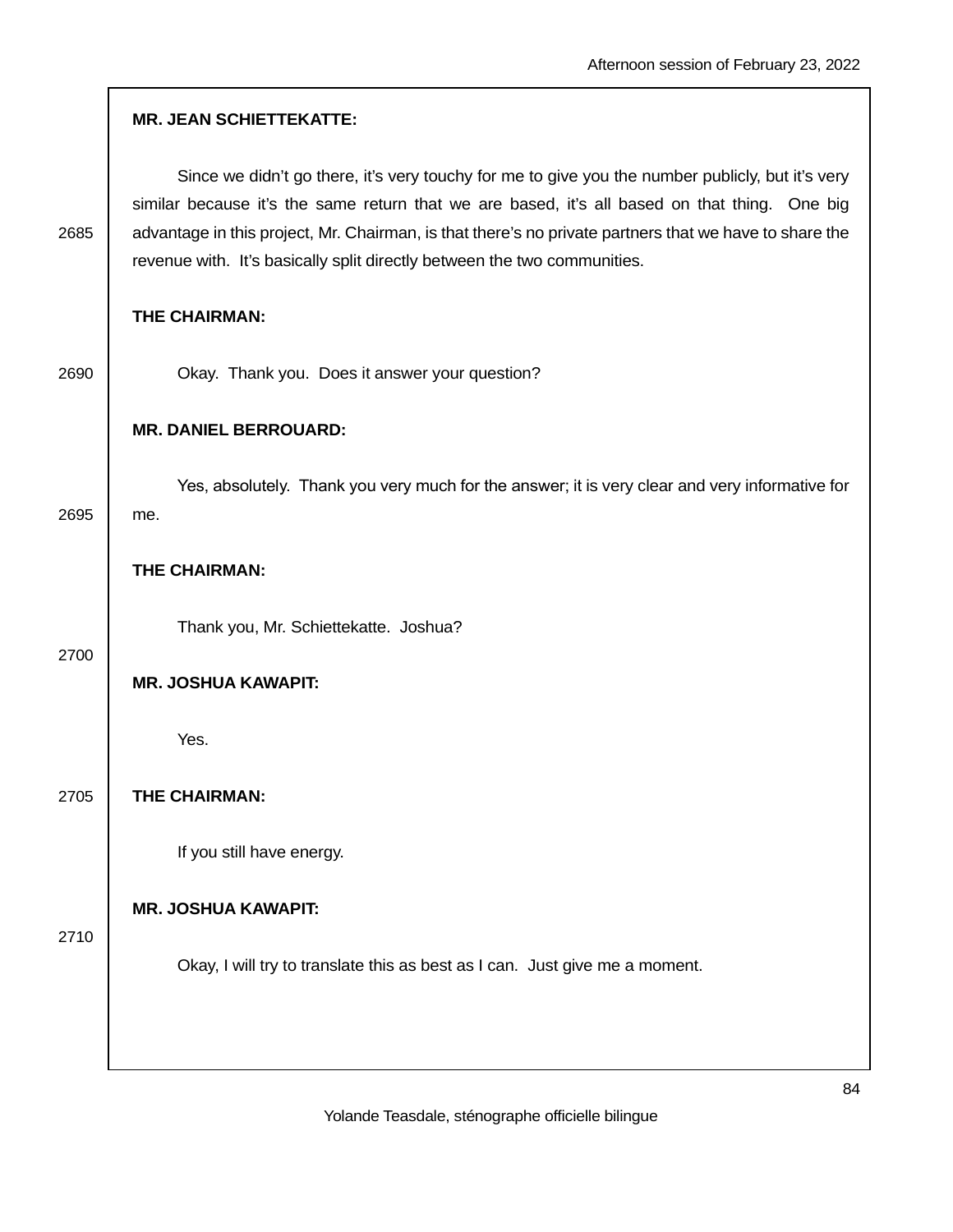**MR. JEAN SCHIETTEKATTE:**

Since we didn't go there, it's very touchy for me to give you the number publicly, but it's very similar because it's the same return that we are based, it's all based on that thing. One big advantage in this project, Mr. Chairman, is that there's no private partners that we have to share the revenue with. It's basically split directly between the two communities.

**THE CHAIRMAN:**

Okay. Thank you. Does it answer your question?

**MR. DANIEL BERROUARD:**

Yes, absolutely. Thank you very much for the answer; it is very clear and very informative for me.

**THE CHAIRMAN:**

Thank you, Mr. Schiettekatte. Joshua?

**MR. JOSHUA KAWAPIT:**

Yes.

**THE CHAIRMAN:**

If you still have energy.

**MR. JOSHUA KAWAPIT:**

Okay, I will try to translate this as best as I can. Just give me a moment.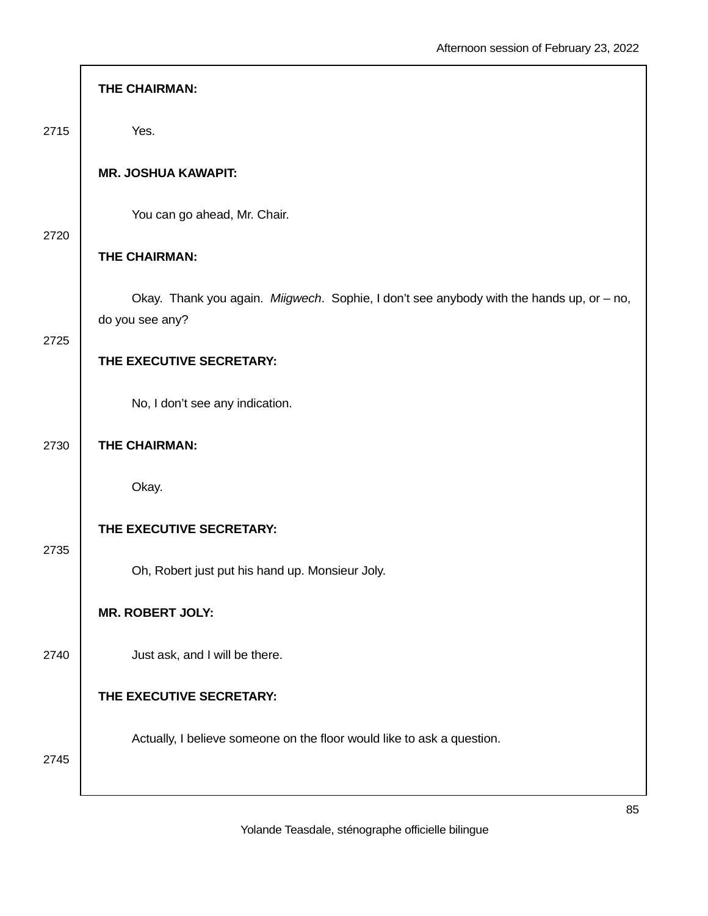**THE CHAIRMAN:**

Yes.

**MR. JOSHUA KAWAPIT:**

You can go ahead, Mr. Chair.

**THE CHAIRMAN:**

Okay. Thank you again. *Miigwech*. Sophie, I don't see anybody with the hands up, or – no, do you see any?

**THE EXECUTIVE SECRETARY:**

No, I don't see any indication.

**THE CHAIRMAN:**

Okay.

**THE EXECUTIVE SECRETARY:**

Oh, Robert just put his hand up. Monsieur Joly.

**MR. ROBERT JOLY:**

Just ask, and I will be there.

**THE EXECUTIVE SECRETARY:**

Actually, I believe someone on the floor would like to ask a question.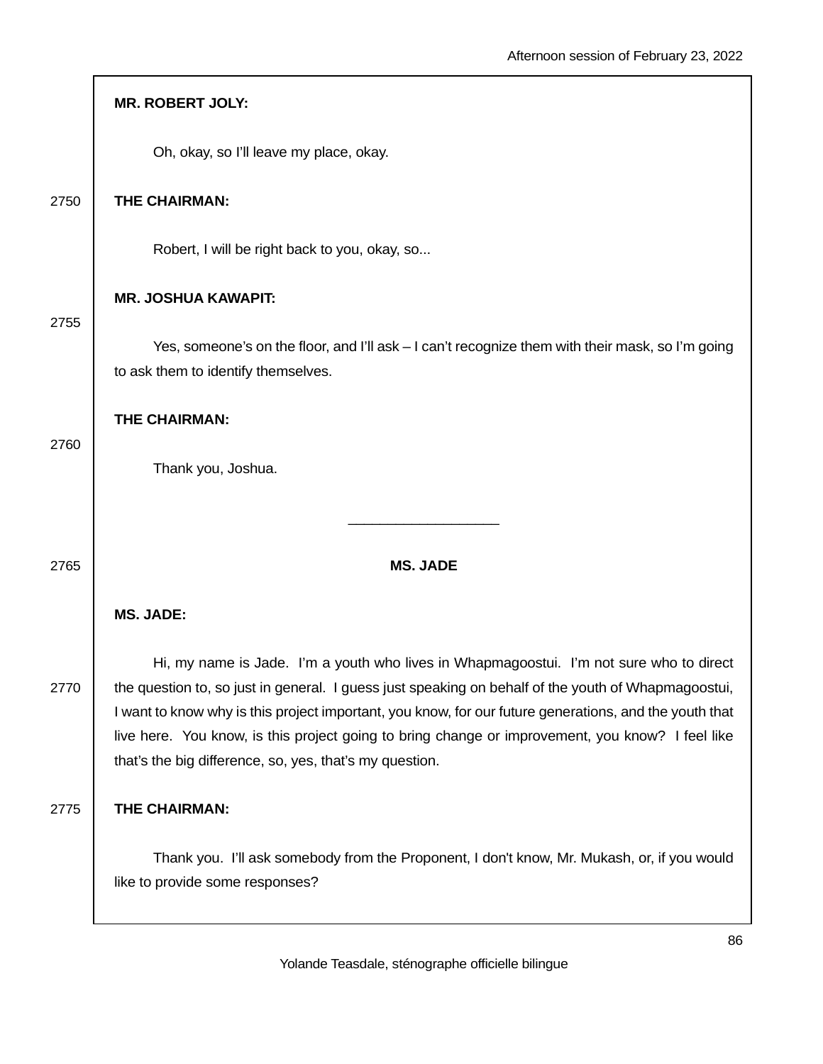**MR. ROBERT JOLY:**

Oh, okay, so I'll leave my place, okay.

**THE CHAIRMAN:**

Robert, I will be right back to you, okay, so...

**MR. JOSHUA KAWAPIT:**

Yes, someone's on the floor, and I'll ask – I can't recognize them with their mask, so I'm going to ask them to identify themselves.

**THE CHAIRMAN:**

Thank you, Joshua.

---

**MS. JADE**

**MS. JADE:**

Hi, my name is Jade. I'm a youth who lives in Whapmagoostui. I'm not sure who to direct the question to, so just in general. I guess just speaking on behalf of the youth of Whapmagoostui, I want to know why is this project important, you know, for our future generations, and the youth that live here. You know, is this project going to bring change or improvement, you know? I feel like that's the big difference, so, yes, that's my question.

**THE CHAIRMAN:**

Thank you. I'll ask somebody from the Proponent, I don't know, Mr. Mukash, or, if you would like to provide some responses?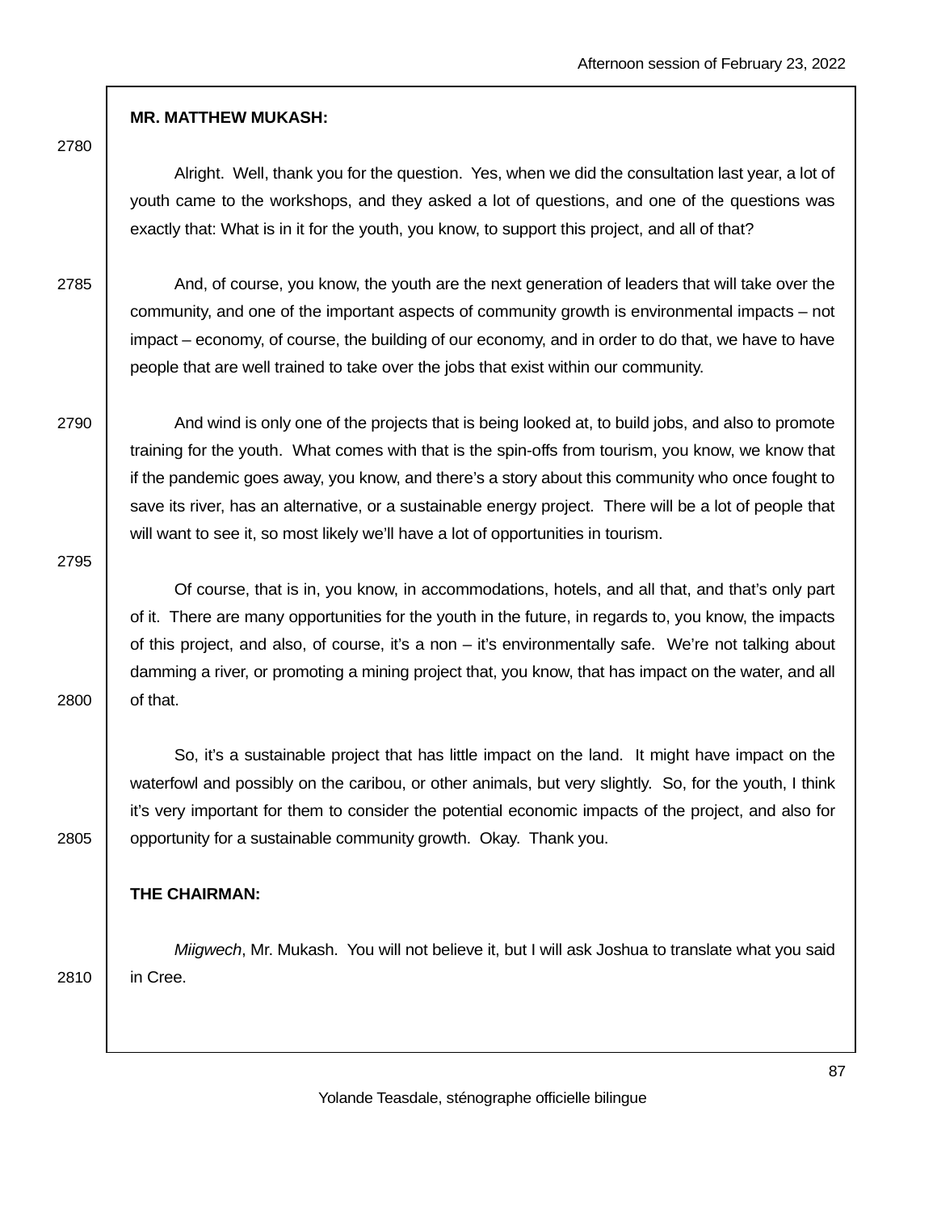**MR. MATTHEW MUKASH:**

Alright. Well, thank you for the question. Yes, when we did the consultation last year, a lot of youth came to the workshops, and they asked a lot of questions, and one of the questions was exactly that: What is in it for the youth, you know, to support this project, and all of that?

And, of course, you know, the youth are the next generation of leaders that will take over the community, and one of the important aspects of community growth is environmental impacts – not impact – economy, of course, the building of our economy, and in order to do that, we have to have people that are well trained to take over the jobs that exist within our community.

And wind is only one of the projects that is being looked at, to build jobs, and also to promote training for the youth. What comes with that is the spin-offs from tourism, you know, we know that if the pandemic goes away, you know, and there's a story about this community who once fought to save its river, has an alternative, or a sustainable energy project. There will be a lot of people that will want to see it, so most likely we'll have a lot of opportunities in tourism.

Of course, that is in, you know, in accommodations, hotels, and all that, and that's only part of it. There are many opportunities for the youth in the future, in regards to, you know, the impacts of this project, and also, of course, it's a non – it's environmentally safe. We're not talking about damming a river, or promoting a mining project that, you know, that has impact on the water, and all of that.

So, it's a sustainable project that has little impact on the land. It might have impact on the waterfowl and possibly on the caribou, or other animals, but very slightly. So, for the youth, I think it's very important for them to consider the potential economic impacts of the project, and also for opportunity for a sustainable community growth. Okay. Thank you.

**THE CHAIRMAN:**

*Miigwech*, Mr. Mukash. You will not believe it, but I will ask Joshua to translate what you said in Cree.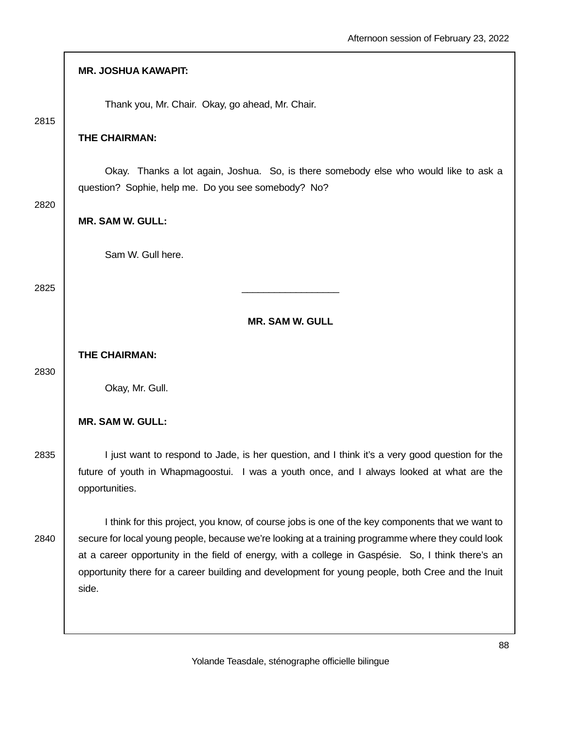**MR. JOSHUA KAWAPIT:**

Thank you, Mr. Chair. Okay, go ahead, Mr. Chair.

**THE CHAIRMAN:**

Okay. Thanks a lot again, Joshua. So, is there somebody else who would like to ask a question? Sophie, help me. Do you see somebody? No?

**MR. SAM W. GULL:**

Sam W. Gull here.

---

**MR. SAM W. GULL**

**THE CHAIRMAN:**

Okay, Mr. Gull.

**MR. SAM W. GULL:**

I just want to respond to Jade, is her question, and I think it's a very good question for the future of youth in Whapmagoostui. I was a youth once, and I always looked at what are the opportunities.

I think for this project, you know, of course jobs is one of the key components that we want to secure for local young people, because we're looking at a training programme where they could look at a career opportunity in the field of energy, with a college in Gaspésie. So, I think there's an opportunity there for a career building and development for young people, both Cree and the Inuit side.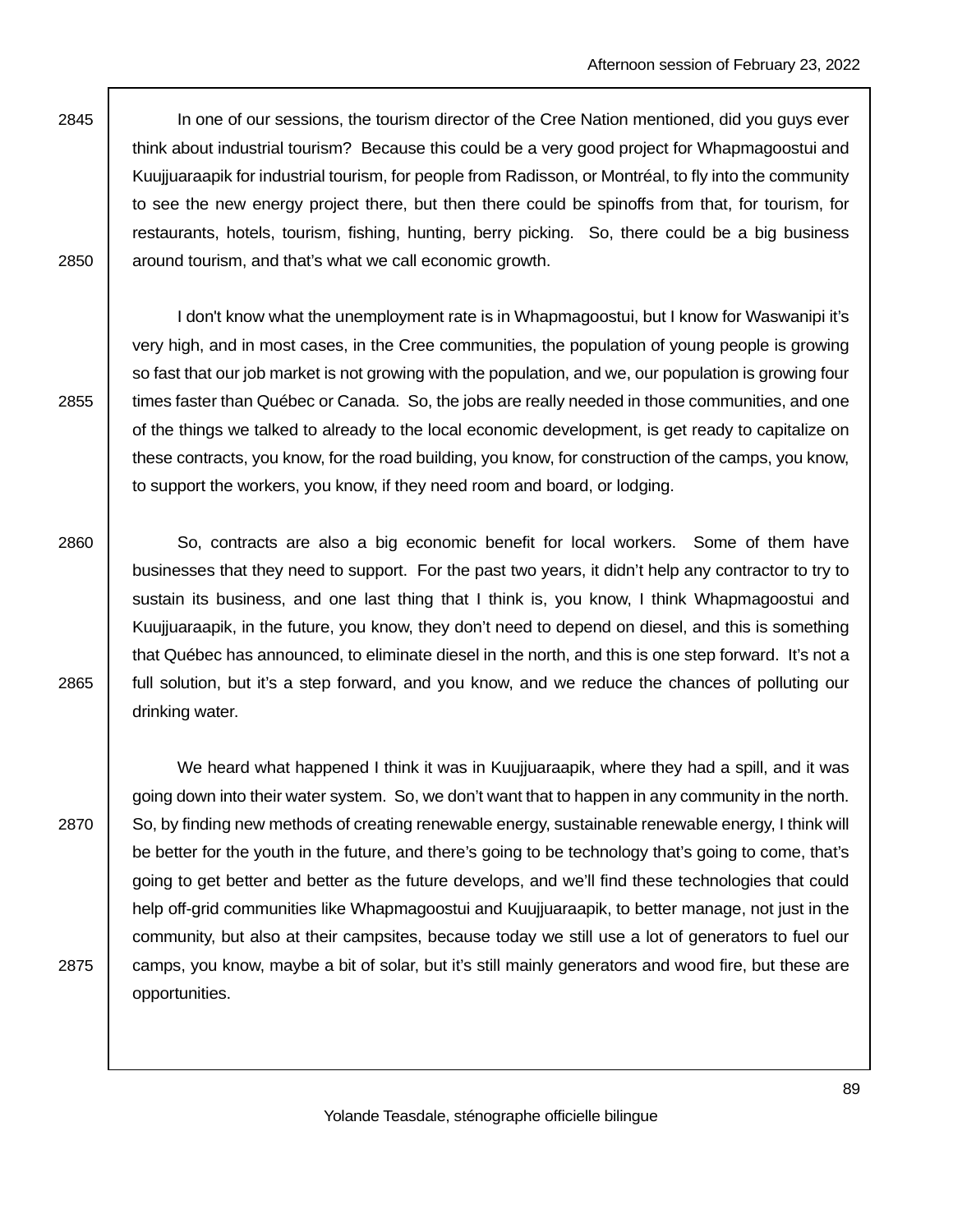In one of our sessions, the tourism director of the Cree Nation mentioned, did you guys ever think about industrial tourism? Because this could be a very good project for Whapmagoostui and Kuujjuaraapik for industrial tourism, for people from Radisson, or Montréal, to fly into the community to see the new energy project there, but then there could be spinoffs from that, for tourism, for restaurants, hotels, tourism, fishing, hunting, berry picking. So, there could be a big business around tourism, and that's what we call economic growth.

I don't know what the unemployment rate is in Whapmagoostui, but I know for Waswanipi it's very high, and in most cases, in the Cree communities, the population of young people is growing so fast that our job market is not growing with the population, and we, our population is growing four times faster than Québec or Canada. So, the jobs are really needed in those communities, and one of the things we talked to already to the local economic development, is get ready to capitalize on these contracts, you know, for the road building, you know, for construction of the camps, you know, to support the workers, you know, if they need room and board, or lodging.

So, contracts are also a big economic benefit for local workers. Some of them have businesses that they need to support. For the past two years, it didn't help any contractor to try to sustain its business, and one last thing that I think is, you know, I think Whapmagoostui and Kuujjuaraapik, in the future, you know, they don't need to depend on diesel, and this is something that Québec has announced, to eliminate diesel in the north, and this is one step forward. It's not a full solution, but it's a step forward, and you know, and we reduce the chances of polluting our drinking water.

We heard what happened I think it was in Kuujjuaraapik, where they had a spill, and it was going down into their water system. So, we don't want that to happen in any community in the north. So, by finding new methods of creating renewable energy, sustainable renewable energy, I think will be better for the youth in the future, and there's going to be technology that's going to come, that's going to get better and better as the future develops, and we'll find these technologies that could help off-grid communities like Whapmagoostui and Kuujjuaraapik, to better manage, not just in the community, but also at their campsites, because today we still use a lot of generators to fuel our camps, you know, maybe a bit of solar, but it's still mainly generators and wood fire, but these are opportunities.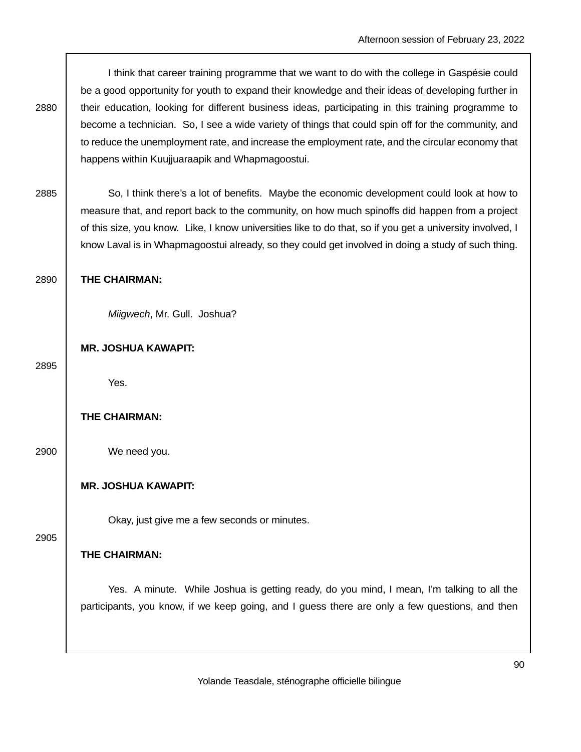I think that career training programme that we want to do with the college in Gaspésie could be a good opportunity for youth to expand their knowledge and their ideas of developing further in their education, looking for different business ideas, participating in this training programme to become a technician. So, I see a wide variety of things that could spin off for the community, and to reduce the unemployment rate, and increase the employment rate, and the circular economy that happens within Kuujjuaraapik and Whapmagoostui.

So, I think there's a lot of benefits. Maybe the economic development could look at how to measure that, and report back to the community, on how much spinoffs did happen from a project of this size, you know. Like, I know universities like to do that, so if you get a university involved, I know Laval is in Whapmagoostui already, so they could get involved in doing a study of such thing.

**THE CHAIRMAN:**

*Miigwech*, Mr. Gull. Joshua?

**MR. JOSHUA KAWAPIT:**

Yes.

**THE CHAIRMAN:**

We need you.

**MR. JOSHUA KAWAPIT:**

Okay, just give me a few seconds or minutes.

**THE CHAIRMAN:**

Yes. A minute. While Joshua is getting ready, do you mind, I mean, I'm talking to all the participants, you know, if we keep going, and I guess there are only a few questions, and then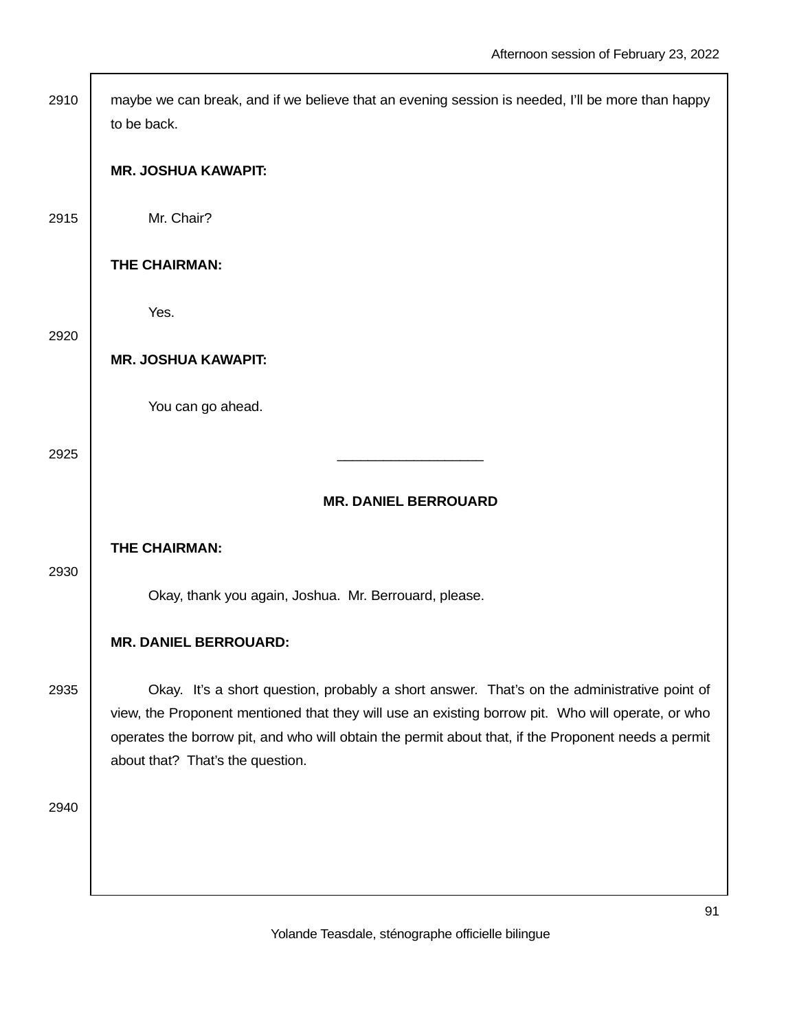maybe we can break, and if we believe that an evening session is needed, I'll be more than happy to be back.

**MR. JOSHUA KAWAPIT:**

Mr. Chair?

**THE CHAIRMAN:**

Yes.

**MR. JOSHUA KAWAPIT:**

You can go ahead.

---

**MR. DANIEL BERROUARD**

**THE CHAIRMAN:**

Okay, thank you again, Joshua. Mr. Berrouard, please.

**MR. DANIEL BERROUARD:**

Okay. It's a short question, probably a short answer. That's on the administrative point of view, the Proponent mentioned that they will use an existing borrow pit. Who will operate, or who operates the borrow pit, and who will obtain the permit about that, if the Proponent needs a permit about that? That's the question.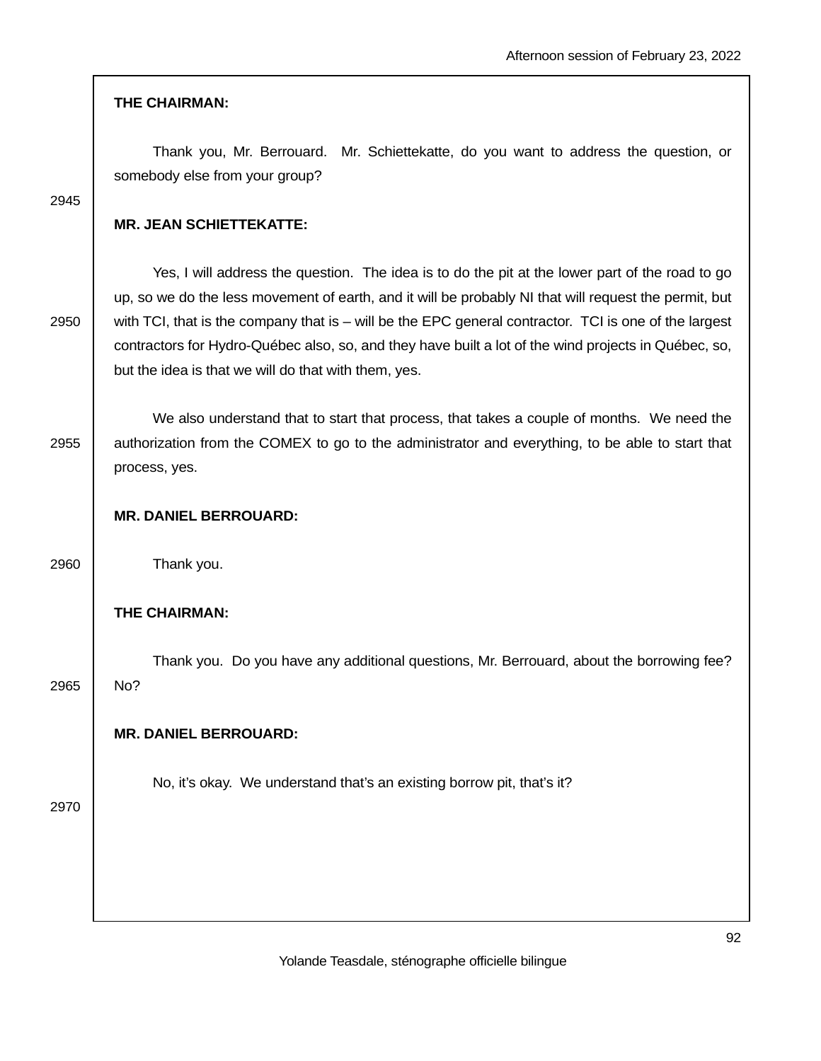**THE CHAIRMAN:**

Thank you, Mr. Berrouard. Mr. Schiettekatte, do you want to address the question, or somebody else from your group?

**MR. JEAN SCHIETTEKATTE:**

Yes, I will address the question. The idea is to do the pit at the lower part of the road to go up, so we do the less movement of earth, and it will be probably NI that will request the permit, but with TCI, that is the company that is – will be the EPC general contractor. TCI is one of the largest contractors for Hydro-Québec also, so, and they have built a lot of the wind projects in Québec, so, but the idea is that we will do that with them, yes.

We also understand that to start that process, that takes a couple of months. We need the authorization from the COMEX to go to the administrator and everything, to be able to start that process, yes.

**MR. DANIEL BERROUARD:**

Thank you.

**THE CHAIRMAN:**

Thank you. Do you have any additional questions, Mr. Berrouard, about the borrowing fee? No?

**MR. DANIEL BERROUARD:**

No, it's okay. We understand that's an existing borrow pit, that's it?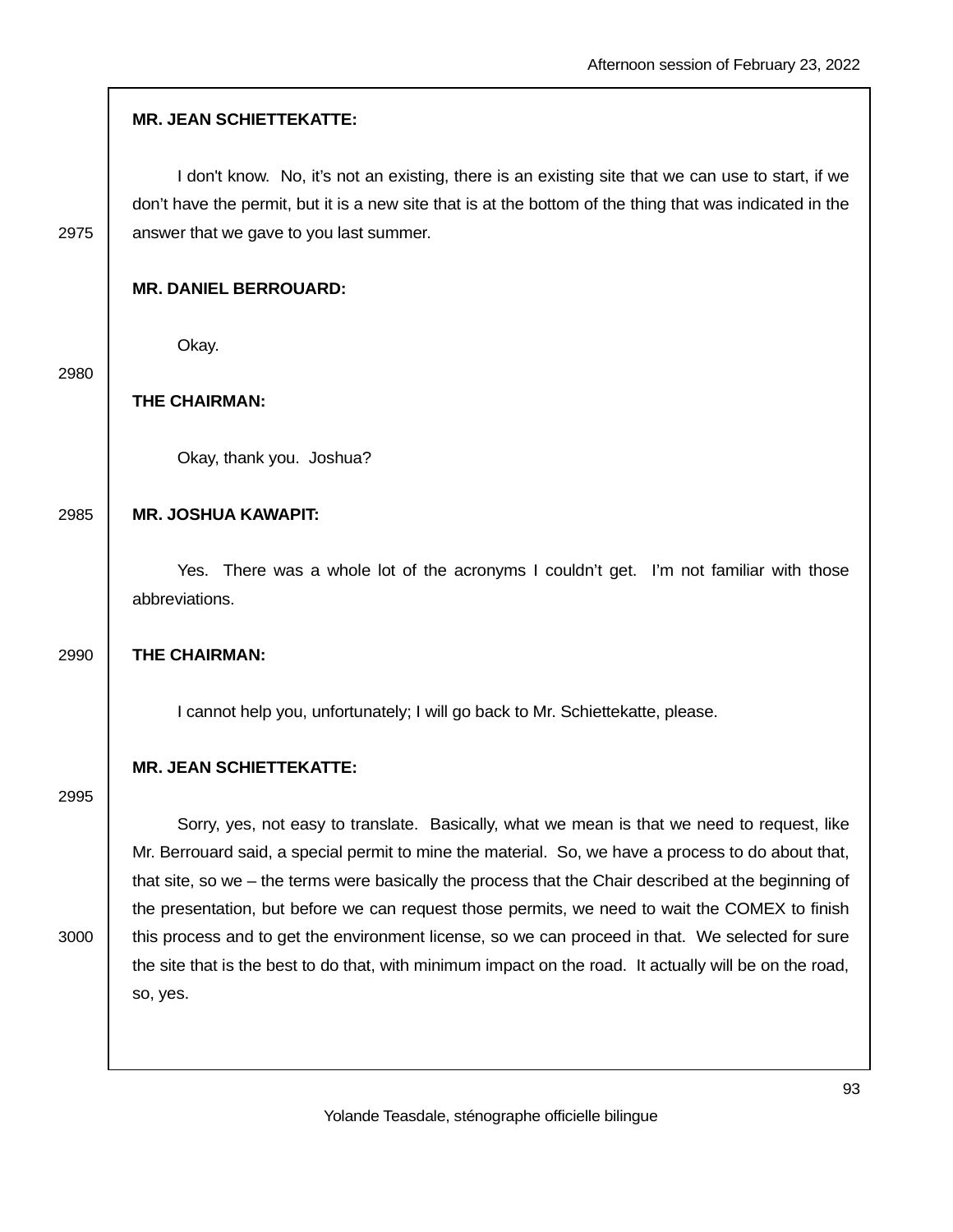**MR. JEAN SCHIETTEKATTE:**

I don't know. No, it's not an existing, there is an existing site that we can use to start, if we don't have the permit, but it is a new site that is at the bottom of the thing that was indicated in the answer that we gave to you last summer.

**MR. DANIEL BERROUARD:**

Okay.

**THE CHAIRMAN:**

Okay, thank you. Joshua?

**MR. JOSHUA KAWAPIT:**

Yes. There was a whole lot of the acronyms I couldn't get. I'm not familiar with those abbreviations.

**THE CHAIRMAN:**

I cannot help you, unfortunately; I will go back to Mr. Schiettekatte, please.

**MR. JEAN SCHIETTEKATTE:**

Sorry, yes, not easy to translate. Basically, what we mean is that we need to request, like Mr. Berrouard said, a special permit to mine the material. So, we have a process to do about that, that site, so we – the terms were basically the process that the Chair described at the beginning of the presentation, but before we can request those permits, we need to wait the COMEX to finish this process and to get the environment license, so we can proceed in that. We selected for sure the site that is the best to do that, with minimum impact on the road. It actually will be on the road, so, yes.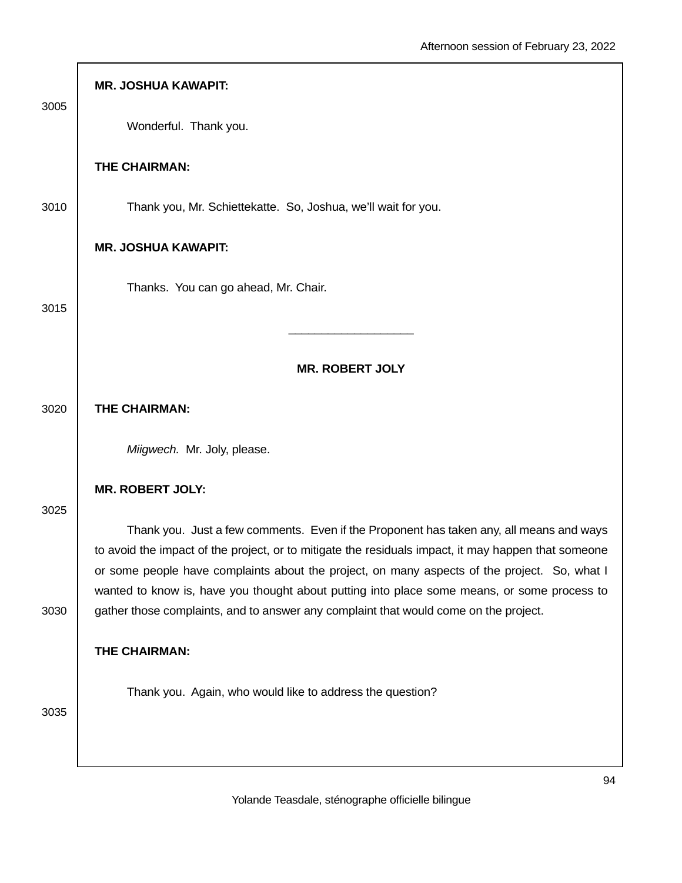**MR. JOSHUA KAWAPIT:**

Wonderful. Thank you.

**THE CHAIRMAN:**

Thank you, Mr. Schiettekatte. So, Joshua, we'll wait for you.

**MR. JOSHUA KAWAPIT:**

Thanks. You can go ahead, Mr. Chair.

---

**MR. ROBERT JOLY**

**THE CHAIRMAN:**

*Miigwech.* Mr. Joly, please.

**MR. ROBERT JOLY:**

Thank you. Just a few comments. Even if the Proponent has taken any, all means and ways to avoid the impact of the project, or to mitigate the residuals impact, it may happen that someone or some people have complaints about the project, on many aspects of the project. So, what I wanted to know is, have you thought about putting into place some means, or some process to gather those complaints, and to answer any complaint that would come on the project.

**THE CHAIRMAN:**

Thank you. Again, who would like to address the question?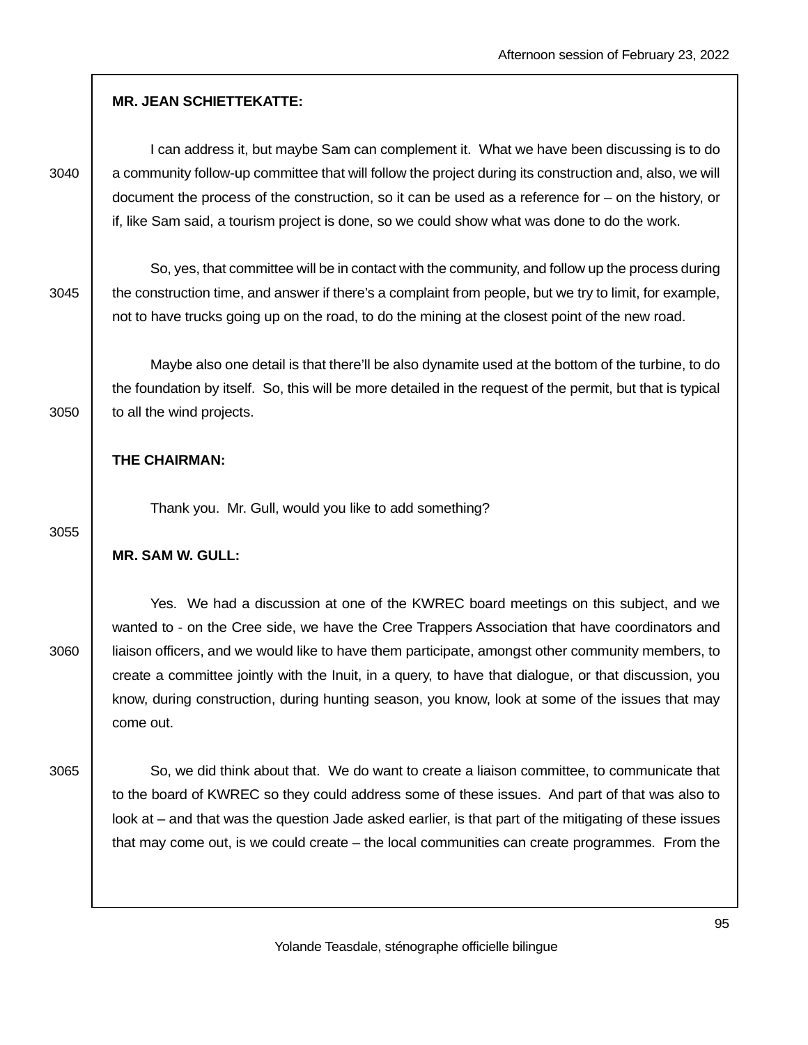**MR. JEAN SCHIETTEKATTE:**

I can address it, but maybe Sam can complement it. What we have been discussing is to do a community follow-up committee that will follow the project during its construction and, also, we will document the process of the construction, so it can be used as a reference for – on the history, or if, like Sam said, a tourism project is done, so we could show what was done to do the work.

So, yes, that committee will be in contact with the community, and follow up the process during the construction time, and answer if there's a complaint from people, but we try to limit, for example, not to have trucks going up on the road, to do the mining at the closest point of the new road.

Maybe also one detail is that there'll be also dynamite used at the bottom of the turbine, to do the foundation by itself. So, this will be more detailed in the request of the permit, but that is typical to all the wind projects.

**THE CHAIRMAN:**

Thank you. Mr. Gull, would you like to add something?

**MR. SAM W. GULL:**

Yes. We had a discussion at one of the KWREC board meetings on this subject, and we wanted to - on the Cree side, we have the Cree Trappers Association that have coordinators and liaison officers, and we would like to have them participate, amongst other community members, to create a committee jointly with the Inuit, in a query, to have that dialogue, or that discussion, you know, during construction, during hunting season, you know, look at some of the issues that may come out.

So, we did think about that. We do want to create a liaison committee, to communicate that to the board of KWREC so they could address some of these issues. And part of that was also to look at – and that was the question Jade asked earlier, is that part of the mitigating of these issues that may come out, is we could create – the local communities can create programmes. From the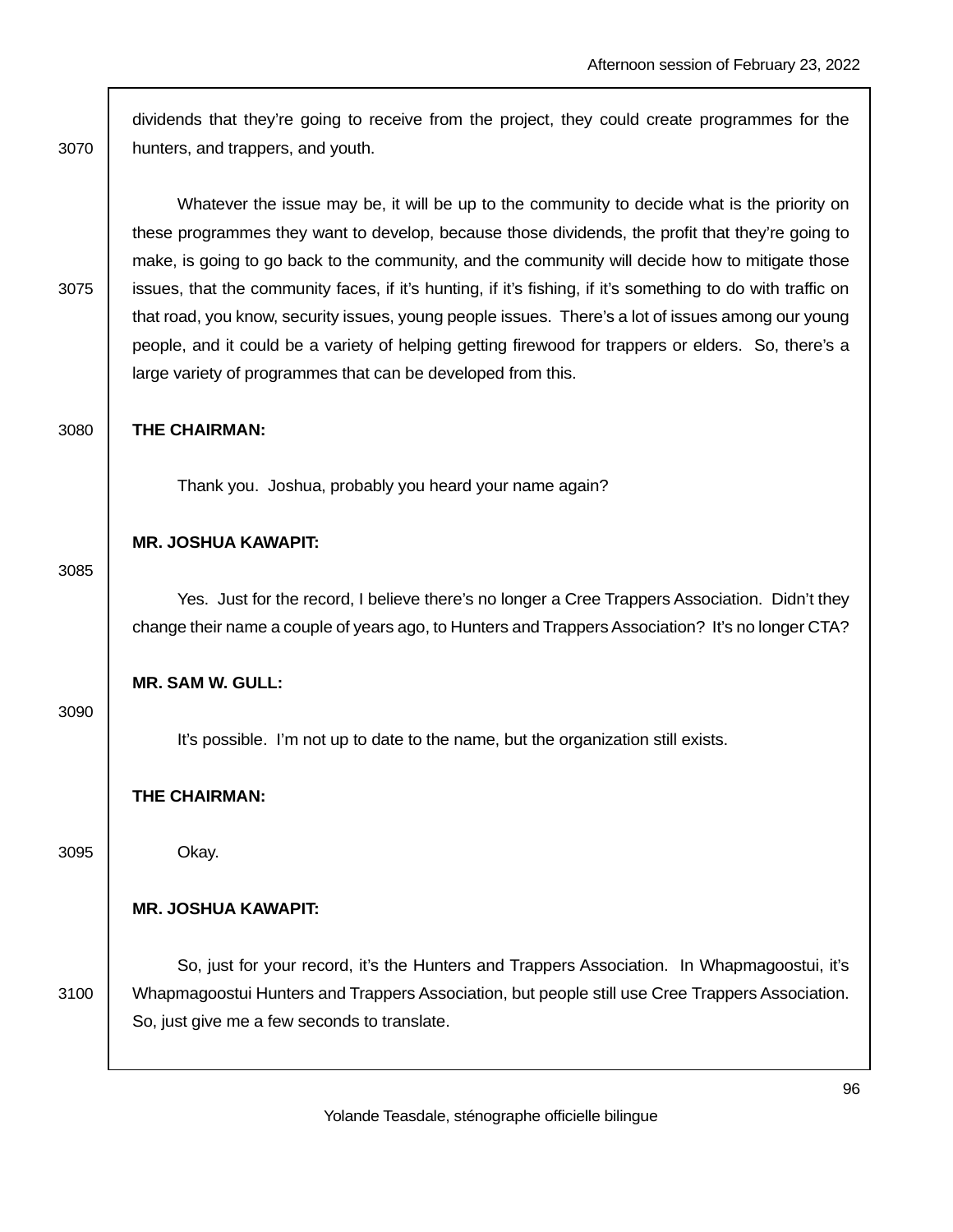dividends that they're going to receive from the project, they could create programmes for the hunters, and trappers, and youth.

Whatever the issue may be, it will be up to the community to decide what is the priority on these programmes they want to develop, because those dividends, the profit that they're going to make, is going to go back to the community, and the community will decide how to mitigate those issues, that the community faces, if it's hunting, if it's fishing, if it's something to do with traffic on that road, you know, security issues, young people issues. There's a lot of issues among our young people, and it could be a variety of helping getting firewood for trappers or elders. So, there's a large variety of programmes that can be developed from this.

**THE CHAIRMAN:**

Thank you. Joshua, probably you heard your name again?

**MR. JOSHUA KAWAPIT:**

Yes. Just for the record, I believe there's no longer a Cree Trappers Association. Didn't they change their name a couple of years ago, to Hunters and Trappers Association? It's no longer CTA?

**MR. SAM W. GULL:**

It's possible. I'm not up to date to the name, but the organization still exists.

**THE CHAIRMAN:**

Okay.

**MR. JOSHUA KAWAPIT:**

So, just for your record, it's the Hunters and Trappers Association. In Whapmagoostui, it's Whapmagoostui Hunters and Trappers Association, but people still use Cree Trappers Association. So, just give me a few seconds to translate.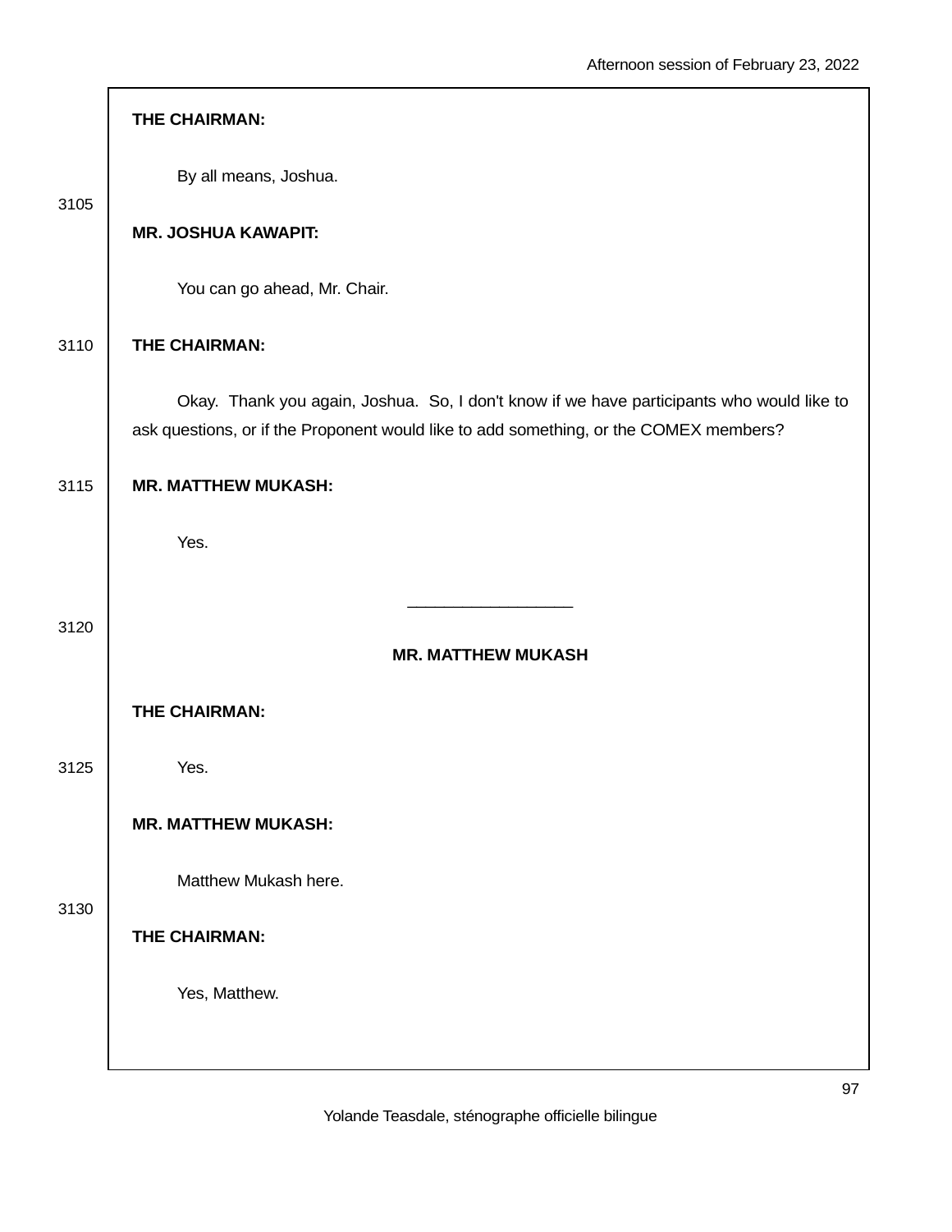**THE CHAIRMAN:**

By all means, Joshua.

**MR. JOSHUA KAWAPIT:**

You can go ahead, Mr. Chair.

**THE CHAIRMAN:**

Okay. Thank you again, Joshua. So, I don't know if we have participants who would like to ask questions, or if the Proponent would like to add something, or the COMEX members?

**MR. MATTHEW MUKASH:**

Yes.

---

**MR. MATTHEW MUKASH**

**THE CHAIRMAN:**

Yes.

**MR. MATTHEW MUKASH:**

Matthew Mukash here.

**THE CHAIRMAN:**

Yes, Matthew.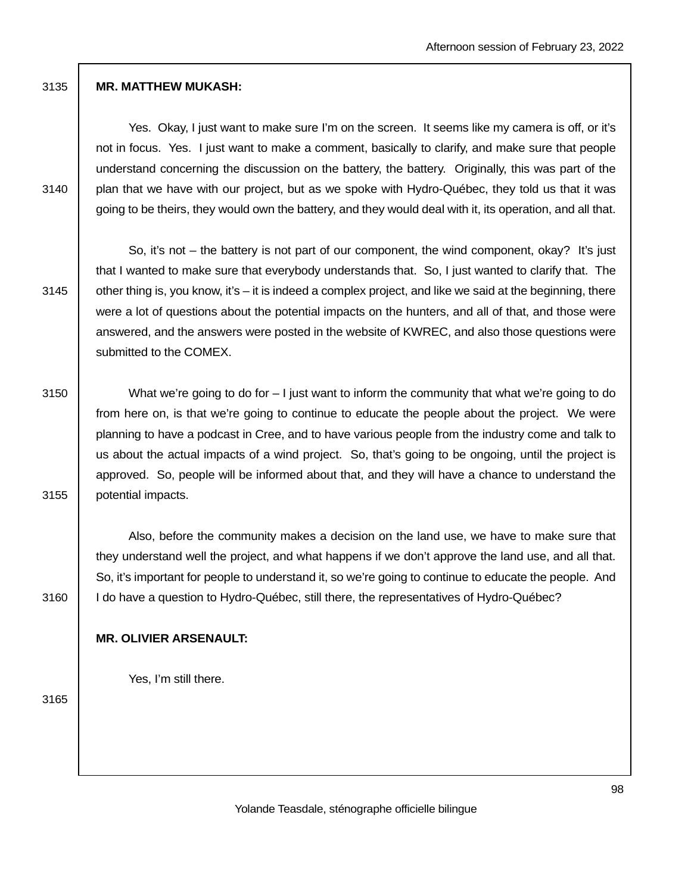**MR. MATTHEW MUKASH:**

Yes. Okay, I just want to make sure I'm on the screen. It seems like my camera is off, or it's not in focus. Yes. I just want to make a comment, basically to clarify, and make sure that people understand concerning the discussion on the battery, the battery. Originally, this was part of the plan that we have with our project, but as we spoke with Hydro-Québec, they told us that it was going to be theirs, they would own the battery, and they would deal with it, its operation, and all that.

So, it's not – the battery is not part of our component, the wind component, okay? It's just that I wanted to make sure that everybody understands that. So, I just wanted to clarify that. The other thing is, you know, it's – it is indeed a complex project, and like we said at the beginning, there were a lot of questions about the potential impacts on the hunters, and all of that, and those were answered, and the answers were posted in the website of KWREC, and also those questions were submitted to the COMEX.

What we're going to do for – I just want to inform the community that what we're going to do from here on, is that we're going to continue to educate the people about the project. We were planning to have a podcast in Cree, and to have various people from the industry come and talk to us about the actual impacts of a wind project. So, that's going to be ongoing, until the project is approved. So, people will be informed about that, and they will have a chance to understand the potential impacts.

Also, before the community makes a decision on the land use, we have to make sure that they understand well the project, and what happens if we don't approve the land use, and all that. So, it's important for people to understand it, so we're going to continue to educate the people. And I do have a question to Hydro-Québec, still there, the representatives of Hydro-Québec?

**MR. OLIVIER ARSENAULT:**

Yes, I'm still there.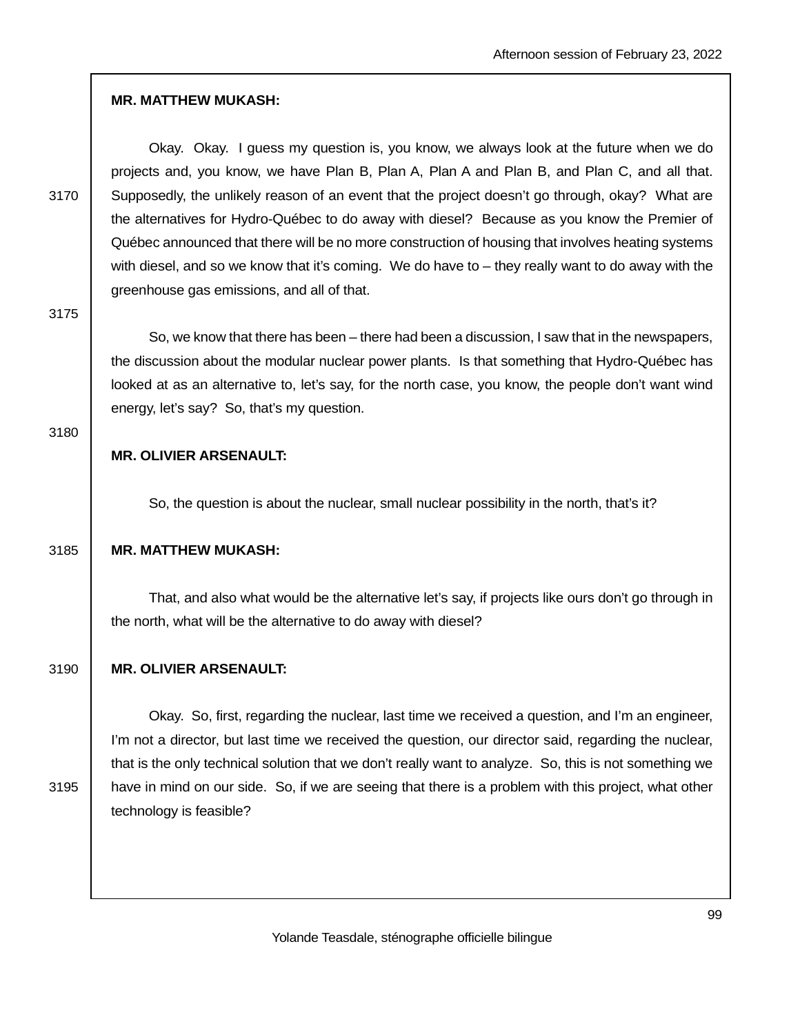**MR. MATTHEW MUKASH:**

Okay. Okay. I guess my question is, you know, we always look at the future when we do projects and, you know, we have Plan B, Plan A, Plan A and Plan B, and Plan C, and all that. Supposedly, the unlikely reason of an event that the project doesn't go through, okay? What are the alternatives for Hydro-Québec to do away with diesel? Because as you know the Premier of Québec announced that there will be no more construction of housing that involves heating systems with diesel, and so we know that it's coming. We do have to – they really want to do away with the greenhouse gas emissions, and all of that.

So, we know that there has been – there had been a discussion, I saw that in the newspapers, the discussion about the modular nuclear power plants. Is that something that Hydro-Québec has looked at as an alternative to, let's say, for the north case, you know, the people don't want wind energy, let's say? So, that's my question.

**MR. OLIVIER ARSENAULT:**

So, the question is about the nuclear, small nuclear possibility in the north, that's it?

**MR. MATTHEW MUKASH:**

That, and also what would be the alternative let's say, if projects like ours don't go through in the north, what will be the alternative to do away with diesel?

**MR. OLIVIER ARSENAULT:**

Okay. So, first, regarding the nuclear, last time we received a question, and I'm an engineer, I'm not a director, but last time we received the question, our director said, regarding the nuclear, that is the only technical solution that we don't really want to analyze. So, this is not something we have in mind on our side. So, if we are seeing that there is a problem with this project, what other technology is feasible?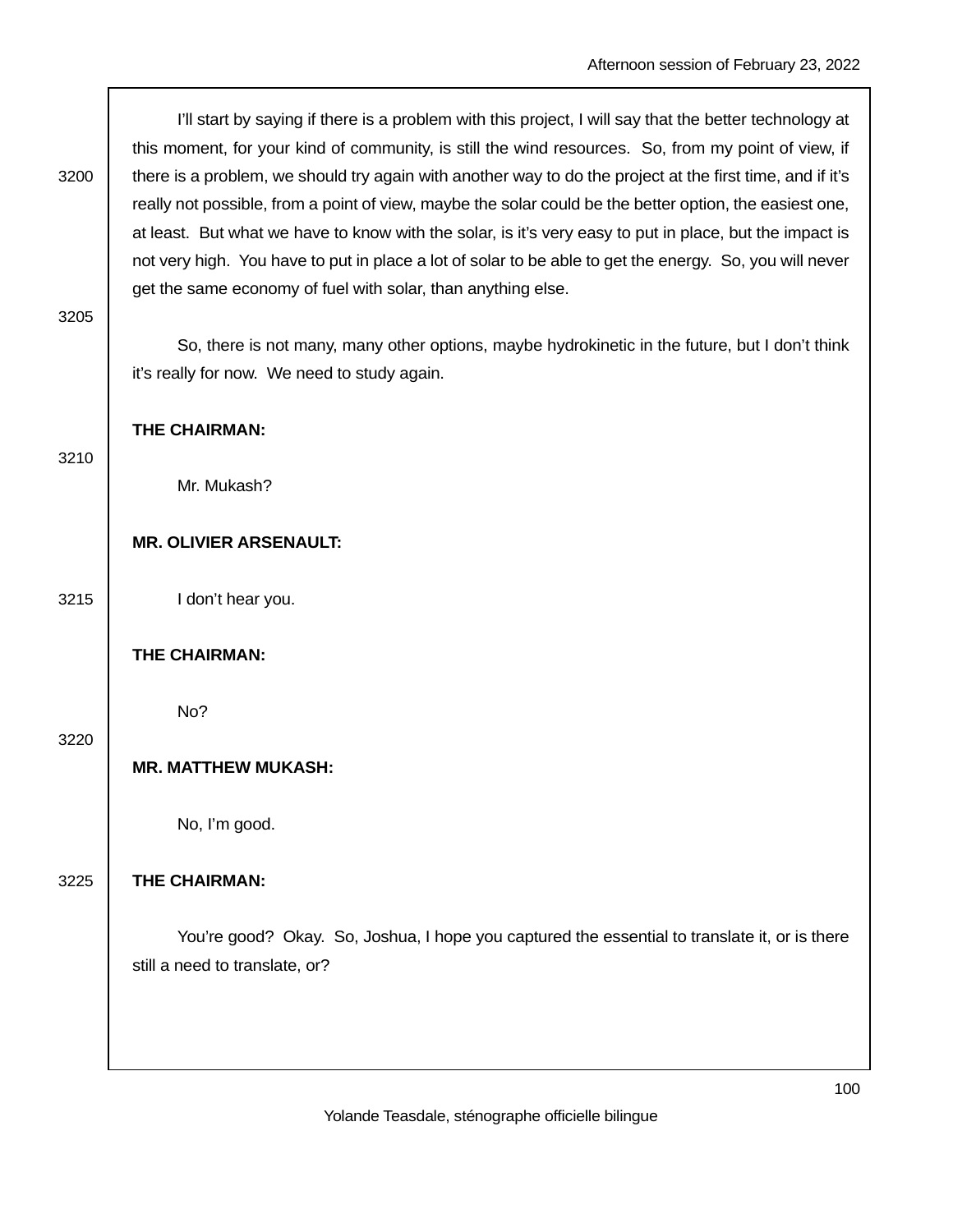I'll start by saying if there is a problem with this project, I will say that the better technology at this moment, for your kind of community, is still the wind resources. So, from my point of view, if there is a problem, we should try again with another way to do the project at the first time, and if it's really not possible, from a point of view, maybe the solar could be the better option, the easiest one, at least. But what we have to know with the solar, is it's very easy to put in place, but the impact is not very high. You have to put in place a lot of solar to be able to get the energy. So, you will never get the same economy of fuel with solar, than anything else.

So, there is not many, many other options, maybe hydrokinetic in the future, but I don't think it's really for now. We need to study again.

**THE CHAIRMAN:**

Mr. Mukash?

**MR. OLIVIER ARSENAULT:**

I don't hear you.

**THE CHAIRMAN:**

No?

**MR. MATTHEW MUKASH:**

No, I'm good.

**THE CHAIRMAN:**

You're good? Okay. So, Joshua, I hope you captured the essential to translate it, or is there still a need to translate, or?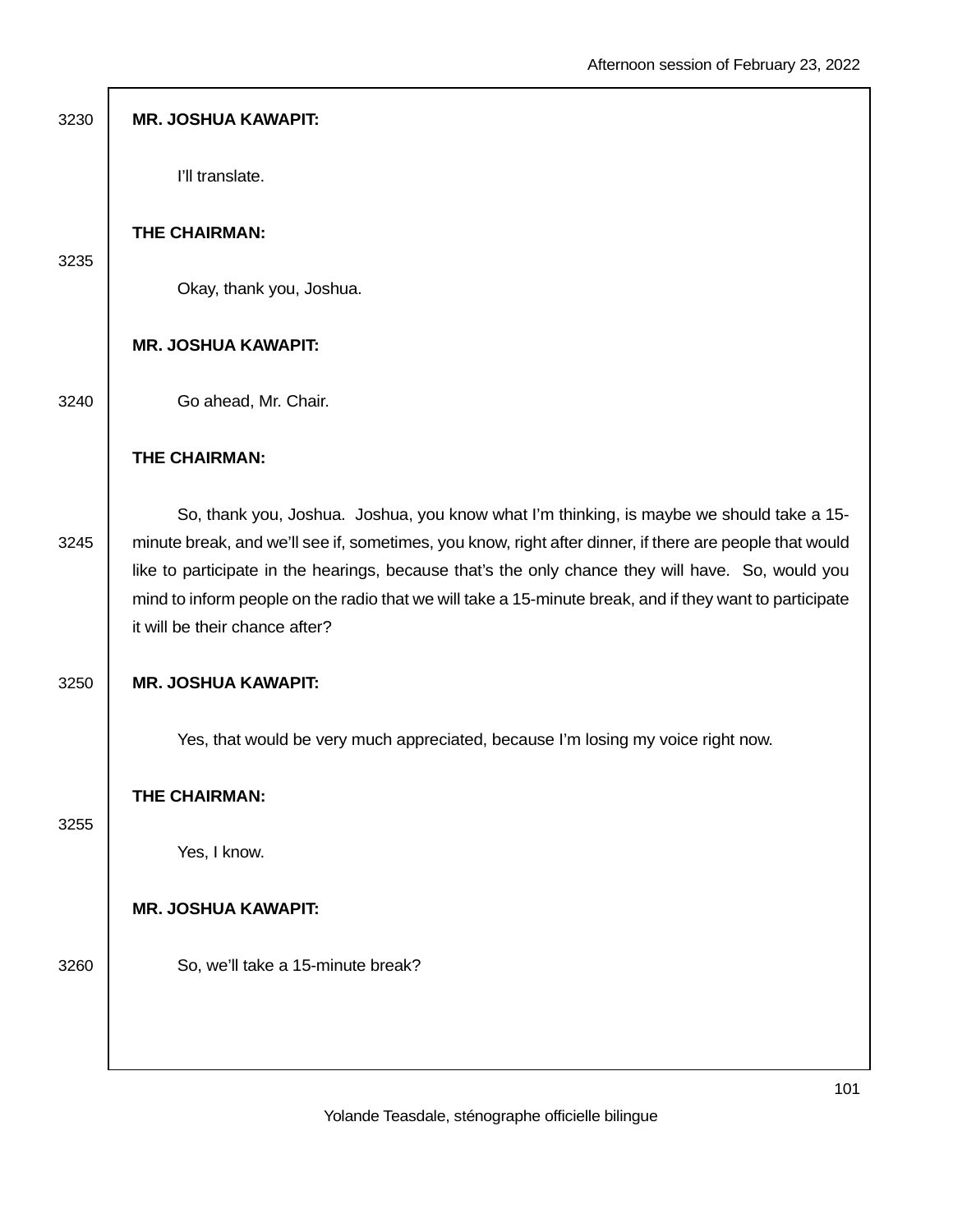**MR. JOSHUA KAWAPIT:**

I'll translate.

**THE CHAIRMAN:**

Okay, thank you, Joshua.

**MR. JOSHUA KAWAPIT:**

Go ahead, Mr. Chair.

**THE CHAIRMAN:**

So, thank you, Joshua. Joshua, you know what I'm thinking, is maybe we should take a 15-minute break, and we'll see if, sometimes, you know, right after dinner, if there are people that would like to participate in the hearings, because that's the only chance they will have. So, would you mind to inform people on the radio that we will take a 15-minute break, and if they want to participate it will be their chance after?

**MR. JOSHUA KAWAPIT:**

Yes, that would be very much appreciated, because I'm losing my voice right now.

**THE CHAIRMAN:**

Yes, I know.

**MR. JOSHUA KAWAPIT:**

So, we'll take a 15-minute break?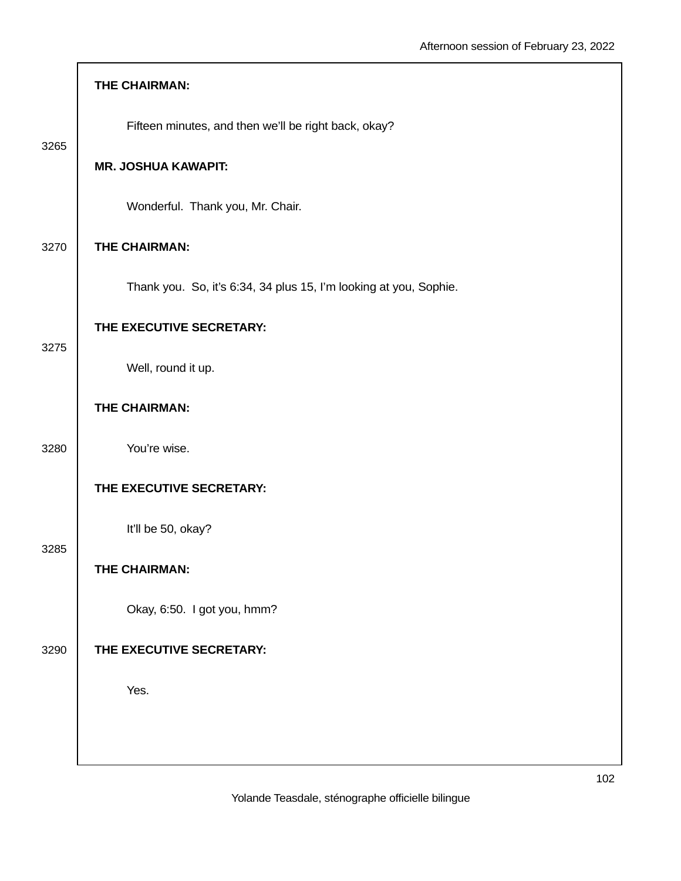**THE CHAIRMAN:**

Fifteen minutes, and then we'll be right back, okay?

**MR. JOSHUA KAWAPIT:**

Wonderful. Thank you, Mr. Chair.

**THE CHAIRMAN:**

Thank you. So, it's 6:34, 34 plus 15, I'm looking at you, Sophie.

**THE EXECUTIVE SECRETARY:**

Well, round it up.

**THE CHAIRMAN:**

You're wise.

**THE EXECUTIVE SECRETARY:**

It'll be 50, okay?

**THE CHAIRMAN:**

Okay, 6:50. I got you, hmm?

**THE EXECUTIVE SECRETARY:**

Yes.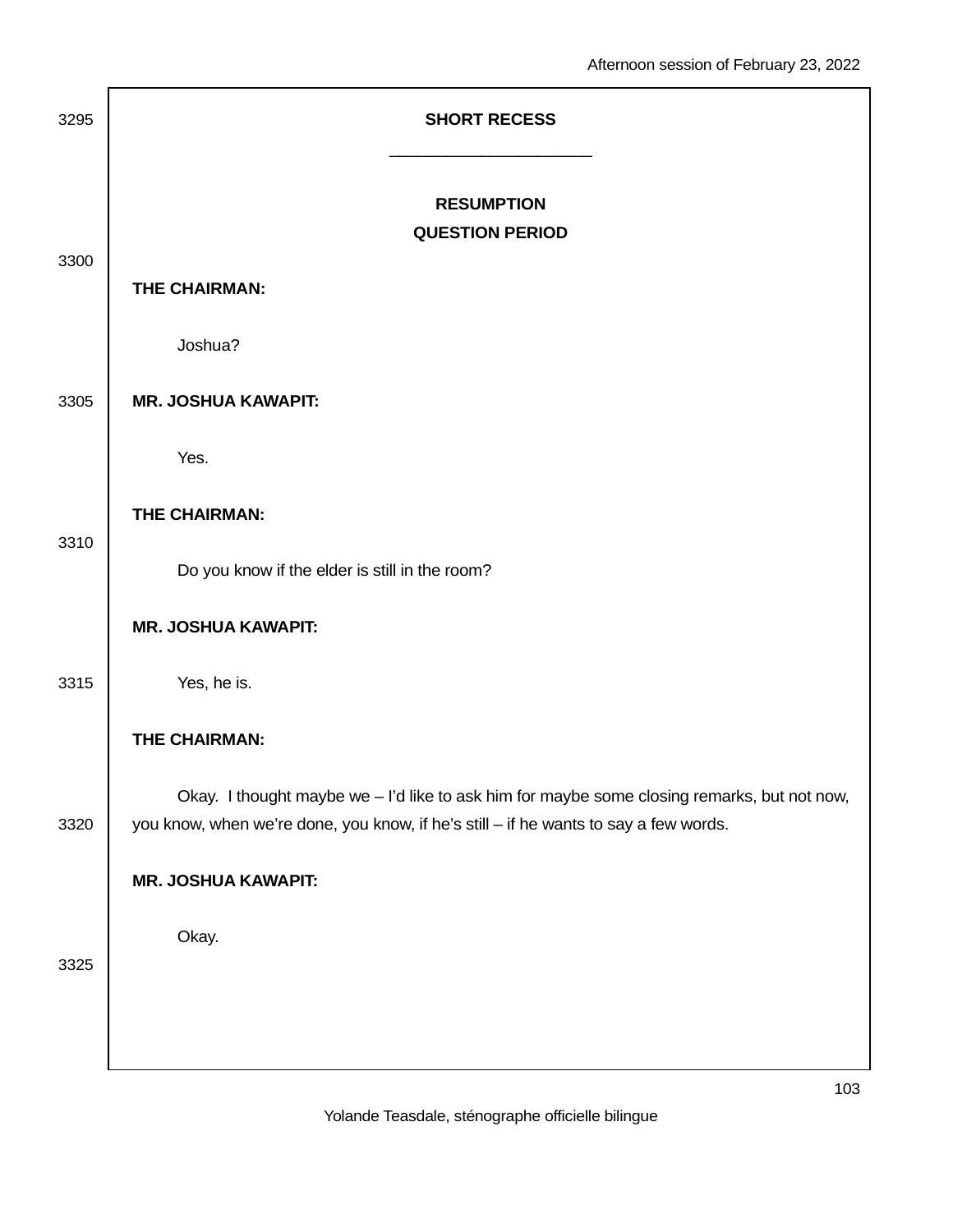**SHORT RECESS**

---

**RESUMPTION**

**QUESTION PERIOD**

**THE CHAIRMAN:**

Joshua?

**MR. JOSHUA KAWAPIT:**

Yes.

**THE CHAIRMAN:**

Do you know if the elder is still in the room?

**MR. JOSHUA KAWAPIT:**

Yes, he is.

**THE CHAIRMAN:**

Okay. I thought maybe we – I'd like to ask him for maybe some closing remarks, but not now, you know, when we're done, you know, if he's still – if he wants to say a few words.

**MR. JOSHUA KAWAPIT:**

Okay.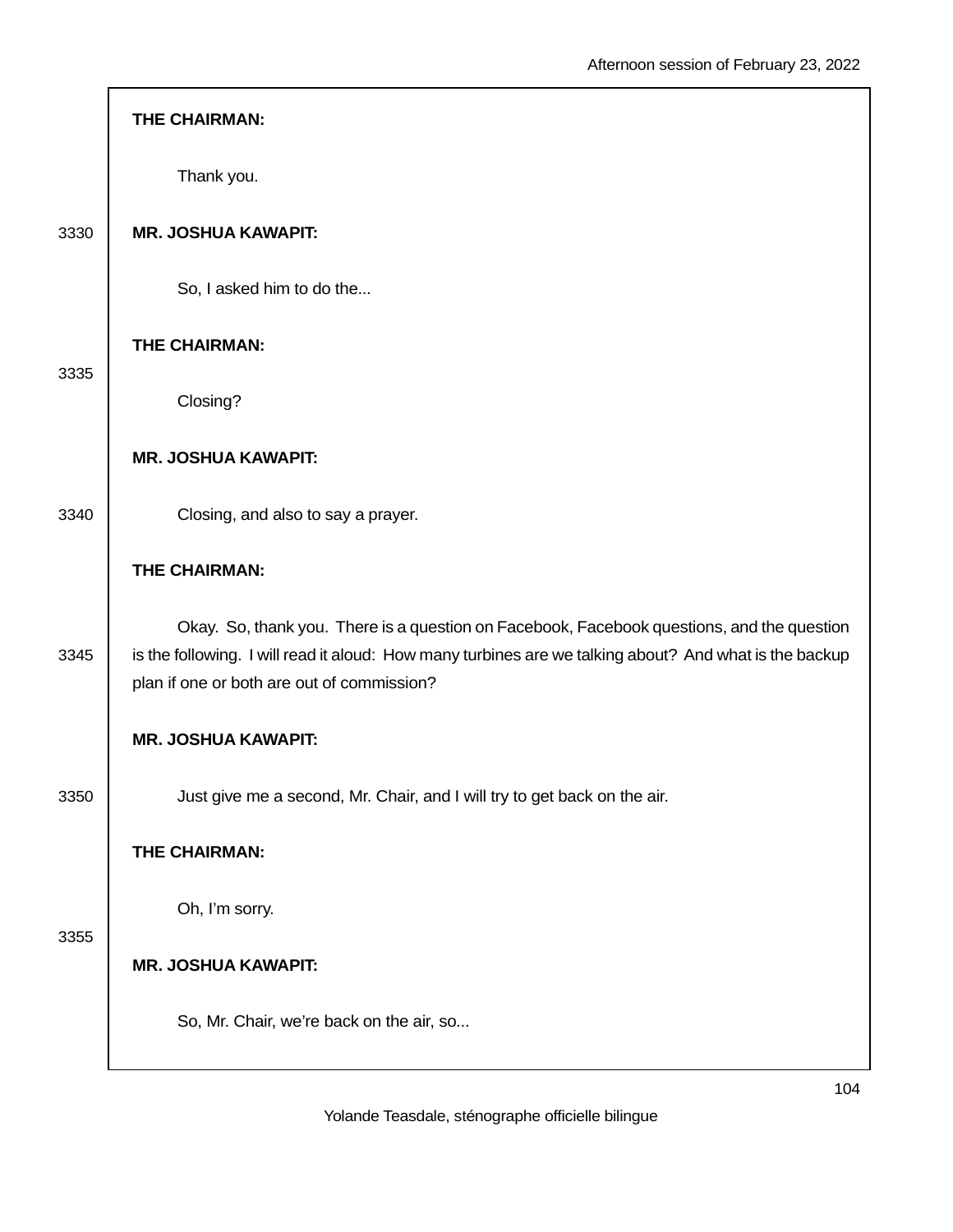**THE CHAIRMAN:**

Thank you.

**MR. JOSHUA KAWAPIT:**

So, I asked him to do the...

**THE CHAIRMAN:**

Closing?

**MR. JOSHUA KAWAPIT:**

Closing, and also to say a prayer.

**THE CHAIRMAN:**

Okay. So, thank you. There is a question on Facebook, Facebook questions, and the question is the following. I will read it aloud: How many turbines are we talking about? And what is the backup plan if one or both are out of commission?

**MR. JOSHUA KAWAPIT:**

Just give me a second, Mr. Chair, and I will try to get back on the air.

**THE CHAIRMAN:**

Oh, I'm sorry.

**MR. JOSHUA KAWAPIT:**

So, Mr. Chair, we're back on the air, so...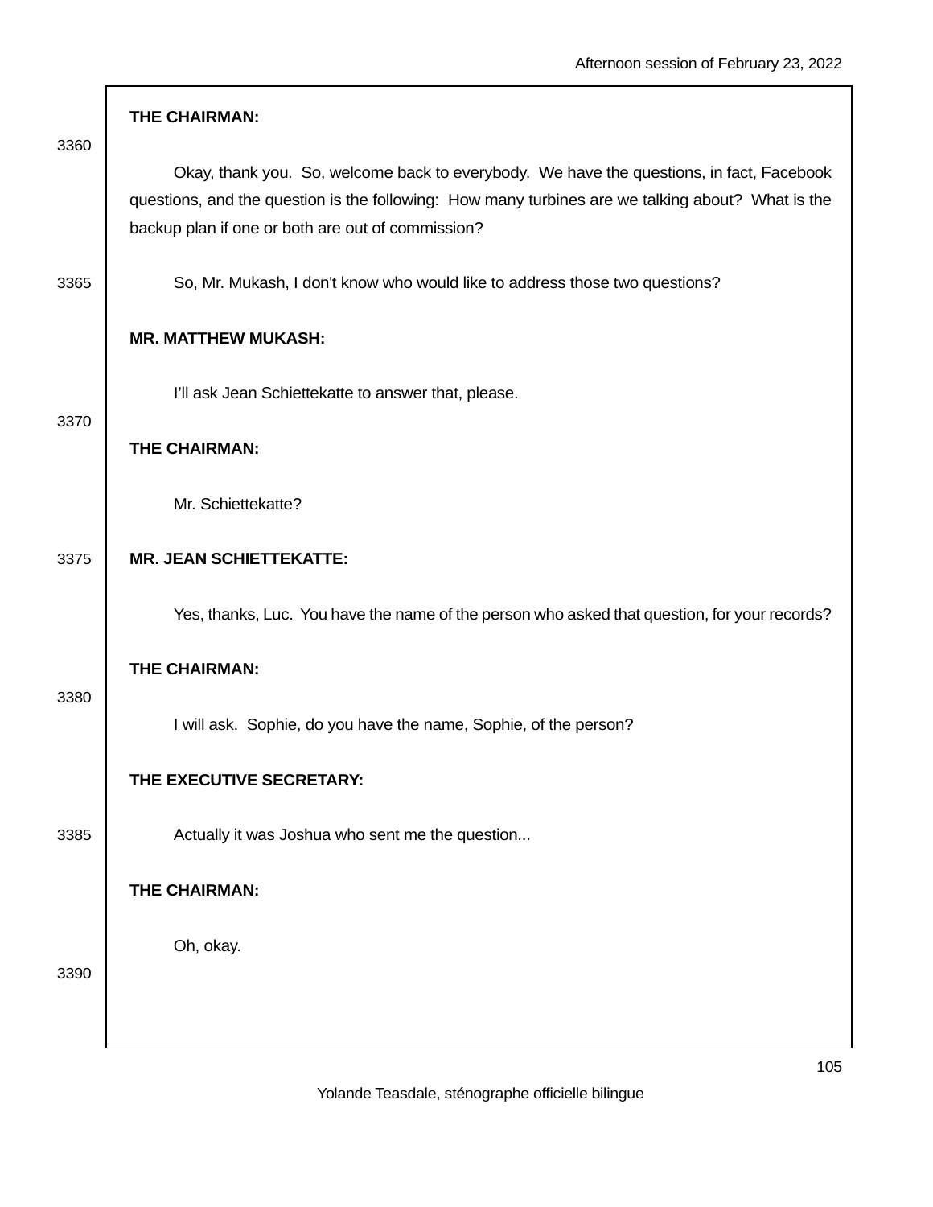**THE CHAIRMAN:**

Okay, thank you. So, welcome back to everybody. We have the questions, in fact, Facebook questions, and the question is the following: How many turbines are we talking about? What is the backup plan if one or both are out of commission?

So, Mr. Mukash, I don't know who would like to address those two questions?

**MR. MATTHEW MUKASH:**

I'll ask Jean Schiettekatte to answer that, please.

**THE CHAIRMAN:**

Mr. Schiettekatte?

**MR. JEAN SCHIETTEKATTE:**

Yes, thanks, Luc. You have the name of the person who asked that question, for your records?

**THE CHAIRMAN:**

I will ask. Sophie, do you have the name, Sophie, of the person?

**THE EXECUTIVE SECRETARY:**

Actually it was Joshua who sent me the question...

**THE CHAIRMAN:**

Oh, okay.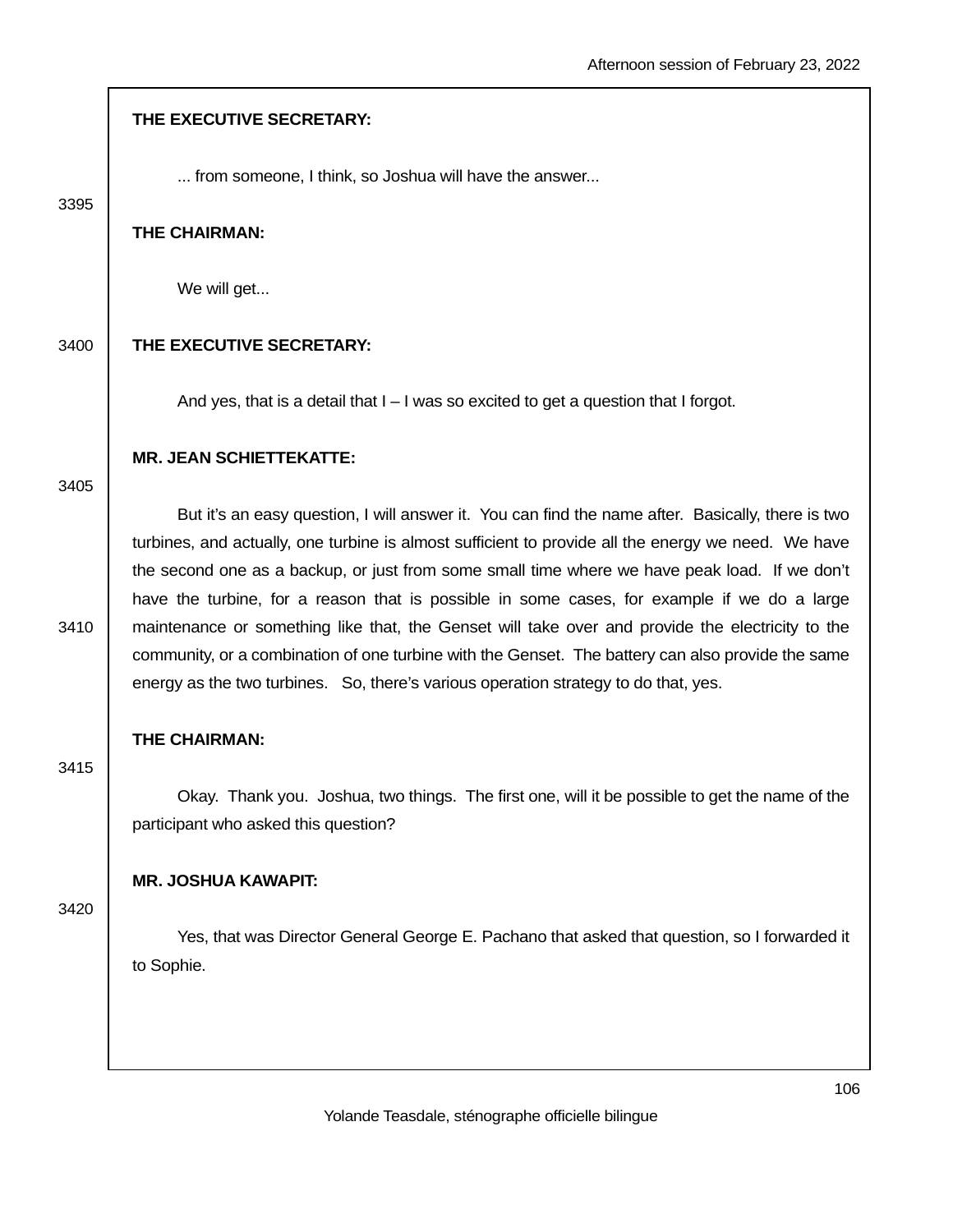**THE EXECUTIVE SECRETARY:**

... from someone, I think, so Joshua will have the answer...

**THE CHAIRMAN:**

We will get...

**THE EXECUTIVE SECRETARY:**

And yes, that is a detail that I – I was so excited to get a question that I forgot.

**MR. JEAN SCHIETTEKATTE:**

But it's an easy question, I will answer it. You can find the name after. Basically, there is two turbines, and actually, one turbine is almost sufficient to provide all the energy we need. We have the second one as a backup, or just from some small time where we have peak load. If we don't have the turbine, for a reason that is possible in some cases, for example if we do a large maintenance or something like that, the Genset will take over and provide the electricity to the community, or a combination of one turbine with the Genset. The battery can also provide the same energy as the two turbines. So, there's various operation strategy to do that, yes.

**THE CHAIRMAN:**

Okay. Thank you. Joshua, two things. The first one, will it be possible to get the name of the participant who asked this question?

**MR. JOSHUA KAWAPIT:**

Yes, that was Director General George E. Pachano that asked that question, so I forwarded it to Sophie.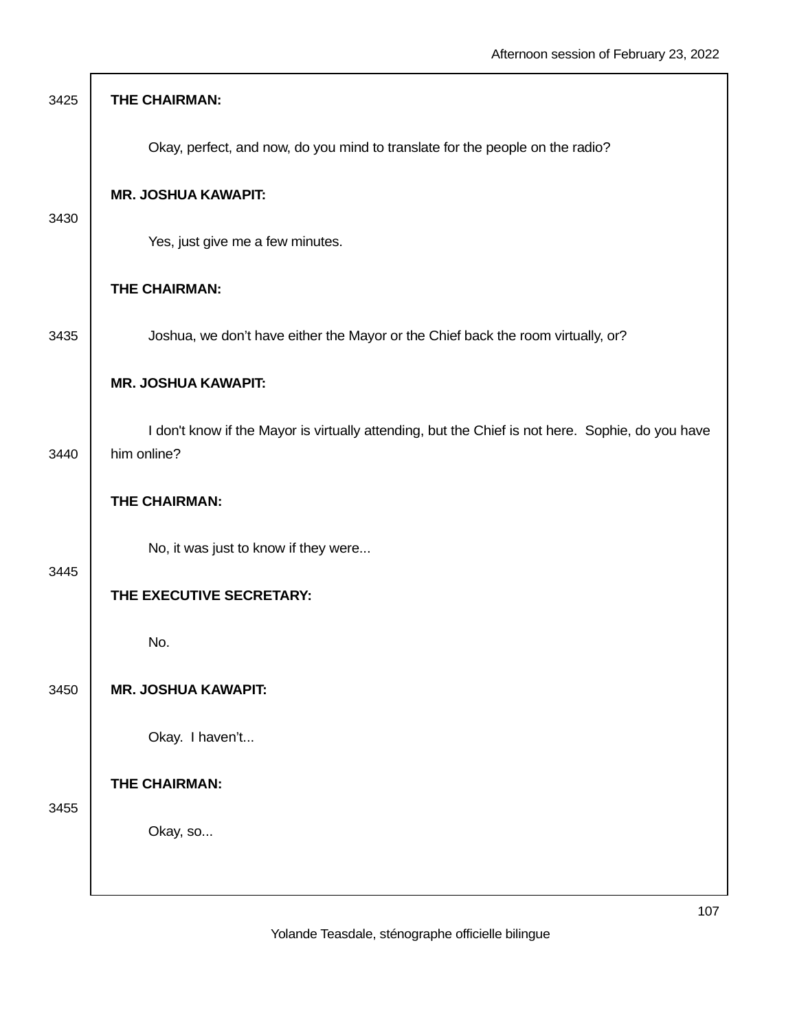**THE CHAIRMAN:**

Okay, perfect, and now, do you mind to translate for the people on the radio?

**MR. JOSHUA KAWAPIT:**

Yes, just give me a few minutes.

**THE CHAIRMAN:**

Joshua, we don’t have either the Mayor or the Chief back the room virtually, or?

**MR. JOSHUA KAWAPIT:**

I don't know if the Mayor is virtually attending, but the Chief is not here. Sophie, do you have him online?

**THE CHAIRMAN:**

No, it was just to know if they were...

**THE EXECUTIVE SECRETARY:**

No.

**MR. JOSHUA KAWAPIT:**

Okay. I haven’t...

**THE CHAIRMAN:**

Okay, so...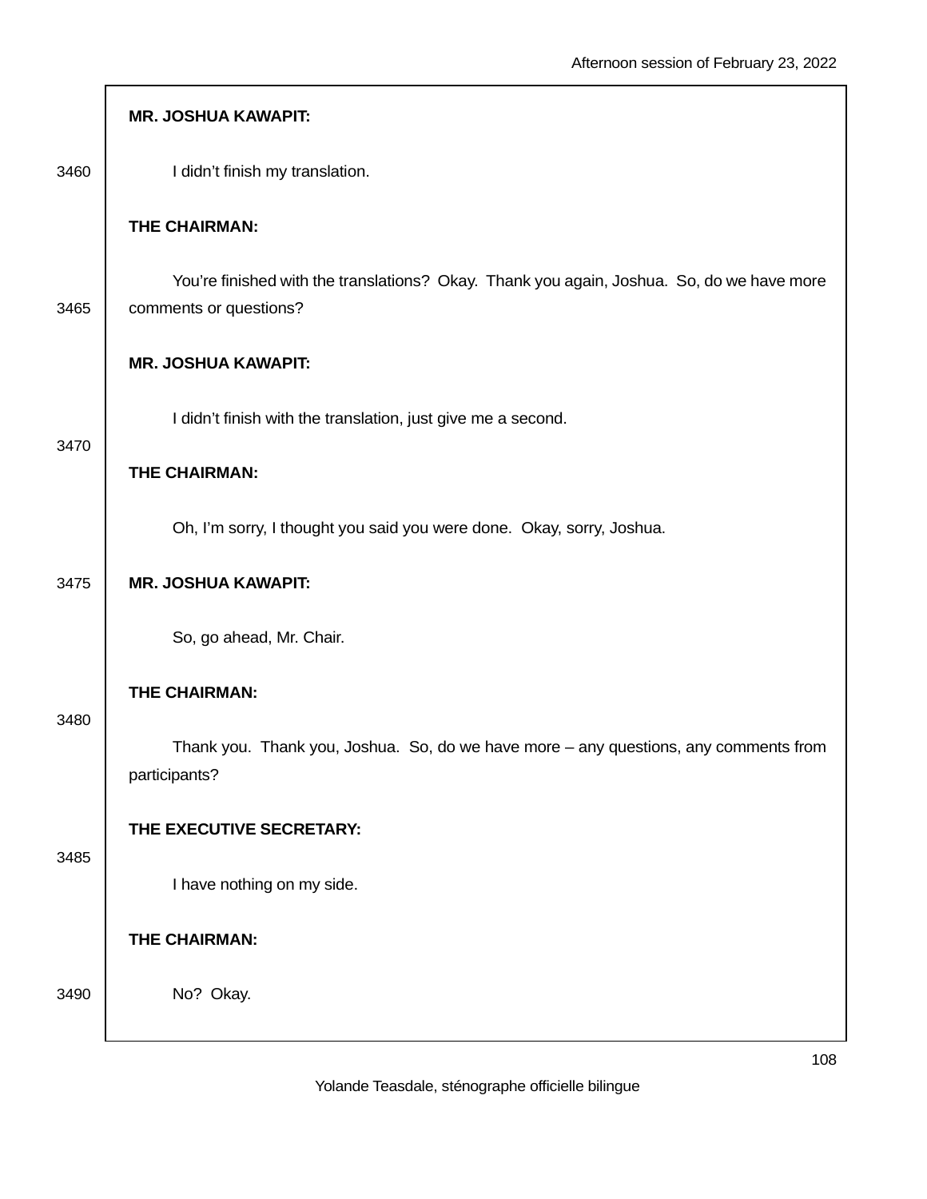**MR. JOSHUA KAWAPIT:**

I didn't finish my translation.

**THE CHAIRMAN:**

You're finished with the translations? Okay. Thank you again, Joshua. So, do we have more comments or questions?

**MR. JOSHUA KAWAPIT:**

I didn't finish with the translation, just give me a second.

**THE CHAIRMAN:**

Oh, I'm sorry, I thought you said you were done. Okay, sorry, Joshua.

**MR. JOSHUA KAWAPIT:**

So, go ahead, Mr. Chair.

**THE CHAIRMAN:**

Thank you. Thank you, Joshua. So, do we have more – any questions, any comments from participants?

**THE EXECUTIVE SECRETARY:**

I have nothing on my side.

**THE CHAIRMAN:**

No? Okay.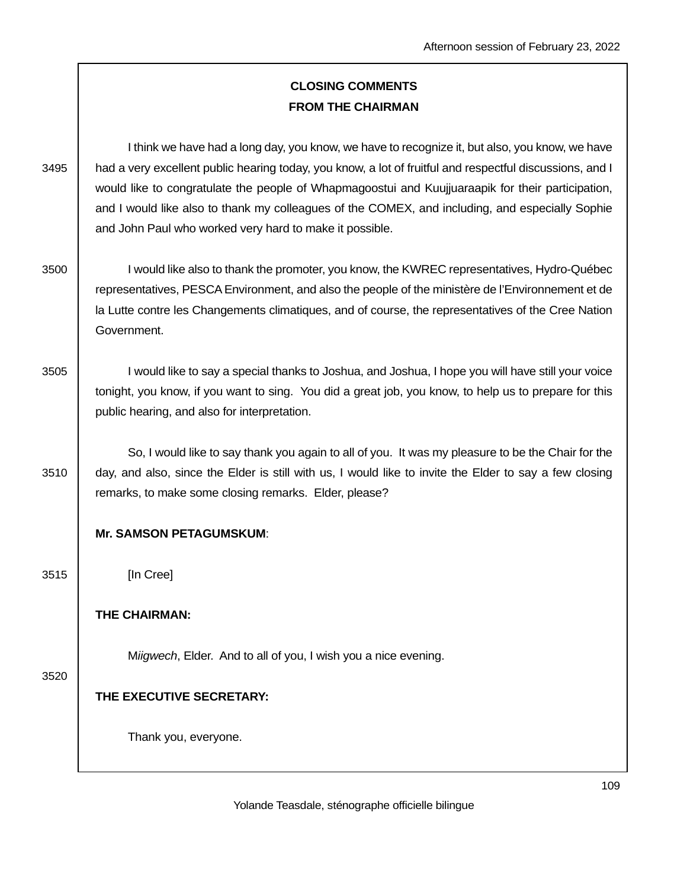**CLOSING COMMENTS**
**FROM THE CHAIRMAN**

I think we have had a long day, you know, we have to recognize it, but also, you know, we have had a very excellent public hearing today, you know, a lot of fruitful and respectful discussions, and I would like to congratulate the people of Whapmagoostui and Kuujjuaraapik for their participation, and I would like also to thank my colleagues of the COMEX, and including, and especially Sophie and John Paul who worked very hard to make it possible.

I would like also to thank the promoter, you know, the KWREC representatives, Hydro-Québec representatives, PESCA Environment, and also the people of the ministère de l'Environnement et de la Lutte contre les Changements climatiques, and of course, the representatives of the Cree Nation Government.

I would like to say a special thanks to Joshua, and Joshua, I hope you will have still your voice tonight, you know, if you want to sing. You did a great job, you know, to help us to prepare for this public hearing, and also for interpretation.

So, I would like to say thank you again to all of you. It was my pleasure to be the Chair for the day, and also, since the Elder is still with us, I would like to invite the Elder to say a few closing remarks, to make some closing remarks. Elder, please?

**Mr. SAMSON PETAGUMSKUM**:

[In Cree]

**THE CHAIRMAN:**

M*iigwech*, Elder. And to all of you, I wish you a nice evening.

**THE EXECUTIVE SECRETARY:**

Thank you, everyone.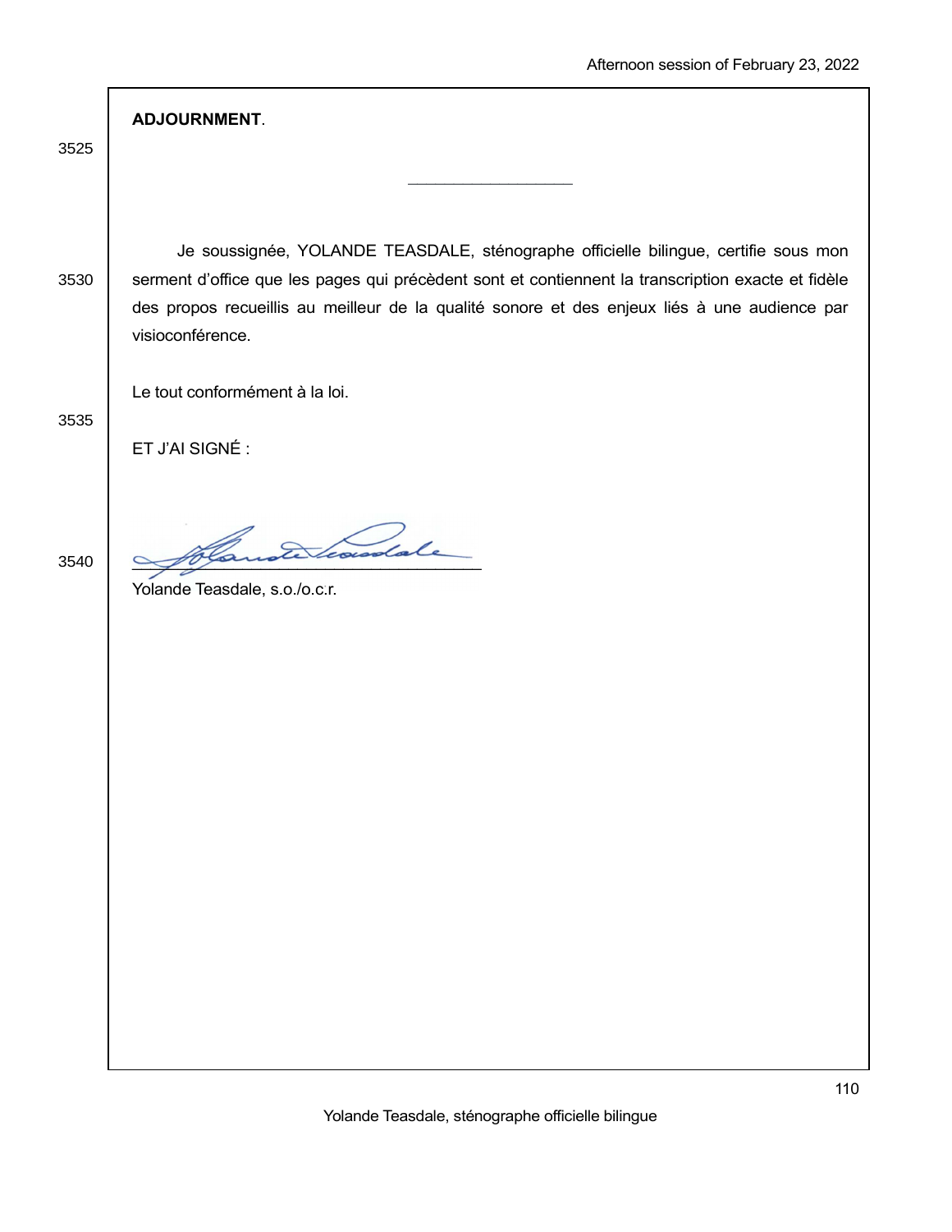**ADJOURNMENT**.

---

Je soussignée, YOLANDE TEASDALE, sténographe officielle bilingue, certifie sous mon serment d'office que les pages qui précèdent sont et contiennent la transcription exacte et fidèle des propos recueillis au meilleur de la qualité sonore et des enjeux liés à une audience par visioconférence.

Le tout conformément à la loi.

ET J'AI SIGNÉ :

Yolande Teasdale, s.o./o.c.r.